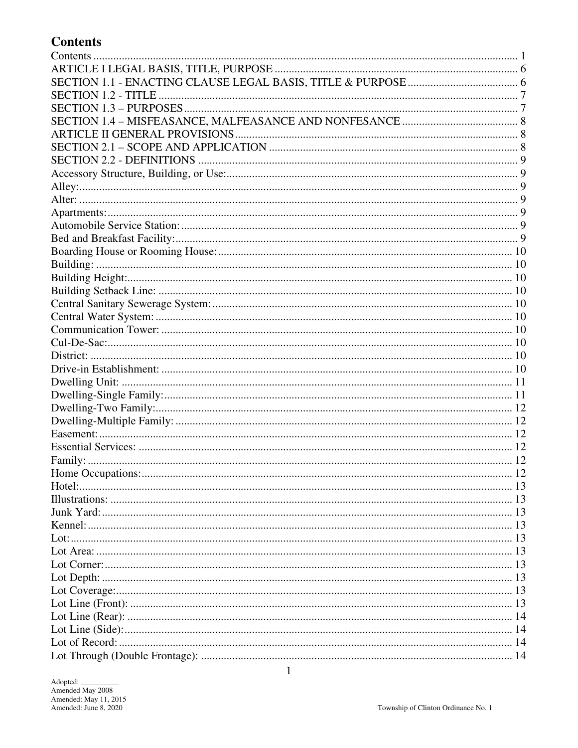# Contents

Contents .......... 1
ARTICLE I LEGAL BASIS, TITLE, PURPOSE .......... 6
SECTION 1.1 - ENACTING CLAUSE LEGAL BASIS, TITLE & PURPOSE .......... 6
SECTION 1.2 - TITLE .......... 7
SECTION 1.3 – PURPOSES .......... 7
SECTION 1.4 – MISFEASANCE, MALFEASANCE AND NONFESANCE .......... 8
ARTICLE II GENERAL PROVISIONS .......... 8
SECTION 2.1 – SCOPE AND APPLICATION .......... 8
SECTION 2.2 - DEFINITIONS .......... 9
Accessory Structure, Building, or Use: .......... 9
Alley: .......... 9
Alter: .......... 9
Apartments: .......... 9
Automobile Service Station: .......... 9
Bed and Breakfast Facility: .......... 9
Boarding House or Rooming House: .......... 10
Building: .......... 10
Building Height: .......... 10
Building Setback Line: .......... 10
Central Sanitary Sewerage System: .......... 10
Central Water System: .......... 10
Communication Tower: .......... 10
Cul-De-Sac: .......... 10
District: .......... 10
Drive-in Establishment: .......... 10
Dwelling Unit: .......... 11
Dwelling-Single Family: .......... 11
Dwelling-Two Family: .......... 12
Dwelling-Multiple Family: .......... 12
Easement: .......... 12
Essential Services: .......... 12
Family: .......... 12
Home Occupations: .......... 12
Hotel: .......... 13
Illustrations: .......... 13
Junk Yard: .......... 13
Kennel: .......... 13
Lot: .......... 13
Lot Area: .......... 13
Lot Corner: .......... 13
Lot Depth: .......... 13
Lot Coverage: .......... 13
Lot Line (Front): .......... 13
Lot Line (Rear): .......... 14
Lot Line (Side): .......... 14
Lot of Record: .......... 14
Lot Through (Double Frontage): .......... 14

Adopted: __________
Amended May 2008
Amended: May 11, 2015
Amended: June 8, 2020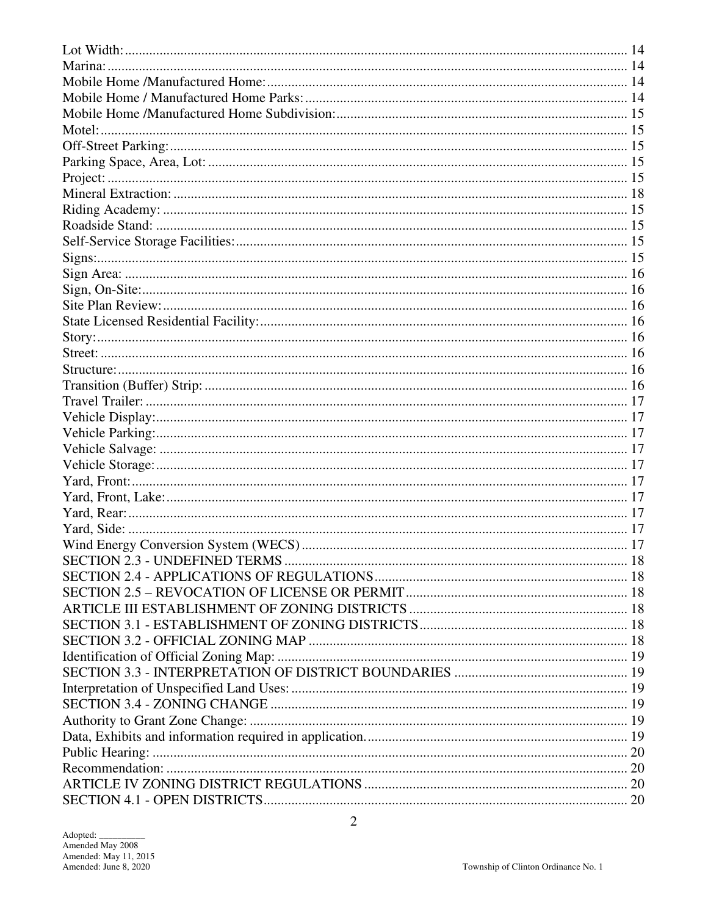Lot Width: .......... 14
Marina: .......... 14
Mobile Home /Manufactured Home: .......... 14
Mobile Home / Manufactured Home Parks: .......... 14
Mobile Home /Manufactured Home Subdivision: .......... 15
Motel: .......... 15
Off-Street Parking: .......... 15
Parking Space, Area, Lot: .......... 15
Project: .......... 15
Mineral Extraction: .......... 18
Riding Academy: .......... 15
Roadside Stand: .......... 15
Self-Service Storage Facilities: .......... 15
Signs: .......... 15
Sign Area: .......... 16
Sign, On-Site: .......... 16
Site Plan Review: .......... 16
State Licensed Residential Facility: .......... 16
Story: .......... 16
Street: .......... 16
Structure: .......... 16
Transition (Buffer) Strip: .......... 16
Travel Trailer: .......... 17
Vehicle Display: .......... 17
Vehicle Parking: .......... 17
Vehicle Salvage: .......... 17
Vehicle Storage: .......... 17
Yard, Front: .......... 17
Yard, Front, Lake: .......... 17
Yard, Rear: .......... 17
Yard, Side: .......... 17
Wind Energy Conversion System (WECS) .......... 17
SECTION 2.3 - UNDEFINED TERMS .......... 18
SECTION 2.4 - APPLICATIONS OF REGULATIONS .......... 18
SECTION 2.5 – REVOCATION OF LICENSE OR PERMIT .......... 18
ARTICLE III ESTABLISHMENT OF ZONING DISTRICTS .......... 18
SECTION 3.1 - ESTABLISHMENT OF ZONING DISTRICTS .......... 18
SECTION 3.2 - OFFICIAL ZONING MAP .......... 18
Identification of Official Zoning Map: .......... 19
SECTION 3.3 - INTERPRETATION OF DISTRICT BOUNDARIES .......... 19
Interpretation of Unspecified Land Uses: .......... 19
SECTION 3.4 - ZONING CHANGE .......... 19
Authority to Grant Zone Change: .......... 19
Data, Exhibits and information required in application. .......... 19
Public Hearing: .......... 20
Recommendation: .......... 20
ARTICLE IV ZONING DISTRICT REGULATIONS .......... 20
SECTION 4.1 - OPEN DISTRICTS .......... 20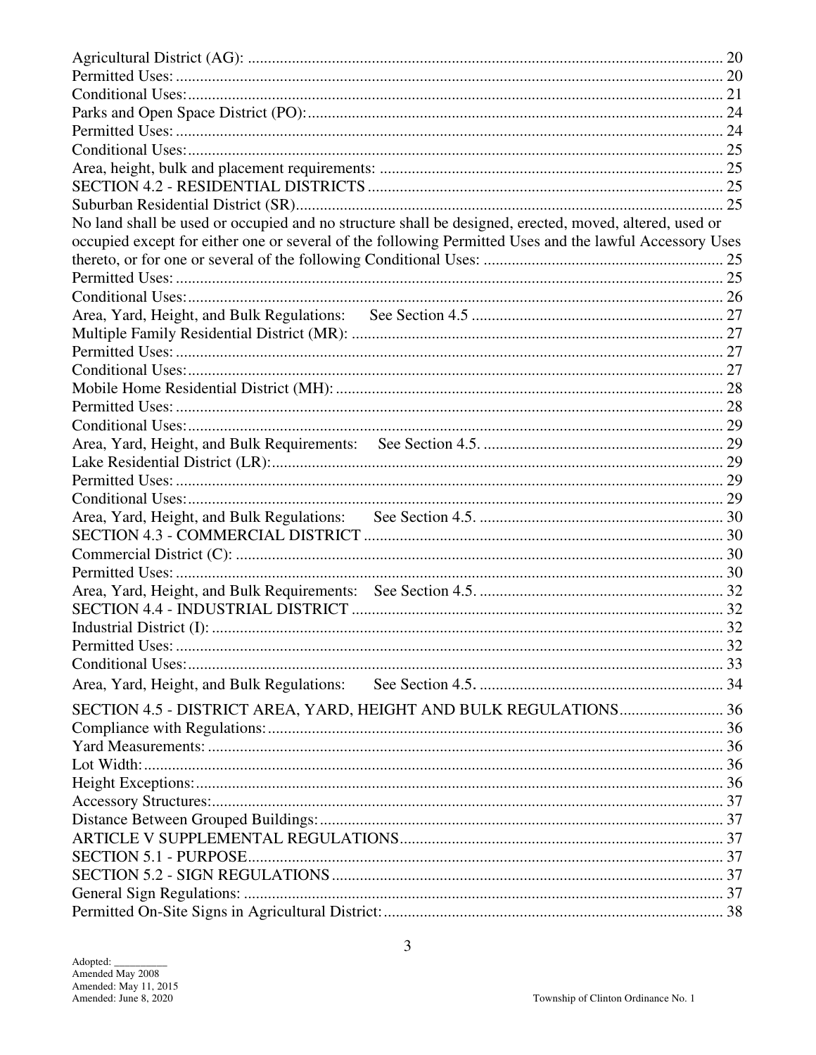Agricultural District (AG): ............................................................. 20
Permitted Uses: ............................................................. 20
Conditional Uses: ............................................................. 21
Parks and Open Space District (PO): ............................................................. 24
Permitted Uses: ............................................................. 24
Conditional Uses: ............................................................. 25
Area, height, bulk and placement requirements: ............................................................. 25
SECTION 4.2 - RESIDENTIAL DISTRICTS ............................................................. 25
Suburban Residential District (SR) ............................................................. 25
No land shall be used or occupied and no structure shall be designed, erected, moved, altered, used or occupied except for either one or several of the following Permitted Uses and the lawful Accessory Uses thereto, or for one or several of the following Conditional Uses: ............................................................. 25
Permitted Uses: ............................................................. 25
Conditional Uses: ............................................................. 26
Area, Yard, Height, and Bulk Regulations: See Section 4.5 ............................................................. 27
Multiple Family Residential District (MR): ............................................................. 27
Permitted Uses: ............................................................. 27
Conditional Uses: ............................................................. 27
Mobile Home Residential District (MH): ............................................................. 28
Permitted Uses: ............................................................. 28
Conditional Uses: ............................................................. 29
Area, Yard, Height, and Bulk Requirements: See Section 4.5. ............................................................. 29
Lake Residential District (LR): ............................................................. 29
Permitted Uses: ............................................................. 29
Conditional Uses: ............................................................. 29
Area, Yard, Height, and Bulk Regulations: See Section 4.5. ............................................................. 30
SECTION 4.3 - COMMERCIAL DISTRICT ............................................................. 30
Commercial District (C): ............................................................. 30
Permitted Uses: ............................................................. 30
Area, Yard, Height, and Bulk Requirements: See Section 4.5. ............................................................. 32
SECTION 4.4 - INDUSTRIAL DISTRICT ............................................................. 32
Industrial District (I): ............................................................. 32
Permitted Uses: ............................................................. 32
Conditional Uses: ............................................................. 33
Area, Yard, Height, and Bulk Regulations: See Section 4.5. ............................................................. 34
SECTION 4.5 - DISTRICT AREA, YARD, HEIGHT AND BULK REGULATIONS ............................................................. 36
Compliance with Regulations: ............................................................. 36
Yard Measurements: ............................................................. 36
Lot Width: ............................................................. 36
Height Exceptions: ............................................................. 36
Accessory Structures: ............................................................. 37
Distance Between Grouped Buildings: ............................................................. 37
ARTICLE V SUPPLEMENTAL REGULATIONS ............................................................. 37
SECTION 5.1 - PURPOSE ............................................................. 37
SECTION 5.2 - SIGN REGULATIONS ............................................................. 37
General Sign Regulations: ............................................................. 37
Permitted On-Site Signs in Agricultural District: ............................................................. 38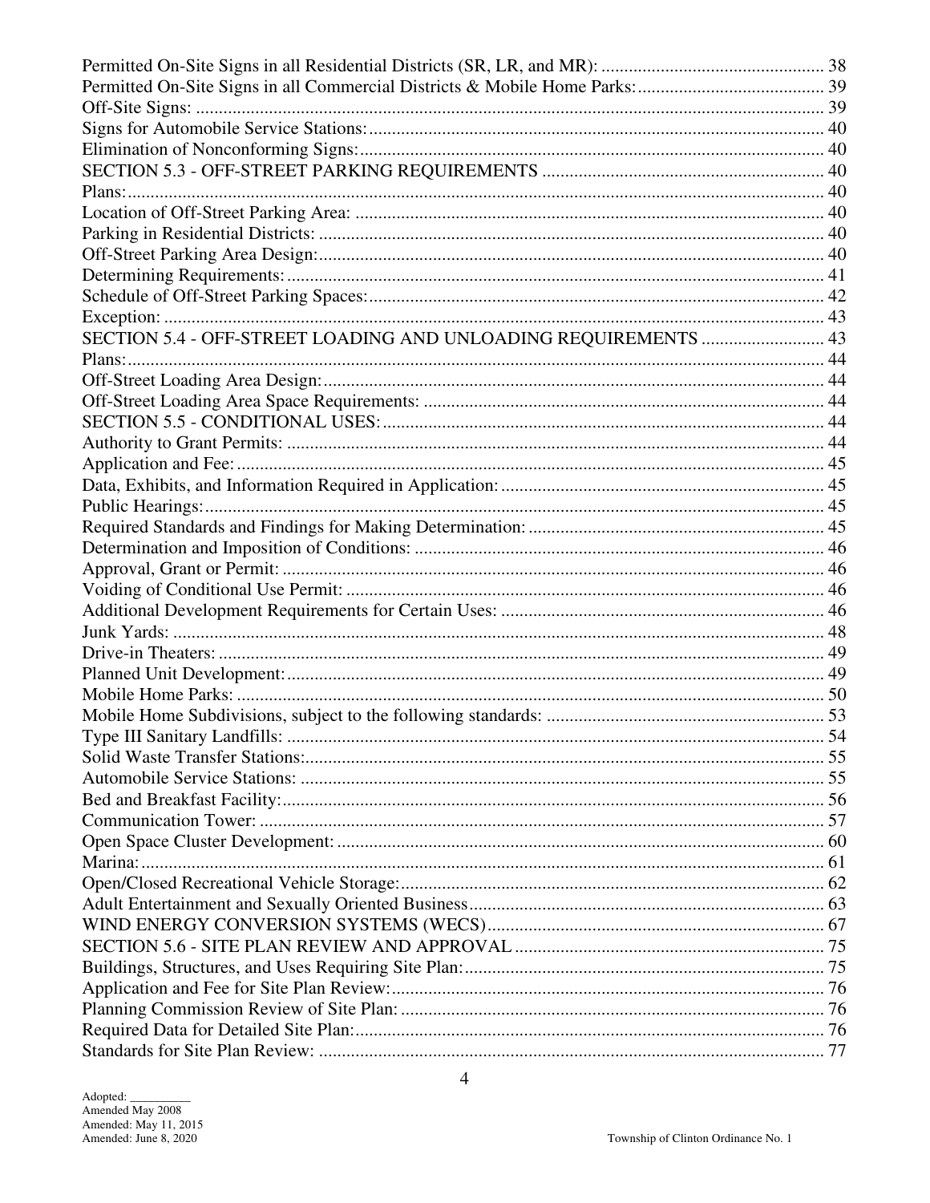Permitted On-Site Signs in all Residential Districts (SR, LR, and MR): ................................................ 38
Permitted On-Site Signs in all Commercial Districts & Mobile Home Parks: ........................................ 39
Off-Site Signs: ........................................................................................................................ 39
Signs for Automobile Service Stations: ................................................................................... 40
Elimination of Nonconforming Signs: .................................................................................... 40
SECTION 5.3 - OFF-STREET PARKING REQUIREMENTS ............................................................ 40
Plans: ...................................................................................................................................... 40
Location of Off-Street Parking Area: ..................................................................................... 40
Parking in Residential Districts: ............................................................................................ 40
Off-Street Parking Area Design: ............................................................................................ 40
Determining Requirements: ................................................................................................... 41
Schedule of Off-Street Parking Spaces: .................................................................................. 42
Exception: ............................................................................................................................... 43
SECTION 5.4 - OFF-STREET LOADING AND UNLOADING REQUIREMENTS .......................... 43
Plans: ...................................................................................................................................... 44
Off-Street Loading Area Design: ........................................................................................... 44
Off-Street Loading Area Space Requirements: ...................................................................... 44
SECTION 5.5 - CONDITIONAL USES: ...................................................................................... 44
Authority to Grant Permits: .................................................................................................... 44
Application and Fee: ............................................................................................................... 45
Data, Exhibits, and Information Required in Application: ..................................................... 45
Public Hearings: ..................................................................................................................... 45
Required Standards and Findings for Making Determination: ............................................... 45
Determination and Imposition of Conditions: ........................................................................ 46
Approval, Grant or Permit: ..................................................................................................... 46
Voiding of Conditional Use Permit: ....................................................................................... 46
Additional Development Requirements for Certain Uses: ..................................................... 46
Junk Yards: ............................................................................................................................. 48
Drive-in Theaters: ................................................................................................................... 49
Planned Unit Development: .................................................................................................... 49
Mobile Home Parks: ............................................................................................................... 50
Mobile Home Subdivisions, subject to the following standards: ........................................... 53
Type III Sanitary Landfills: .................................................................................................... 54
Solid Waste Transfer Stations: ................................................................................................ 55
Automobile Service Stations: ................................................................................................. 55
Bed and Breakfast Facility: ..................................................................................................... 56
Communication Tower: .......................................................................................................... 57
Open Space Cluster Development: ......................................................................................... 60
Marina: ................................................................................................................................... 61
Open/Closed Recreational Vehicle Storage: ........................................................................... 62
Adult Entertainment and Sexually Oriented Business ............................................................ 63
WIND ENERGY CONVERSION SYSTEMS (WECS) ............................................................... 67
SECTION 5.6 - SITE PLAN REVIEW AND APPROVAL ............................................................ 75
Buildings, Structures, and Uses Requiring Site Plan: ............................................................. 75
Application and Fee for Site Plan Review: ............................................................................. 76
Planning Commission Review of Site Plan: ........................................................................... 76
Required Data for Detailed Site Plan: .................................................................................... 76
Standards for Site Plan Review: ............................................................................................. 77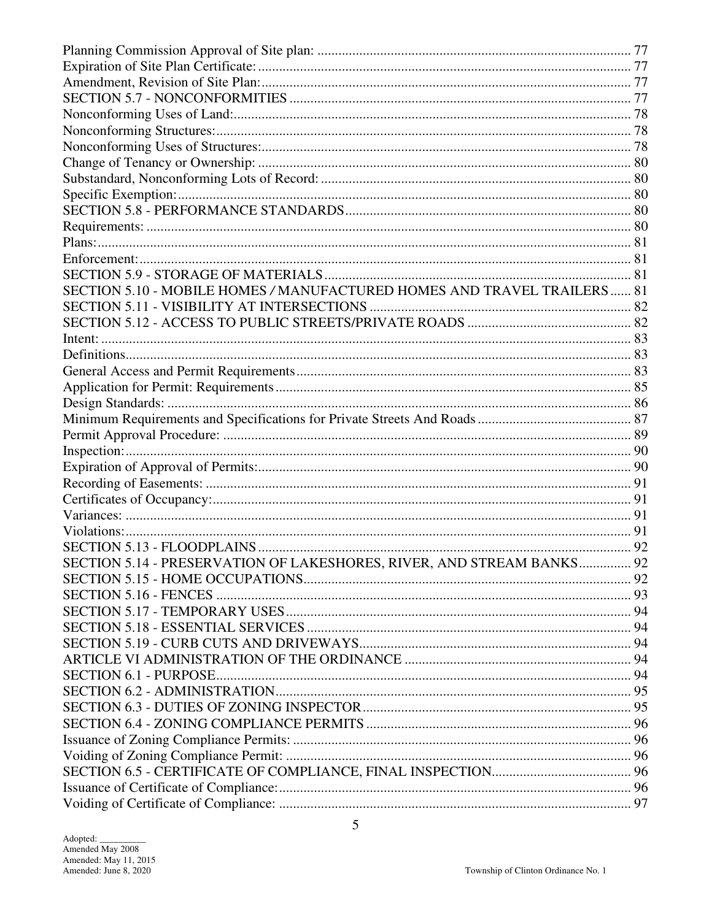Planning Commission Approval of Site plan: ........................................................................................ 77
Expiration of Site Plan Certificate: ........................................................................................ 77
Amendment, Revision of Site Plan: ........................................................................................ 77
SECTION 5.7 - NONCONFORMITIES ........................................................................................ 77
Nonconforming Uses of Land: ........................................................................................ 78
Nonconforming Structures: ........................................................................................ 78
Nonconforming Uses of Structures: ........................................................................................ 78
Change of Tenancy or Ownership: ........................................................................................ 80
Substandard, Nonconforming Lots of Record: ........................................................................................ 80
Specific Exemption: ........................................................................................ 80
SECTION 5.8 - PERFORMANCE STANDARDS ........................................................................................ 80
Requirements: ........................................................................................ 80
Plans: ........................................................................................ 81
Enforcement: ........................................................................................ 81
SECTION 5.9 - STORAGE OF MATERIALS ........................................................................................ 81
SECTION 5.10 - MOBILE HOMES / MANUFACTURED HOMES AND TRAVEL TRAILERS ...... 81
SECTION 5.11 - VISIBILITY AT INTERSECTIONS ........................................................................................ 82
SECTION 5.12 - ACCESS TO PUBLIC STREETS/PRIVATE ROADS ........................................................................................ 82
Intent: ........................................................................................ 83
Definitions ........................................................................................ 83
General Access and Permit Requirements ........................................................................................ 83
Application for Permit: Requirements ........................................................................................ 85
Design Standards: ........................................................................................ 86
Minimum Requirements and Specifications for Private Streets And Roads ........................................................................................ 87
Permit Approval Procedure: ........................................................................................ 89
Inspection: ........................................................................................ 90
Expiration of Approval of Permits: ........................................................................................ 90
Recording of Easements: ........................................................................................ 91
Certificates of Occupancy: ........................................................................................ 91
Variances: ........................................................................................ 91
Violations: ........................................................................................ 91
SECTION 5.13 - FLOODPLAINS ........................................................................................ 92
SECTION 5.14 - PRESERVATION OF LAKESHORES, RIVER, AND STREAM BANKS ............... 92
SECTION 5.15 - HOME OCCUPATIONS ........................................................................................ 92
SECTION 5.16 - FENCES ........................................................................................ 93
SECTION 5.17 - TEMPORARY USES ........................................................................................ 94
SECTION 5.18 - ESSENTIAL SERVICES ........................................................................................ 94
SECTION 5.19 - CURB CUTS AND DRIVEWAYS ........................................................................................ 94
ARTICLE VI ADMINISTRATION OF THE ORDINANCE ........................................................................................ 94
SECTION 6.1 - PURPOSE ........................................................................................ 94
SECTION 6.2 - ADMINISTRATION ........................................................................................ 95
SECTION 6.3 - DUTIES OF ZONING INSPECTOR ........................................................................................ 95
SECTION 6.4 - ZONING COMPLIANCE PERMITS ........................................................................................ 96
Issuance of Zoning Compliance Permits: ........................................................................................ 96
Voiding of Zoning Compliance Permit: ........................................................................................ 96
SECTION 6.5 - CERTIFICATE OF COMPLIANCE, FINAL INSPECTION ........................................................................................ 96
Issuance of Certificate of Compliance: ........................................................................................ 96
Voiding of Certificate of Compliance: ........................................................................................ 97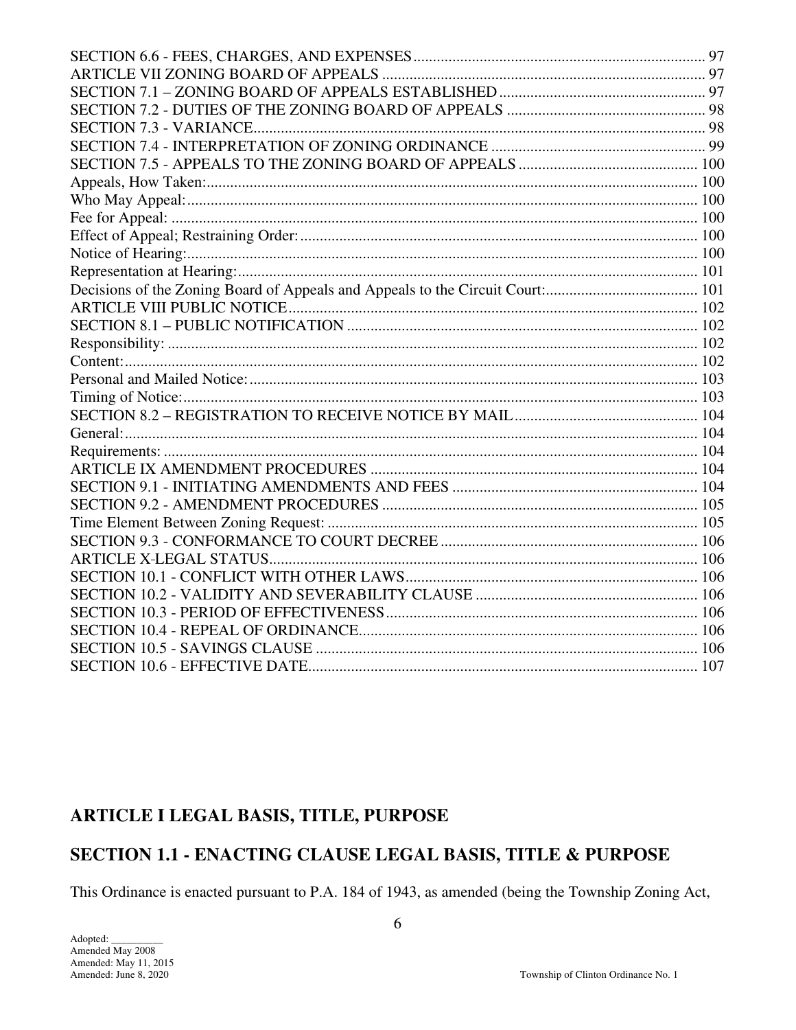SECTION 6.6 - FEES, CHARGES, AND EXPENSES ........................................................................ 97
ARTICLE VII ZONING BOARD OF APPEALS ................................................................................ 97
SECTION 7.1 – ZONING BOARD OF APPEALS ESTABLISHED ................................................... 97
SECTION 7.2 - DUTIES OF THE ZONING BOARD OF APPEALS .................................................. 98
SECTION 7.3 - VARIANCE ............................................................................................................ 98
SECTION 7.4 - INTERPRETATION OF ZONING ORDINANCE ..................................................... 99
SECTION 7.5 - APPEALS TO THE ZONING BOARD OF APPEALS ............................................ 100
Appeals, How Taken: ...................................................................................................................... 100
Who May Appeal: ........................................................................................................................... 100
Fee for Appeal: ............................................................................................................................... 100
Effect of Appeal; Restraining Order: ............................................................................................... 100
Notice of Hearing: ........................................................................................................................... 100
Representation at Hearing: .............................................................................................................. 101
Decisions of the Zoning Board of Appeals and Appeals to the Circuit Court: ................................... 101
ARTICLE VIII PUBLIC NOTICE ...................................................................................................... 102
SECTION 8.1 – PUBLIC NOTIFICATION ........................................................................................ 102
Responsibility: ................................................................................................................................. 102
Content: .......................................................................................................................................... 102
Personal and Mailed Notice: ........................................................................................................... 103
Timing of Notice: ............................................................................................................................ 103
SECTION 8.2 – REGISTRATION TO RECEIVE NOTICE BY MAIL ............................................... 104
General: .......................................................................................................................................... 104
Requirements: ................................................................................................................................. 104
ARTICLE IX AMENDMENT PROCEDURES .................................................................................. 104
SECTION 9.1 - INITIATING AMENDMENTS AND FEES ............................................................... 104
SECTION 9.2 - AMENDMENT PROCEDURES ............................................................................... 105
Time Element Between Zoning Request: ......................................................................................... 105
SECTION 9.3 - CONFORMANCE TO COURT DECREE ................................................................. 106
ARTICLE X-LEGAL STATUS ........................................................................................................... 106
SECTION 10.1 - CONFLICT WITH OTHER LAWS ......................................................................... 106
SECTION 10.2 - VALIDITY AND SEVERABILITY CLAUSE ........................................................... 106
SECTION 10.3 - PERIOD OF EFFECTIVENESS .............................................................................. 106
SECTION 10.4 - REPEAL OF ORDINANCE ..................................................................................... 106
SECTION 10.5 - SAVINGS CLAUSE ................................................................................................ 106
SECTION 10.6 - EFFECTIVE DATE ................................................................................................. 107

# ARTICLE I LEGAL BASIS, TITLE, PURPOSE

## SECTION 1.1 - ENACTING CLAUSE LEGAL BASIS, TITLE & PURPOSE

This Ordinance is enacted pursuant to P.A. 184 of 1943, as amended (being the Township Zoning Act,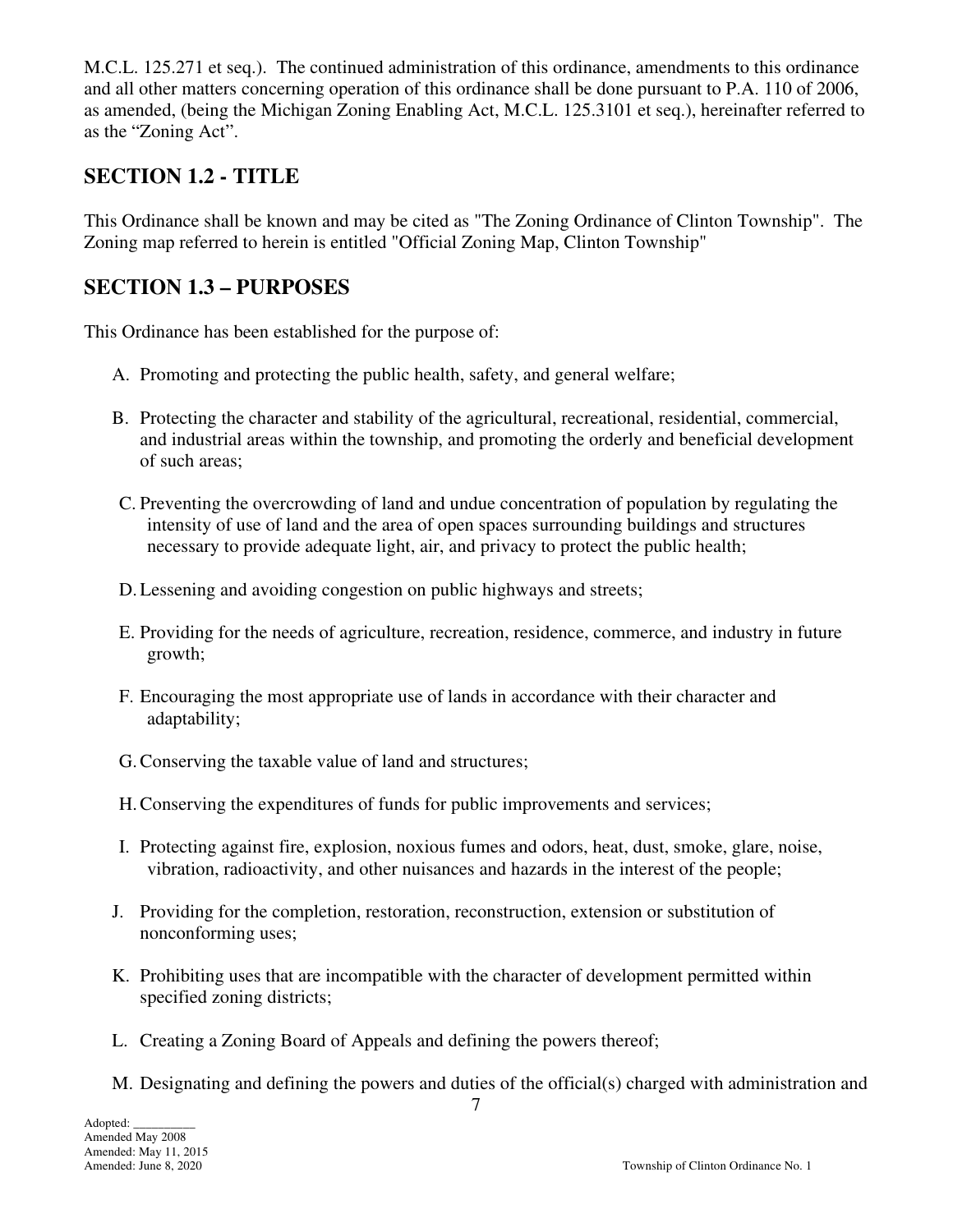M.C.L. 125.271 et seq.). The continued administration of this ordinance, amendments to this ordinance and all other matters concerning operation of this ordinance shall be done pursuant to P.A. 110 of 2006, as amended, (being the Michigan Zoning Enabling Act, M.C.L. 125.3101 et seq.), hereinafter referred to as the "Zoning Act".

## SECTION 1.2 - TITLE

This Ordinance shall be known and may be cited as "The Zoning Ordinance of Clinton Township". The Zoning map referred to herein is entitled "Official Zoning Map, Clinton Township"

## SECTION 1.3 – PURPOSES

This Ordinance has been established for the purpose of:

A. Promoting and protecting the public health, safety, and general welfare;

B. Protecting the character and stability of the agricultural, recreational, residential, commercial, and industrial areas within the township, and promoting the orderly and beneficial development of such areas;

C. Preventing the overcrowding of land and undue concentration of population by regulating the intensity of use of land and the area of open spaces surrounding buildings and structures necessary to provide adequate light, air, and privacy to protect the public health;

D. Lessening and avoiding congestion on public highways and streets;

E. Providing for the needs of agriculture, recreation, residence, commerce, and industry in future growth;

F. Encouraging the most appropriate use of lands in accordance with their character and adaptability;

G. Conserving the taxable value of land and structures;

H. Conserving the expenditures of funds for public improvements and services;

I. Protecting against fire, explosion, noxious fumes and odors, heat, dust, smoke, glare, noise, vibration, radioactivity, and other nuisances and hazards in the interest of the people;

J. Providing for the completion, restoration, reconstruction, extension or substitution of nonconforming uses;

K. Prohibiting uses that are incompatible with the character of development permitted within specified zoning districts;

L. Creating a Zoning Board of Appeals and defining the powers thereof;

M. Designating and defining the powers and duties of the official(s) charged with administration and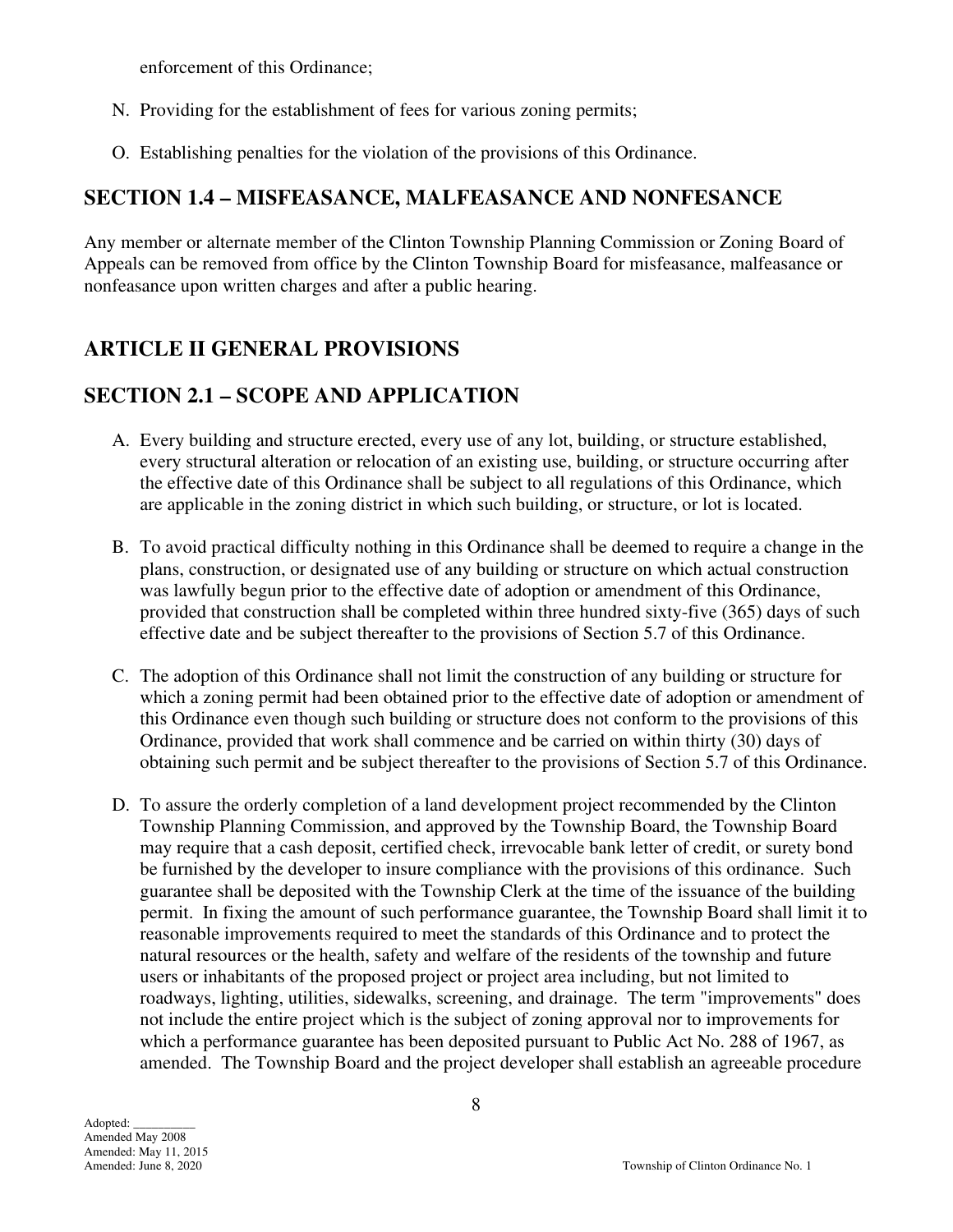enforcement of this Ordinance;

N. Providing for the establishment of fees for various zoning permits;

O. Establishing penalties for the violation of the provisions of this Ordinance.

## SECTION 1.4 – MISFEASANCE, MALFEASANCE AND NONFESANCE

Any member or alternate member of the Clinton Township Planning Commission or Zoning Board of Appeals can be removed from office by the Clinton Township Board for misfeasance, malfeasance or nonfeasance upon written charges and after a public hearing.

# ARTICLE II GENERAL PROVISIONS

## SECTION 2.1 – SCOPE AND APPLICATION

A. Every building and structure erected, every use of any lot, building, or structure established, every structural alteration or relocation of an existing use, building, or structure occurring after the effective date of this Ordinance shall be subject to all regulations of this Ordinance, which are applicable in the zoning district in which such building, or structure, or lot is located.

B. To avoid practical difficulty nothing in this Ordinance shall be deemed to require a change in the plans, construction, or designated use of any building or structure on which actual construction was lawfully begun prior to the effective date of adoption or amendment of this Ordinance, provided that construction shall be completed within three hundred sixty-five (365) days of such effective date and be subject thereafter to the provisions of Section 5.7 of this Ordinance.

C. The adoption of this Ordinance shall not limit the construction of any building or structure for which a zoning permit had been obtained prior to the effective date of adoption or amendment of this Ordinance even though such building or structure does not conform to the provisions of this Ordinance, provided that work shall commence and be carried on within thirty (30) days of obtaining such permit and be subject thereafter to the provisions of Section 5.7 of this Ordinance.

D. To assure the orderly completion of a land development project recommended by the Clinton Township Planning Commission, and approved by the Township Board, the Township Board may require that a cash deposit, certified check, irrevocable bank letter of credit, or surety bond be furnished by the developer to insure compliance with the provisions of this ordinance. Such guarantee shall be deposited with the Township Clerk at the time of the issuance of the building permit. In fixing the amount of such performance guarantee, the Township Board shall limit it to reasonable improvements required to meet the standards of this Ordinance and to protect the natural resources or the health, safety and welfare of the residents of the township and future users or inhabitants of the proposed project or project area including, but not limited to roadways, lighting, utilities, sidewalks, screening, and drainage. The term "improvements" does not include the entire project which is the subject of zoning approval nor to improvements for which a performance guarantee has been deposited pursuant to Public Act No. 288 of 1967, as amended. The Township Board and the project developer shall establish an agreeable procedure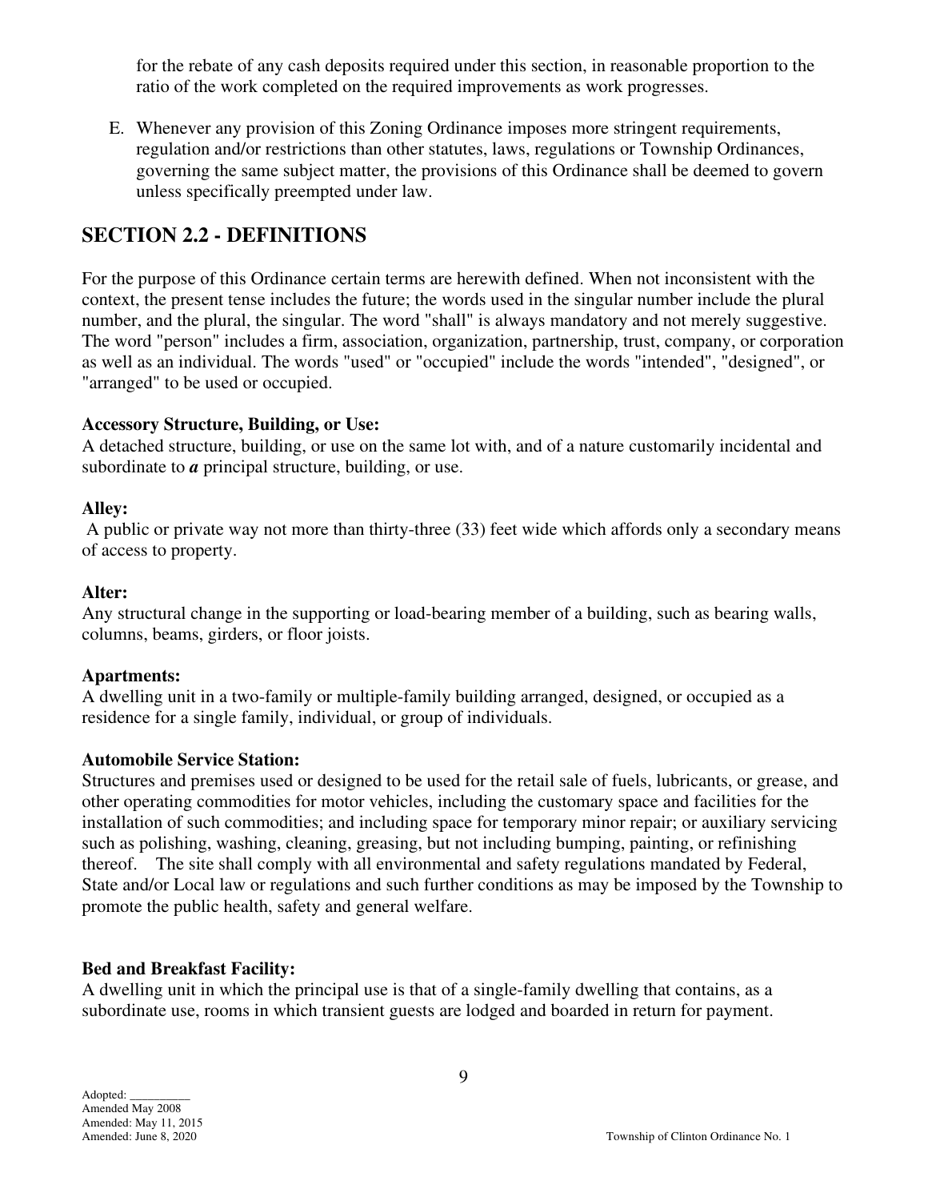for the rebate of any cash deposits required under this section, in reasonable proportion to the ratio of the work completed on the required improvements as work progresses.

E. Whenever any provision of this Zoning Ordinance imposes more stringent requirements, regulation and/or restrictions than other statutes, laws, regulations or Township Ordinances, governing the same subject matter, the provisions of this Ordinance shall be deemed to govern unless specifically preempted under law.

## SECTION 2.2 - DEFINITIONS

For the purpose of this Ordinance certain terms are herewith defined. When not inconsistent with the context, the present tense includes the future; the words used in the singular number include the plural number, and the plural, the singular. The word "shall" is always mandatory and not merely suggestive. The word "person" includes a firm, association, organization, partnership, trust, company, or corporation as well as an individual. The words "used" or "occupied" include the words "intended", "designed", or "arranged" to be used or occupied.

**Accessory Structure, Building, or Use:**
A detached structure, building, or use on the same lot with, and of a nature customarily incidental and subordinate to ***a*** principal structure, building, or use.

**Alley:**
A public or private way not more than thirty-three (33) feet wide which affords only a secondary means of access to property.

**Alter:**
Any structural change in the supporting or load-bearing member of a building, such as bearing walls, columns, beams, girders, or floor joists.

**Apartments:**
A dwelling unit in a two-family or multiple-family building arranged, designed, or occupied as a residence for a single family, individual, or group of individuals.

**Automobile Service Station:**
Structures and premises used or designed to be used for the retail sale of fuels, lubricants, or grease, and other operating commodities for motor vehicles, including the customary space and facilities for the installation of such commodities; and including space for temporary minor repair; or auxiliary servicing such as polishing, washing, cleaning, greasing, but not including bumping, painting, or refinishing thereof. The site shall comply with all environmental and safety regulations mandated by Federal, State and/or Local law or regulations and such further conditions as may be imposed by the Township to promote the public health, safety and general welfare.

**Bed and Breakfast Facility:**
A dwelling unit in which the principal use is that of a single-family dwelling that contains, as a subordinate use, rooms in which transient guests are lodged and boarded in return for payment.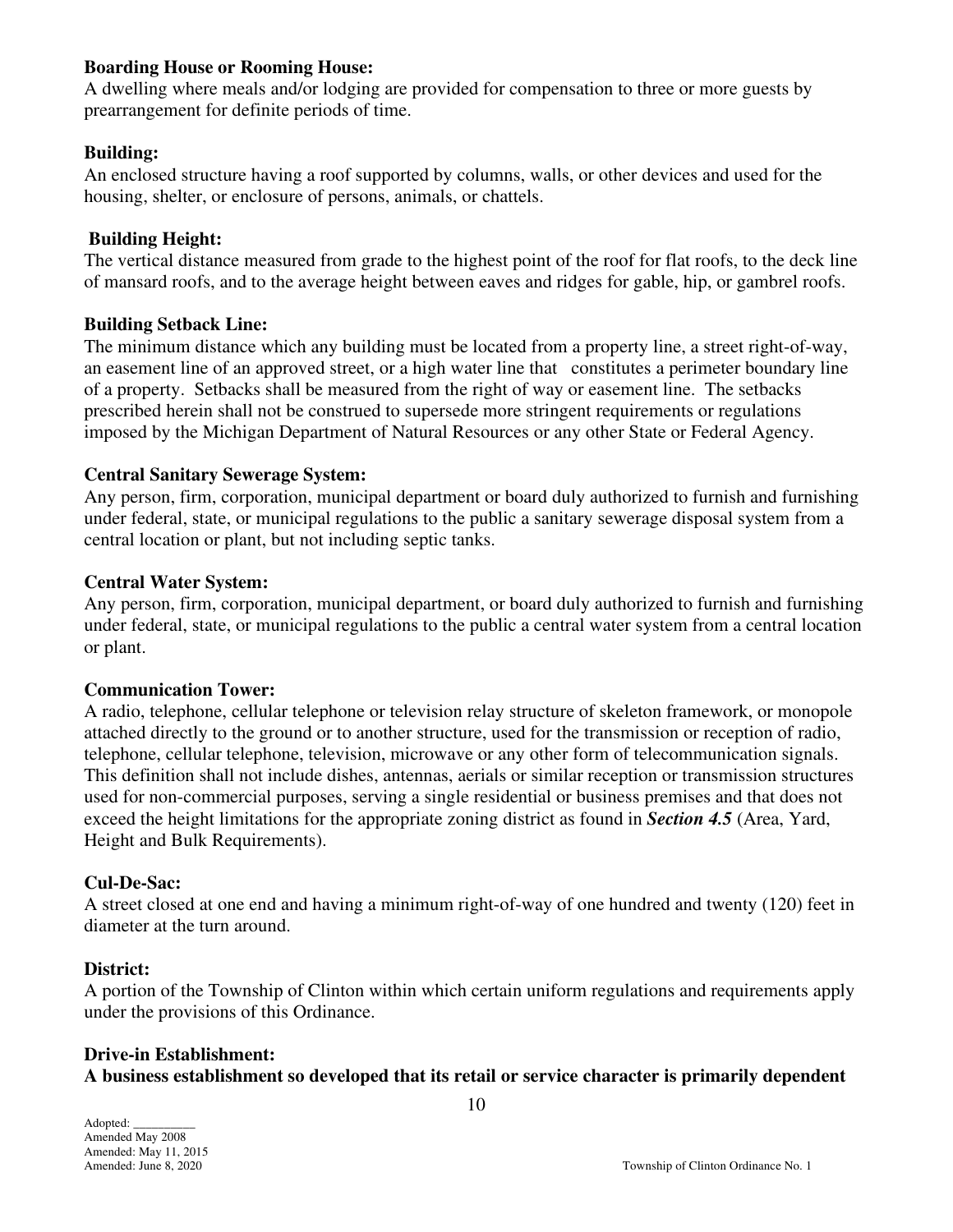**Boarding House or Rooming House:**
A dwelling where meals and/or lodging are provided for compensation to three or more guests by prearrangement for definite periods of time.

**Building:**
An enclosed structure having a roof supported by columns, walls, or other devices and used for the housing, shelter, or enclosure of persons, animals, or chattels.

**Building Height:**
The vertical distance measured from grade to the highest point of the roof for flat roofs, to the deck line of mansard roofs, and to the average height between eaves and ridges for gable, hip, or gambrel roofs.

**Building Setback Line:**
The minimum distance which any building must be located from a property line, a street right-of-way, an easement line of an approved street, or a high water line that constitutes a perimeter boundary line of a property. Setbacks shall be measured from the right of way or easement line. The setbacks prescribed herein shall not be construed to supersede more stringent requirements or regulations imposed by the Michigan Department of Natural Resources or any other State or Federal Agency.

**Central Sanitary Sewerage System:**
Any person, firm, corporation, municipal department or board duly authorized to furnish and furnishing under federal, state, or municipal regulations to the public a sanitary sewerage disposal system from a central location or plant, but not including septic tanks.

**Central Water System:**
Any person, firm, corporation, municipal department, or board duly authorized to furnish and furnishing under federal, state, or municipal regulations to the public a central water system from a central location or plant.

**Communication Tower:**
A radio, telephone, cellular telephone or television relay structure of skeleton framework, or monopole attached directly to the ground or to another structure, used for the transmission or reception of radio, telephone, cellular telephone, television, microwave or any other form of telecommunication signals. This definition shall not include dishes, antennas, aerials or similar reception or transmission structures used for non-commercial purposes, serving a single residential or business premises and that does not exceed the height limitations for the appropriate zoning district as found in ***Section 4.5*** (Area, Yard, Height and Bulk Requirements).

**Cul-De-Sac:**
A street closed at one end and having a minimum right-of-way of one hundred and twenty (120) feet in diameter at the turn around.

**District:**
A portion of the Township of Clinton within which certain uniform regulations and requirements apply under the provisions of this Ordinance.

**Drive-in Establishment:**
**A business establishment so developed that its retail or service character is primarily dependent**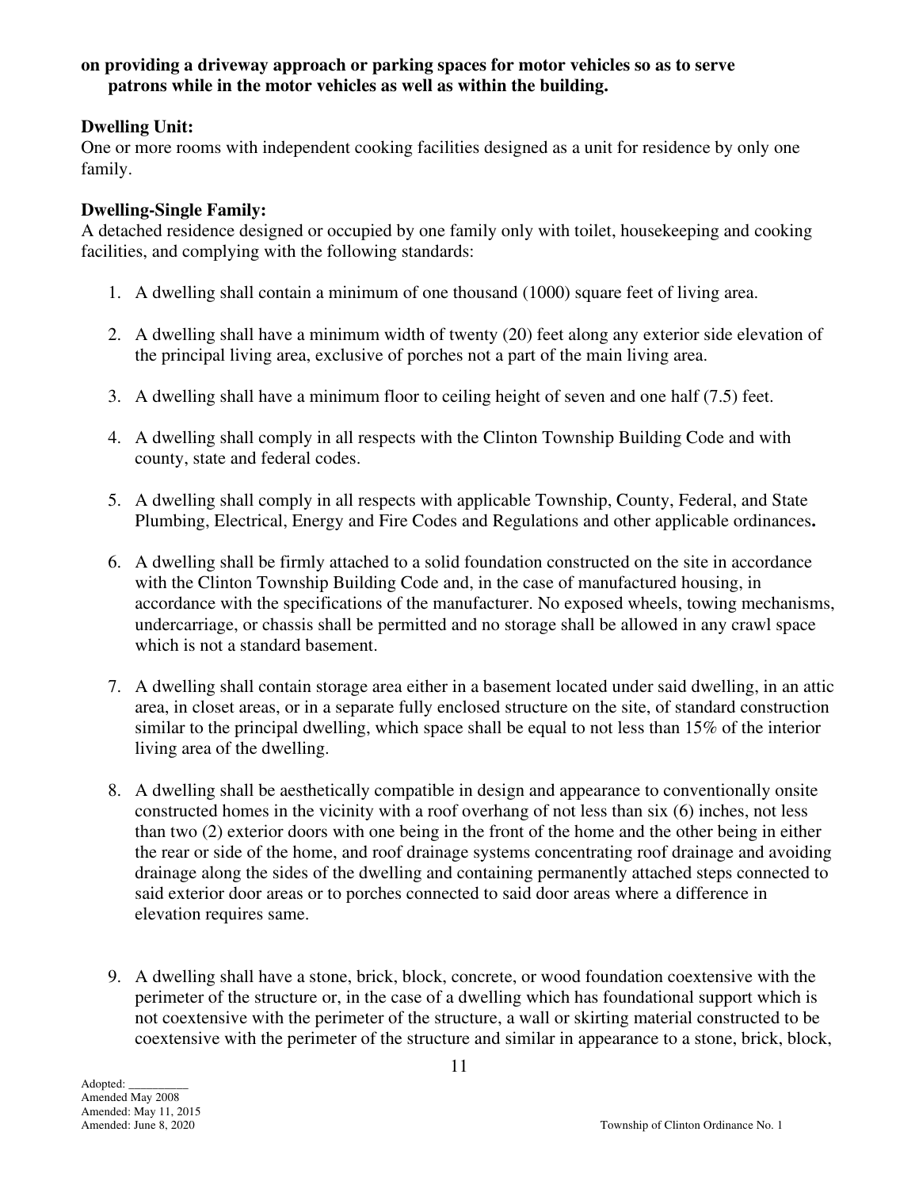**on providing a driveway approach or parking spaces for motor vehicles so as to serve patrons while in the motor vehicles as well as within the building.**

**Dwelling Unit:**
One or more rooms with independent cooking facilities designed as a unit for residence by only one family.

**Dwelling-Single Family:**
A detached residence designed or occupied by one family only with toilet, housekeeping and cooking facilities, and complying with the following standards:

1. A dwelling shall contain a minimum of one thousand (1000) square feet of living area.

2. A dwelling shall have a minimum width of twenty (20) feet along any exterior side elevation of the principal living area, exclusive of porches not a part of the main living area.

3. A dwelling shall have a minimum floor to ceiling height of seven and one half (7.5) feet.

4. A dwelling shall comply in all respects with the Clinton Township Building Code and with county, state and federal codes.

5. A dwelling shall comply in all respects with applicable Township, County, Federal, and State Plumbing, Electrical, Energy and Fire Codes and Regulations and other applicable ordinances**.**

6. A dwelling shall be firmly attached to a solid foundation constructed on the site in accordance with the Clinton Township Building Code and, in the case of manufactured housing, in accordance with the specifications of the manufacturer. No exposed wheels, towing mechanisms, undercarriage, or chassis shall be permitted and no storage shall be allowed in any crawl space which is not a standard basement.

7. A dwelling shall contain storage area either in a basement located under said dwelling, in an attic area, in closet areas, or in a separate fully enclosed structure on the site, of standard construction similar to the principal dwelling, which space shall be equal to not less than 15% of the interior living area of the dwelling.

8. A dwelling shall be aesthetically compatible in design and appearance to conventionally onsite constructed homes in the vicinity with a roof overhang of not less than six (6) inches, not less than two (2) exterior doors with one being in the front of the home and the other being in either the rear or side of the home, and roof drainage systems concentrating roof drainage and avoiding drainage along the sides of the dwelling and containing permanently attached steps connected to said exterior door areas or to porches connected to said door areas where a difference in elevation requires same.

9. A dwelling shall have a stone, brick, block, concrete, or wood foundation coextensive with the perimeter of the structure or, in the case of a dwelling which has foundational support which is not coextensive with the perimeter of the structure, a wall or skirting material constructed to be coextensive with the perimeter of the structure and similar in appearance to a stone, brick, block,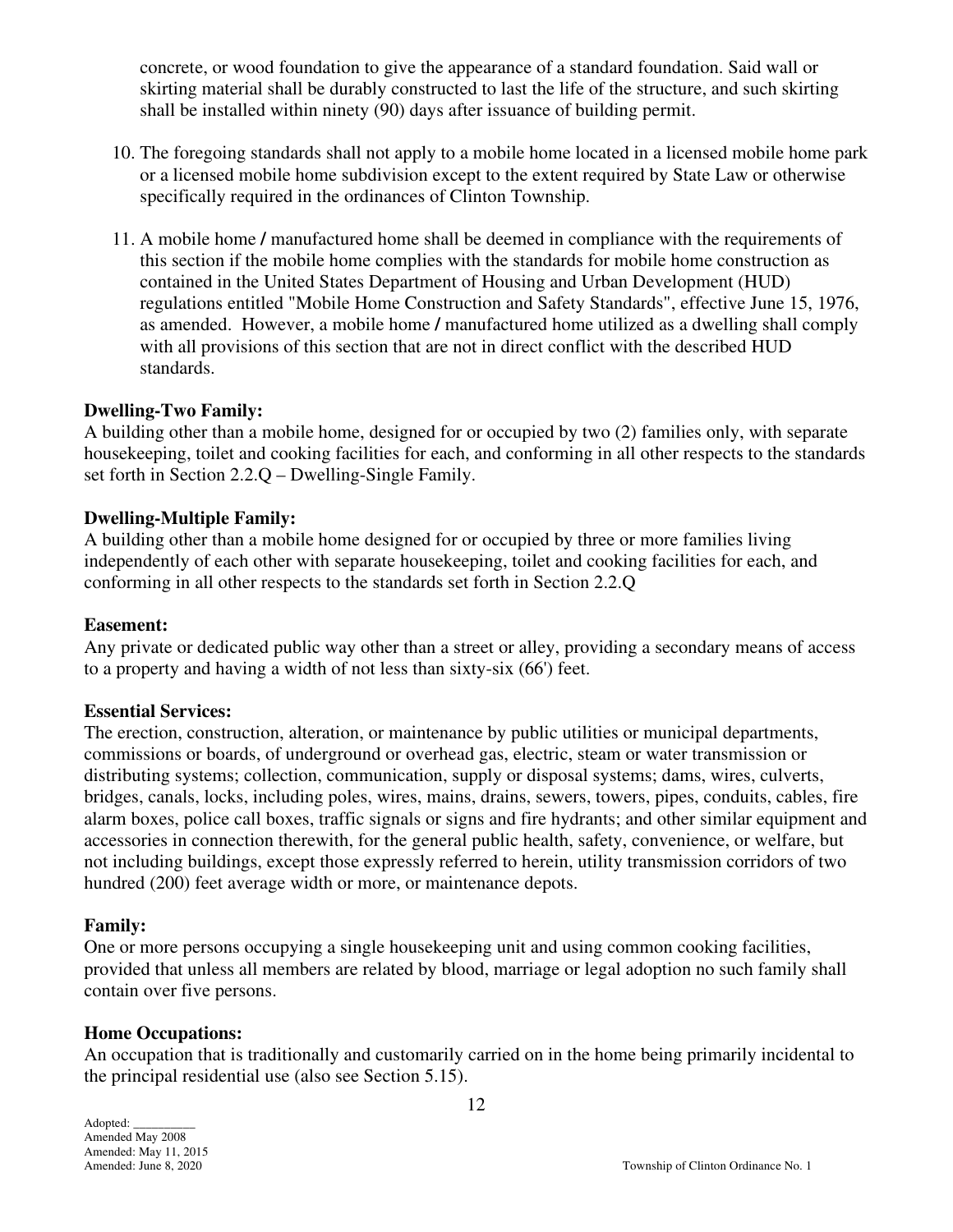concrete, or wood foundation to give the appearance of a standard foundation. Said wall or skirting material shall be durably constructed to last the life of the structure, and such skirting shall be installed within ninety (90) days after issuance of building permit.

10. The foregoing standards shall not apply to a mobile home located in a licensed mobile home park or a licensed mobile home subdivision except to the extent required by State Law or otherwise specifically required in the ordinances of Clinton Township.

11. A mobile home / manufactured home shall be deemed in compliance with the requirements of this section if the mobile home complies with the standards for mobile home construction as contained in the United States Department of Housing and Urban Development (HUD) regulations entitled "Mobile Home Construction and Safety Standards", effective June 15, 1976, as amended. However, a mobile home / manufactured home utilized as a dwelling shall comply with all provisions of this section that are not in direct conflict with the described HUD standards.

**Dwelling-Two Family:**
A building other than a mobile home, designed for or occupied by two (2) families only, with separate housekeeping, toilet and cooking facilities for each, and conforming in all other respects to the standards set forth in Section 2.2.Q – Dwelling-Single Family.

**Dwelling-Multiple Family:**
A building other than a mobile home designed for or occupied by three or more families living independently of each other with separate housekeeping, toilet and cooking facilities for each, and conforming in all other respects to the standards set forth in Section 2.2.Q

**Easement:**
Any private or dedicated public way other than a street or alley, providing a secondary means of access to a property and having a width of not less than sixty-six (66') feet.

**Essential Services:**
The erection, construction, alteration, or maintenance by public utilities or municipal departments, commissions or boards, of underground or overhead gas, electric, steam or water transmission or distributing systems; collection, communication, supply or disposal systems; dams, wires, culverts, bridges, canals, locks, including poles, wires, mains, drains, sewers, towers, pipes, conduits, cables, fire alarm boxes, police call boxes, traffic signals or signs and fire hydrants; and other similar equipment and accessories in connection therewith, for the general public health, safety, convenience, or welfare, but not including buildings, except those expressly referred to herein, utility transmission corridors of two hundred (200) feet average width or more, or maintenance depots.

**Family:**
One or more persons occupying a single housekeeping unit and using common cooking facilities, provided that unless all members are related by blood, marriage or legal adoption no such family shall contain over five persons.

**Home Occupations:**
An occupation that is traditionally and customarily carried on in the home being primarily incidental to the principal residential use (also see Section 5.15).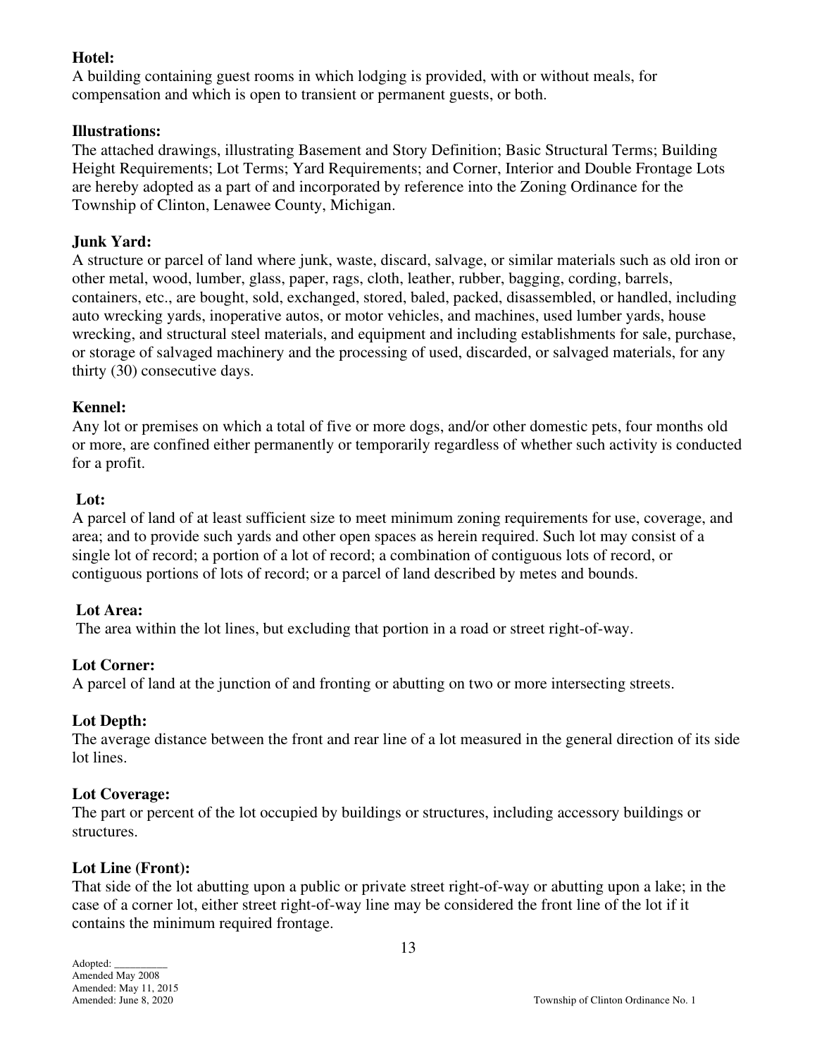**Hotel:**
A building containing guest rooms in which lodging is provided, with or without meals, for compensation and which is open to transient or permanent guests, or both.

**Illustrations:**
The attached drawings, illustrating Basement and Story Definition; Basic Structural Terms; Building Height Requirements; Lot Terms; Yard Requirements; and Corner, Interior and Double Frontage Lots are hereby adopted as a part of and incorporated by reference into the Zoning Ordinance for the Township of Clinton, Lenawee County, Michigan.

**Junk Yard:**
A structure or parcel of land where junk, waste, discard, salvage, or similar materials such as old iron or other metal, wood, lumber, glass, paper, rags, cloth, leather, rubber, bagging, cording, barrels, containers, etc., are bought, sold, exchanged, stored, baled, packed, disassembled, or handled, including auto wrecking yards, inoperative autos, or motor vehicles, and machines, used lumber yards, house wrecking, and structural steel materials, and equipment and including establishments for sale, purchase, or storage of salvaged machinery and the processing of used, discarded, or salvaged materials, for any thirty (30) consecutive days.

**Kennel:**
Any lot or premises on which a total of five or more dogs, and/or other domestic pets, four months old or more, are confined either permanently or temporarily regardless of whether such activity is conducted for a profit.

**Lot:**
A parcel of land of at least sufficient size to meet minimum zoning requirements for use, coverage, and area; and to provide such yards and other open spaces as herein required. Such lot may consist of a single lot of record; a portion of a lot of record; a combination of contiguous lots of record, or contiguous portions of lots of record; or a parcel of land described by metes and bounds.

**Lot Area:**
The area within the lot lines, but excluding that portion in a road or street right-of-way.

**Lot Corner:**
A parcel of land at the junction of and fronting or abutting on two or more intersecting streets.

**Lot Depth:**
The average distance between the front and rear line of a lot measured in the general direction of its side lot lines.

**Lot Coverage:**
The part or percent of the lot occupied by buildings or structures, including accessory buildings or structures.

**Lot Line (Front):**
That side of the lot abutting upon a public or private street right-of-way or abutting upon a lake; in the case of a corner lot, either street right-of-way line may be considered the front line of the lot if it contains the minimum required frontage.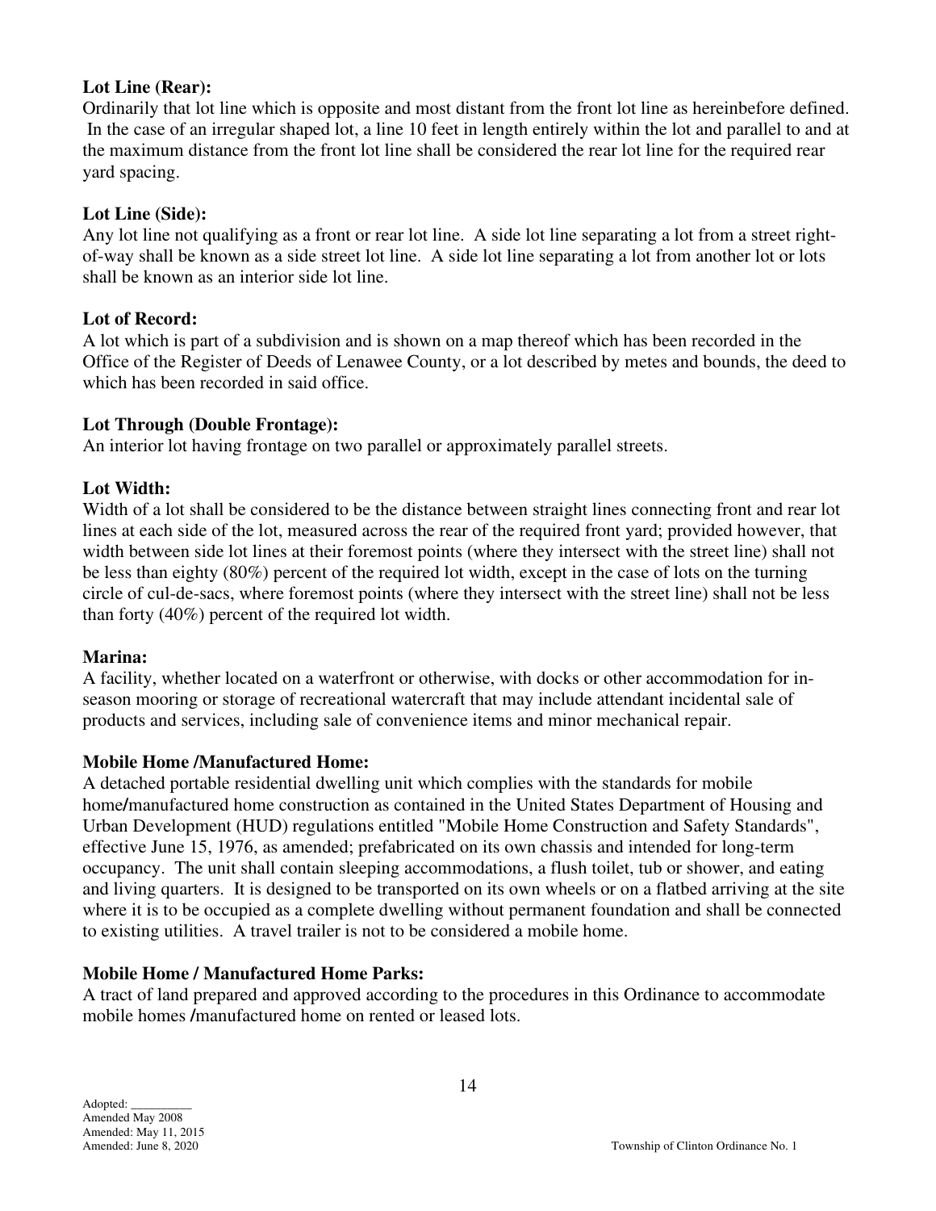**Lot Line (Rear):**

Ordinarily that lot line which is opposite and most distant from the front lot line as hereinbefore defined. In the case of an irregular shaped lot, a line 10 feet in length entirely within the lot and parallel to and at the maximum distance from the front lot line shall be considered the rear lot line for the required rear yard spacing.

**Lot Line (Side):**

Any lot line not qualifying as a front or rear lot line. A side lot line separating a lot from a street right-of-way shall be known as a side street lot line. A side lot line separating a lot from another lot or lots shall be known as an interior side lot line.

**Lot of Record:**

A lot which is part of a subdivision and is shown on a map thereof which has been recorded in the Office of the Register of Deeds of Lenawee County, or a lot described by metes and bounds, the deed to which has been recorded in said office.

**Lot Through (Double Frontage):**

An interior lot having frontage on two parallel or approximately parallel streets.

**Lot Width:**

Width of a lot shall be considered to be the distance between straight lines connecting front and rear lot lines at each side of the lot, measured across the rear of the required front yard; provided however, that width between side lot lines at their foremost points (where they intersect with the street line) shall not be less than eighty (80%) percent of the required lot width, except in the case of lots on the turning circle of cul-de-sacs, where foremost points (where they intersect with the street line) shall not be less than forty (40%) percent of the required lot width.

**Marina:**

A facility, whether located on a waterfront or otherwise, with docks or other accommodation for in-season mooring or storage of recreational watercraft that may include attendant incidental sale of products and services, including sale of convenience items and minor mechanical repair.

**Mobile Home /Manufactured Home:**

A detached portable residential dwelling unit which complies with the standards for mobile home/manufactured home construction as contained in the United States Department of Housing and Urban Development (HUD) regulations entitled "Mobile Home Construction and Safety Standards", effective June 15, 1976, as amended; prefabricated on its own chassis and intended for long-term occupancy. The unit shall contain sleeping accommodations, a flush toilet, tub or shower, and eating and living quarters. It is designed to be transported on its own wheels or on a flatbed arriving at the site where it is to be occupied as a complete dwelling without permanent foundation and shall be connected to existing utilities. A travel trailer is not to be considered a mobile home.

**Mobile Home / Manufactured Home Parks:**

A tract of land prepared and approved according to the procedures in this Ordinance to accommodate mobile homes /manufactured home on rented or leased lots.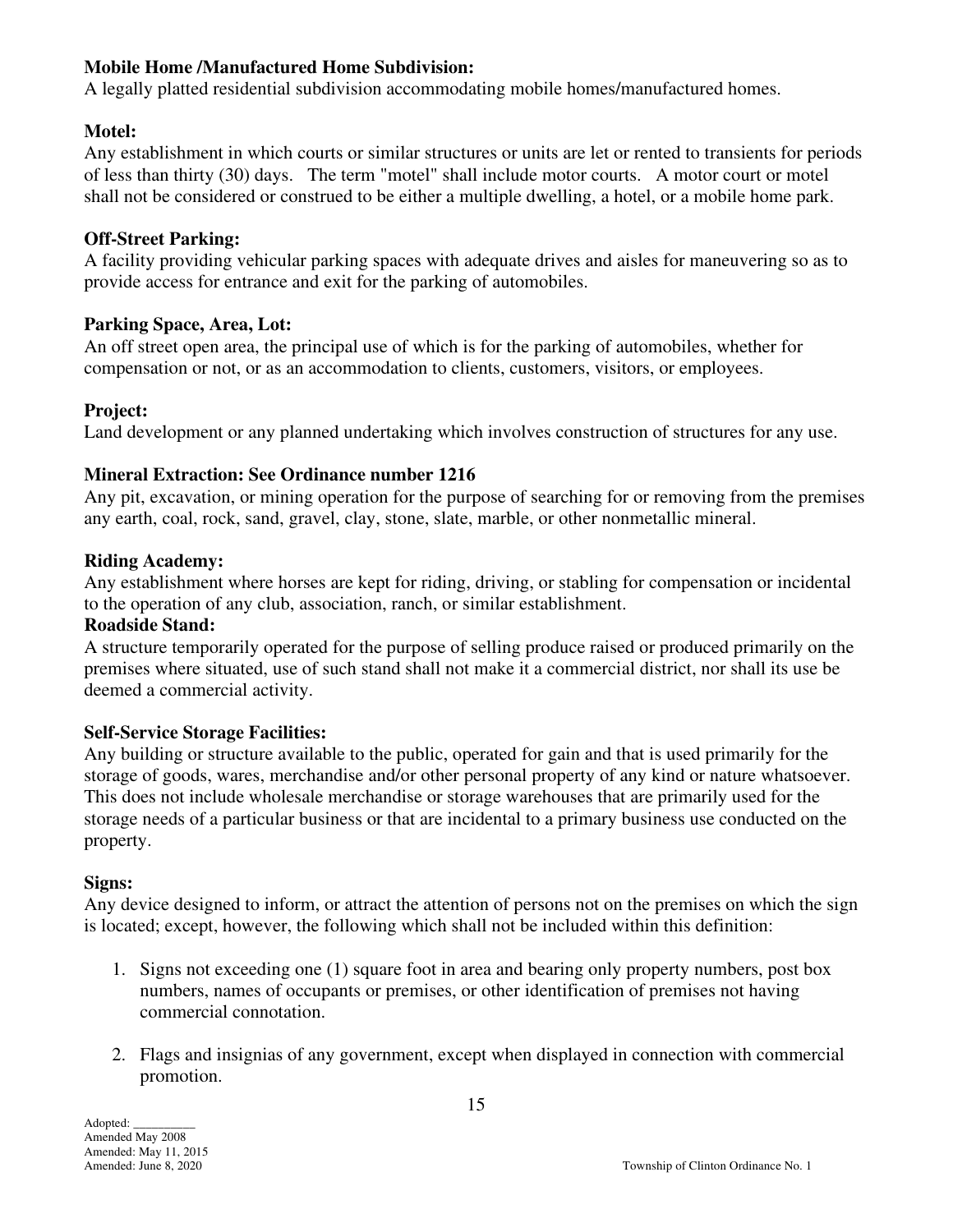**Mobile Home /Manufactured Home Subdivision:**
A legally platted residential subdivision accommodating mobile homes/manufactured homes.

**Motel:**
Any establishment in which courts or similar structures or units are let or rented to transients for periods of less than thirty (30) days. The term "motel" shall include motor courts. A motor court or motel shall not be considered or construed to be either a multiple dwelling, a hotel, or a mobile home park.

**Off-Street Parking:**
A facility providing vehicular parking spaces with adequate drives and aisles for maneuvering so as to provide access for entrance and exit for the parking of automobiles.

**Parking Space, Area, Lot:**
An off street open area, the principal use of which is for the parking of automobiles, whether for compensation or not, or as an accommodation to clients, customers, visitors, or employees.

**Project:**
Land development or any planned undertaking which involves construction of structures for any use.

**Mineral Extraction: See Ordinance number 1216**
Any pit, excavation, or mining operation for the purpose of searching for or removing from the premises any earth, coal, rock, sand, gravel, clay, stone, slate, marble, or other nonmetallic mineral.

**Riding Academy:**
Any establishment where horses are kept for riding, driving, or stabling for compensation or incidental to the operation of any club, association, ranch, or similar establishment.

**Roadside Stand:**
A structure temporarily operated for the purpose of selling produce raised or produced primarily on the premises where situated, use of such stand shall not make it a commercial district, nor shall its use be deemed a commercial activity.

**Self-Service Storage Facilities:**
Any building or structure available to the public, operated for gain and that is used primarily for the storage of goods, wares, merchandise and/or other personal property of any kind or nature whatsoever. This does not include wholesale merchandise or storage warehouses that are primarily used for the storage needs of a particular business or that are incidental to a primary business use conducted on the property.

**Signs:**
Any device designed to inform, or attract the attention of persons not on the premises on which the sign is located; except, however, the following which shall not be included within this definition:

1. Signs not exceeding one (1) square foot in area and bearing only property numbers, post box numbers, names of occupants or premises, or other identification of premises not having commercial connotation.

2. Flags and insignias of any government, except when displayed in connection with commercial promotion.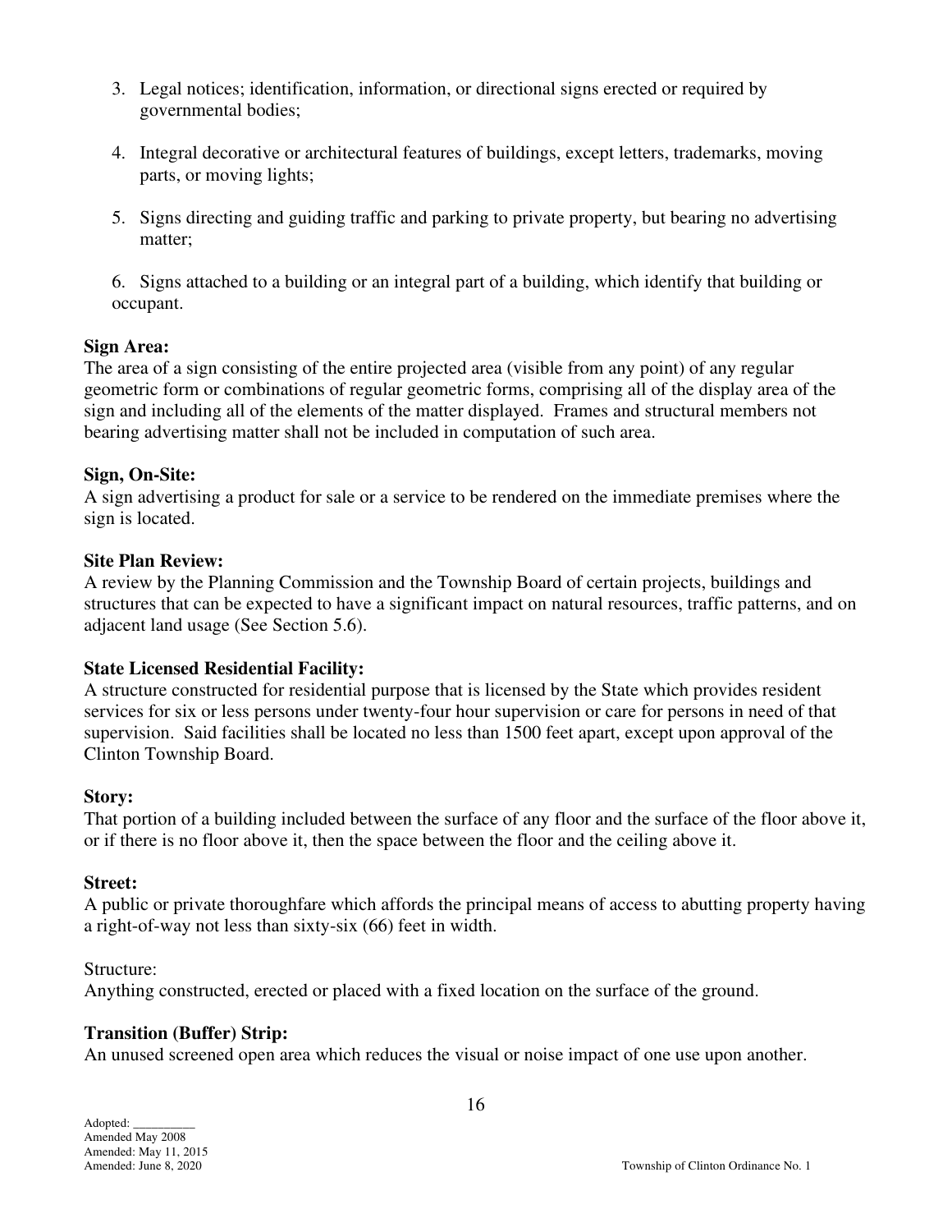3. Legal notices; identification, information, or directional signs erected or required by governmental bodies;

4. Integral decorative or architectural features of buildings, except letters, trademarks, moving parts, or moving lights;

5. Signs directing and guiding traffic and parking to private property, but bearing no advertising matter;

6. Signs attached to a building or an integral part of a building, which identify that building or occupant.

**Sign Area:**
The area of a sign consisting of the entire projected area (visible from any point) of any regular geometric form or combinations of regular geometric forms, comprising all of the display area of the sign and including all of the elements of the matter displayed. Frames and structural members not bearing advertising matter shall not be included in computation of such area.

**Sign, On-Site:**
A sign advertising a product for sale or a service to be rendered on the immediate premises where the sign is located.

**Site Plan Review:**
A review by the Planning Commission and the Township Board of certain projects, buildings and structures that can be expected to have a significant impact on natural resources, traffic patterns, and on adjacent land usage (See Section 5.6).

**State Licensed Residential Facility:**
A structure constructed for residential purpose that is licensed by the State which provides resident services for six or less persons under twenty-four hour supervision or care for persons in need of that supervision. Said facilities shall be located no less than 1500 feet apart, except upon approval of the Clinton Township Board.

**Story:**
That portion of a building included between the surface of any floor and the surface of the floor above it, or if there is no floor above it, then the space between the floor and the ceiling above it.

**Street:**
A public or private thoroughfare which affords the principal means of access to abutting property having a right-of-way not less than sixty-six (66) feet in width.

Structure:
Anything constructed, erected or placed with a fixed location on the surface of the ground.

**Transition (Buffer) Strip:**
An unused screened open area which reduces the visual or noise impact of one use upon another.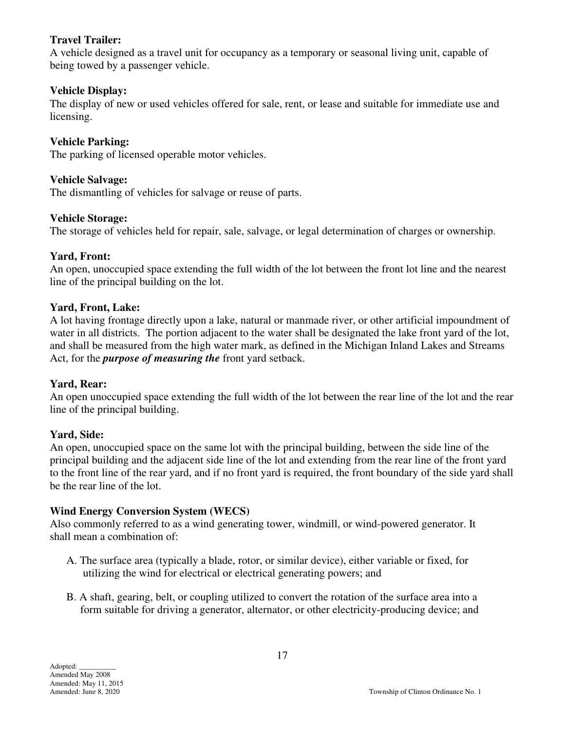**Travel Trailer:**
A vehicle designed as a travel unit for occupancy as a temporary or seasonal living unit, capable of being towed by a passenger vehicle.

**Vehicle Display:**
The display of new or used vehicles offered for sale, rent, or lease and suitable for immediate use and licensing.

**Vehicle Parking:**
The parking of licensed operable motor vehicles.

**Vehicle Salvage:**
The dismantling of vehicles for salvage or reuse of parts.

**Vehicle Storage:**
The storage of vehicles held for repair, sale, salvage, or legal determination of charges or ownership.

**Yard, Front:**
An open, unoccupied space extending the full width of the lot between the front lot line and the nearest line of the principal building on the lot.

**Yard, Front, Lake:**
A lot having frontage directly upon a lake, natural or manmade river, or other artificial impoundment of water in all districts. The portion adjacent to the water shall be designated the lake front yard of the lot, and shall be measured from the high water mark, as defined in the Michigan Inland Lakes and Streams Act, for the ***purpose of measuring the*** front yard setback.

**Yard, Rear:**
An open unoccupied space extending the full width of the lot between the rear line of the lot and the rear line of the principal building.

**Yard, Side:**
An open, unoccupied space on the same lot with the principal building, between the side line of the principal building and the adjacent side line of the lot and extending from the rear line of the front yard to the front line of the rear yard, and if no front yard is required, the front boundary of the side yard shall be the rear line of the lot.

**Wind Energy Conversion System (WECS)**
Also commonly referred to as a wind generating tower, windmill, or wind-powered generator. It shall mean a combination of:

A. The surface area (typically a blade, rotor, or similar device), either variable or fixed, for utilizing the wind for electrical or electrical generating powers; and

B. A shaft, gearing, belt, or coupling utilized to convert the rotation of the surface area into a form suitable for driving a generator, alternator, or other electricity-producing device; and

Adopted: __________
Amended May 2008
Amended: May 11, 2015
Amended: June 8, 2020

Township of Clinton Ordinance No. 1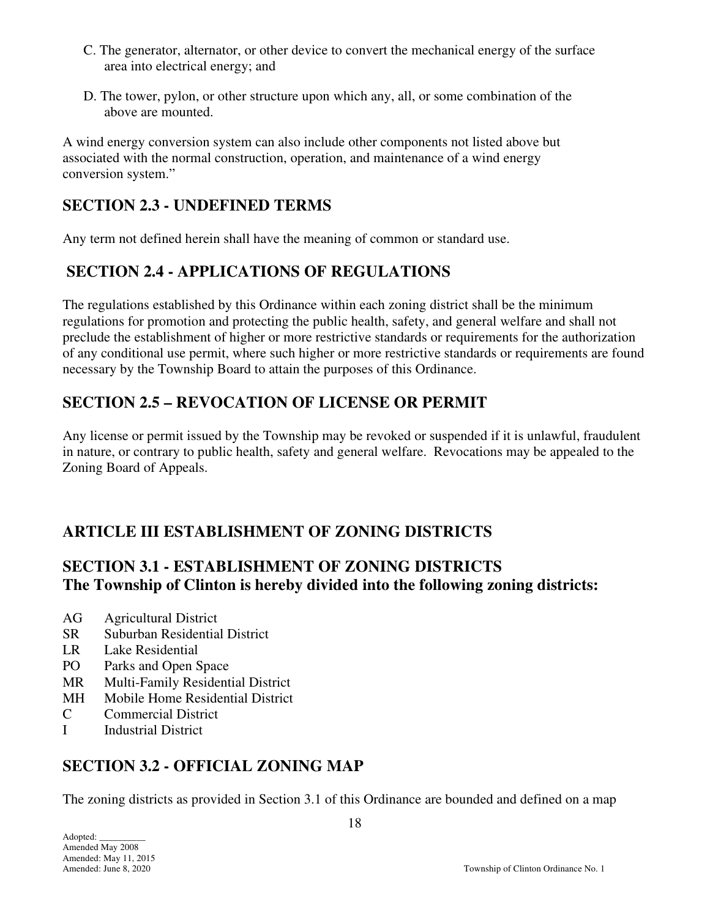C. The generator, alternator, or other device to convert the mechanical energy of the surface area into electrical energy; and

D. The tower, pylon, or other structure upon which any, all, or some combination of the above are mounted.

A wind energy conversion system can also include other components not listed above but associated with the normal construction, operation, and maintenance of a wind energy conversion system."

## SECTION 2.3 - UNDEFINED TERMS

Any term not defined herein shall have the meaning of common or standard use.

## SECTION 2.4 - APPLICATIONS OF REGULATIONS

The regulations established by this Ordinance within each zoning district shall be the minimum regulations for promotion and protecting the public health, safety, and general welfare and shall not preclude the establishment of higher or more restrictive standards or requirements for the authorization of any conditional use permit, where such higher or more restrictive standards or requirements are found necessary by the Township Board to attain the purposes of this Ordinance.

## SECTION 2.5 – REVOCATION OF LICENSE OR PERMIT

Any license or permit issued by the Township may be revoked or suspended if it is unlawful, fraudulent in nature, or contrary to public health, safety and general welfare. Revocations may be appealed to the Zoning Board of Appeals.

# ARTICLE III ESTABLISHMENT OF ZONING DISTRICTS

## SECTION 3.1 - ESTABLISHMENT OF ZONING DISTRICTS
## The Township of Clinton is hereby divided into the following zoning districts:

AG Agricultural District
SR Suburban Residential District
LR Lake Residential
PO Parks and Open Space
MR Multi-Family Residential District
MH Mobile Home Residential District
C Commercial District
I Industrial District

## SECTION 3.2 - OFFICIAL ZONING MAP

The zoning districts as provided in Section 3.1 of this Ordinance are bounded and defined on a map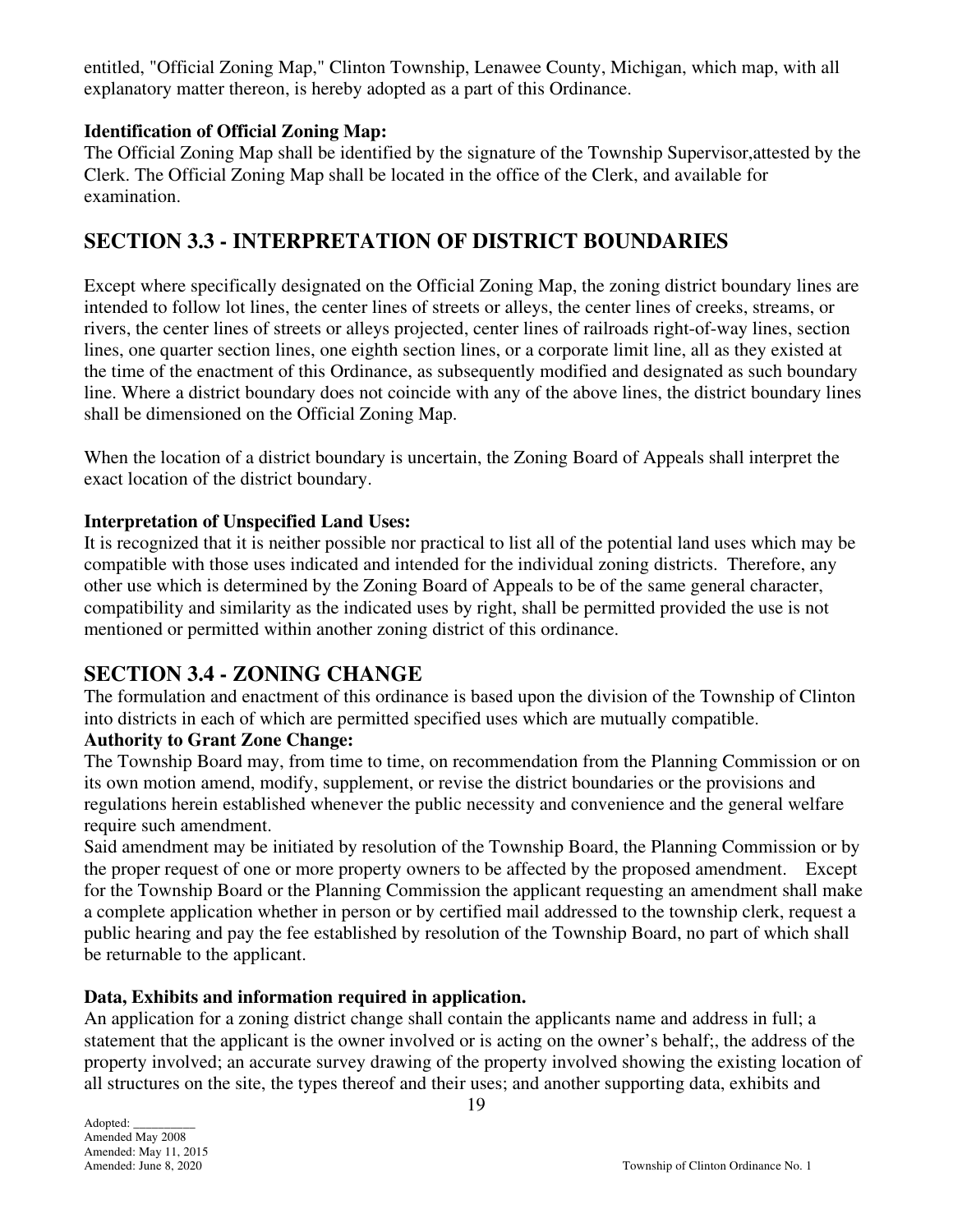entitled, "Official Zoning Map," Clinton Township, Lenawee County, Michigan, which map, with all explanatory matter thereon, is hereby adopted as a part of this Ordinance.

**Identification of Official Zoning Map:**
The Official Zoning Map shall be identified by the signature of the Township Supervisor,attested by the Clerk. The Official Zoning Map shall be located in the office of the Clerk, and available for examination.

## SECTION 3.3 - INTERPRETATION OF DISTRICT BOUNDARIES

Except where specifically designated on the Official Zoning Map, the zoning district boundary lines are intended to follow lot lines, the center lines of streets or alleys, the center lines of creeks, streams, or rivers, the center lines of streets or alleys projected, center lines of railroads right-of-way lines, section lines, one quarter section lines, one eighth section lines, or a corporate limit line, all as they existed at the time of the enactment of this Ordinance, as subsequently modified and designated as such boundary line. Where a district boundary does not coincide with any of the above lines, the district boundary lines shall be dimensioned on the Official Zoning Map.

When the location of a district boundary is uncertain, the Zoning Board of Appeals shall interpret the exact location of the district boundary.

**Interpretation of Unspecified Land Uses:**
It is recognized that it is neither possible nor practical to list all of the potential land uses which may be compatible with those uses indicated and intended for the individual zoning districts. Therefore, any other use which is determined by the Zoning Board of Appeals to be of the same general character, compatibility and similarity as the indicated uses by right, shall be permitted provided the use is not mentioned or permitted within another zoning district of this ordinance.

## SECTION 3.4 - ZONING CHANGE

The formulation and enactment of this ordinance is based upon the division of the Township of Clinton into districts in each of which are permitted specified uses which are mutually compatible.

**Authority to Grant Zone Change:**
The Township Board may, from time to time, on recommendation from the Planning Commission or on its own motion amend, modify, supplement, or revise the district boundaries or the provisions and regulations herein established whenever the public necessity and convenience and the general welfare require such amendment.

Said amendment may be initiated by resolution of the Township Board, the Planning Commission or by the proper request of one or more property owners to be affected by the proposed amendment. Except for the Township Board or the Planning Commission the applicant requesting an amendment shall make a complete application whether in person or by certified mail addressed to the township clerk, request a public hearing and pay the fee established by resolution of the Township Board, no part of which shall be returnable to the applicant.

**Data, Exhibits and information required in application.**
An application for a zoning district change shall contain the applicants name and address in full; a statement that the applicant is the owner involved or is acting on the owner's behalf;, the address of the property involved; an accurate survey drawing of the property involved showing the existing location of all structures on the site, the types thereof and their uses; and another supporting data, exhibits and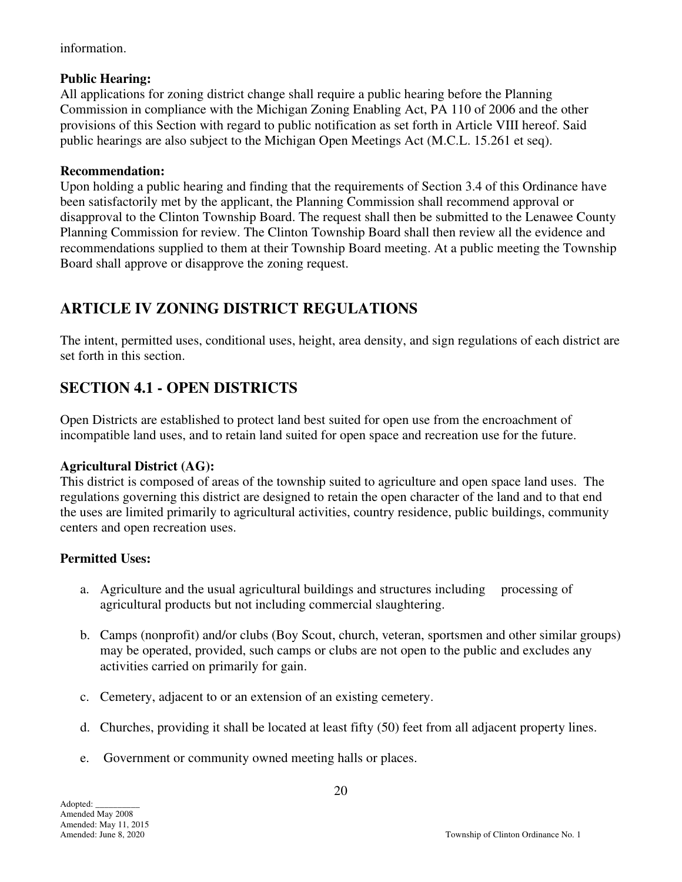information.

**Public Hearing:**
All applications for zoning district change shall require a public hearing before the Planning Commission in compliance with the Michigan Zoning Enabling Act, PA 110 of 2006 and the other provisions of this Section with regard to public notification as set forth in Article VIII hereof. Said public hearings are also subject to the Michigan Open Meetings Act (M.C.L. 15.261 et seq).

**Recommendation:**
Upon holding a public hearing and finding that the requirements of Section 3.4 of this Ordinance have been satisfactorily met by the applicant, the Planning Commission shall recommend approval or disapproval to the Clinton Township Board. The request shall then be submitted to the Lenawee County Planning Commission for review. The Clinton Township Board shall then review all the evidence and recommendations supplied to them at their Township Board meeting. At a public meeting the Township Board shall approve or disapprove the zoning request.

## ARTICLE IV ZONING DISTRICT REGULATIONS

The intent, permitted uses, conditional uses, height, area density, and sign regulations of each district are set forth in this section.

## SECTION 4.1 - OPEN DISTRICTS

Open Districts are established to protect land best suited for open use from the encroachment of incompatible land uses, and to retain land suited for open space and recreation use for the future.

**Agricultural District (AG):**
This district is composed of areas of the township suited to agriculture and open space land uses. The regulations governing this district are designed to retain the open character of the land and to that end the uses are limited primarily to agricultural activities, country residence, public buildings, community centers and open recreation uses.

**Permitted Uses:**

a. Agriculture and the usual agricultural buildings and structures including processing of agricultural products but not including commercial slaughtering.

b. Camps (nonprofit) and/or clubs (Boy Scout, church, veteran, sportsmen and other similar groups) may be operated, provided, such camps or clubs are not open to the public and excludes any activities carried on primarily for gain.

c. Cemetery, adjacent to or an extension of an existing cemetery.

d. Churches, providing it shall be located at least fifty (50) feet from all adjacent property lines.

e. Government or community owned meeting halls or places.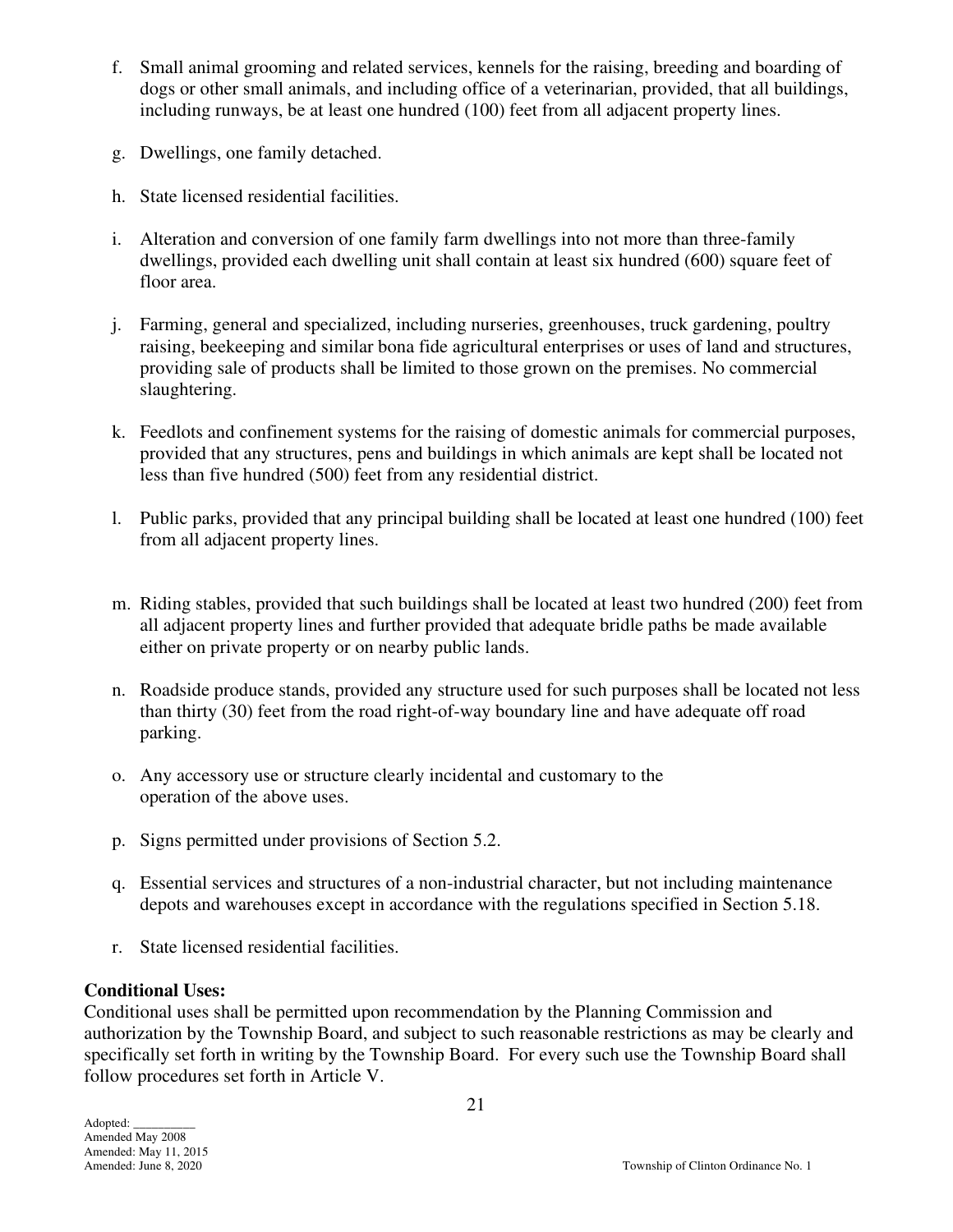f. Small animal grooming and related services, kennels for the raising, breeding and boarding of dogs or other small animals, and including office of a veterinarian, provided, that all buildings, including runways, be at least one hundred (100) feet from all adjacent property lines.

g. Dwellings, one family detached.

h. State licensed residential facilities.

i. Alteration and conversion of one family farm dwellings into not more than three-family dwellings, provided each dwelling unit shall contain at least six hundred (600) square feet of floor area.

j. Farming, general and specialized, including nurseries, greenhouses, truck gardening, poultry raising, beekeeping and similar bona fide agricultural enterprises or uses of land and structures, providing sale of products shall be limited to those grown on the premises. No commercial slaughtering.

k. Feedlots and confinement systems for the raising of domestic animals for commercial purposes, provided that any structures, pens and buildings in which animals are kept shall be located not less than five hundred (500) feet from any residential district.

l. Public parks, provided that any principal building shall be located at least one hundred (100) feet from all adjacent property lines.

m. Riding stables, provided that such buildings shall be located at least two hundred (200) feet from all adjacent property lines and further provided that adequate bridle paths be made available either on private property or on nearby public lands.

n. Roadside produce stands, provided any structure used for such purposes shall be located not less than thirty (30) feet from the road right-of-way boundary line and have adequate off road parking.

o. Any accessory use or structure clearly incidental and customary to the operation of the above uses.

p. Signs permitted under provisions of Section 5.2.

q. Essential services and structures of a non-industrial character, but not including maintenance depots and warehouses except in accordance with the regulations specified in Section 5.18.

r. State licensed residential facilities.

**Conditional Uses:**
Conditional uses shall be permitted upon recommendation by the Planning Commission and authorization by the Township Board, and subject to such reasonable restrictions as may be clearly and specifically set forth in writing by the Township Board. For every such use the Township Board shall follow procedures set forth in Article V.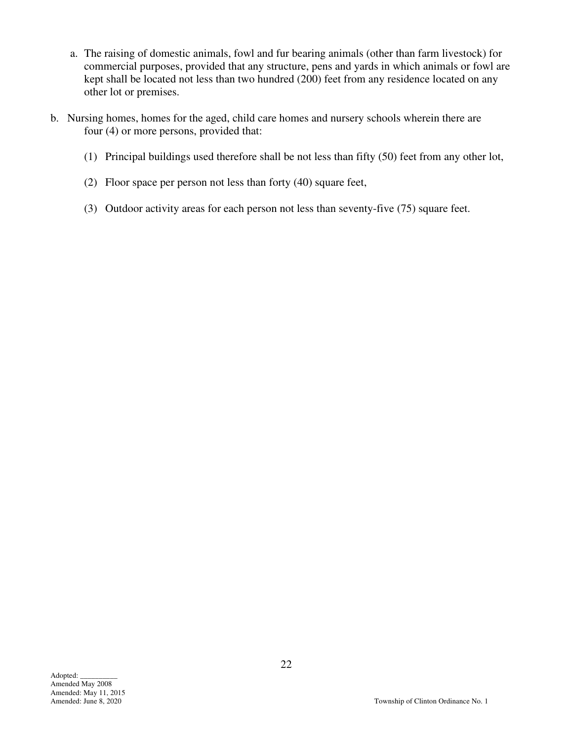a. The raising of domestic animals, fowl and fur bearing animals (other than farm livestock) for commercial purposes, provided that any structure, pens and yards in which animals or fowl are kept shall be located not less than two hundred (200) feet from any residence located on any other lot or premises.

b. Nursing homes, homes for the aged, child care homes and nursery schools wherein there are four (4) or more persons, provided that:

   (1) Principal buildings used therefore shall be not less than fifty (50) feet from any other lot,

   (2) Floor space per person not less than forty (40) square feet,

   (3) Outdoor activity areas for each person not less than seventy-five (75) square feet.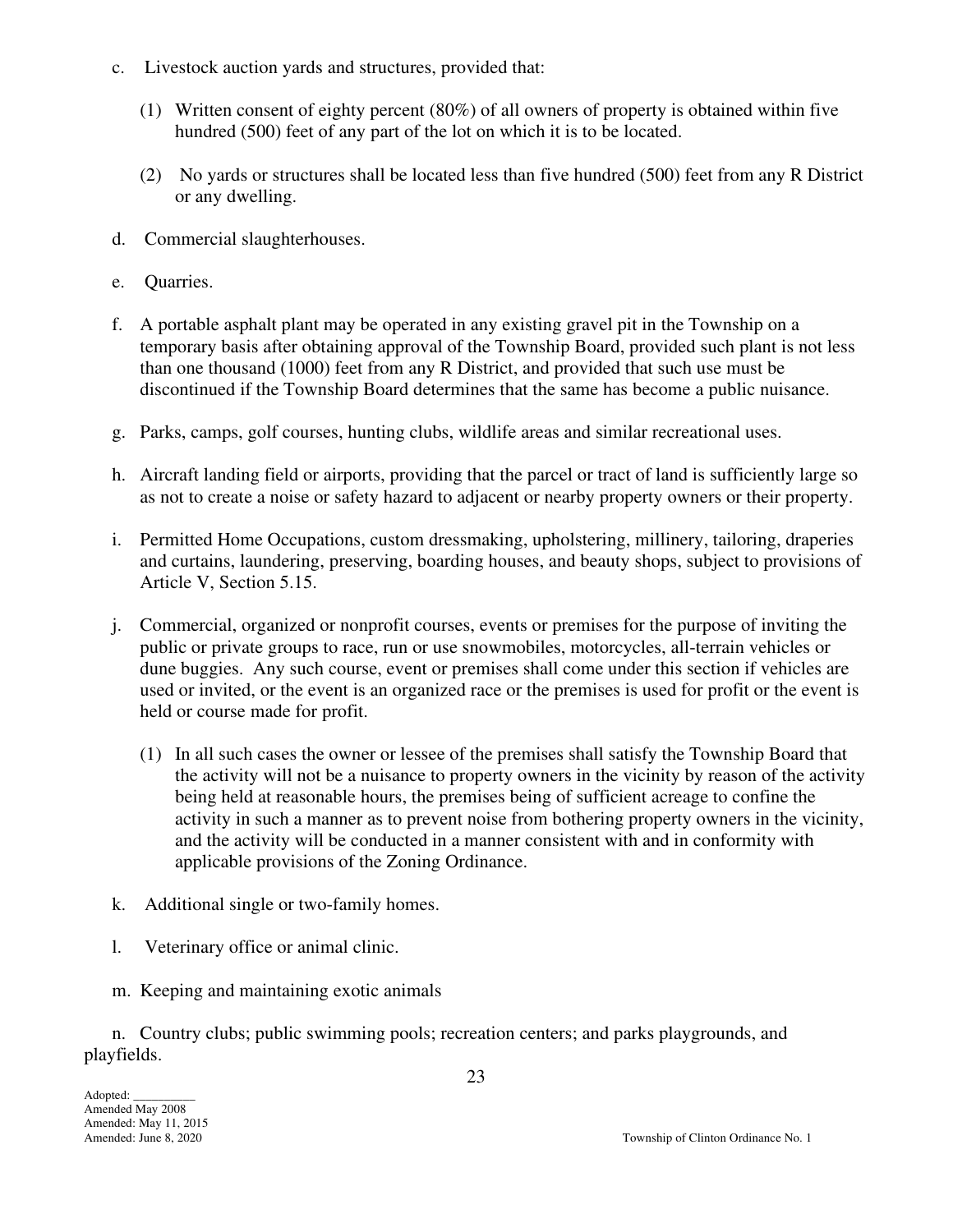c. Livestock auction yards and structures, provided that:

   (1) Written consent of eighty percent (80%) of all owners of property is obtained within five hundred (500) feet of any part of the lot on which it is to be located.

   (2) No yards or structures shall be located less than five hundred (500) feet from any R District or any dwelling.

d. Commercial slaughterhouses.

e. Quarries.

f. A portable asphalt plant may be operated in any existing gravel pit in the Township on a temporary basis after obtaining approval of the Township Board, provided such plant is not less than one thousand (1000) feet from any R District, and provided that such use must be discontinued if the Township Board determines that the same has become a public nuisance.

g. Parks, camps, golf courses, hunting clubs, wildlife areas and similar recreational uses.

h. Aircraft landing field or airports, providing that the parcel or tract of land is sufficiently large so as not to create a noise or safety hazard to adjacent or nearby property owners or their property.

i. Permitted Home Occupations, custom dressmaking, upholstering, millinery, tailoring, draperies and curtains, laundering, preserving, boarding houses, and beauty shops, subject to provisions of Article V, Section 5.15.

j. Commercial, organized or nonprofit courses, events or premises for the purpose of inviting the public or private groups to race, run or use snowmobiles, motorcycles, all-terrain vehicles or dune buggies. Any such course, event or premises shall come under this section if vehicles are used or invited, or the event is an organized race or the premises is used for profit or the event is held or course made for profit.

   (1) In all such cases the owner or lessee of the premises shall satisfy the Township Board that the activity will not be a nuisance to property owners in the vicinity by reason of the activity being held at reasonable hours, the premises being of sufficient acreage to confine the activity in such a manner as to prevent noise from bothering property owners in the vicinity, and the activity will be conducted in a manner consistent with and in conformity with applicable provisions of the Zoning Ordinance.

k. Additional single or two-family homes.

l. Veterinary office or animal clinic.

m. Keeping and maintaining exotic animals

n. Country clubs; public swimming pools; recreation centers; and parks playgrounds, and playfields.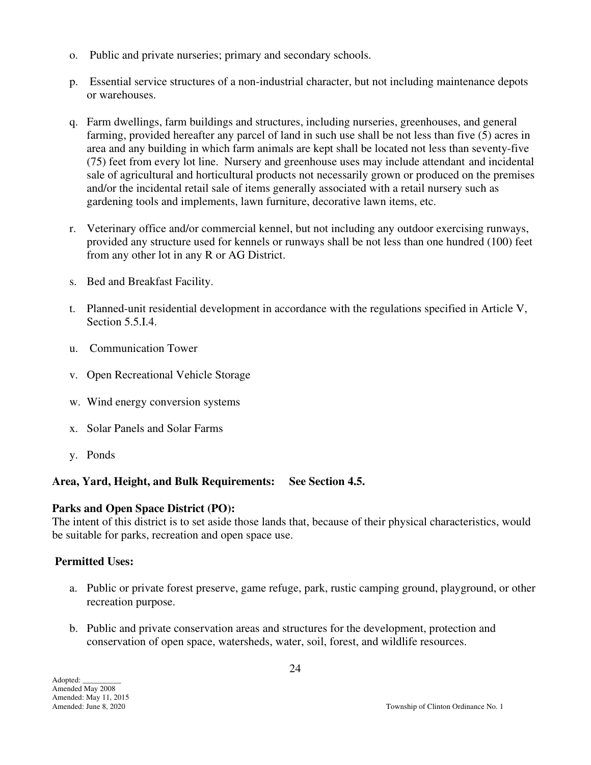o. Public and private nurseries; primary and secondary schools.

p. Essential service structures of a non-industrial character, but not including maintenance depots or warehouses.

q. Farm dwellings, farm buildings and structures, including nurseries, greenhouses, and general farming, provided hereafter any parcel of land in such use shall be not less than five (5) acres in area and any building in which farm animals are kept shall be located not less than seventy-five (75) feet from every lot line. Nursery and greenhouse uses may include attendant and incidental sale of agricultural and horticultural products not necessarily grown or produced on the premises and/or the incidental retail sale of items generally associated with a retail nursery such as gardening tools and implements, lawn furniture, decorative lawn items, etc.

r. Veterinary office and/or commercial kennel, but not including any outdoor exercising runways, provided any structure used for kennels or runways shall be not less than one hundred (100) feet from any other lot in any R or AG District.

s. Bed and Breakfast Facility.

t. Planned-unit residential development in accordance with the regulations specified in Article V, Section 5.5.I.4.

u. Communication Tower

v. Open Recreational Vehicle Storage

w. Wind energy conversion systems

x. Solar Panels and Solar Farms

y. Ponds

**Area, Yard, Height, and Bulk Requirements: See Section 4.5.**

**Parks and Open Space District (PO):**
The intent of this district is to set aside those lands that, because of their physical characteristics, would be suitable for parks, recreation and open space use.

**Permitted Uses:**

a. Public or private forest preserve, game refuge, park, rustic camping ground, playground, or other recreation purpose.

b. Public and private conservation areas and structures for the development, protection and conservation of open space, watersheds, water, soil, forest, and wildlife resources.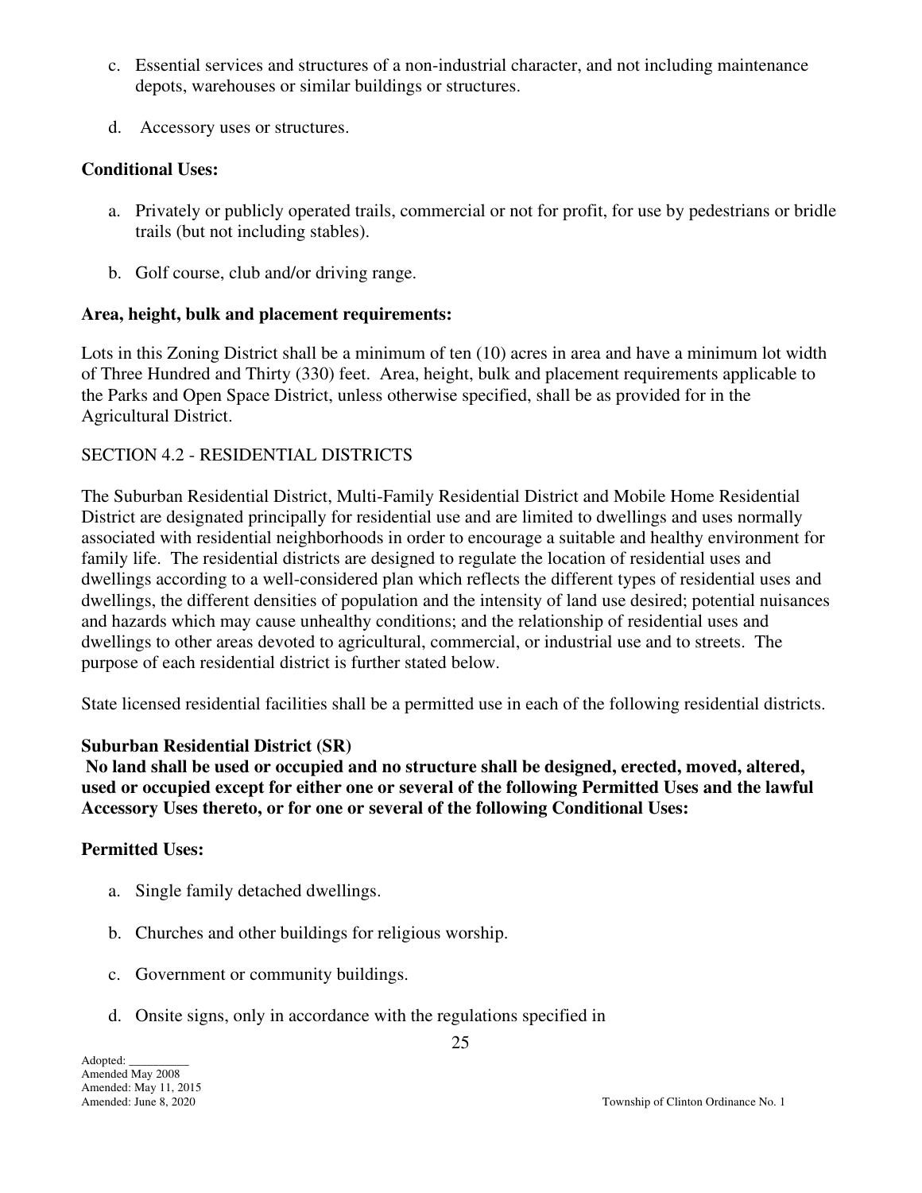c. Essential services and structures of a non-industrial character, and not including maintenance depots, warehouses or similar buildings or structures.

d. Accessory uses or structures.

**Conditional Uses:**

a. Privately or publicly operated trails, commercial or not for profit, for use by pedestrians or bridle trails (but not including stables).

b. Golf course, club and/or driving range.

**Area, height, bulk and placement requirements:**

Lots in this Zoning District shall be a minimum of ten (10) acres in area and have a minimum lot width of Three Hundred and Thirty (330) feet. Area, height, bulk and placement requirements applicable to the Parks and Open Space District, unless otherwise specified, shall be as provided for in the Agricultural District.

SECTION 4.2 - RESIDENTIAL DISTRICTS

The Suburban Residential District, Multi-Family Residential District and Mobile Home Residential District are designated principally for residential use and are limited to dwellings and uses normally associated with residential neighborhoods in order to encourage a suitable and healthy environment for family life. The residential districts are designed to regulate the location of residential uses and dwellings according to a well-considered plan which reflects the different types of residential uses and dwellings, the different densities of population and the intensity of land use desired; potential nuisances and hazards which may cause unhealthy conditions; and the relationship of residential uses and dwellings to other areas devoted to agricultural, commercial, or industrial use and to streets. The purpose of each residential district is further stated below.

State licensed residential facilities shall be a permitted use in each of the following residential districts.

**Suburban Residential District (SR)**

**No land shall be used or occupied and no structure shall be designed, erected, moved, altered, used or occupied except for either one or several of the following Permitted Uses and the lawful Accessory Uses thereto, or for one or several of the following Conditional Uses:**

**Permitted Uses:**

a. Single family detached dwellings.

b. Churches and other buildings for religious worship.

c. Government or community buildings.

d. Onsite signs, only in accordance with the regulations specified in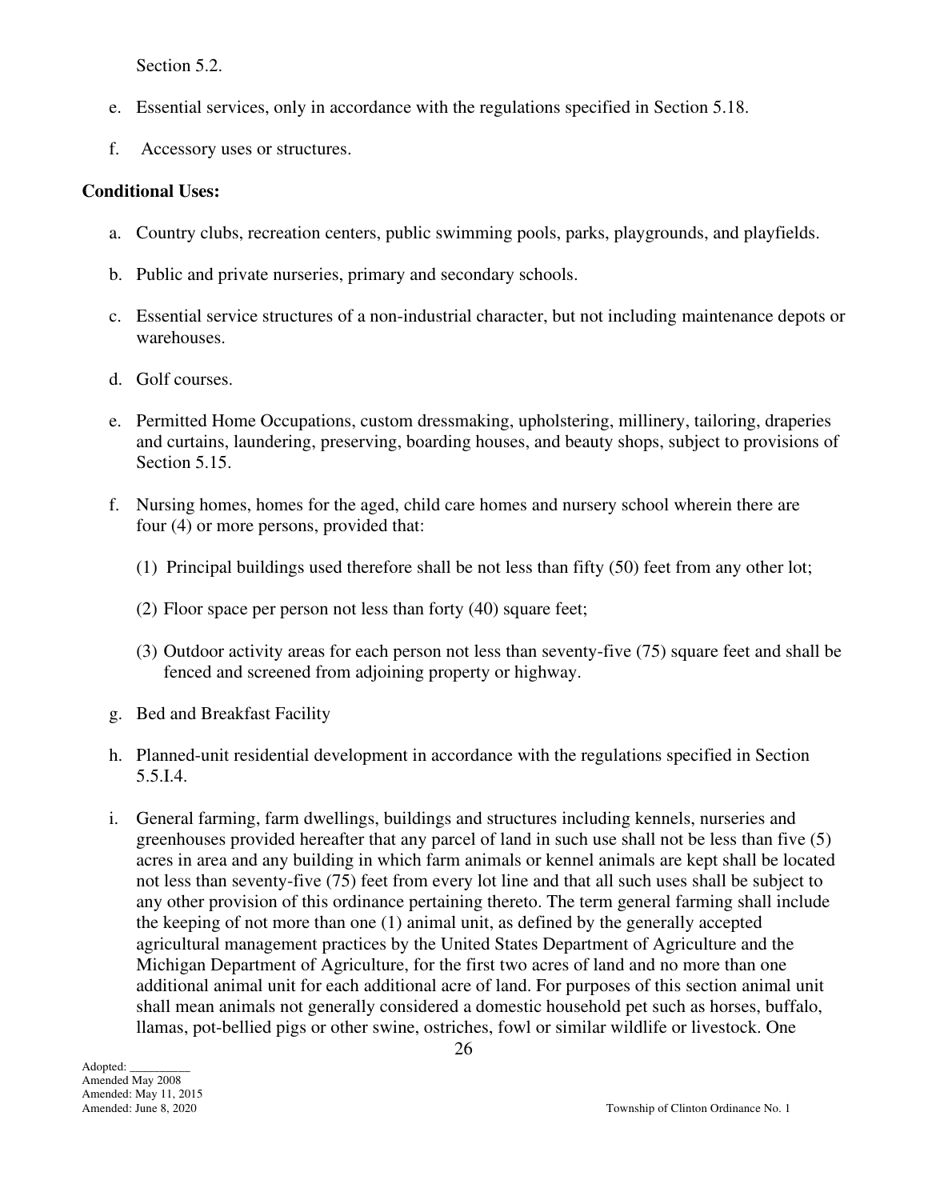Section 5.2.

e. Essential services, only in accordance with the regulations specified in Section 5.18.

f. Accessory uses or structures.

**Conditional Uses:**

a. Country clubs, recreation centers, public swimming pools, parks, playgrounds, and playfields.

b. Public and private nurseries, primary and secondary schools.

c. Essential service structures of a non-industrial character, but not including maintenance depots or warehouses.

d. Golf courses.

e. Permitted Home Occupations, custom dressmaking, upholstering, millinery, tailoring, draperies and curtains, laundering, preserving, boarding houses, and beauty shops, subject to provisions of Section 5.15.

f. Nursing homes, homes for the aged, child care homes and nursery school wherein there are four (4) or more persons, provided that:

   (1) Principal buildings used therefore shall be not less than fifty (50) feet from any other lot;

   (2) Floor space per person not less than forty (40) square feet;

   (3) Outdoor activity areas for each person not less than seventy-five (75) square feet and shall be fenced and screened from adjoining property or highway.

g. Bed and Breakfast Facility

h. Planned-unit residential development in accordance with the regulations specified in Section 5.5.I.4.

i. General farming, farm dwellings, buildings and structures including kennels, nurseries and greenhouses provided hereafter that any parcel of land in such use shall not be less than five (5) acres in area and any building in which farm animals or kennel animals are kept shall be located not less than seventy-five (75) feet from every lot line and that all such uses shall be subject to any other provision of this ordinance pertaining thereto. The term general farming shall include the keeping of not more than one (1) animal unit, as defined by the generally accepted agricultural management practices by the United States Department of Agriculture and the Michigan Department of Agriculture, for the first two acres of land and no more than one additional animal unit for each additional acre of land. For purposes of this section animal unit shall mean animals not generally considered a domestic household pet such as horses, buffalo, llamas, pot-bellied pigs or other swine, ostriches, fowl or similar wildlife or livestock. One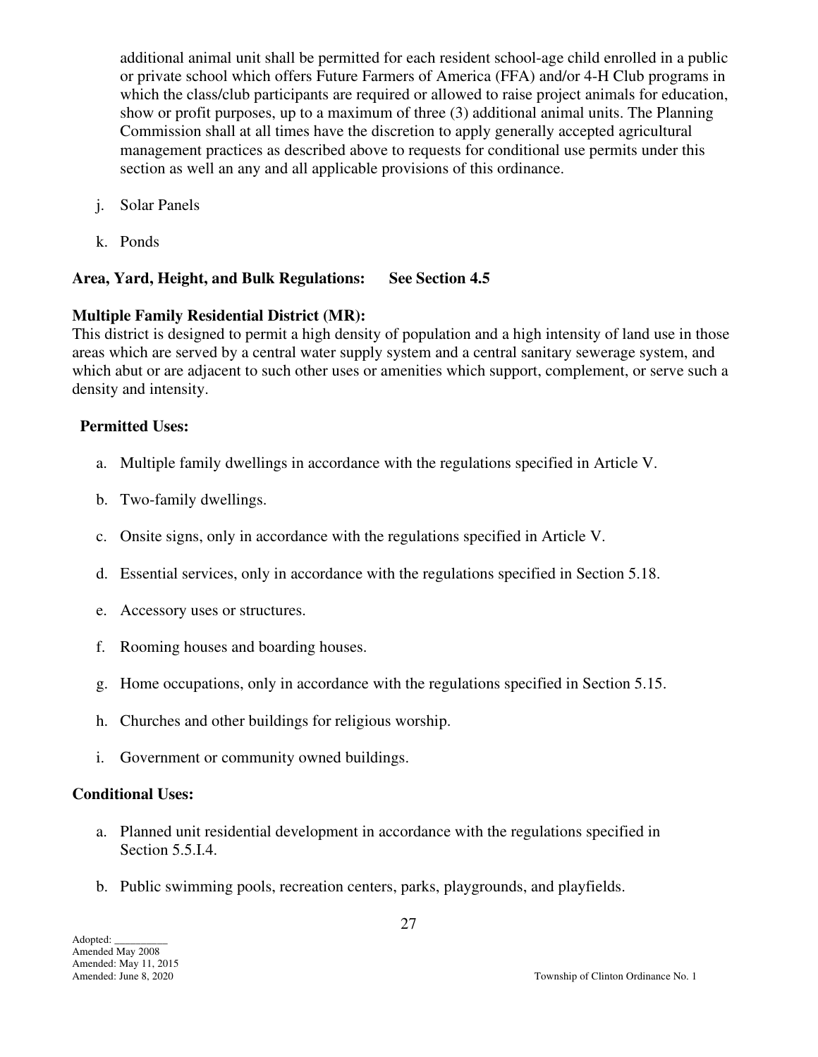additional animal unit shall be permitted for each resident school-age child enrolled in a public or private school which offers Future Farmers of America (FFA) and/or 4-H Club programs in which the class/club participants are required or allowed to raise project animals for education, show or profit purposes, up to a maximum of three (3) additional animal units. The Planning Commission shall at all times have the discretion to apply generally accepted agricultural management practices as described above to requests for conditional use permits under this section as well an any and all applicable provisions of this ordinance.

j. Solar Panels

k. Ponds

**Area, Yard, Height, and Bulk Regulations: See Section 4.5**

**Multiple Family Residential District (MR):**
This district is designed to permit a high density of population and a high intensity of land use in those areas which are served by a central water supply system and a central sanitary sewerage system, and which abut or are adjacent to such other uses or amenities which support, complement, or serve such a density and intensity.

**Permitted Uses:**

a. Multiple family dwellings in accordance with the regulations specified in Article V.

b. Two-family dwellings.

c. Onsite signs, only in accordance with the regulations specified in Article V.

d. Essential services, only in accordance with the regulations specified in Section 5.18.

e. Accessory uses or structures.

f. Rooming houses and boarding houses.

g. Home occupations, only in accordance with the regulations specified in Section 5.15.

h. Churches and other buildings for religious worship.

i. Government or community owned buildings.

**Conditional Uses:**

a. Planned unit residential development in accordance with the regulations specified in Section 5.5.I.4.

b. Public swimming pools, recreation centers, parks, playgrounds, and playfields.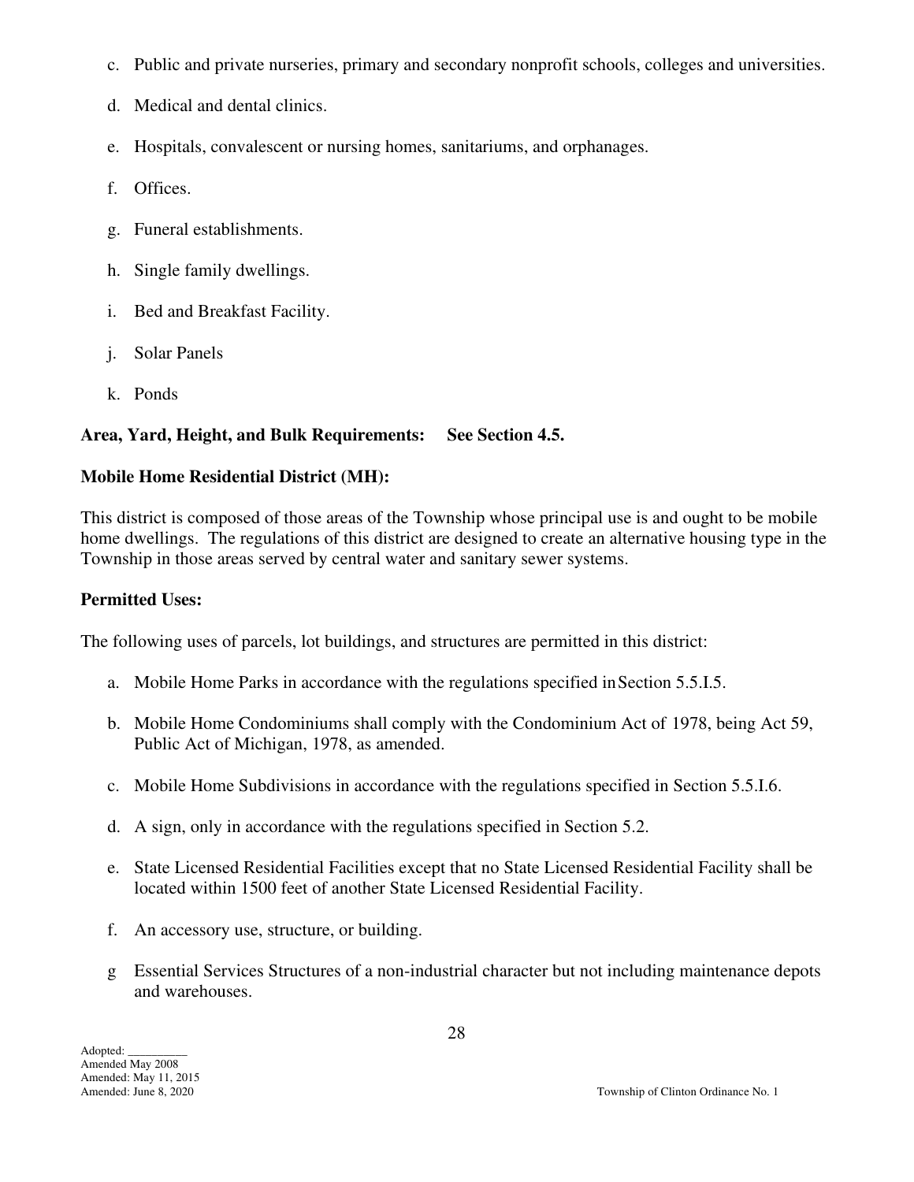c. Public and private nurseries, primary and secondary nonprofit schools, colleges and universities.

d. Medical and dental clinics.

e. Hospitals, convalescent or nursing homes, sanitariums, and orphanages.

f. Offices.

g. Funeral establishments.

h. Single family dwellings.

i. Bed and Breakfast Facility.

j. Solar Panels

k. Ponds

**Area, Yard, Height, and Bulk Requirements: See Section 4.5.**

**Mobile Home Residential District (MH):**

This district is composed of those areas of the Township whose principal use is and ought to be mobile home dwellings. The regulations of this district are designed to create an alternative housing type in the Township in those areas served by central water and sanitary sewer systems.

**Permitted Uses:**

The following uses of parcels, lot buildings, and structures are permitted in this district:

a. Mobile Home Parks in accordance with the regulations specified in Section 5.5.I.5.

b. Mobile Home Condominiums shall comply with the Condominium Act of 1978, being Act 59, Public Act of Michigan, 1978, as amended.

c. Mobile Home Subdivisions in accordance with the regulations specified in Section 5.5.I.6.

d. A sign, only in accordance with the regulations specified in Section 5.2.

e. State Licensed Residential Facilities except that no State Licensed Residential Facility shall be located within 1500 feet of another State Licensed Residential Facility.

f. An accessory use, structure, or building.

g Essential Services Structures of a non-industrial character but not including maintenance depots and warehouses.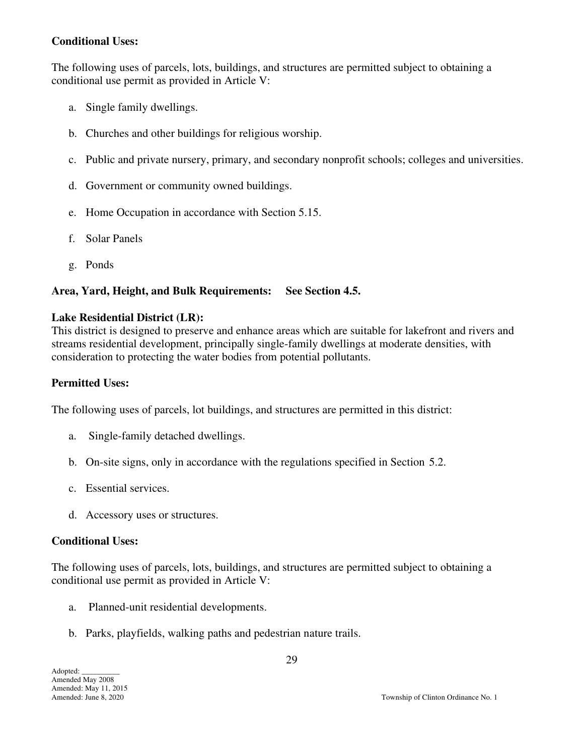**Conditional Uses:**

The following uses of parcels, lots, buildings, and structures are permitted subject to obtaining a conditional use permit as provided in Article V:

a. Single family dwellings.

b. Churches and other buildings for religious worship.

c. Public and private nursery, primary, and secondary nonprofit schools; colleges and universities.

d. Government or community owned buildings.

e. Home Occupation in accordance with Section 5.15.

f. Solar Panels

g. Ponds

**Area, Yard, Height, and Bulk Requirements: See Section 4.5.**

**Lake Residential District (LR):**
This district is designed to preserve and enhance areas which are suitable for lakefront and rivers and streams residential development, principally single-family dwellings at moderate densities, with consideration to protecting the water bodies from potential pollutants.

**Permitted Uses:**

The following uses of parcels, lot buildings, and structures are permitted in this district:

a. Single-family detached dwellings.

b. On-site signs, only in accordance with the regulations specified in Section 5.2.

c. Essential services.

d. Accessory uses or structures.

**Conditional Uses:**

The following uses of parcels, lots, buildings, and structures are permitted subject to obtaining a conditional use permit as provided in Article V:

a. Planned-unit residential developments.

b. Parks, playfields, walking paths and pedestrian nature trails.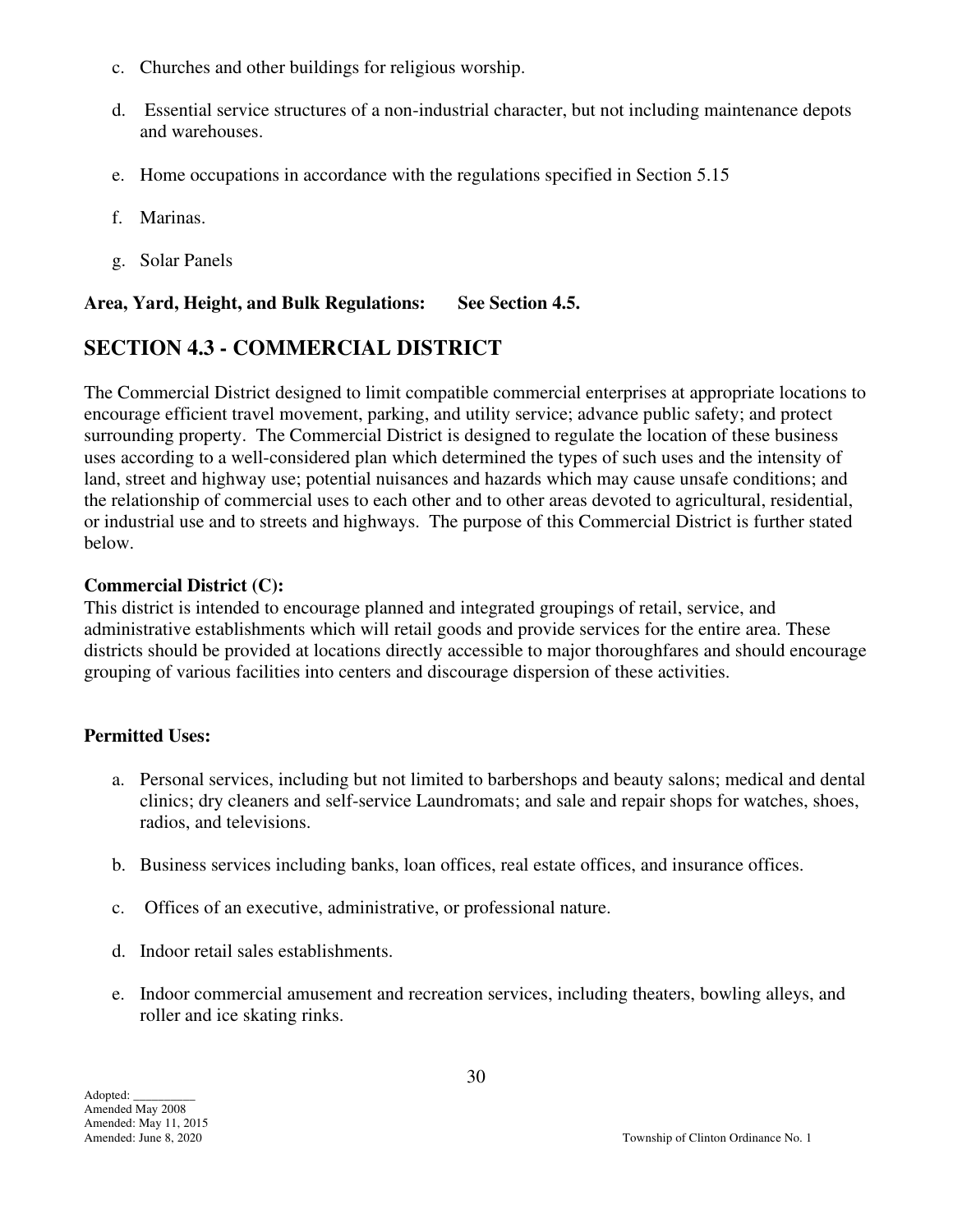c. Churches and other buildings for religious worship.

d. Essential service structures of a non-industrial character, but not including maintenance depots and warehouses.

e. Home occupations in accordance with the regulations specified in Section 5.15

f. Marinas.

g. Solar Panels

**Area, Yard, Height, and Bulk Regulations: See Section 4.5.**

## SECTION 4.3 - COMMERCIAL DISTRICT

The Commercial District designed to limit compatible commercial enterprises at appropriate locations to encourage efficient travel movement, parking, and utility service; advance public safety; and protect surrounding property. The Commercial District is designed to regulate the location of these business uses according to a well-considered plan which determined the types of such uses and the intensity of land, street and highway use; potential nuisances and hazards which may cause unsafe conditions; and the relationship of commercial uses to each other and to other areas devoted to agricultural, residential, or industrial use and to streets and highways. The purpose of this Commercial District is further stated below.

**Commercial District (C):**
This district is intended to encourage planned and integrated groupings of retail, service, and administrative establishments which will retail goods and provide services for the entire area. These districts should be provided at locations directly accessible to major thoroughfares and should encourage grouping of various facilities into centers and discourage dispersion of these activities.

**Permitted Uses:**

a. Personal services, including but not limited to barbershops and beauty salons; medical and dental clinics; dry cleaners and self-service Laundromats; and sale and repair shops for watches, shoes, radios, and televisions.

b. Business services including banks, loan offices, real estate offices, and insurance offices.

c. Offices of an executive, administrative, or professional nature.

d. Indoor retail sales establishments.

e. Indoor commercial amusement and recreation services, including theaters, bowling alleys, and roller and ice skating rinks.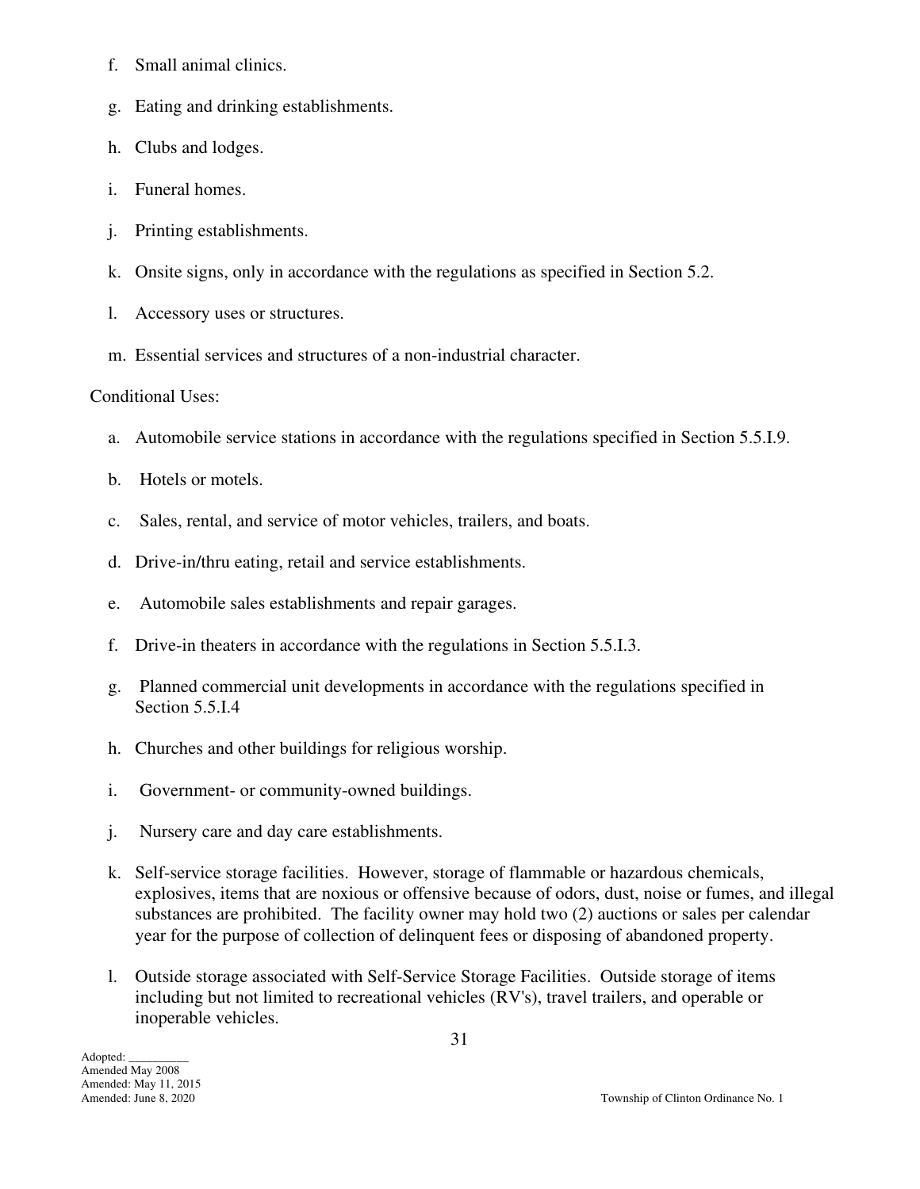f. Small animal clinics.

g. Eating and drinking establishments.

h. Clubs and lodges.

i. Funeral homes.

j. Printing establishments.

k. Onsite signs, only in accordance with the regulations as specified in Section 5.2.

l. Accessory uses or structures.

m. Essential services and structures of a non-industrial character.

Conditional Uses:

a. Automobile service stations in accordance with the regulations specified in Section 5.5.I.9.

b. Hotels or motels.

c. Sales, rental, and service of motor vehicles, trailers, and boats.

d. Drive-in/thru eating, retail and service establishments.

e. Automobile sales establishments and repair garages.

f. Drive-in theaters in accordance with the regulations in Section 5.5.I.3.

g. Planned commercial unit developments in accordance with the regulations specified in Section 5.5.I.4

h. Churches and other buildings for religious worship.

i. Government- or community-owned buildings.

j. Nursery care and day care establishments.

k. Self-service storage facilities. However, storage of flammable or hazardous chemicals, explosives, items that are noxious or offensive because of odors, dust, noise or fumes, and illegal substances are prohibited. The facility owner may hold two (2) auctions or sales per calendar year for the purpose of collection of delinquent fees or disposing of abandoned property.

l. Outside storage associated with Self-Service Storage Facilities. Outside storage of items including but not limited to recreational vehicles (RV's), travel trailers, and operable or inoperable vehicles.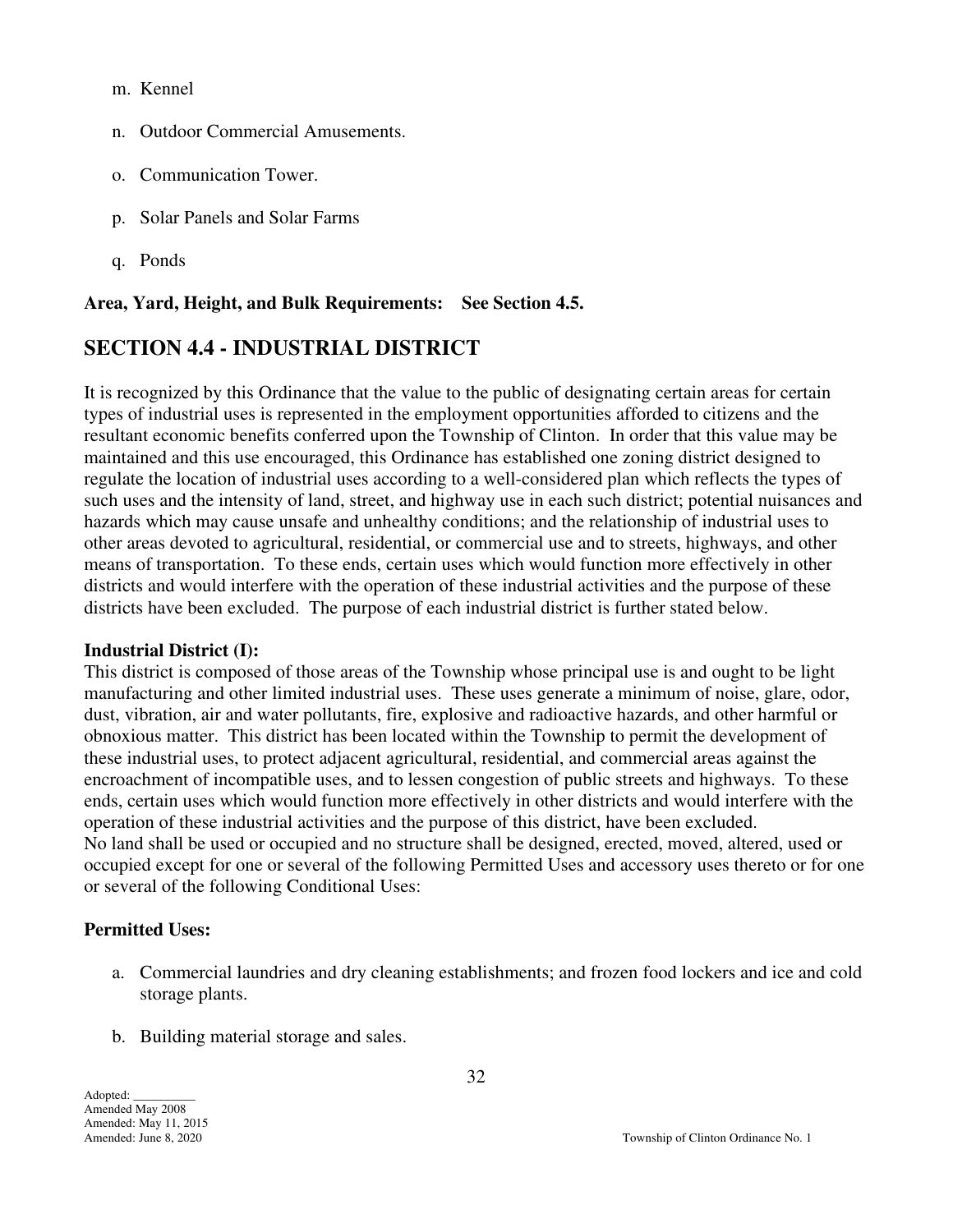m. Kennel

n. Outdoor Commercial Amusements.

o. Communication Tower.

p. Solar Panels and Solar Farms

q. Ponds

**Area, Yard, Height, and Bulk Requirements: See Section 4.5.**

## SECTION 4.4 - INDUSTRIAL DISTRICT

It is recognized by this Ordinance that the value to the public of designating certain areas for certain types of industrial uses is represented in the employment opportunities afforded to citizens and the resultant economic benefits conferred upon the Township of Clinton. In order that this value may be maintained and this use encouraged, this Ordinance has established one zoning district designed to regulate the location of industrial uses according to a well-considered plan which reflects the types of such uses and the intensity of land, street, and highway use in each such district; potential nuisances and hazards which may cause unsafe and unhealthy conditions; and the relationship of industrial uses to other areas devoted to agricultural, residential, or commercial use and to streets, highways, and other means of transportation. To these ends, certain uses which would function more effectively in other districts and would interfere with the operation of these industrial activities and the purpose of these districts have been excluded. The purpose of each industrial district is further stated below.

**Industrial District (I):**
This district is composed of those areas of the Township whose principal use is and ought to be light manufacturing and other limited industrial uses. These uses generate a minimum of noise, glare, odor, dust, vibration, air and water pollutants, fire, explosive and radioactive hazards, and other harmful or obnoxious matter. This district has been located within the Township to permit the development of these industrial uses, to protect adjacent agricultural, residential, and commercial areas against the encroachment of incompatible uses, and to lessen congestion of public streets and highways. To these ends, certain uses which would function more effectively in other districts and would interfere with the operation of these industrial activities and the purpose of this district, have been excluded.
No land shall be used or occupied and no structure shall be designed, erected, moved, altered, used or occupied except for one or several of the following Permitted Uses and accessory uses thereto or for one or several of the following Conditional Uses:

**Permitted Uses:**

a. Commercial laundries and dry cleaning establishments; and frozen food lockers and ice and cold storage plants.

b. Building material storage and sales.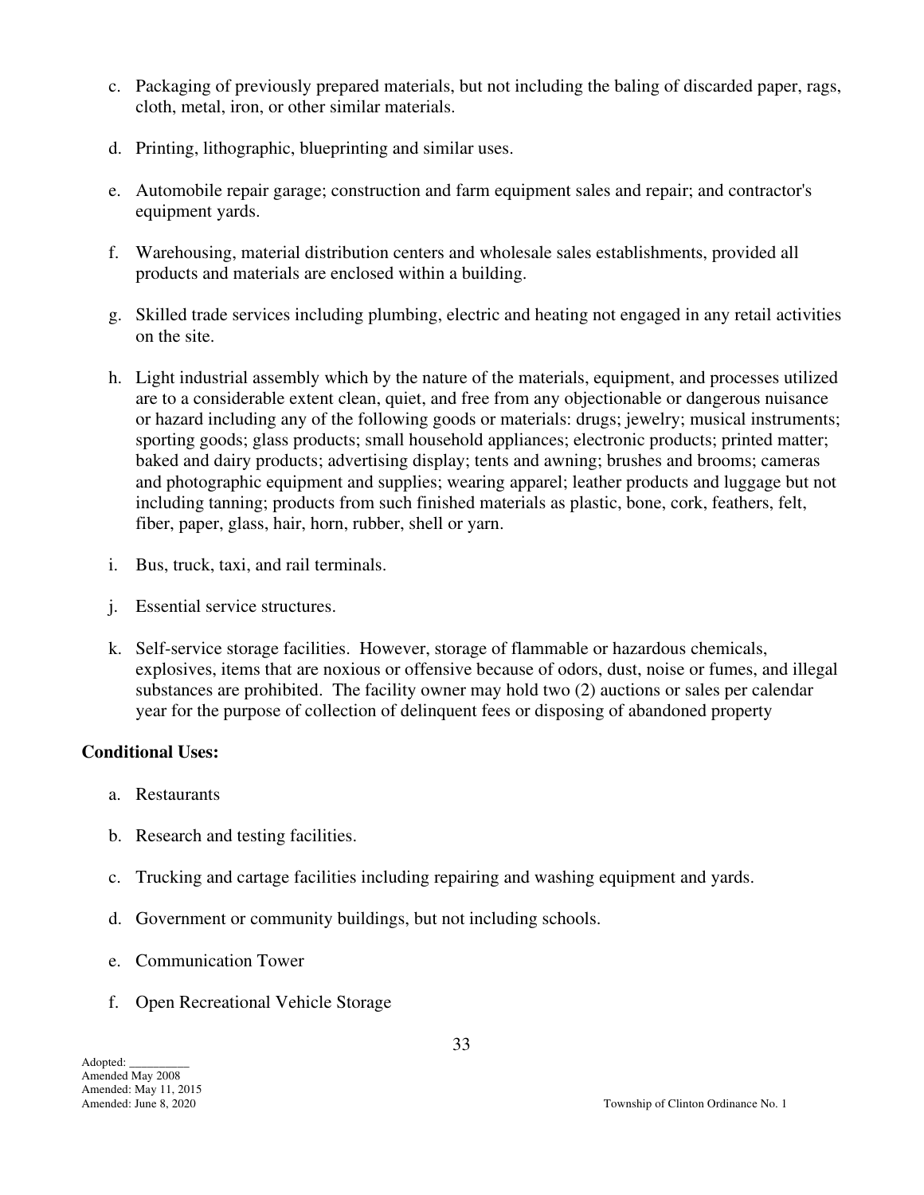c. Packaging of previously prepared materials, but not including the baling of discarded paper, rags, cloth, metal, iron, or other similar materials.

d. Printing, lithographic, blueprinting and similar uses.

e. Automobile repair garage; construction and farm equipment sales and repair; and contractor's equipment yards.

f. Warehousing, material distribution centers and wholesale sales establishments, provided all products and materials are enclosed within a building.

g. Skilled trade services including plumbing, electric and heating not engaged in any retail activities on the site.

h. Light industrial assembly which by the nature of the materials, equipment, and processes utilized are to a considerable extent clean, quiet, and free from any objectionable or dangerous nuisance or hazard including any of the following goods or materials: drugs; jewelry; musical instruments; sporting goods; glass products; small household appliances; electronic products; printed matter; baked and dairy products; advertising display; tents and awning; brushes and brooms; cameras and photographic equipment and supplies; wearing apparel; leather products and luggage but not including tanning; products from such finished materials as plastic, bone, cork, feathers, felt, fiber, paper, glass, hair, horn, rubber, shell or yarn.

i. Bus, truck, taxi, and rail terminals.

j. Essential service structures.

k. Self-service storage facilities. However, storage of flammable or hazardous chemicals, explosives, items that are noxious or offensive because of odors, dust, noise or fumes, and illegal substances are prohibited. The facility owner may hold two (2) auctions or sales per calendar year for the purpose of collection of delinquent fees or disposing of abandoned property

**Conditional Uses:**

a. Restaurants

b. Research and testing facilities.

c. Trucking and cartage facilities including repairing and washing equipment and yards.

d. Government or community buildings, but not including schools.

e. Communication Tower

f. Open Recreational Vehicle Storage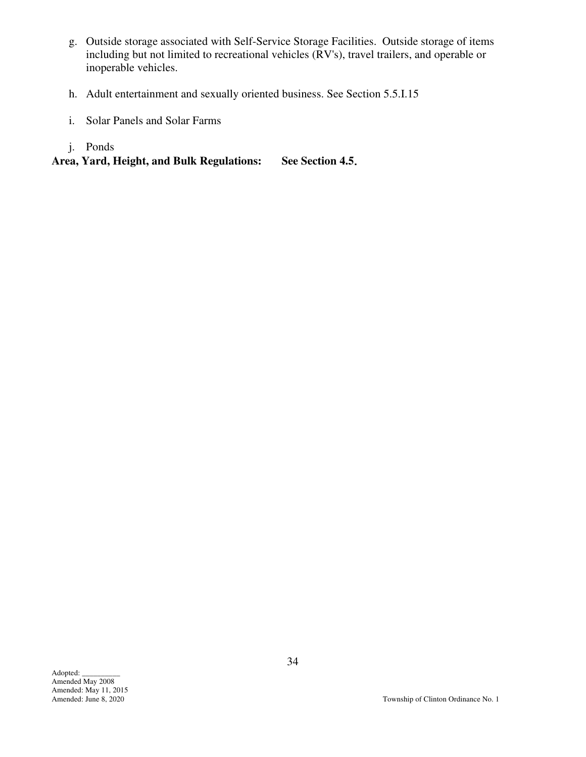g. Outside storage associated with Self-Service Storage Facilities. Outside storage of items including but not limited to recreational vehicles (RV's), travel trailers, and operable or inoperable vehicles.

h. Adult entertainment and sexually oriented business. See Section 5.5.I.15

i. Solar Panels and Solar Farms

j. Ponds

**Area, Yard, Height, and Bulk Regulations: See Section 4.5.**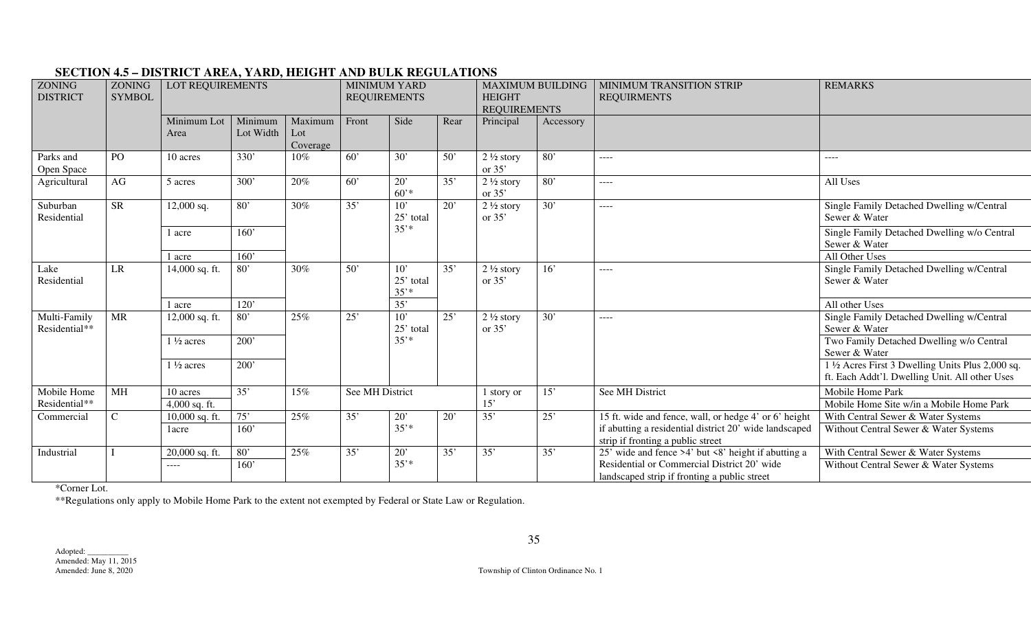## SECTION 4.5 – DISTRICT AREA, YARD, HEIGHT AND BULK REGULATIONS

| ZONING DISTRICT | ZONING SYMBOL | LOT REQUIREMENTS | | | MINIMUM YARD REQUIREMENTS | | | MAXIMUM BUILDING HEIGHT REQUIREMENTS | | MINIMUM TRANSITION STRIP REQUIRMENTS | REMARKS |
|---|---|---|---|---|---|---|---|---|---|---|---|
| | | Minimum Lot Area | Minimum Lot Width | Maximum Lot Coverage | Front | Side | Rear | Principal | Accessory | | |
| Parks and Open Space | PO | 10 acres | 330' | 10% | 60' | 30' | 50' | 2 ½ story or 35' | 80' | ---- | ---- |
| Agricultural | AG | 5 acres | 300' | 20% | 60' | 20' 60'* | 35' | 2 ½ story or 35' | 80' | ---- | All Uses |
| Suburban Residential | SR | 12,000 sq. | 80' | 30% | 35' | 10' 25' total 35'* | 20' | 2 ½ story or 35' | 30' | ---- | Single Family Detached Dwelling w/Central Sewer & Water |
| | | 1 acre | 160' | | | | | | | | Single Family Detached Dwelling w/o Central Sewer & Water |
| | | 1 acre | 160' | | | | | | | | All Other Uses |
| Lake Residential | LR | 14,000 sq. ft. | 80' | 30% | 50' | 10' 25' total 35'* | 35' | 2 ½ story or 35' | 16' | ---- | Single Family Detached Dwelling w/Central Sewer & Water |
| | | 1 acre | 120' | | | 35' | | | | | All other Uses |
| Multi-Family Residential** | MR | 12,000 sq. ft. | 80' | 25% | 25' | 10' 25' total 35'* | 25' | 2 ½ story or 35' | 30' | ---- | Single Family Detached Dwelling w/Central Sewer & Water |
| | | 1 ½ acres | 200' | | | | | | | | Two Family Detached Dwelling w/o Central Sewer & Water |
| | | 1 ½ acres | 200' | | | | | | | | 1 ½ Acres First 3 Dwelling Units Plus 2,000 sq. ft. Each Addt'l. Dwelling Unit. All other Uses |
| Mobile Home Residential** | MH | 10 acres | 35' | 15% | See MH District | | | 1 story or 15' | 15' | See MH District | Mobile Home Park |
| | | 4,000 sq. ft. | | | | | | | | | Mobile Home Site w/in a Mobile Home Park |
| Commercial | C | 10,000 sq. ft. | 75' | 25% | 35' | 20' 35'* | 20' | 35' | 25' | 15 ft. wide and fence, wall, or hedge 4' or 6' height if abutting a residential district 20' wide landscaped strip if fronting a public street | With Central Sewer & Water Systems |
| | | 1acre | 160' | | | | | | | | Without Central Sewer & Water Systems |
| Industrial | I | 20,000 sq. ft. | 80' | 25% | 35' | 20' 35'* | 35' | 35' | 35' | 25' wide and fence >4' but <8' height if abutting a Residential or Commercial District 20' wide landscaped strip if fronting a public street | With Central Sewer & Water Systems |
| | | ---- | 160' | | | | | | | | Without Central Sewer & Water Systems |

*Corner Lot.

**Regulations only apply to Mobile Home Park to the extent not exempted by Federal or State Law or Regulation.

Adopted: __________
Amended: May 11, 2015
Amended: June 8, 2020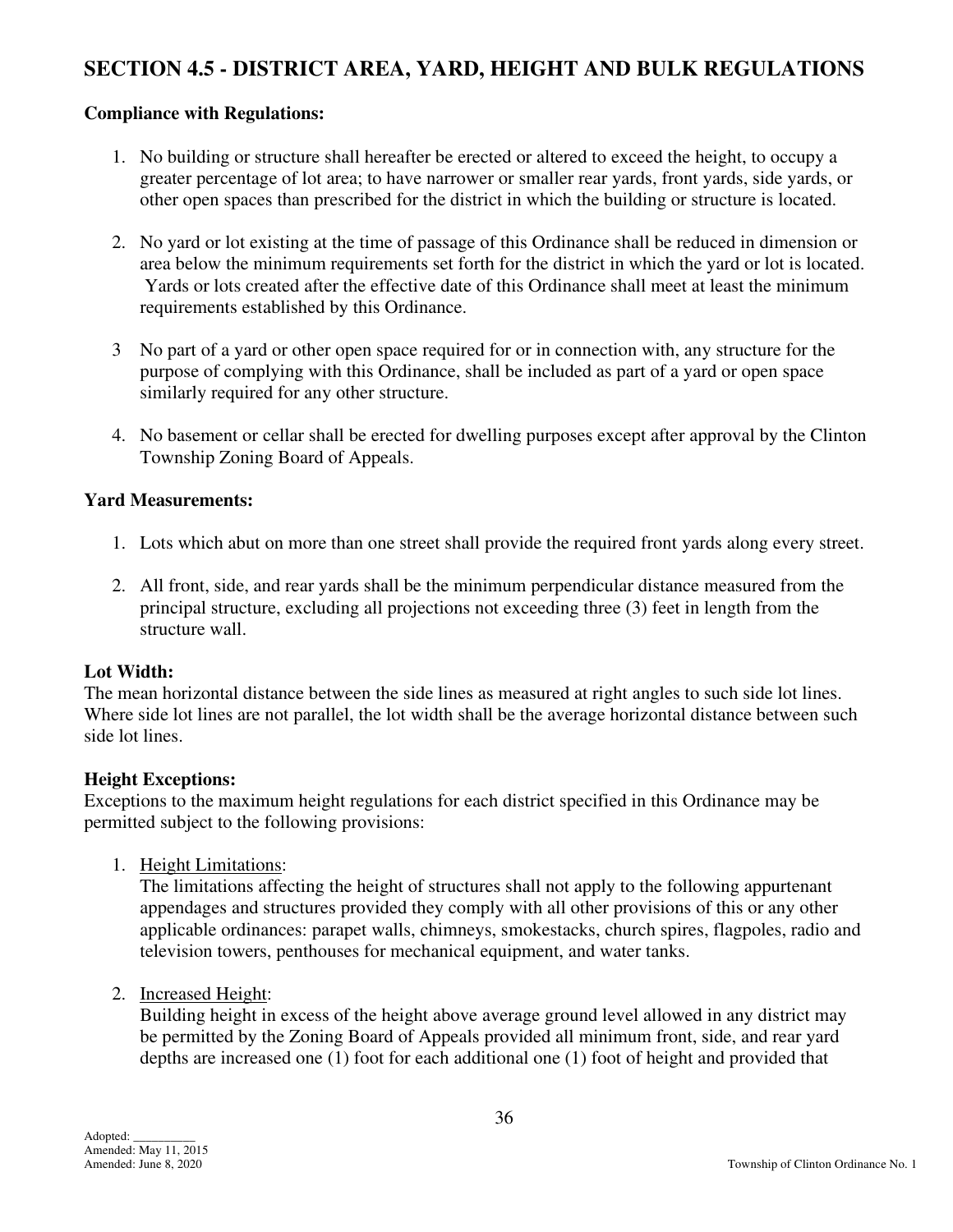## SECTION 4.5 - DISTRICT AREA, YARD, HEIGHT AND BULK REGULATIONS

**Compliance with Regulations:**

1. No building or structure shall hereafter be erected or altered to exceed the height, to occupy a greater percentage of lot area; to have narrower or smaller rear yards, front yards, side yards, or other open spaces than prescribed for the district in which the building or structure is located.

2. No yard or lot existing at the time of passage of this Ordinance shall be reduced in dimension or area below the minimum requirements set forth for the district in which the yard or lot is located. Yards or lots created after the effective date of this Ordinance shall meet at least the minimum requirements established by this Ordinance.

3 No part of a yard or other open space required for or in connection with, any structure for the purpose of complying with this Ordinance, shall be included as part of a yard or open space similarly required for any other structure.

4. No basement or cellar shall be erected for dwelling purposes except after approval by the Clinton Township Zoning Board of Appeals.

**Yard Measurements:**

1. Lots which abut on more than one street shall provide the required front yards along every street.

2. All front, side, and rear yards shall be the minimum perpendicular distance measured from the principal structure, excluding all projections not exceeding three (3) feet in length from the structure wall.

**Lot Width:**
The mean horizontal distance between the side lines as measured at right angles to such side lot lines. Where side lot lines are not parallel, the lot width shall be the average horizontal distance between such side lot lines.

**Height Exceptions:**
Exceptions to the maximum height regulations for each district specified in this Ordinance may be permitted subject to the following provisions:

1. Height Limitations:
   The limitations affecting the height of structures shall not apply to the following appurtenant appendages and structures provided they comply with all other provisions of this or any other applicable ordinances: parapet walls, chimneys, smokestacks, church spires, flagpoles, radio and television towers, penthouses for mechanical equipment, and water tanks.

2. Increased Height:
   Building height in excess of the height above average ground level allowed in any district may be permitted by the Zoning Board of Appeals provided all minimum front, side, and rear yard depths are increased one (1) foot for each additional one (1) foot of height and provided that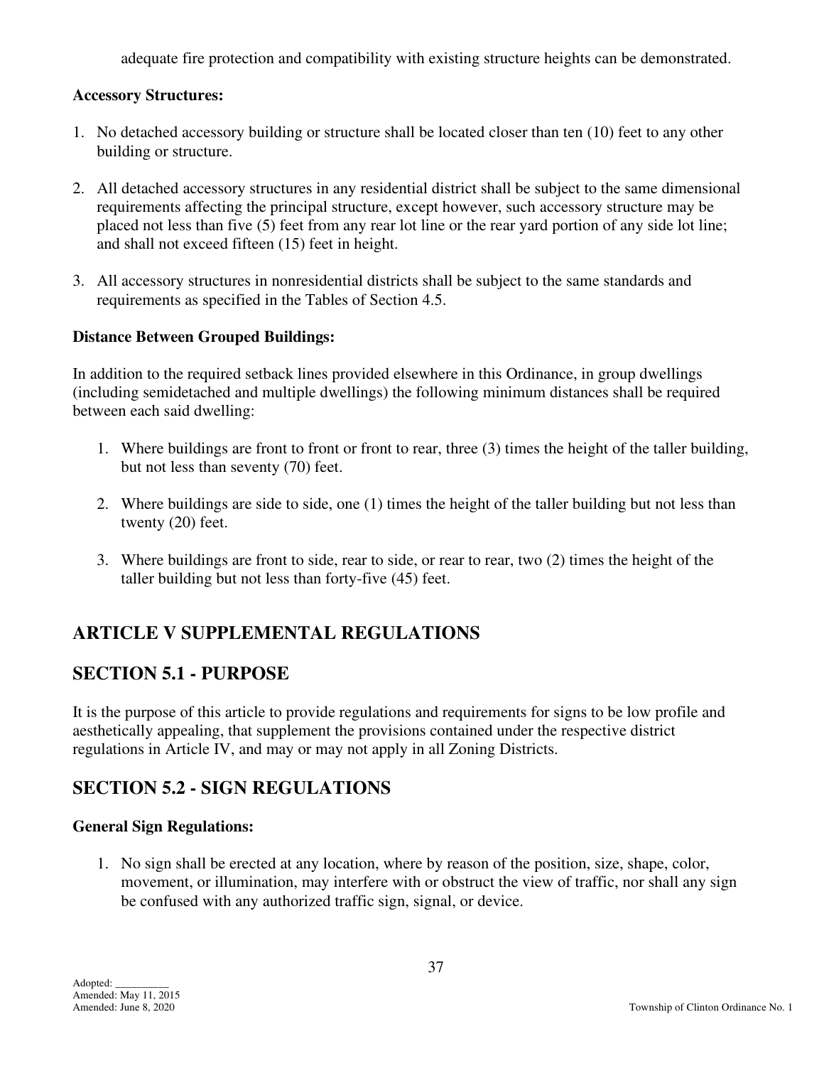adequate fire protection and compatibility with existing structure heights can be demonstrated.

**Accessory Structures:**

1. No detached accessory building or structure shall be located closer than ten (10) feet to any other building or structure.

2. All detached accessory structures in any residential district shall be subject to the same dimensional requirements affecting the principal structure, except however, such accessory structure may be placed not less than five (5) feet from any rear lot line or the rear yard portion of any side lot line; and shall not exceed fifteen (15) feet in height.

3. All accessory structures in nonresidential districts shall be subject to the same standards and requirements as specified in the Tables of Section 4.5.

**Distance Between Grouped Buildings:**

In addition to the required setback lines provided elsewhere in this Ordinance, in group dwellings (including semidetached and multiple dwellings) the following minimum distances shall be required between each said dwelling:

1. Where buildings are front to front or front to rear, three (3) times the height of the taller building, but not less than seventy (70) feet.

2. Where buildings are side to side, one (1) times the height of the taller building but not less than twenty (20) feet.

3. Where buildings are front to side, rear to side, or rear to rear, two (2) times the height of the taller building but not less than forty-five (45) feet.

## ARTICLE V SUPPLEMENTAL REGULATIONS

## SECTION 5.1 - PURPOSE

It is the purpose of this article to provide regulations and requirements for signs to be low profile and aesthetically appealing, that supplement the provisions contained under the respective district regulations in Article IV, and may or may not apply in all Zoning Districts.

## SECTION 5.2 - SIGN REGULATIONS

**General Sign Regulations:**

1. No sign shall be erected at any location, where by reason of the position, size, shape, color, movement, or illumination, may interfere with or obstruct the view of traffic, nor shall any sign be confused with any authorized traffic sign, signal, or device.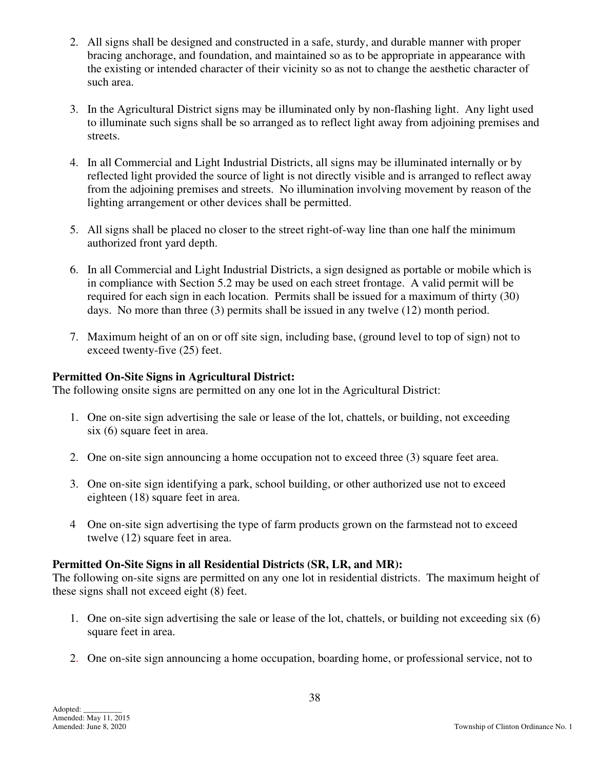2. All signs shall be designed and constructed in a safe, sturdy, and durable manner with proper bracing anchorage, and foundation, and maintained so as to be appropriate in appearance with the existing or intended character of their vicinity so as not to change the aesthetic character of such area.

3. In the Agricultural District signs may be illuminated only by non-flashing light. Any light used to illuminate such signs shall be so arranged as to reflect light away from adjoining premises and streets.

4. In all Commercial and Light Industrial Districts, all signs may be illuminated internally or by reflected light provided the source of light is not directly visible and is arranged to reflect away from the adjoining premises and streets. No illumination involving movement by reason of the lighting arrangement or other devices shall be permitted.

5. All signs shall be placed no closer to the street right-of-way line than one half the minimum authorized front yard depth.

6. In all Commercial and Light Industrial Districts, a sign designed as portable or mobile which is in compliance with Section 5.2 may be used on each street frontage. A valid permit will be required for each sign in each location. Permits shall be issued for a maximum of thirty (30) days. No more than three (3) permits shall be issued in any twelve (12) month period.

7. Maximum height of an on or off site sign, including base, (ground level to top of sign) not to exceed twenty-five (25) feet.

**Permitted On-Site Signs in Agricultural District:**
The following onsite signs are permitted on any one lot in the Agricultural District:

1. One on-site sign advertising the sale or lease of the lot, chattels, or building, not exceeding six (6) square feet in area.

2. One on-site sign announcing a home occupation not to exceed three (3) square feet area.

3. One on-site sign identifying a park, school building, or other authorized use not to exceed eighteen (18) square feet in area.

4 One on-site sign advertising the type of farm products grown on the farmstead not to exceed twelve (12) square feet in area.

**Permitted On-Site Signs in all Residential Districts (SR, LR, and MR):**
The following on-site signs are permitted on any one lot in residential districts. The maximum height of these signs shall not exceed eight (8) feet.

1. One on-site sign advertising the sale or lease of the lot, chattels, or building not exceeding six (6) square feet in area.

2. One on-site sign announcing a home occupation, boarding home, or professional service, not to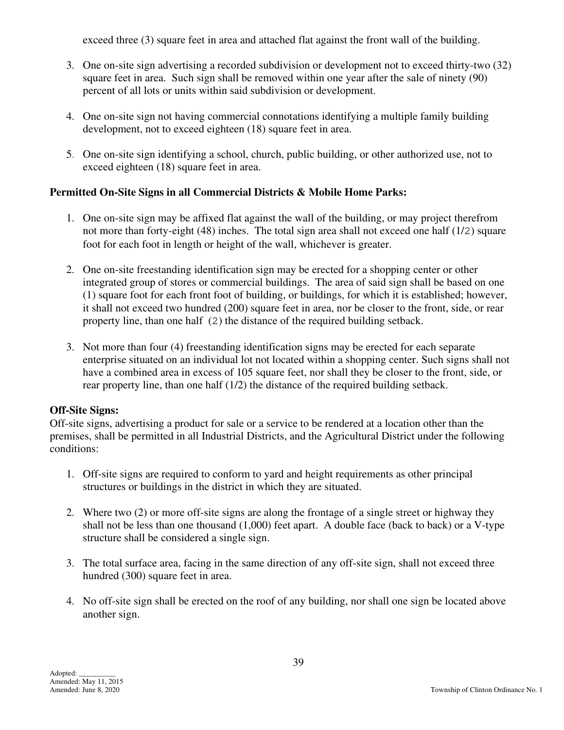exceed three (3) square feet in area and attached flat against the front wall of the building.

3. One on-site sign advertising a recorded subdivision or development not to exceed thirty-two (32) square feet in area. Such sign shall be removed within one year after the sale of ninety (90) percent of all lots or units within said subdivision or development.

4. One on-site sign not having commercial connotations identifying a multiple family building development, not to exceed eighteen (18) square feet in area.

5. One on-site sign identifying a school, church, public building, or other authorized use, not to exceed eighteen (18) square feet in area.

**Permitted On-Site Signs in all Commercial Districts & Mobile Home Parks:**

1. One on-site sign may be affixed flat against the wall of the building, or may project therefrom not more than forty-eight (48) inches. The total sign area shall not exceed one half (1/2) square foot for each foot in length or height of the wall, whichever is greater.

2. One on-site freestanding identification sign may be erected for a shopping center or other integrated group of stores or commercial buildings. The area of said sign shall be based on one (1) square foot for each front foot of building, or buildings, for which it is established; however, it shall not exceed two hundred (200) square feet in area, nor be closer to the front, side, or rear property line, than one half (2) the distance of the required building setback.

3. Not more than four (4) freestanding identification signs may be erected for each separate enterprise situated on an individual lot not located within a shopping center. Such signs shall not have a combined area in excess of 105 square feet, nor shall they be closer to the front, side, or rear property line, than one half (1/2) the distance of the required building setback.

**Off-Site Signs:**
Off-site signs, advertising a product for sale or a service to be rendered at a location other than the premises, shall be permitted in all Industrial Districts, and the Agricultural District under the following conditions:

1. Off-site signs are required to conform to yard and height requirements as other principal structures or buildings in the district in which they are situated.

2. Where two (2) or more off-site signs are along the frontage of a single street or highway they shall not be less than one thousand (1,000) feet apart. A double face (back to back) or a V-type structure shall be considered a single sign.

3. The total surface area, facing in the same direction of any off-site sign, shall not exceed three hundred (300) square feet in area.

4. No off-site sign shall be erected on the roof of any building, nor shall one sign be located above another sign.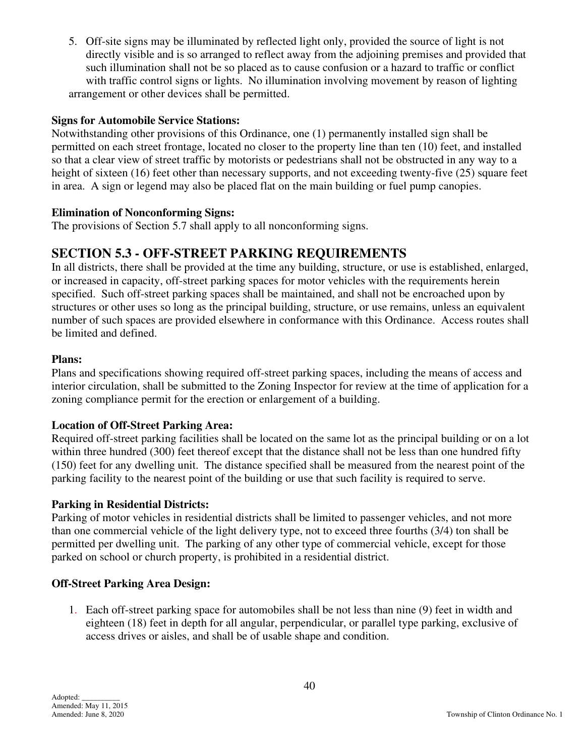5. Off-site signs may be illuminated by reflected light only, provided the source of light is not directly visible and is so arranged to reflect away from the adjoining premises and provided that such illumination shall not be so placed as to cause confusion or a hazard to traffic or conflict with traffic control signs or lights. No illumination involving movement by reason of lighting arrangement or other devices shall be permitted.

**Signs for Automobile Service Stations:**
Notwithstanding other provisions of this Ordinance, one (1) permanently installed sign shall be permitted on each street frontage, located no closer to the property line than ten (10) feet, and installed so that a clear view of street traffic by motorists or pedestrians shall not be obstructed in any way to a height of sixteen (16) feet other than necessary supports, and not exceeding twenty-five (25) square feet in area. A sign or legend may also be placed flat on the main building or fuel pump canopies.

**Elimination of Nonconforming Signs:**
The provisions of Section 5.7 shall apply to all nonconforming signs.

## SECTION 5.3 - OFF-STREET PARKING REQUIREMENTS

In all districts, there shall be provided at the time any building, structure, or use is established, enlarged, or increased in capacity, off-street parking spaces for motor vehicles with the requirements herein specified. Such off-street parking spaces shall be maintained, and shall not be encroached upon by structures or other uses so long as the principal building, structure, or use remains, unless an equivalent number of such spaces are provided elsewhere in conformance with this Ordinance. Access routes shall be limited and defined.

**Plans:**
Plans and specifications showing required off-street parking spaces, including the means of access and interior circulation, shall be submitted to the Zoning Inspector for review at the time of application for a zoning compliance permit for the erection or enlargement of a building.

**Location of Off-Street Parking Area:**
Required off-street parking facilities shall be located on the same lot as the principal building or on a lot within three hundred (300) feet thereof except that the distance shall not be less than one hundred fifty (150) feet for any dwelling unit. The distance specified shall be measured from the nearest point of the parking facility to the nearest point of the building or use that such facility is required to serve.

**Parking in Residential Districts:**
Parking of motor vehicles in residential districts shall be limited to passenger vehicles, and not more than one commercial vehicle of the light delivery type, not to exceed three fourths (3/4) ton shall be permitted per dwelling unit. The parking of any other type of commercial vehicle, except for those parked on school or church property, is prohibited in a residential district.

**Off-Street Parking Area Design:**

1. Each off-street parking space for automobiles shall be not less than nine (9) feet in width and eighteen (18) feet in depth for all angular, perpendicular, or parallel type parking, exclusive of access drives or aisles, and shall be of usable shape and condition.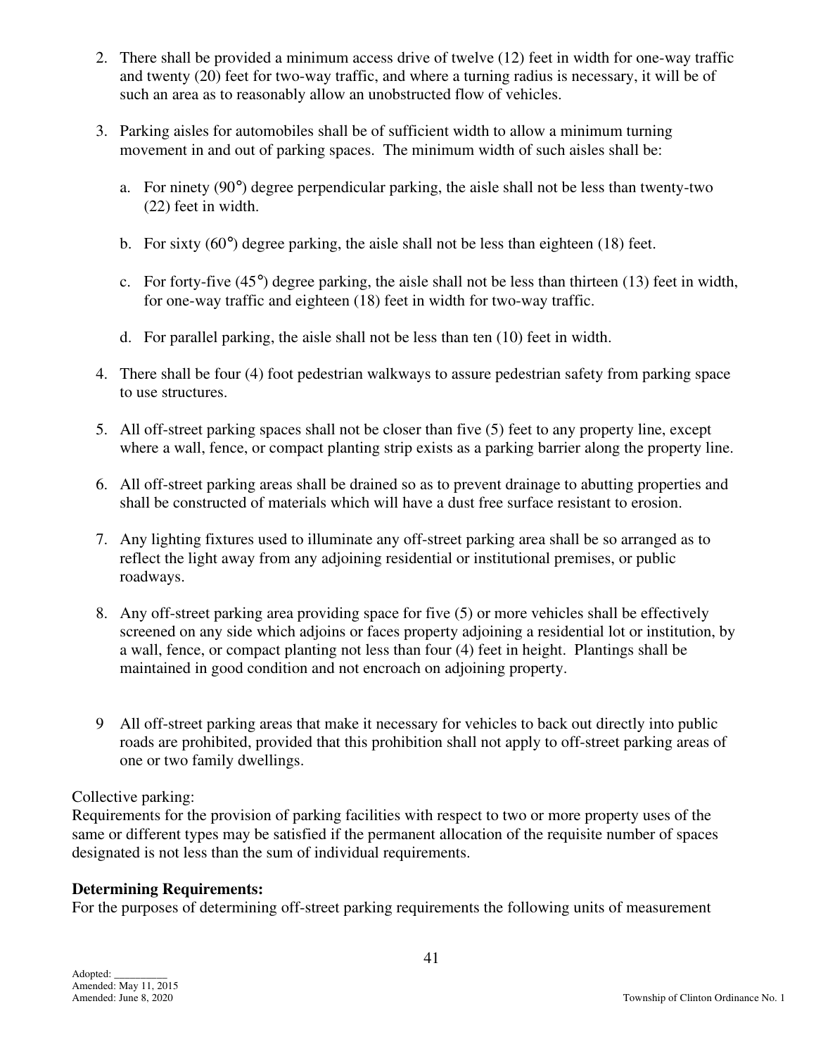2. There shall be provided a minimum access drive of twelve (12) feet in width for one-way traffic and twenty (20) feet for two-way traffic, and where a turning radius is necessary, it will be of such an area as to reasonably allow an unobstructed flow of vehicles.

3. Parking aisles for automobiles shall be of sufficient width to allow a minimum turning movement in and out of parking spaces. The minimum width of such aisles shall be:

   a. For ninety (90°) degree perpendicular parking, the aisle shall not be less than twenty-two (22) feet in width.

   b. For sixty (60°) degree parking, the aisle shall not be less than eighteen (18) feet.

   c. For forty-five (45°) degree parking, the aisle shall not be less than thirteen (13) feet in width, for one-way traffic and eighteen (18) feet in width for two-way traffic.

   d. For parallel parking, the aisle shall not be less than ten (10) feet in width.

4. There shall be four (4) foot pedestrian walkways to assure pedestrian safety from parking space to use structures.

5. All off-street parking spaces shall not be closer than five (5) feet to any property line, except where a wall, fence, or compact planting strip exists as a parking barrier along the property line.

6. All off-street parking areas shall be drained so as to prevent drainage to abutting properties and shall be constructed of materials which will have a dust free surface resistant to erosion.

7. Any lighting fixtures used to illuminate any off-street parking area shall be so arranged as to reflect the light away from any adjoining residential or institutional premises, or public roadways.

8. Any off-street parking area providing space for five (5) or more vehicles shall be effectively screened on any side which adjoins or faces property adjoining a residential lot or institution, by a wall, fence, or compact planting not less than four (4) feet in height. Plantings shall be maintained in good condition and not encroach on adjoining property.

9 All off-street parking areas that make it necessary for vehicles to back out directly into public roads are prohibited, provided that this prohibition shall not apply to off-street parking areas of one or two family dwellings.

Collective parking:
Requirements for the provision of parking facilities with respect to two or more property uses of the same or different types may be satisfied if the permanent allocation of the requisite number of spaces designated is not less than the sum of individual requirements.

**Determining Requirements:**
For the purposes of determining off-street parking requirements the following units of measurement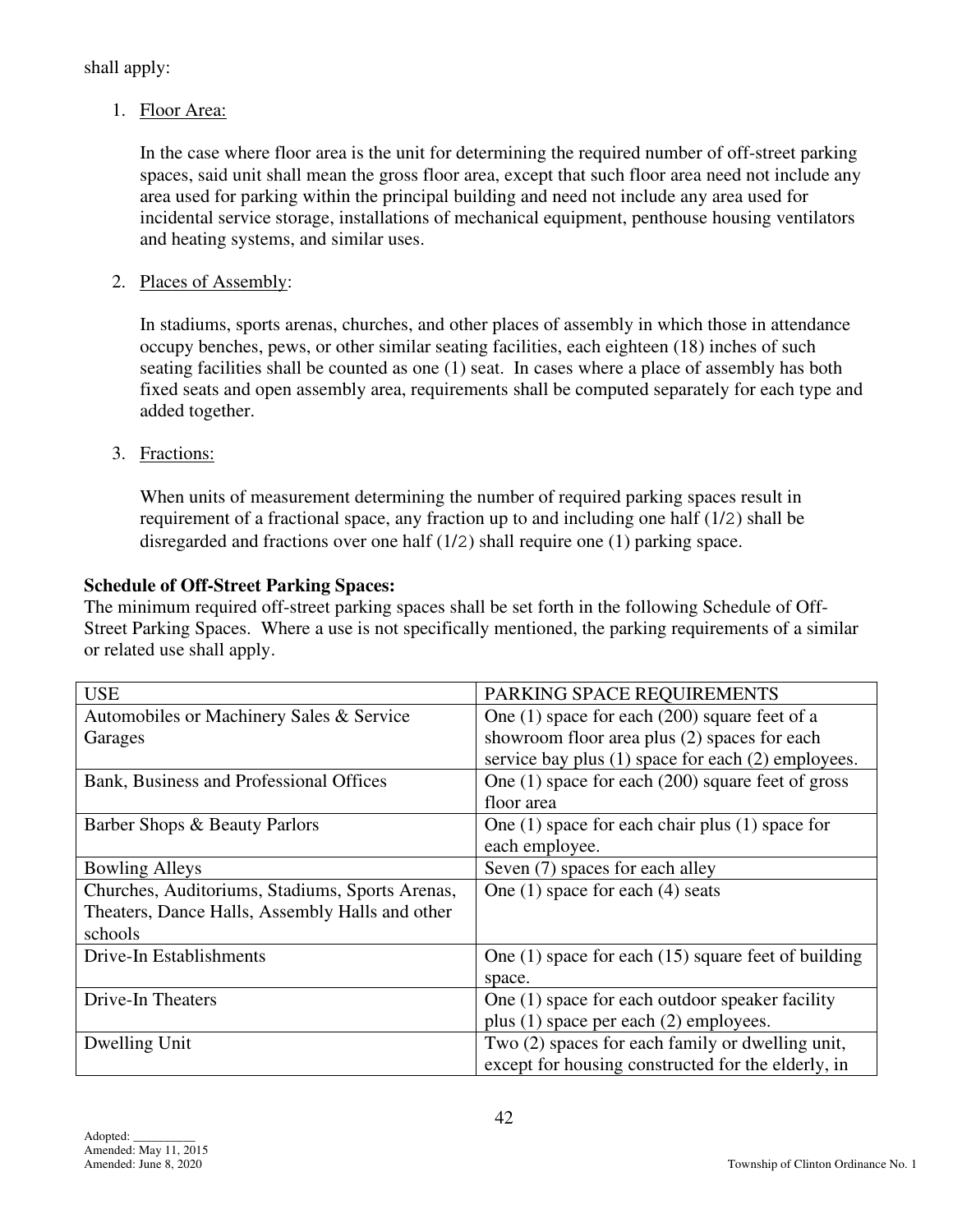shall apply:

1. Floor Area:

   In the case where floor area is the unit for determining the required number of off-street parking spaces, said unit shall mean the gross floor area, except that such floor area need not include any area used for parking within the principal building and need not include any area used for incidental service storage, installations of mechanical equipment, penthouse housing ventilators and heating systems, and similar uses.

2. Places of Assembly:

   In stadiums, sports arenas, churches, and other places of assembly in which those in attendance occupy benches, pews, or other similar seating facilities, each eighteen (18) inches of such seating facilities shall be counted as one (1) seat. In cases where a place of assembly has both fixed seats and open assembly area, requirements shall be computed separately for each type and added together.

3. Fractions:

   When units of measurement determining the number of required parking spaces result in requirement of a fractional space, any fraction up to and including one half (1/2) shall be disregarded and fractions over one half (1/2) shall require one (1) parking space.

**Schedule of Off-Street Parking Spaces:**
The minimum required off-street parking spaces shall be set forth in the following Schedule of Off-Street Parking Spaces. Where a use is not specifically mentioned, the parking requirements of a similar or related use shall apply.

| USE | PARKING SPACE REQUIREMENTS |
|---|---|
| Automobiles or Machinery Sales & Service Garages | One (1) space for each (200) square feet of a showroom floor area plus (2) spaces for each service bay plus (1) space for each (2) employees. |
| Bank, Business and Professional Offices | One (1) space for each (200) square feet of gross floor area |
| Barber Shops & Beauty Parlors | One (1) space for each chair plus (1) space for each employee. |
| Bowling Alleys | Seven (7) spaces for each alley |
| Churches, Auditoriums, Stadiums, Sports Arenas, Theaters, Dance Halls, Assembly Halls and other schools | One (1) space for each (4) seats |
| Drive-In Establishments | One (1) space for each (15) square feet of building space. |
| Drive-In Theaters | One (1) space for each outdoor speaker facility plus (1) space per each (2) employees. |
| Dwelling Unit | Two (2) spaces for each family or dwelling unit, except for housing constructed for the elderly, in |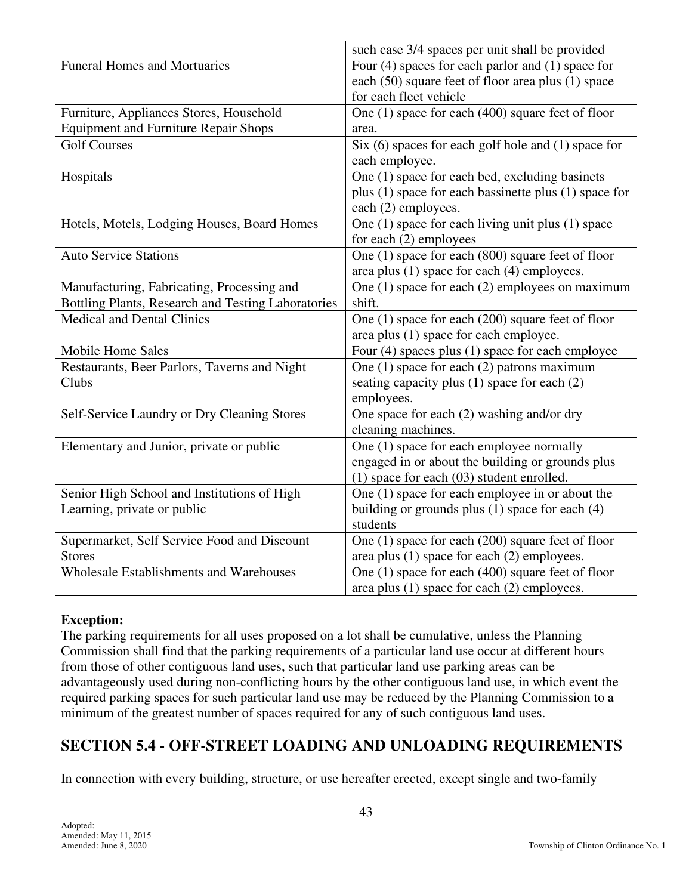| | |
|---|---|
| | such case 3/4 spaces per unit shall be provided |
| Funeral Homes and Mortuaries | Four (4) spaces for each parlor and (1) space for each (50) square feet of floor area plus (1) space for each fleet vehicle |
| Furniture, Appliances Stores, Household Equipment and Furniture Repair Shops | One (1) space for each (400) square feet of floor area. |
| Golf Courses | Six (6) spaces for each golf hole and (1) space for each employee. |
| Hospitals | One (1) space for each bed, excluding basinets plus (1) space for each bassinette plus (1) space for each (2) employees. |
| Hotels, Motels, Lodging Houses, Board Homes | One (1) space for each living unit plus (1) space for each (2) employees |
| Auto Service Stations | One (1) space for each (800) square feet of floor area plus (1) space for each (4) employees. |
| Manufacturing, Fabricating, Processing and Bottling Plants, Research and Testing Laboratories | One (1) space for each (2) employees on maximum shift. |
| Medical and Dental Clinics | One (1) space for each (200) square feet of floor area plus (1) space for each employee. |
| Mobile Home Sales | Four (4) spaces plus (1) space for each employee |
| Restaurants, Beer Parlors, Taverns and Night Clubs | One (1) space for each (2) patrons maximum seating capacity plus (1) space for each (2) employees. |
| Self-Service Laundry or Dry Cleaning Stores | One space for each (2) washing and/or dry cleaning machines. |
| Elementary and Junior, private or public | One (1) space for each employee normally engaged in or about the building or grounds plus (1) space for each (03) student enrolled. |
| Senior High School and Institutions of High Learning, private or public | One (1) space for each employee in or about the building or grounds plus (1) space for each (4) students |
| Supermarket, Self Service Food and Discount Stores | One (1) space for each (200) square feet of floor area plus (1) space for each (2) employees. |
| Wholesale Establishments and Warehouses | One (1) space for each (400) square feet of floor area plus (1) space for each (2) employees. |

**Exception:**
The parking requirements for all uses proposed on a lot shall be cumulative, unless the Planning Commission shall find that the parking requirements of a particular land use occur at different hours from those of other contiguous land uses, such that particular land use parking areas can be advantageously used during non-conflicting hours by the other contiguous land use, in which event the required parking spaces for such particular land use may be reduced by the Planning Commission to a minimum of the greatest number of spaces required for any of such contiguous land uses.

## SECTION 5.4 - OFF-STREET LOADING AND UNLOADING REQUIREMENTS

In connection with every building, structure, or use hereafter erected, except single and two-family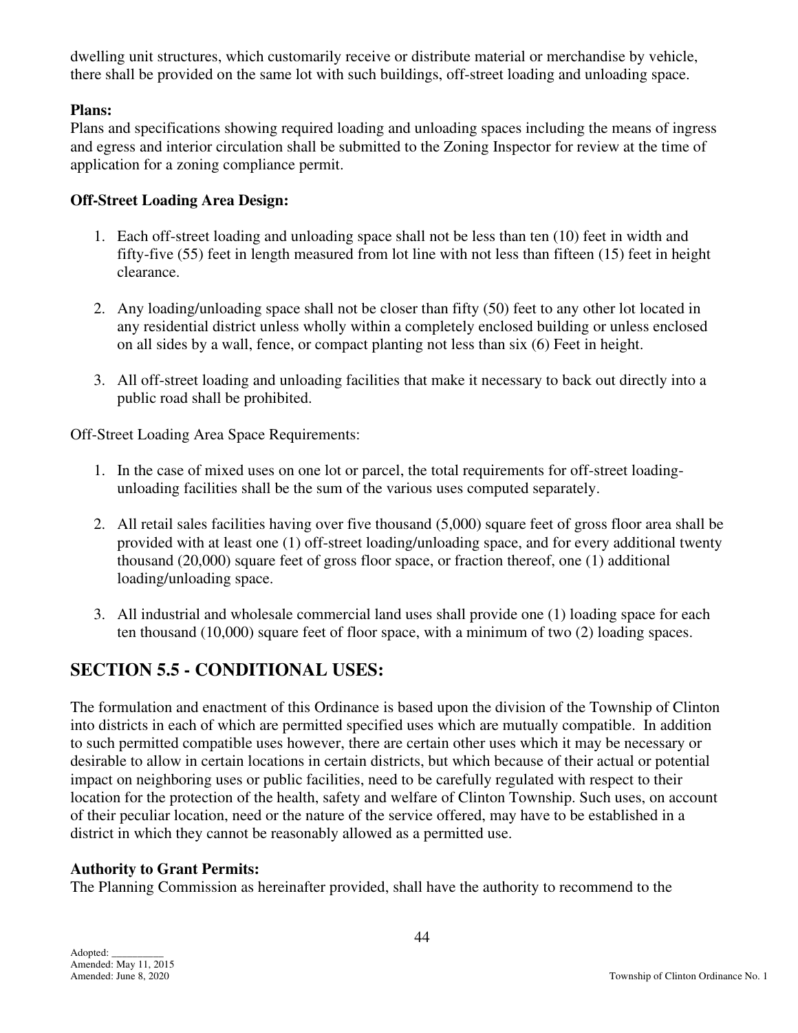dwelling unit structures, which customarily receive or distribute material or merchandise by vehicle, there shall be provided on the same lot with such buildings, off-street loading and unloading space.

**Plans:**
Plans and specifications showing required loading and unloading spaces including the means of ingress and egress and interior circulation shall be submitted to the Zoning Inspector for review at the time of application for a zoning compliance permit.

**Off-Street Loading Area Design:**

1. Each off-street loading and unloading space shall not be less than ten (10) feet in width and fifty-five (55) feet in length measured from lot line with not less than fifteen (15) feet in height clearance.

2. Any loading/unloading space shall not be closer than fifty (50) feet to any other lot located in any residential district unless wholly within a completely enclosed building or unless enclosed on all sides by a wall, fence, or compact planting not less than six (6) Feet in height.

3. All off-street loading and unloading facilities that make it necessary to back out directly into a public road shall be prohibited.

Off-Street Loading Area Space Requirements:

1. In the case of mixed uses on one lot or parcel, the total requirements for off-street loading-unloading facilities shall be the sum of the various uses computed separately.

2. All retail sales facilities having over five thousand (5,000) square feet of gross floor area shall be provided with at least one (1) off-street loading/unloading space, and for every additional twenty thousand (20,000) square feet of gross floor space, or fraction thereof, one (1) additional loading/unloading space.

3. All industrial and wholesale commercial land uses shall provide one (1) loading space for each ten thousand (10,000) square feet of floor space, with a minimum of two (2) loading spaces.

## SECTION 5.5 - CONDITIONAL USES:

The formulation and enactment of this Ordinance is based upon the division of the Township of Clinton into districts in each of which are permitted specified uses which are mutually compatible. In addition to such permitted compatible uses however, there are certain other uses which it may be necessary or desirable to allow in certain locations in certain districts, but which because of their actual or potential impact on neighboring uses or public facilities, need to be carefully regulated with respect to their location for the protection of the health, safety and welfare of Clinton Township. Such uses, on account of their peculiar location, need or the nature of the service offered, may have to be established in a district in which they cannot be reasonably allowed as a permitted use.

**Authority to Grant Permits:**
The Planning Commission as hereinafter provided, shall have the authority to recommend to the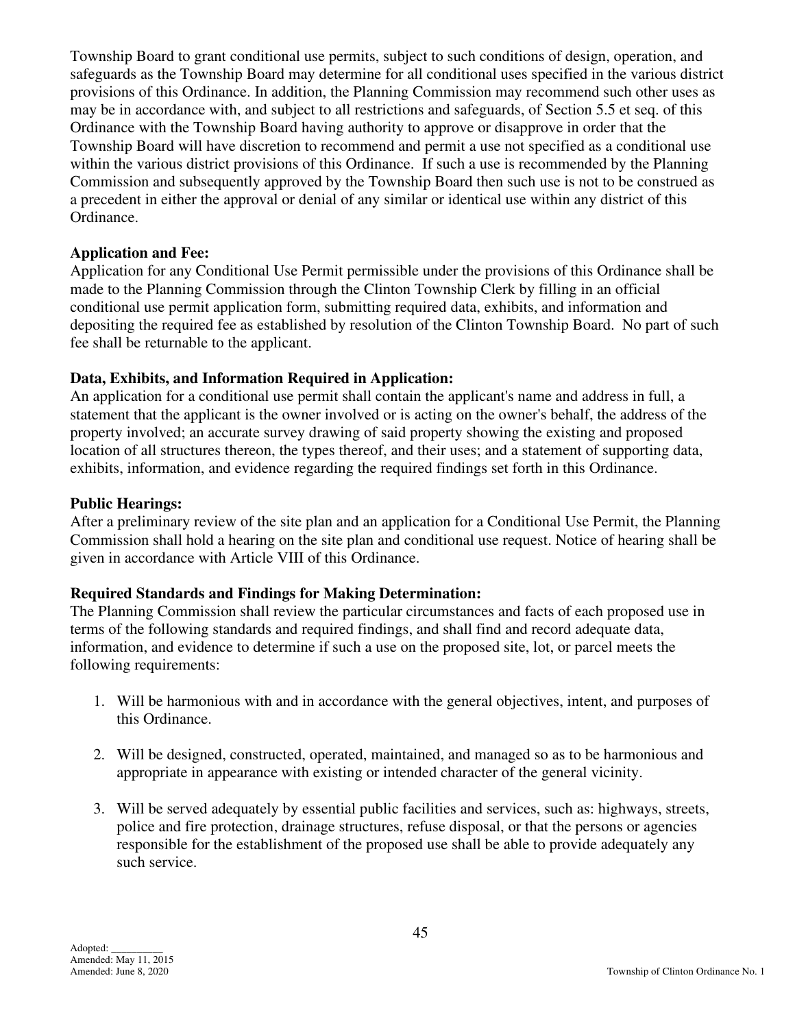Township Board to grant conditional use permits, subject to such conditions of design, operation, and safeguards as the Township Board may determine for all conditional uses specified in the various district provisions of this Ordinance. In addition, the Planning Commission may recommend such other uses as may be in accordance with, and subject to all restrictions and safeguards, of Section 5.5 et seq. of this Ordinance with the Township Board having authority to approve or disapprove in order that the Township Board will have discretion to recommend and permit a use not specified as a conditional use within the various district provisions of this Ordinance. If such a use is recommended by the Planning Commission and subsequently approved by the Township Board then such use is not to be construed as a precedent in either the approval or denial of any similar or identical use within any district of this Ordinance.

**Application and Fee:**
Application for any Conditional Use Permit permissible under the provisions of this Ordinance shall be made to the Planning Commission through the Clinton Township Clerk by filling in an official conditional use permit application form, submitting required data, exhibits, and information and depositing the required fee as established by resolution of the Clinton Township Board. No part of such fee shall be returnable to the applicant.

**Data, Exhibits, and Information Required in Application:**
An application for a conditional use permit shall contain the applicant's name and address in full, a statement that the applicant is the owner involved or is acting on the owner's behalf, the address of the property involved; an accurate survey drawing of said property showing the existing and proposed location of all structures thereon, the types thereof, and their uses; and a statement of supporting data, exhibits, information, and evidence regarding the required findings set forth in this Ordinance.

**Public Hearings:**
After a preliminary review of the site plan and an application for a Conditional Use Permit, the Planning Commission shall hold a hearing on the site plan and conditional use request. Notice of hearing shall be given in accordance with Article VIII of this Ordinance.

**Required Standards and Findings for Making Determination:**
The Planning Commission shall review the particular circumstances and facts of each proposed use in terms of the following standards and required findings, and shall find and record adequate data, information, and evidence to determine if such a use on the proposed site, lot, or parcel meets the following requirements:

1. Will be harmonious with and in accordance with the general objectives, intent, and purposes of this Ordinance.

2. Will be designed, constructed, operated, maintained, and managed so as to be harmonious and appropriate in appearance with existing or intended character of the general vicinity.

3. Will be served adequately by essential public facilities and services, such as: highways, streets, police and fire protection, drainage structures, refuse disposal, or that the persons or agencies responsible for the establishment of the proposed use shall be able to provide adequately any such service.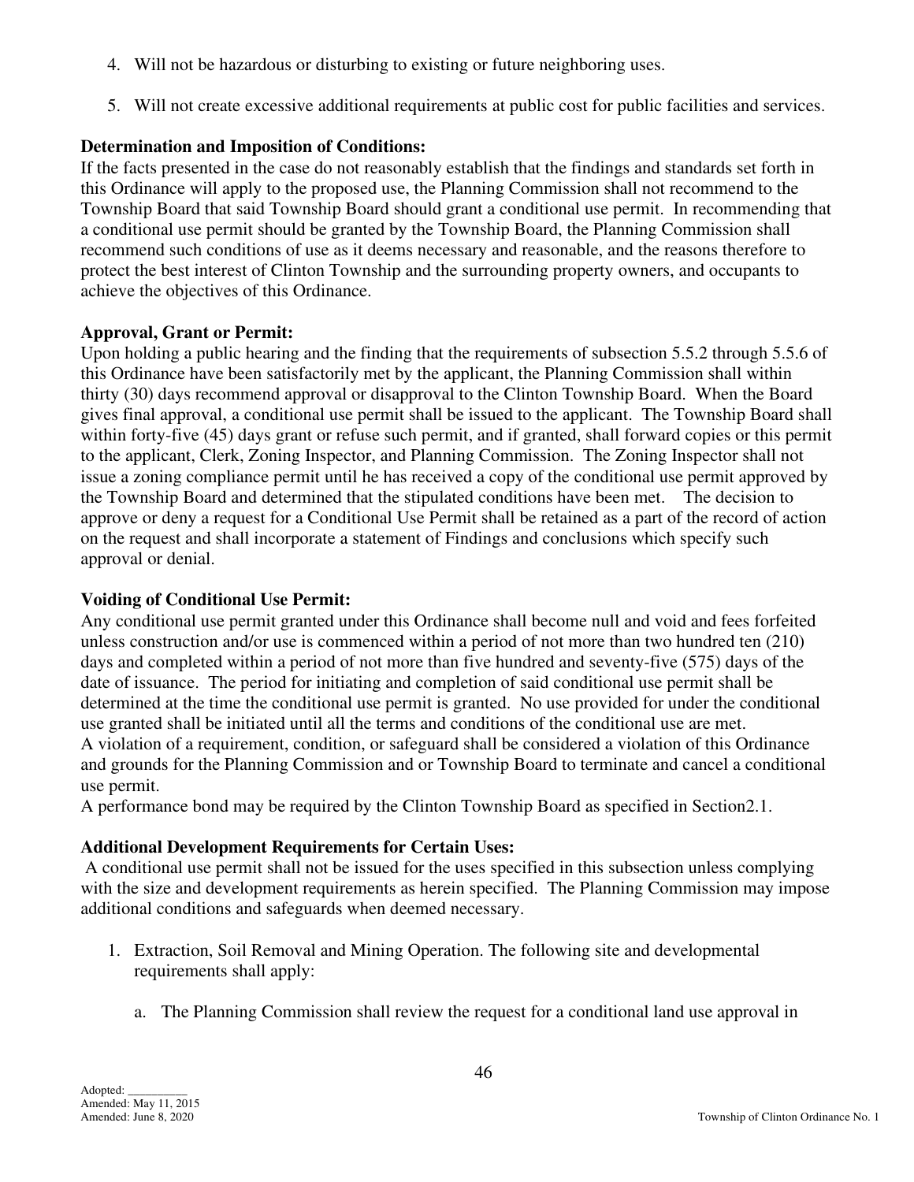4. Will not be hazardous or disturbing to existing or future neighboring uses.

5. Will not create excessive additional requirements at public cost for public facilities and services.

**Determination and Imposition of Conditions:**
If the facts presented in the case do not reasonably establish that the findings and standards set forth in this Ordinance will apply to the proposed use, the Planning Commission shall not recommend to the Township Board that said Township Board should grant a conditional use permit. In recommending that a conditional use permit should be granted by the Township Board, the Planning Commission shall recommend such conditions of use as it deems necessary and reasonable, and the reasons therefore to protect the best interest of Clinton Township and the surrounding property owners, and occupants to achieve the objectives of this Ordinance.

**Approval, Grant or Permit:**
Upon holding a public hearing and the finding that the requirements of subsection 5.5.2 through 5.5.6 of this Ordinance have been satisfactorily met by the applicant, the Planning Commission shall within thirty (30) days recommend approval or disapproval to the Clinton Township Board. When the Board gives final approval, a conditional use permit shall be issued to the applicant. The Township Board shall within forty-five (45) days grant or refuse such permit, and if granted, shall forward copies or this permit to the applicant, Clerk, Zoning Inspector, and Planning Commission. The Zoning Inspector shall not issue a zoning compliance permit until he has received a copy of the conditional use permit approved by the Township Board and determined that the stipulated conditions have been met. The decision to approve or deny a request for a Conditional Use Permit shall be retained as a part of the record of action on the request and shall incorporate a statement of Findings and conclusions which specify such approval or denial.

**Voiding of Conditional Use Permit:**
Any conditional use permit granted under this Ordinance shall become null and void and fees forfeited unless construction and/or use is commenced within a period of not more than two hundred ten (210) days and completed within a period of not more than five hundred and seventy-five (575) days of the date of issuance. The period for initiating and completion of said conditional use permit shall be determined at the time the conditional use permit is granted. No use provided for under the conditional use granted shall be initiated until all the terms and conditions of the conditional use are met.
A violation of a requirement, condition, or safeguard shall be considered a violation of this Ordinance and grounds for the Planning Commission and or Township Board to terminate and cancel a conditional use permit.
A performance bond may be required by the Clinton Township Board as specified in Section2.1.

**Additional Development Requirements for Certain Uses:**
A conditional use permit shall not be issued for the uses specified in this subsection unless complying with the size and development requirements as herein specified. The Planning Commission may impose additional conditions and safeguards when deemed necessary.

1. Extraction, Soil Removal and Mining Operation. The following site and developmental requirements shall apply:

   a. The Planning Commission shall review the request for a conditional land use approval in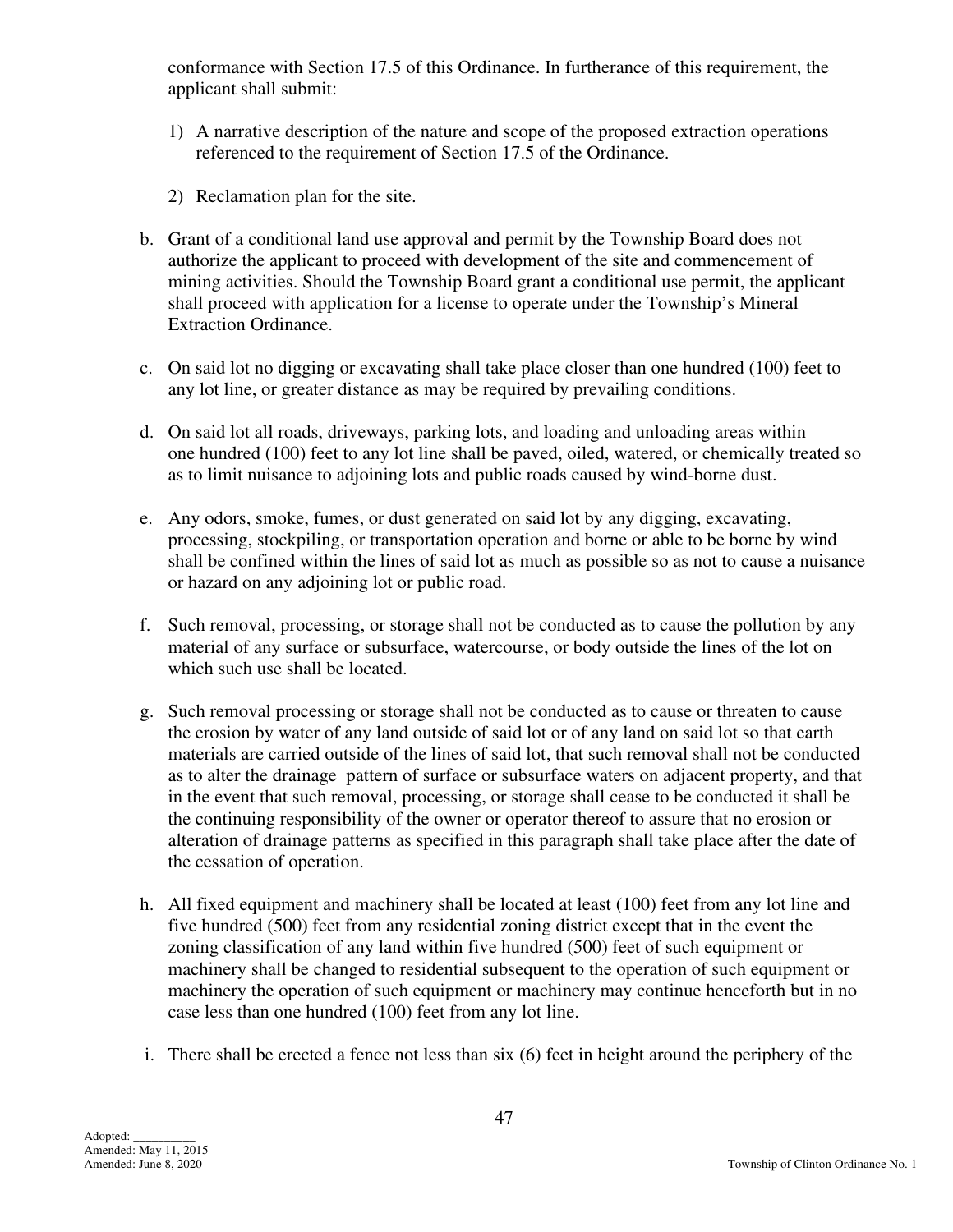conformance with Section 17.5 of this Ordinance. In furtherance of this requirement, the applicant shall submit:

1) A narrative description of the nature and scope of the proposed extraction operations referenced to the requirement of Section 17.5 of the Ordinance.

2) Reclamation plan for the site.

b. Grant of a conditional land use approval and permit by the Township Board does not authorize the applicant to proceed with development of the site and commencement of mining activities. Should the Township Board grant a conditional use permit, the applicant shall proceed with application for a license to operate under the Township's Mineral Extraction Ordinance.

c. On said lot no digging or excavating shall take place closer than one hundred (100) feet to any lot line, or greater distance as may be required by prevailing conditions.

d. On said lot all roads, driveways, parking lots, and loading and unloading areas within one hundred (100) feet to any lot line shall be paved, oiled, watered, or chemically treated so as to limit nuisance to adjoining lots and public roads caused by wind-borne dust.

e. Any odors, smoke, fumes, or dust generated on said lot by any digging, excavating, processing, stockpiling, or transportation operation and borne or able to be borne by wind shall be confined within the lines of said lot as much as possible so as not to cause a nuisance or hazard on any adjoining lot or public road.

f. Such removal, processing, or storage shall not be conducted as to cause the pollution by any material of any surface or subsurface, watercourse, or body outside the lines of the lot on which such use shall be located.

g. Such removal processing or storage shall not be conducted as to cause or threaten to cause the erosion by water of any land outside of said lot or of any land on said lot so that earth materials are carried outside of the lines of said lot, that such removal shall not be conducted as to alter the drainage pattern of surface or subsurface waters on adjacent property, and that in the event that such removal, processing, or storage shall cease to be conducted it shall be the continuing responsibility of the owner or operator thereof to assure that no erosion or alteration of drainage patterns as specified in this paragraph shall take place after the date of the cessation of operation.

h. All fixed equipment and machinery shall be located at least (100) feet from any lot line and five hundred (500) feet from any residential zoning district except that in the event the zoning classification of any land within five hundred (500) feet of such equipment or machinery shall be changed to residential subsequent to the operation of such equipment or machinery the operation of such equipment or machinery may continue henceforth but in no case less than one hundred (100) feet from any lot line.

i. There shall be erected a fence not less than six (6) feet in height around the periphery of the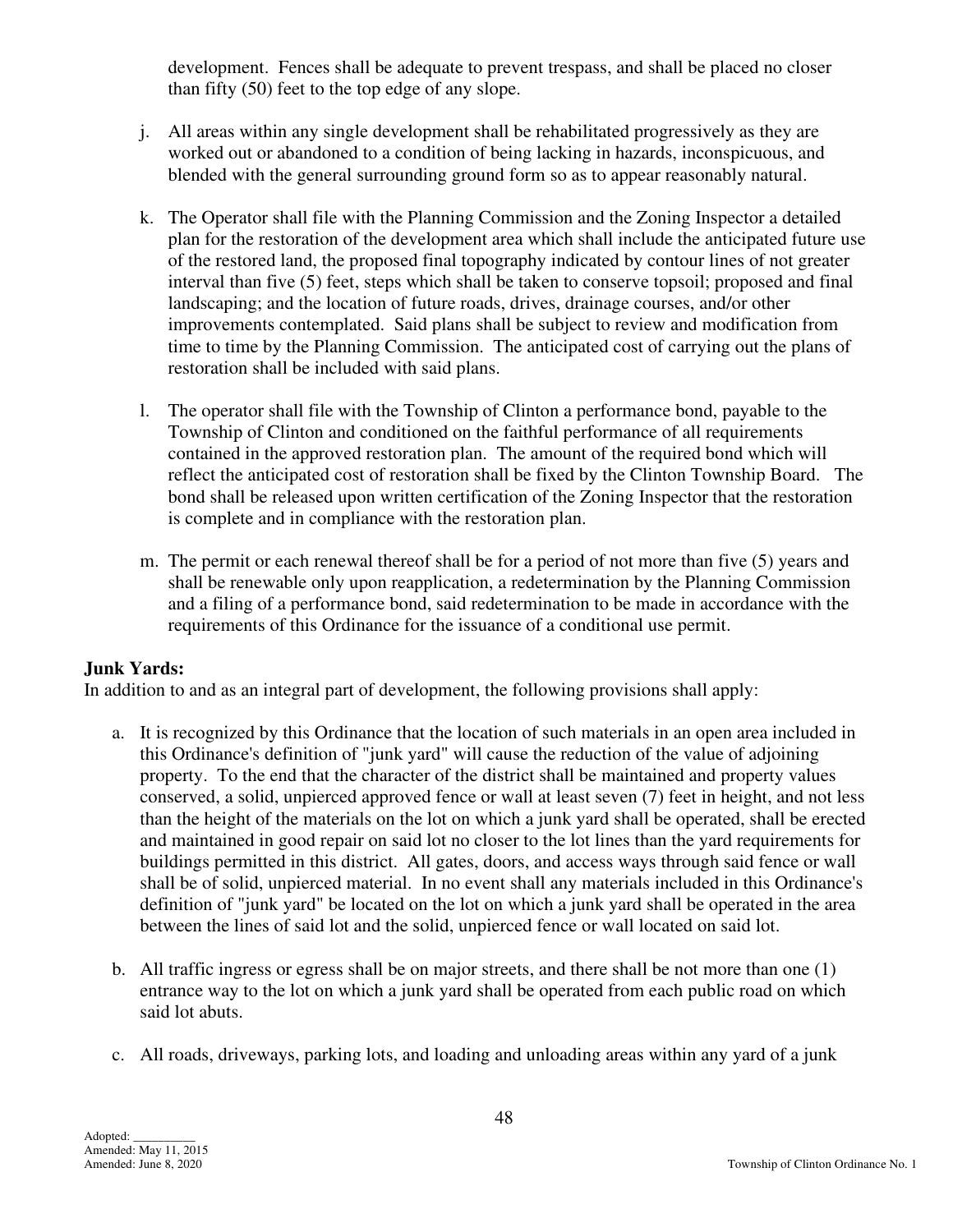development. Fences shall be adequate to prevent trespass, and shall be placed no closer than fifty (50) feet to the top edge of any slope.

j. All areas within any single development shall be rehabilitated progressively as they are worked out or abandoned to a condition of being lacking in hazards, inconspicuous, and blended with the general surrounding ground form so as to appear reasonably natural.

k. The Operator shall file with the Planning Commission and the Zoning Inspector a detailed plan for the restoration of the development area which shall include the anticipated future use of the restored land, the proposed final topography indicated by contour lines of not greater interval than five (5) feet, steps which shall be taken to conserve topsoil; proposed and final landscaping; and the location of future roads, drives, drainage courses, and/or other improvements contemplated. Said plans shall be subject to review and modification from time to time by the Planning Commission. The anticipated cost of carrying out the plans of restoration shall be included with said plans.

l. The operator shall file with the Township of Clinton a performance bond, payable to the Township of Clinton and conditioned on the faithful performance of all requirements contained in the approved restoration plan. The amount of the required bond which will reflect the anticipated cost of restoration shall be fixed by the Clinton Township Board. The bond shall be released upon written certification of the Zoning Inspector that the restoration is complete and in compliance with the restoration plan.

m. The permit or each renewal thereof shall be for a period of not more than five (5) years and shall be renewable only upon reapplication, a redetermination by the Planning Commission and a filing of a performance bond, said redetermination to be made in accordance with the requirements of this Ordinance for the issuance of a conditional use permit.

**Junk Yards:**
In addition to and as an integral part of development, the following provisions shall apply:

a. It is recognized by this Ordinance that the location of such materials in an open area included in this Ordinance's definition of "junk yard" will cause the reduction of the value of adjoining property. To the end that the character of the district shall be maintained and property values conserved, a solid, unpierced approved fence or wall at least seven (7) feet in height, and not less than the height of the materials on the lot on which a junk yard shall be operated, shall be erected and maintained in good repair on said lot no closer to the lot lines than the yard requirements for buildings permitted in this district. All gates, doors, and access ways through said fence or wall shall be of solid, unpierced material. In no event shall any materials included in this Ordinance's definition of "junk yard" be located on the lot on which a junk yard shall be operated in the area between the lines of said lot and the solid, unpierced fence or wall located on said lot.

b. All traffic ingress or egress shall be on major streets, and there shall be not more than one (1) entrance way to the lot on which a junk yard shall be operated from each public road on which said lot abuts.

c. All roads, driveways, parking lots, and loading and unloading areas within any yard of a junk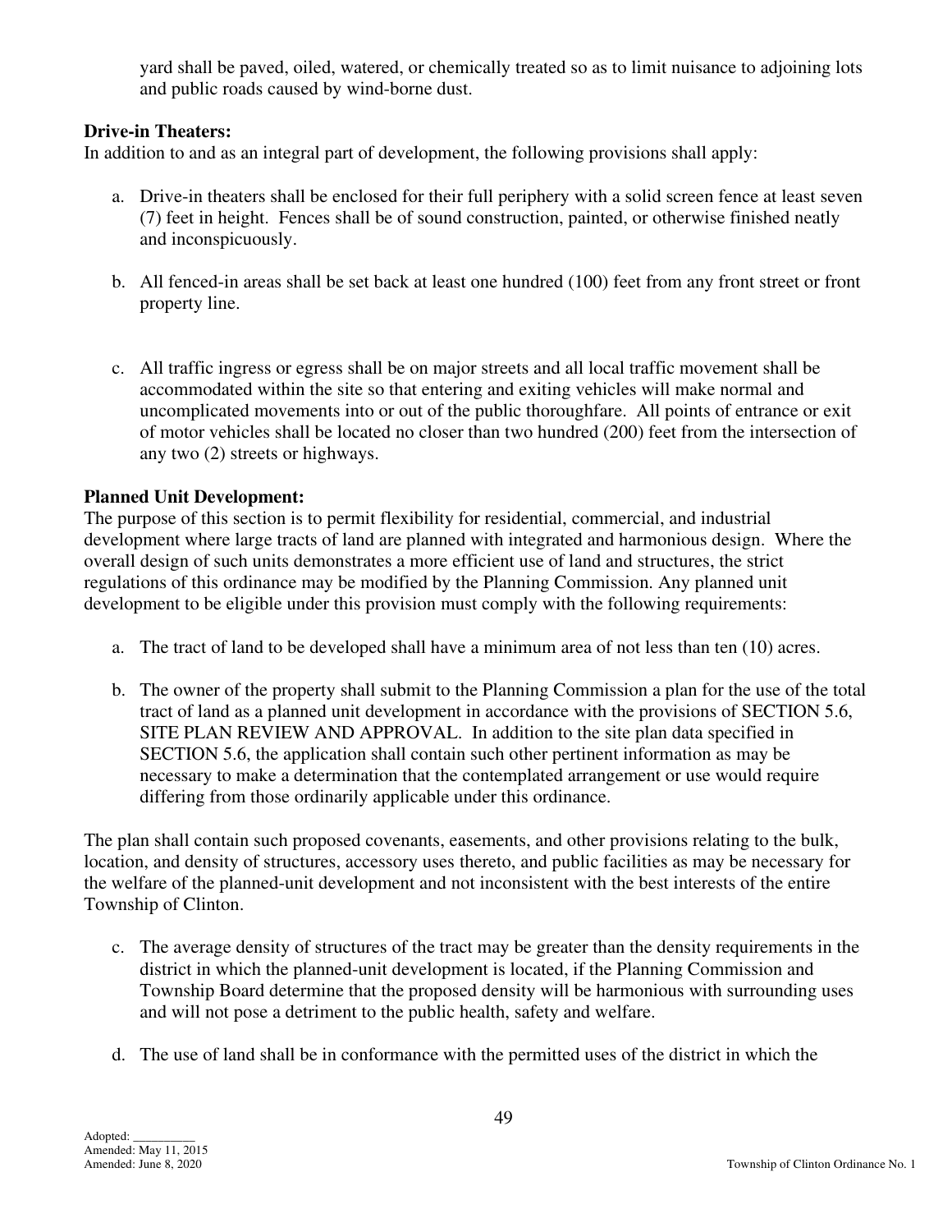yard shall be paved, oiled, watered, or chemically treated so as to limit nuisance to adjoining lots and public roads caused by wind-borne dust.

**Drive-in Theaters:**
In addition to and as an integral part of development, the following provisions shall apply:

a. Drive-in theaters shall be enclosed for their full periphery with a solid screen fence at least seven (7) feet in height. Fences shall be of sound construction, painted, or otherwise finished neatly and inconspicuously.

b. All fenced-in areas shall be set back at least one hundred (100) feet from any front street or front property line.

c. All traffic ingress or egress shall be on major streets and all local traffic movement shall be accommodated within the site so that entering and exiting vehicles will make normal and uncomplicated movements into or out of the public thoroughfare. All points of entrance or exit of motor vehicles shall be located no closer than two hundred (200) feet from the intersection of any two (2) streets or highways.

**Planned Unit Development:**
The purpose of this section is to permit flexibility for residential, commercial, and industrial development where large tracts of land are planned with integrated and harmonious design. Where the overall design of such units demonstrates a more efficient use of land and structures, the strict regulations of this ordinance may be modified by the Planning Commission. Any planned unit development to be eligible under this provision must comply with the following requirements:

a. The tract of land to be developed shall have a minimum area of not less than ten (10) acres.

b. The owner of the property shall submit to the Planning Commission a plan for the use of the total tract of land as a planned unit development in accordance with the provisions of SECTION 5.6, SITE PLAN REVIEW AND APPROVAL. In addition to the site plan data specified in SECTION 5.6, the application shall contain such other pertinent information as may be necessary to make a determination that the contemplated arrangement or use would require differing from those ordinarily applicable under this ordinance.

The plan shall contain such proposed covenants, easements, and other provisions relating to the bulk, location, and density of structures, accessory uses thereto, and public facilities as may be necessary for the welfare of the planned-unit development and not inconsistent with the best interests of the entire Township of Clinton.

c. The average density of structures of the tract may be greater than the density requirements in the district in which the planned-unit development is located, if the Planning Commission and Township Board determine that the proposed density will be harmonious with surrounding uses and will not pose a detriment to the public health, safety and welfare.

d. The use of land shall be in conformance with the permitted uses of the district in which the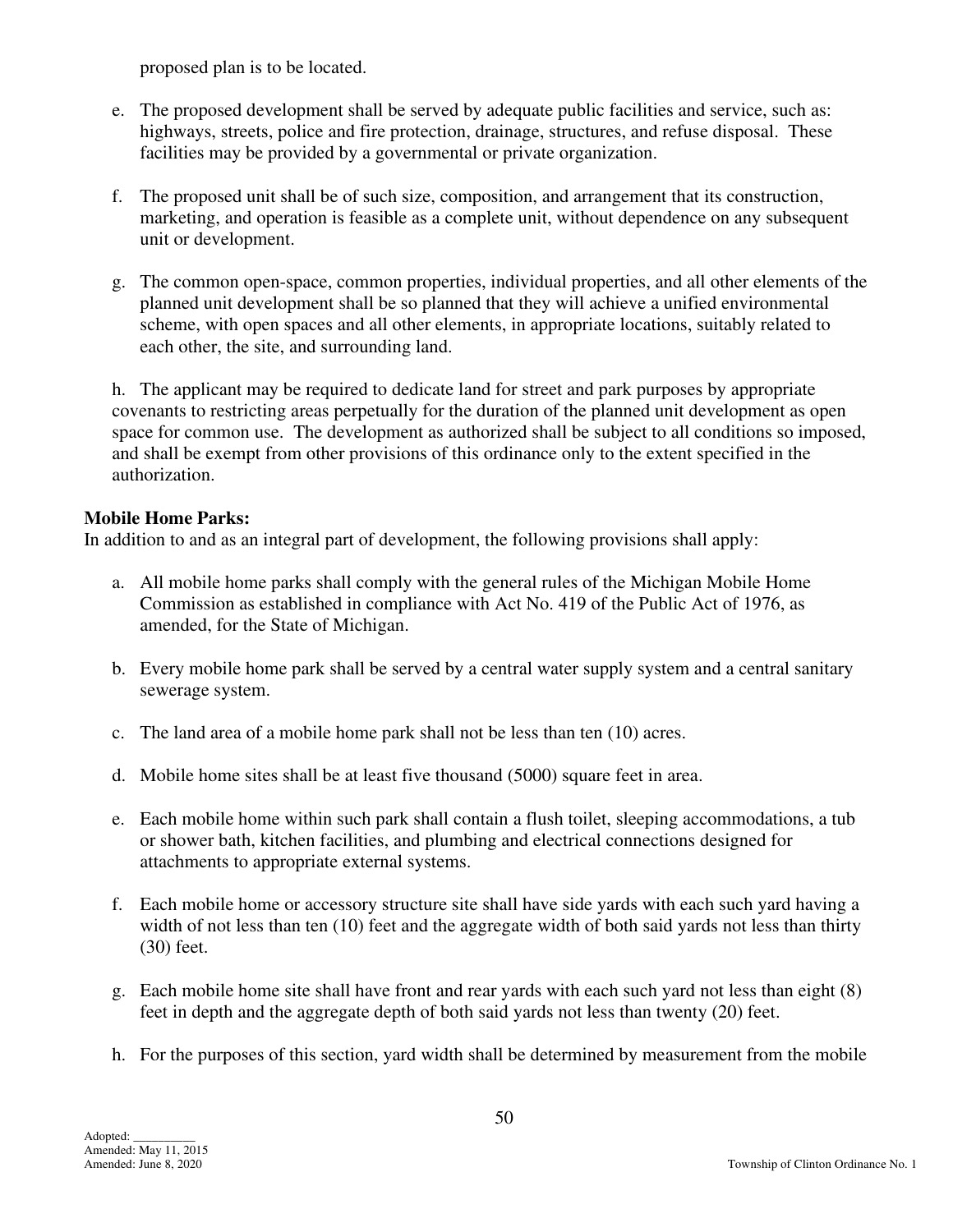proposed plan is to be located.

e. The proposed development shall be served by adequate public facilities and service, such as: highways, streets, police and fire protection, drainage, structures, and refuse disposal. These facilities may be provided by a governmental or private organization.

f. The proposed unit shall be of such size, composition, and arrangement that its construction, marketing, and operation is feasible as a complete unit, without dependence on any subsequent unit or development.

g. The common open-space, common properties, individual properties, and all other elements of the planned unit development shall be so planned that they will achieve a unified environmental scheme, with open spaces and all other elements, in appropriate locations, suitably related to each other, the site, and surrounding land.

h. The applicant may be required to dedicate land for street and park purposes by appropriate covenants to restricting areas perpetually for the duration of the planned unit development as open space for common use. The development as authorized shall be subject to all conditions so imposed, and shall be exempt from other provisions of this ordinance only to the extent specified in the authorization.

**Mobile Home Parks:**

In addition to and as an integral part of development, the following provisions shall apply:

a. All mobile home parks shall comply with the general rules of the Michigan Mobile Home Commission as established in compliance with Act No. 419 of the Public Act of 1976, as amended, for the State of Michigan.

b. Every mobile home park shall be served by a central water supply system and a central sanitary sewerage system.

c. The land area of a mobile home park shall not be less than ten (10) acres.

d. Mobile home sites shall be at least five thousand (5000) square feet in area.

e. Each mobile home within such park shall contain a flush toilet, sleeping accommodations, a tub or shower bath, kitchen facilities, and plumbing and electrical connections designed for attachments to appropriate external systems.

f. Each mobile home or accessory structure site shall have side yards with each such yard having a width of not less than ten (10) feet and the aggregate width of both said yards not less than thirty (30) feet.

g. Each mobile home site shall have front and rear yards with each such yard not less than eight (8) feet in depth and the aggregate depth of both said yards not less than twenty (20) feet.

h. For the purposes of this section, yard width shall be determined by measurement from the mobile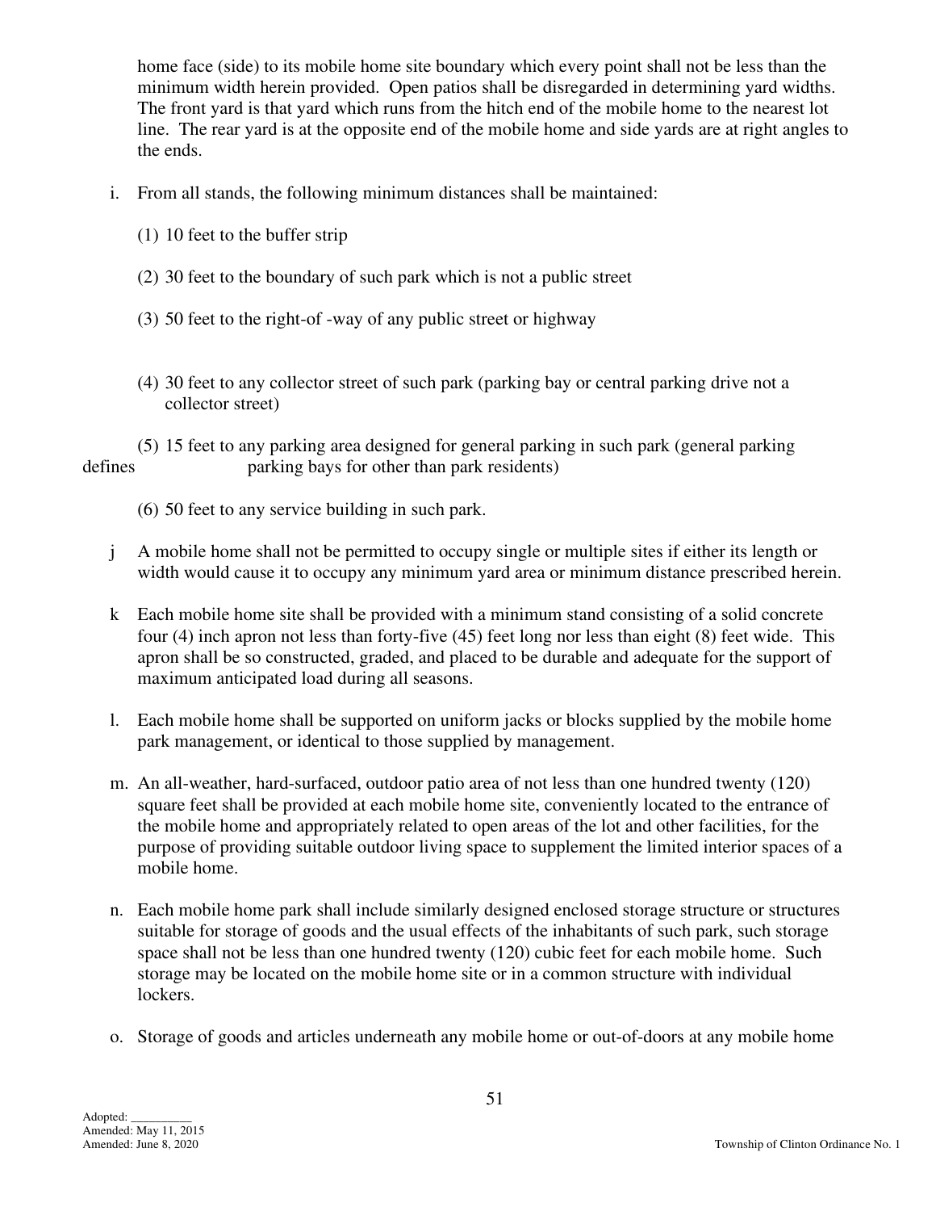home face (side) to its mobile home site boundary which every point shall not be less than the minimum width herein provided. Open patios shall be disregarded in determining yard widths. The front yard is that yard which runs from the hitch end of the mobile home to the nearest lot line. The rear yard is at the opposite end of the mobile home and side yards are at right angles to the ends.

i. From all stands, the following minimum distances shall be maintained:

(1) 10 feet to the buffer strip

(2) 30 feet to the boundary of such park which is not a public street

(3) 50 feet to the right-of -way of any public street or highway

(4) 30 feet to any collector street of such park (parking bay or central parking drive not a collector street)

(5) 15 feet to any parking area designed for general parking in such park (general parking defines parking bays for other than park residents)

(6) 50 feet to any service building in such park.

j A mobile home shall not be permitted to occupy single or multiple sites if either its length or width would cause it to occupy any minimum yard area or minimum distance prescribed herein.

k Each mobile home site shall be provided with a minimum stand consisting of a solid concrete four (4) inch apron not less than forty-five (45) feet long nor less than eight (8) feet wide. This apron shall be so constructed, graded, and placed to be durable and adequate for the support of maximum anticipated load during all seasons.

l. Each mobile home shall be supported on uniform jacks or blocks supplied by the mobile home park management, or identical to those supplied by management.

m. An all-weather, hard-surfaced, outdoor patio area of not less than one hundred twenty (120) square feet shall be provided at each mobile home site, conveniently located to the entrance of the mobile home and appropriately related to open areas of the lot and other facilities, for the purpose of providing suitable outdoor living space to supplement the limited interior spaces of a mobile home.

n. Each mobile home park shall include similarly designed enclosed storage structure or structures suitable for storage of goods and the usual effects of the inhabitants of such park, such storage space shall not be less than one hundred twenty (120) cubic feet for each mobile home. Such storage may be located on the mobile home site or in a common structure with individual lockers.

o. Storage of goods and articles underneath any mobile home or out-of-doors at any mobile home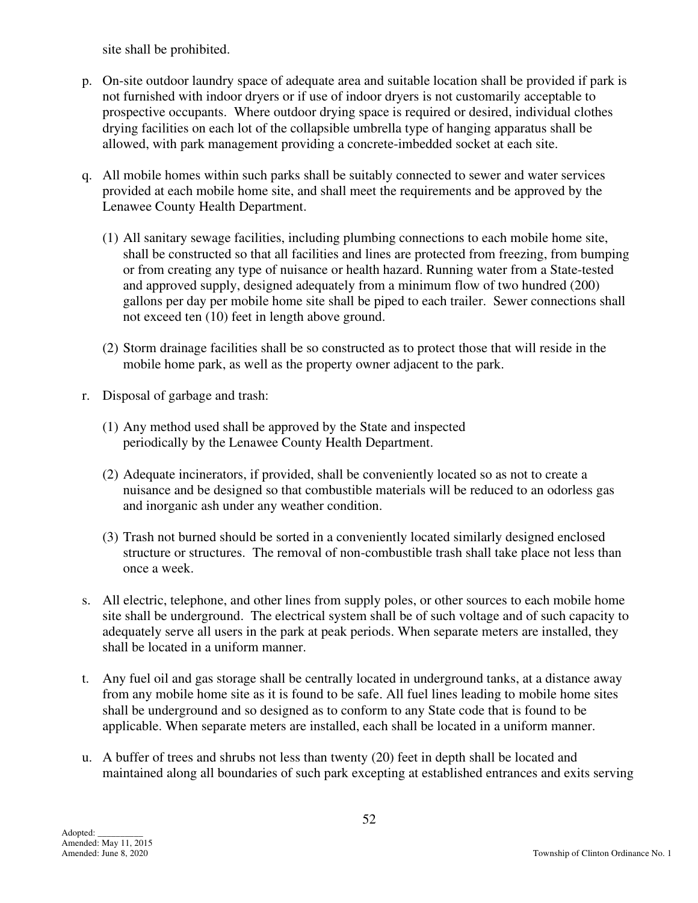site shall be prohibited.

p. On-site outdoor laundry space of adequate area and suitable location shall be provided if park is not furnished with indoor dryers or if use of indoor dryers is not customarily acceptable to prospective occupants. Where outdoor drying space is required or desired, individual clothes drying facilities on each lot of the collapsible umbrella type of hanging apparatus shall be allowed, with park management providing a concrete-imbedded socket at each site.

q. All mobile homes within such parks shall be suitably connected to sewer and water services provided at each mobile home site, and shall meet the requirements and be approved by the Lenawee County Health Department.

   (1) All sanitary sewage facilities, including plumbing connections to each mobile home site, shall be constructed so that all facilities and lines are protected from freezing, from bumping or from creating any type of nuisance or health hazard. Running water from a State-tested and approved supply, designed adequately from a minimum flow of two hundred (200) gallons per day per mobile home site shall be piped to each trailer. Sewer connections shall not exceed ten (10) feet in length above ground.

   (2) Storm drainage facilities shall be so constructed as to protect those that will reside in the mobile home park, as well as the property owner adjacent to the park.

r. Disposal of garbage and trash:

   (1) Any method used shall be approved by the State and inspected periodically by the Lenawee County Health Department.

   (2) Adequate incinerators, if provided, shall be conveniently located so as not to create a nuisance and be designed so that combustible materials will be reduced to an odorless gas and inorganic ash under any weather condition.

   (3) Trash not burned should be sorted in a conveniently located similarly designed enclosed structure or structures. The removal of non-combustible trash shall take place not less than once a week.

s. All electric, telephone, and other lines from supply poles, or other sources to each mobile home site shall be underground. The electrical system shall be of such voltage and of such capacity to adequately serve all users in the park at peak periods. When separate meters are installed, they shall be located in a uniform manner.

t. Any fuel oil and gas storage shall be centrally located in underground tanks, at a distance away from any mobile home site as it is found to be safe. All fuel lines leading to mobile home sites shall be underground and so designed as to conform to any State code that is found to be applicable. When separate meters are installed, each shall be located in a uniform manner.

u. A buffer of trees and shrubs not less than twenty (20) feet in depth shall be located and maintained along all boundaries of such park excepting at established entrances and exits serving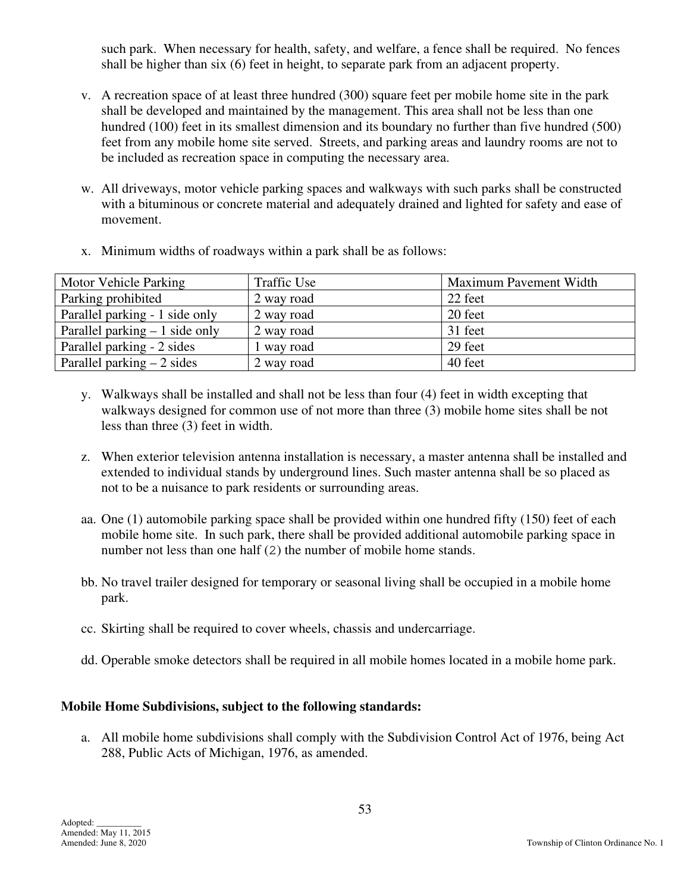such park. When necessary for health, safety, and welfare, a fence shall be required. No fences shall be higher than six (6) feet in height, to separate park from an adjacent property.

v. A recreation space of at least three hundred (300) square feet per mobile home site in the park shall be developed and maintained by the management. This area shall not be less than one hundred (100) feet in its smallest dimension and its boundary no further than five hundred (500) feet from any mobile home site served. Streets, and parking areas and laundry rooms are not to be included as recreation space in computing the necessary area.

w. All driveways, motor vehicle parking spaces and walkways with such parks shall be constructed with a bituminous or concrete material and adequately drained and lighted for safety and ease of movement.

x. Minimum widths of roadways within a park shall be as follows:

| Motor Vehicle Parking | Traffic Use | Maximum Pavement Width |
|---|---|---|
| Parking prohibited | 2 way road | 22 feet |
| Parallel parking - 1 side only | 2 way road | 20 feet |
| Parallel parking – 1 side only | 2 way road | 31 feet |
| Parallel parking - 2 sides | 1 way road | 29 feet |
| Parallel parking – 2 sides | 2 way road | 40 feet |

y. Walkways shall be installed and shall not be less than four (4) feet in width excepting that walkways designed for common use of not more than three (3) mobile home sites shall be not less than three (3) feet in width.

z. When exterior television antenna installation is necessary, a master antenna shall be installed and extended to individual stands by underground lines. Such master antenna shall be so placed as not to be a nuisance to park residents or surrounding areas.

aa. One (1) automobile parking space shall be provided within one hundred fifty (150) feet of each mobile home site. In such park, there shall be provided additional automobile parking space in number not less than one half (2) the number of mobile home stands.

bb. No travel trailer designed for temporary or seasonal living shall be occupied in a mobile home park.

cc. Skirting shall be required to cover wheels, chassis and undercarriage.

dd. Operable smoke detectors shall be required in all mobile homes located in a mobile home park.

**Mobile Home Subdivisions, subject to the following standards:**

a. All mobile home subdivisions shall comply with the Subdivision Control Act of 1976, being Act 288, Public Acts of Michigan, 1976, as amended.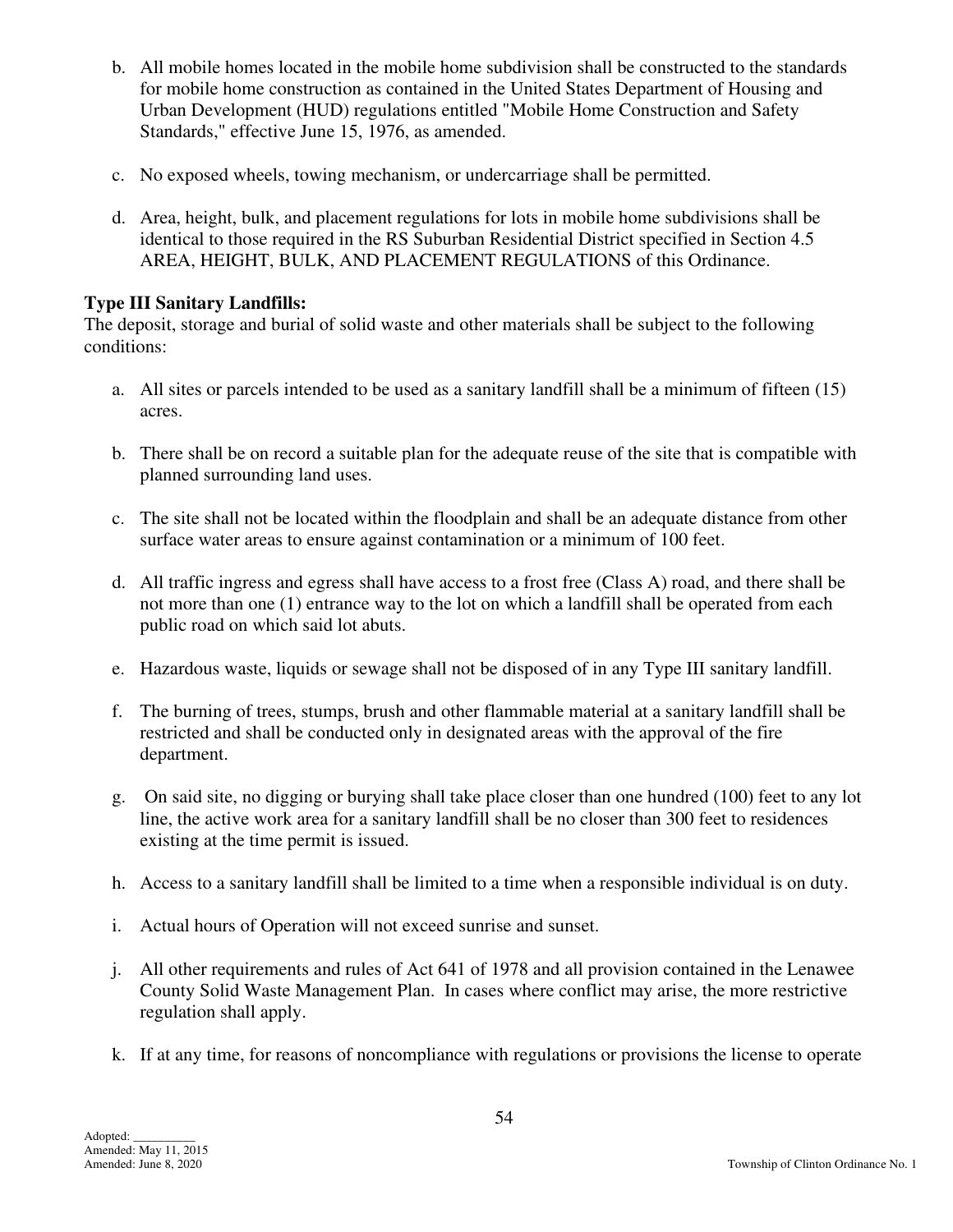b. All mobile homes located in the mobile home subdivision shall be constructed to the standards for mobile home construction as contained in the United States Department of Housing and Urban Development (HUD) regulations entitled "Mobile Home Construction and Safety Standards," effective June 15, 1976, as amended.

c. No exposed wheels, towing mechanism, or undercarriage shall be permitted.

d. Area, height, bulk, and placement regulations for lots in mobile home subdivisions shall be identical to those required in the RS Suburban Residential District specified in Section 4.5 AREA, HEIGHT, BULK, AND PLACEMENT REGULATIONS of this Ordinance.

**Type III Sanitary Landfills:**
The deposit, storage and burial of solid waste and other materials shall be subject to the following conditions:

a. All sites or parcels intended to be used as a sanitary landfill shall be a minimum of fifteen (15) acres.

b. There shall be on record a suitable plan for the adequate reuse of the site that is compatible with planned surrounding land uses.

c. The site shall not be located within the floodplain and shall be an adequate distance from other surface water areas to ensure against contamination or a minimum of 100 feet.

d. All traffic ingress and egress shall have access to a frost free (Class A) road, and there shall be not more than one (1) entrance way to the lot on which a landfill shall be operated from each public road on which said lot abuts.

e. Hazardous waste, liquids or sewage shall not be disposed of in any Type III sanitary landfill.

f. The burning of trees, stumps, brush and other flammable material at a sanitary landfill shall be restricted and shall be conducted only in designated areas with the approval of the fire department.

g. On said site, no digging or burying shall take place closer than one hundred (100) feet to any lot line, the active work area for a sanitary landfill shall be no closer than 300 feet to residences existing at the time permit is issued.

h. Access to a sanitary landfill shall be limited to a time when a responsible individual is on duty.

i. Actual hours of Operation will not exceed sunrise and sunset.

j. All other requirements and rules of Act 641 of 1978 and all provision contained in the Lenawee County Solid Waste Management Plan. In cases where conflict may arise, the more restrictive regulation shall apply.

k. If at any time, for reasons of noncompliance with regulations or provisions the license to operate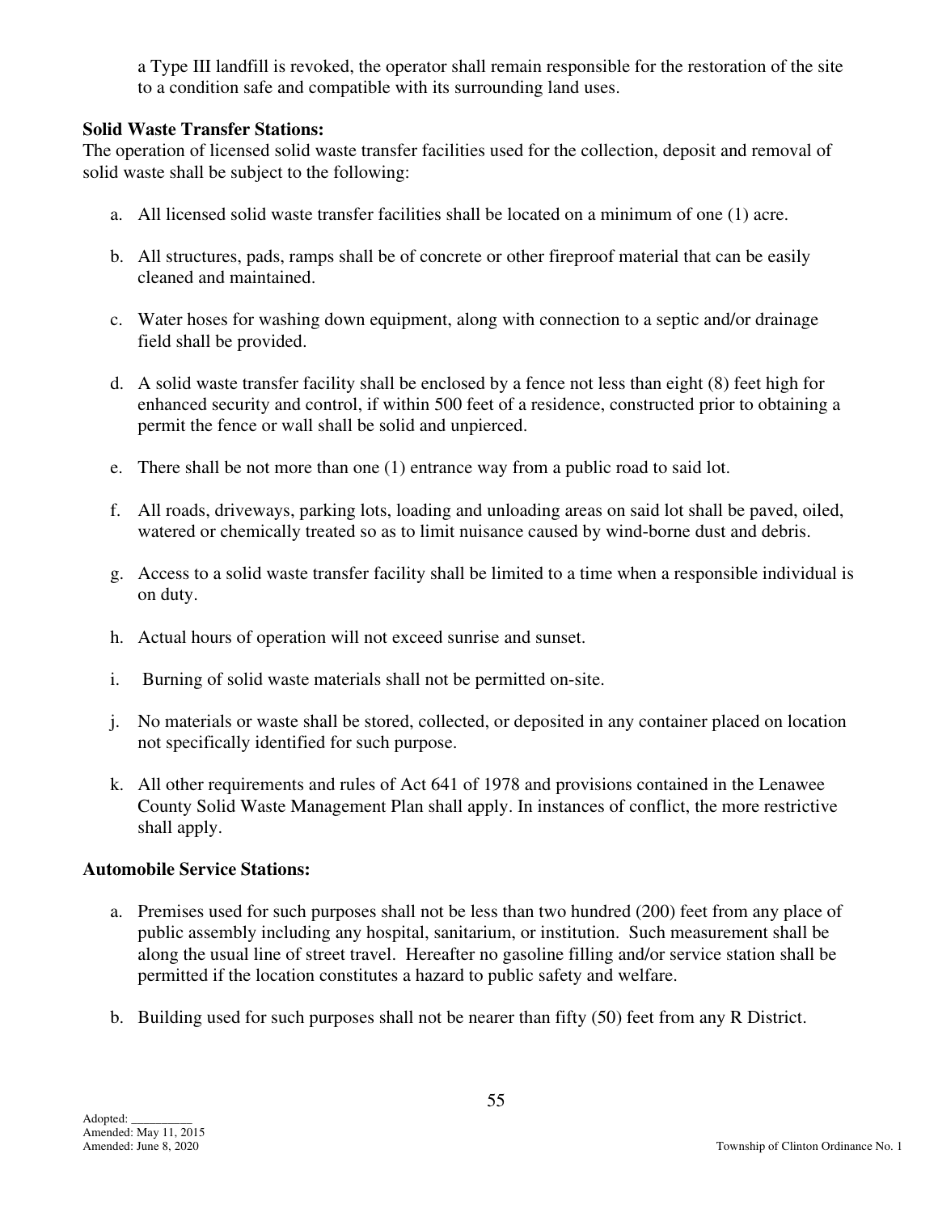a Type III landfill is revoked, the operator shall remain responsible for the restoration of the site to a condition safe and compatible with its surrounding land uses.

**Solid Waste Transfer Stations:**

The operation of licensed solid waste transfer facilities used for the collection, deposit and removal of solid waste shall be subject to the following:

a. All licensed solid waste transfer facilities shall be located on a minimum of one (1) acre.

b. All structures, pads, ramps shall be of concrete or other fireproof material that can be easily cleaned and maintained.

c. Water hoses for washing down equipment, along with connection to a septic and/or drainage field shall be provided.

d. A solid waste transfer facility shall be enclosed by a fence not less than eight (8) feet high for enhanced security and control, if within 500 feet of a residence, constructed prior to obtaining a permit the fence or wall shall be solid and unpierced.

e. There shall be not more than one (1) entrance way from a public road to said lot.

f. All roads, driveways, parking lots, loading and unloading areas on said lot shall be paved, oiled, watered or chemically treated so as to limit nuisance caused by wind-borne dust and debris.

g. Access to a solid waste transfer facility shall be limited to a time when a responsible individual is on duty.

h. Actual hours of operation will not exceed sunrise and sunset.

i. Burning of solid waste materials shall not be permitted on-site.

j. No materials or waste shall be stored, collected, or deposited in any container placed on location not specifically identified for such purpose.

k. All other requirements and rules of Act 641 of 1978 and provisions contained in the Lenawee County Solid Waste Management Plan shall apply. In instances of conflict, the more restrictive shall apply.

**Automobile Service Stations:**

a. Premises used for such purposes shall not be less than two hundred (200) feet from any place of public assembly including any hospital, sanitarium, or institution. Such measurement shall be along the usual line of street travel. Hereafter no gasoline filling and/or service station shall be permitted if the location constitutes a hazard to public safety and welfare.

b. Building used for such purposes shall not be nearer than fifty (50) feet from any R District.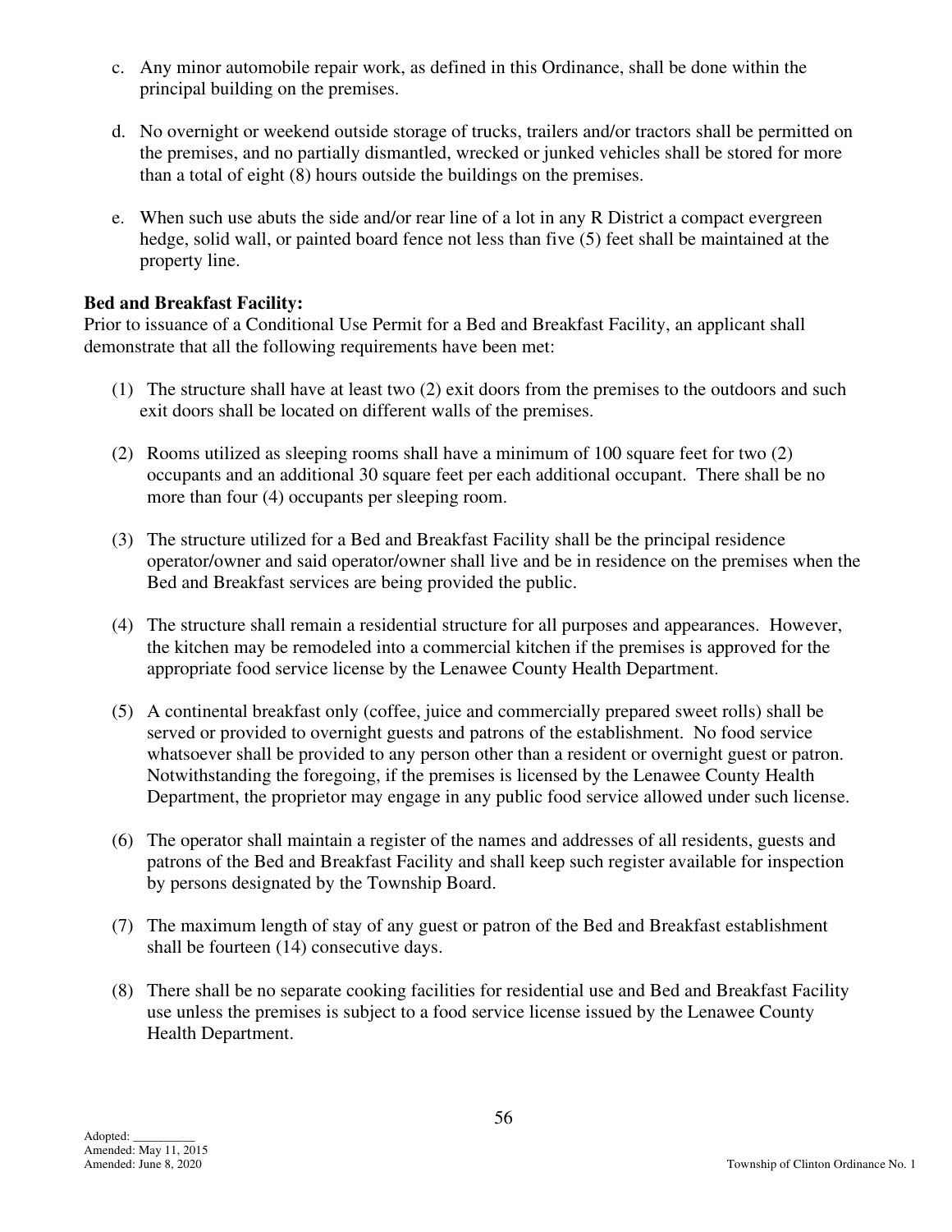c. Any minor automobile repair work, as defined in this Ordinance, shall be done within the principal building on the premises.

d. No overnight or weekend outside storage of trucks, trailers and/or tractors shall be permitted on the premises, and no partially dismantled, wrecked or junked vehicles shall be stored for more than a total of eight (8) hours outside the buildings on the premises.

e. When such use abuts the side and/or rear line of a lot in any R District a compact evergreen hedge, solid wall, or painted board fence not less than five (5) feet shall be maintained at the property line.

**Bed and Breakfast Facility:**
Prior to issuance of a Conditional Use Permit for a Bed and Breakfast Facility, an applicant shall demonstrate that all the following requirements have been met:

(1) The structure shall have at least two (2) exit doors from the premises to the outdoors and such exit doors shall be located on different walls of the premises.

(2) Rooms utilized as sleeping rooms shall have a minimum of 100 square feet for two (2) occupants and an additional 30 square feet per each additional occupant. There shall be no more than four (4) occupants per sleeping room.

(3) The structure utilized for a Bed and Breakfast Facility shall be the principal residence operator/owner and said operator/owner shall live and be in residence on the premises when the Bed and Breakfast services are being provided the public.

(4) The structure shall remain a residential structure for all purposes and appearances. However, the kitchen may be remodeled into a commercial kitchen if the premises is approved for the appropriate food service license by the Lenawee County Health Department.

(5) A continental breakfast only (coffee, juice and commercially prepared sweet rolls) shall be served or provided to overnight guests and patrons of the establishment. No food service whatsoever shall be provided to any person other than a resident or overnight guest or patron. Notwithstanding the foregoing, if the premises is licensed by the Lenawee County Health Department, the proprietor may engage in any public food service allowed under such license.

(6) The operator shall maintain a register of the names and addresses of all residents, guests and patrons of the Bed and Breakfast Facility and shall keep such register available for inspection by persons designated by the Township Board.

(7) The maximum length of stay of any guest or patron of the Bed and Breakfast establishment shall be fourteen (14) consecutive days.

(8) There shall be no separate cooking facilities for residential use and Bed and Breakfast Facility use unless the premises is subject to a food service license issued by the Lenawee County Health Department.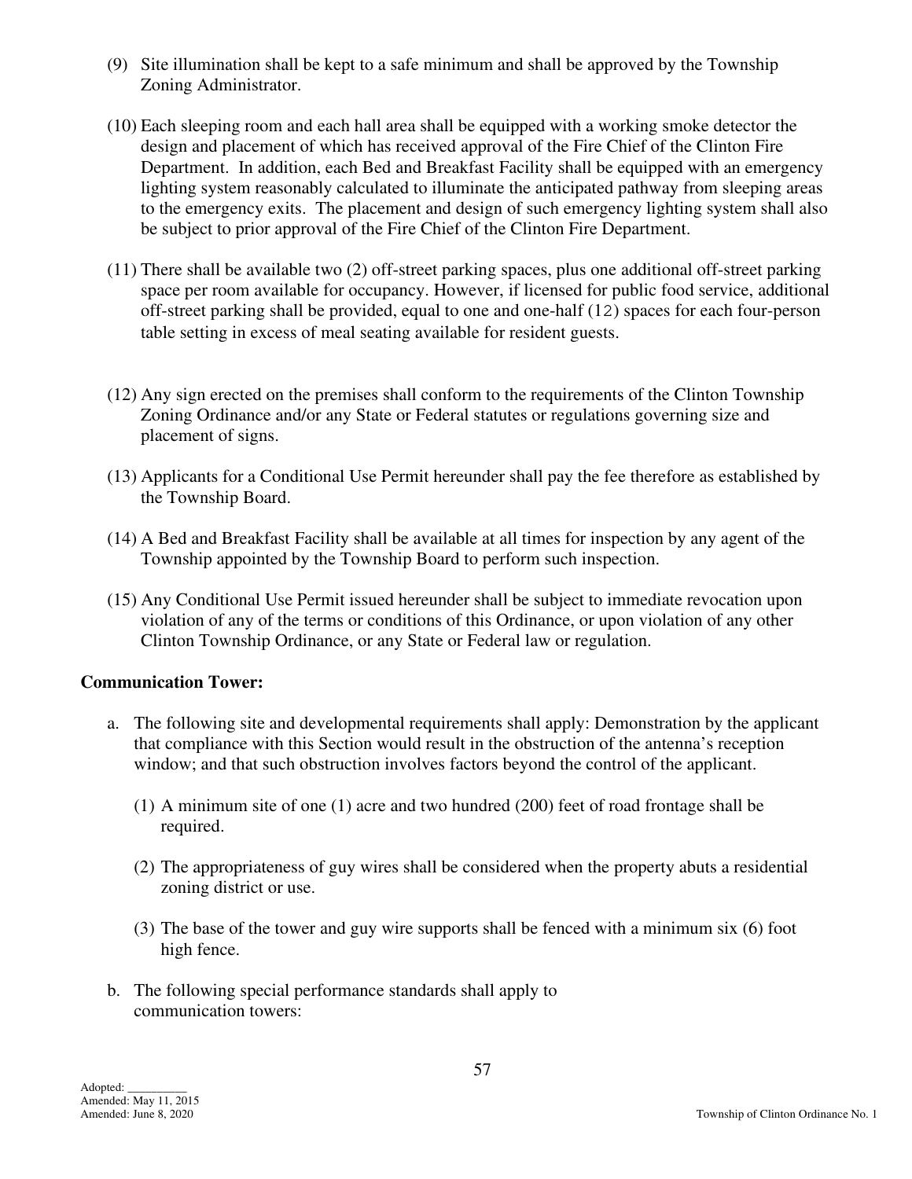(9) Site illumination shall be kept to a safe minimum and shall be approved by the Township Zoning Administrator.

(10) Each sleeping room and each hall area shall be equipped with a working smoke detector the design and placement of which has received approval of the Fire Chief of the Clinton Fire Department. In addition, each Bed and Breakfast Facility shall be equipped with an emergency lighting system reasonably calculated to illuminate the anticipated pathway from sleeping areas to the emergency exits. The placement and design of such emergency lighting system shall also be subject to prior approval of the Fire Chief of the Clinton Fire Department.

(11) There shall be available two (2) off-street parking spaces, plus one additional off-street parking space per room available for occupancy. However, if licensed for public food service, additional off-street parking shall be provided, equal to one and one-half (12) spaces for each four-person table setting in excess of meal seating available for resident guests.

(12) Any sign erected on the premises shall conform to the requirements of the Clinton Township Zoning Ordinance and/or any State or Federal statutes or regulations governing size and placement of signs.

(13) Applicants for a Conditional Use Permit hereunder shall pay the fee therefore as established by the Township Board.

(14) A Bed and Breakfast Facility shall be available at all times for inspection by any agent of the Township appointed by the Township Board to perform such inspection.

(15) Any Conditional Use Permit issued hereunder shall be subject to immediate revocation upon violation of any of the terms or conditions of this Ordinance, or upon violation of any other Clinton Township Ordinance, or any State or Federal law or regulation.

**Communication Tower:**

a. The following site and developmental requirements shall apply: Demonstration by the applicant that compliance with this Section would result in the obstruction of the antenna's reception window; and that such obstruction involves factors beyond the control of the applicant.

   (1) A minimum site of one (1) acre and two hundred (200) feet of road frontage shall be required.

   (2) The appropriateness of guy wires shall be considered when the property abuts a residential zoning district or use.

   (3) The base of the tower and guy wire supports shall be fenced with a minimum six (6) foot high fence.

b. The following special performance standards shall apply to communication towers: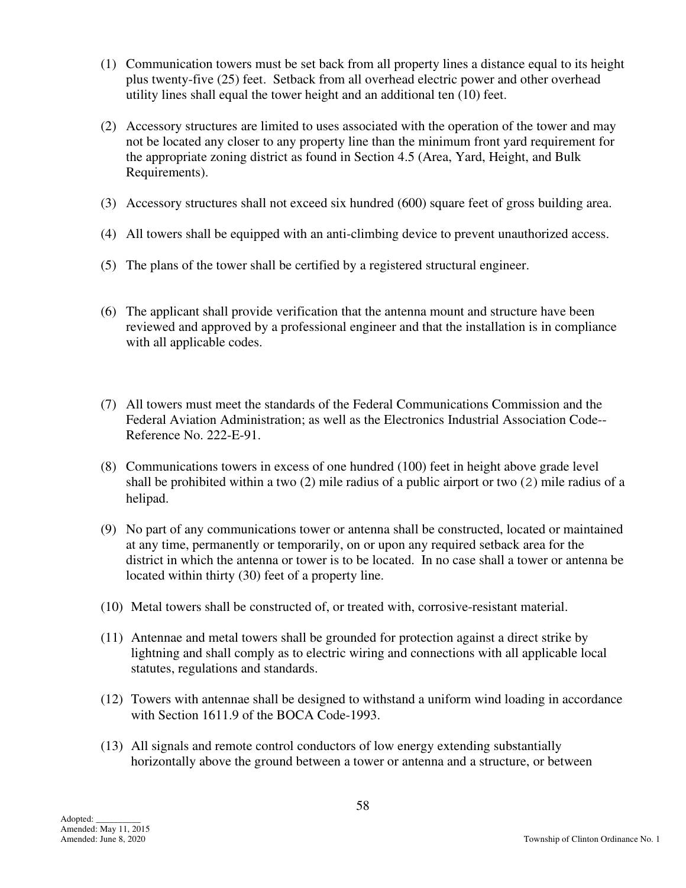(1) Communication towers must be set back from all property lines a distance equal to its height plus twenty-five (25) feet. Setback from all overhead electric power and other overhead utility lines shall equal the tower height and an additional ten (10) feet.

(2) Accessory structures are limited to uses associated with the operation of the tower and may not be located any closer to any property line than the minimum front yard requirement for the appropriate zoning district as found in Section 4.5 (Area, Yard, Height, and Bulk Requirements).

(3) Accessory structures shall not exceed six hundred (600) square feet of gross building area.

(4) All towers shall be equipped with an anti-climbing device to prevent unauthorized access.

(5) The plans of the tower shall be certified by a registered structural engineer.

(6) The applicant shall provide verification that the antenna mount and structure have been reviewed and approved by a professional engineer and that the installation is in compliance with all applicable codes.

(7) All towers must meet the standards of the Federal Communications Commission and the Federal Aviation Administration; as well as the Electronics Industrial Association Code--Reference No. 222-E-91.

(8) Communications towers in excess of one hundred (100) feet in height above grade level shall be prohibited within a two (2) mile radius of a public airport or two (2) mile radius of a helipad.

(9) No part of any communications tower or antenna shall be constructed, located or maintained at any time, permanently or temporarily, on or upon any required setback area for the district in which the antenna or tower is to be located. In no case shall a tower or antenna be located within thirty (30) feet of a property line.

(10) Metal towers shall be constructed of, or treated with, corrosive-resistant material.

(11) Antennae and metal towers shall be grounded for protection against a direct strike by lightning and shall comply as to electric wiring and connections with all applicable local statutes, regulations and standards.

(12) Towers with antennae shall be designed to withstand a uniform wind loading in accordance with Section 1611.9 of the BOCA Code-1993.

(13) All signals and remote control conductors of low energy extending substantially horizontally above the ground between a tower or antenna and a structure, or between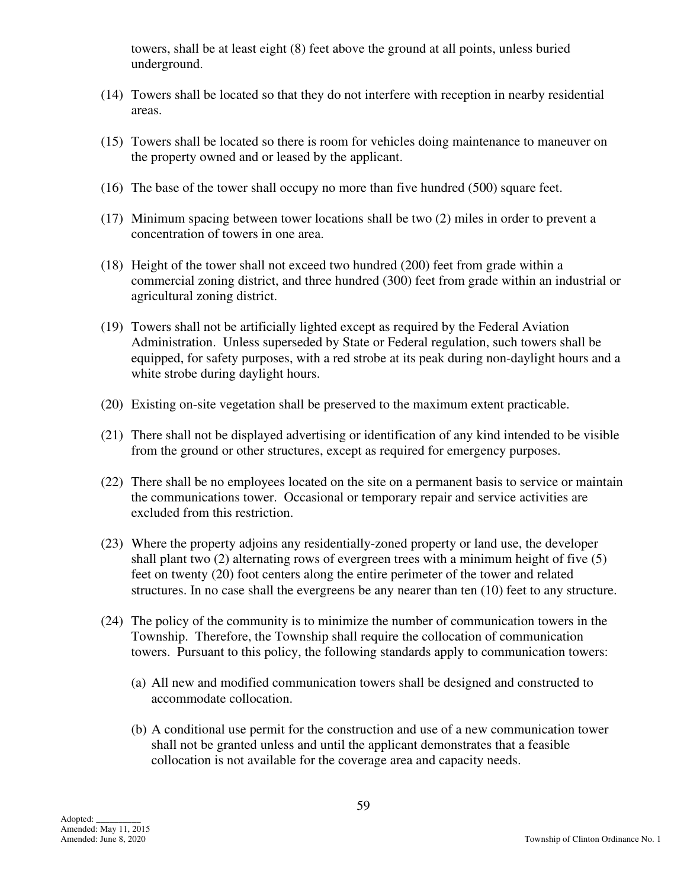towers, shall be at least eight (8) feet above the ground at all points, unless buried underground.

(14) Towers shall be located so that they do not interfere with reception in nearby residential areas.

(15) Towers shall be located so there is room for vehicles doing maintenance to maneuver on the property owned and or leased by the applicant.

(16) The base of the tower shall occupy no more than five hundred (500) square feet.

(17) Minimum spacing between tower locations shall be two (2) miles in order to prevent a concentration of towers in one area.

(18) Height of the tower shall not exceed two hundred (200) feet from grade within a commercial zoning district, and three hundred (300) feet from grade within an industrial or agricultural zoning district.

(19) Towers shall not be artificially lighted except as required by the Federal Aviation Administration. Unless superseded by State or Federal regulation, such towers shall be equipped, for safety purposes, with a red strobe at its peak during non-daylight hours and a white strobe during daylight hours.

(20) Existing on-site vegetation shall be preserved to the maximum extent practicable.

(21) There shall not be displayed advertising or identification of any kind intended to be visible from the ground or other structures, except as required for emergency purposes.

(22) There shall be no employees located on the site on a permanent basis to service or maintain the communications tower. Occasional or temporary repair and service activities are excluded from this restriction.

(23) Where the property adjoins any residentially-zoned property or land use, the developer shall plant two (2) alternating rows of evergreen trees with a minimum height of five (5) feet on twenty (20) foot centers along the entire perimeter of the tower and related structures. In no case shall the evergreens be any nearer than ten (10) feet to any structure.

(24) The policy of the community is to minimize the number of communication towers in the Township. Therefore, the Township shall require the collocation of communication towers. Pursuant to this policy, the following standards apply to communication towers:

(a) All new and modified communication towers shall be designed and constructed to accommodate collocation.

(b) A conditional use permit for the construction and use of a new communication tower shall not be granted unless and until the applicant demonstrates that a feasible collocation is not available for the coverage area and capacity needs.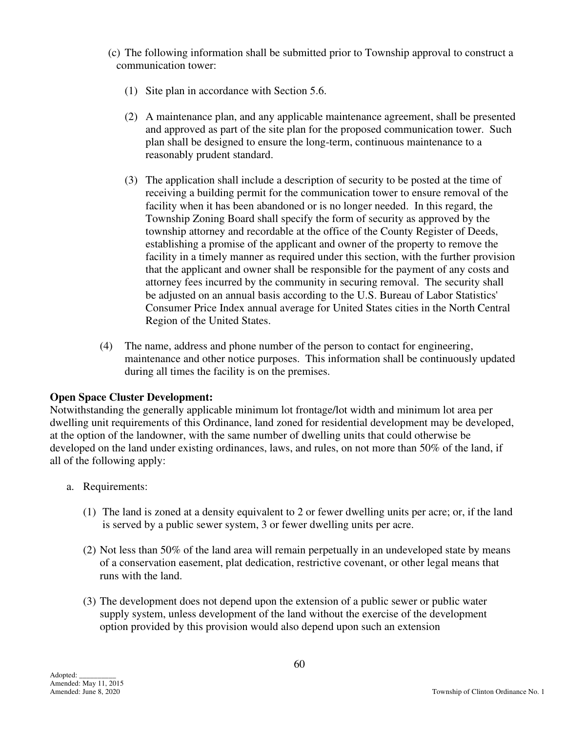(c) The following information shall be submitted prior to Township approval to construct a communication tower:

(1) Site plan in accordance with Section 5.6.

(2) A maintenance plan, and any applicable maintenance agreement, shall be presented and approved as part of the site plan for the proposed communication tower. Such plan shall be designed to ensure the long-term, continuous maintenance to a reasonably prudent standard.

(3) The application shall include a description of security to be posted at the time of receiving a building permit for the communication tower to ensure removal of the facility when it has been abandoned or is no longer needed. In this regard, the Township Zoning Board shall specify the form of security as approved by the township attorney and recordable at the office of the County Register of Deeds, establishing a promise of the applicant and owner of the property to remove the facility in a timely manner as required under this section, with the further provision that the applicant and owner shall be responsible for the payment of any costs and attorney fees incurred by the community in securing removal. The security shall be adjusted on an annual basis according to the U.S. Bureau of Labor Statistics' Consumer Price Index annual average for United States cities in the North Central Region of the United States.

(4) The name, address and phone number of the person to contact for engineering, maintenance and other notice purposes. This information shall be continuously updated during all times the facility is on the premises.

**Open Space Cluster Development:**
Notwithstanding the generally applicable minimum lot frontage/lot width and minimum lot area per dwelling unit requirements of this Ordinance, land zoned for residential development may be developed, at the option of the landowner, with the same number of dwelling units that could otherwise be developed on the land under existing ordinances, laws, and rules, on not more than 50% of the land, if all of the following apply:

a. Requirements:

(1) The land is zoned at a density equivalent to 2 or fewer dwelling units per acre; or, if the land is served by a public sewer system, 3 or fewer dwelling units per acre.

(2) Not less than 50% of the land area will remain perpetually in an undeveloped state by means of a conservation easement, plat dedication, restrictive covenant, or other legal means that runs with the land.

(3) The development does not depend upon the extension of a public sewer or public water supply system, unless development of the land without the exercise of the development option provided by this provision would also depend upon such an extension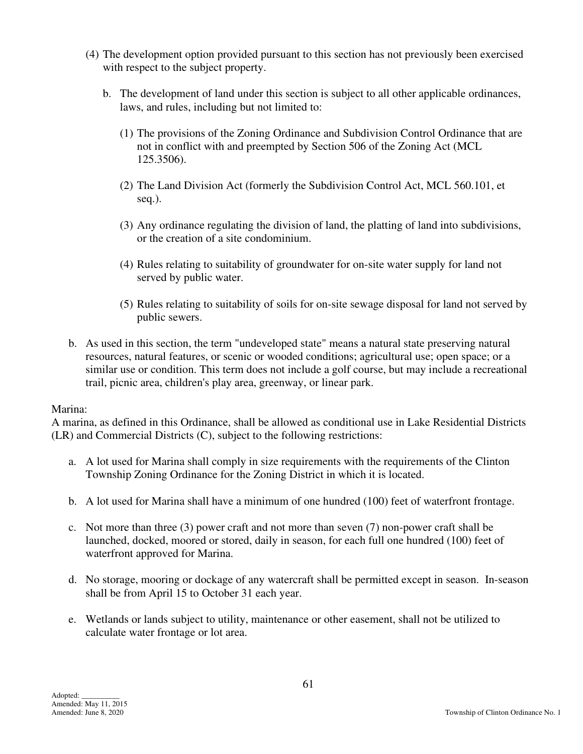(4) The development option provided pursuant to this section has not previously been exercised with respect to the subject property.

   b. The development of land under this section is subject to all other applicable ordinances, laws, and rules, including but not limited to:

      (1) The provisions of the Zoning Ordinance and Subdivision Control Ordinance that are not in conflict with and preempted by Section 506 of the Zoning Act (MCL 125.3506).

      (2) The Land Division Act (formerly the Subdivision Control Act, MCL 560.101, et seq.).

      (3) Any ordinance regulating the division of land, the platting of land into subdivisions, or the creation of a site condominium.

      (4) Rules relating to suitability of groundwater for on-site water supply for land not served by public water.

      (5) Rules relating to suitability of soils for on-site sewage disposal for land not served by public sewers.

b. As used in this section, the term "undeveloped state" means a natural state preserving natural resources, natural features, or scenic or wooded conditions; agricultural use; open space; or a similar use or condition. This term does not include a golf course, but may include a recreational trail, picnic area, children's play area, greenway, or linear park.

Marina:
A marina, as defined in this Ordinance, shall be allowed as conditional use in Lake Residential Districts (LR) and Commercial Districts (C), subject to the following restrictions:

a. A lot used for Marina shall comply in size requirements with the requirements of the Clinton Township Zoning Ordinance for the Zoning District in which it is located.

b. A lot used for Marina shall have a minimum of one hundred (100) feet of waterfront frontage.

c. Not more than three (3) power craft and not more than seven (7) non-power craft shall be launched, docked, moored or stored, daily in season, for each full one hundred (100) feet of waterfront approved for Marina.

d. No storage, mooring or dockage of any watercraft shall be permitted except in season. In-season shall be from April 15 to October 31 each year.

e. Wetlands or lands subject to utility, maintenance or other easement, shall not be utilized to calculate water frontage or lot area.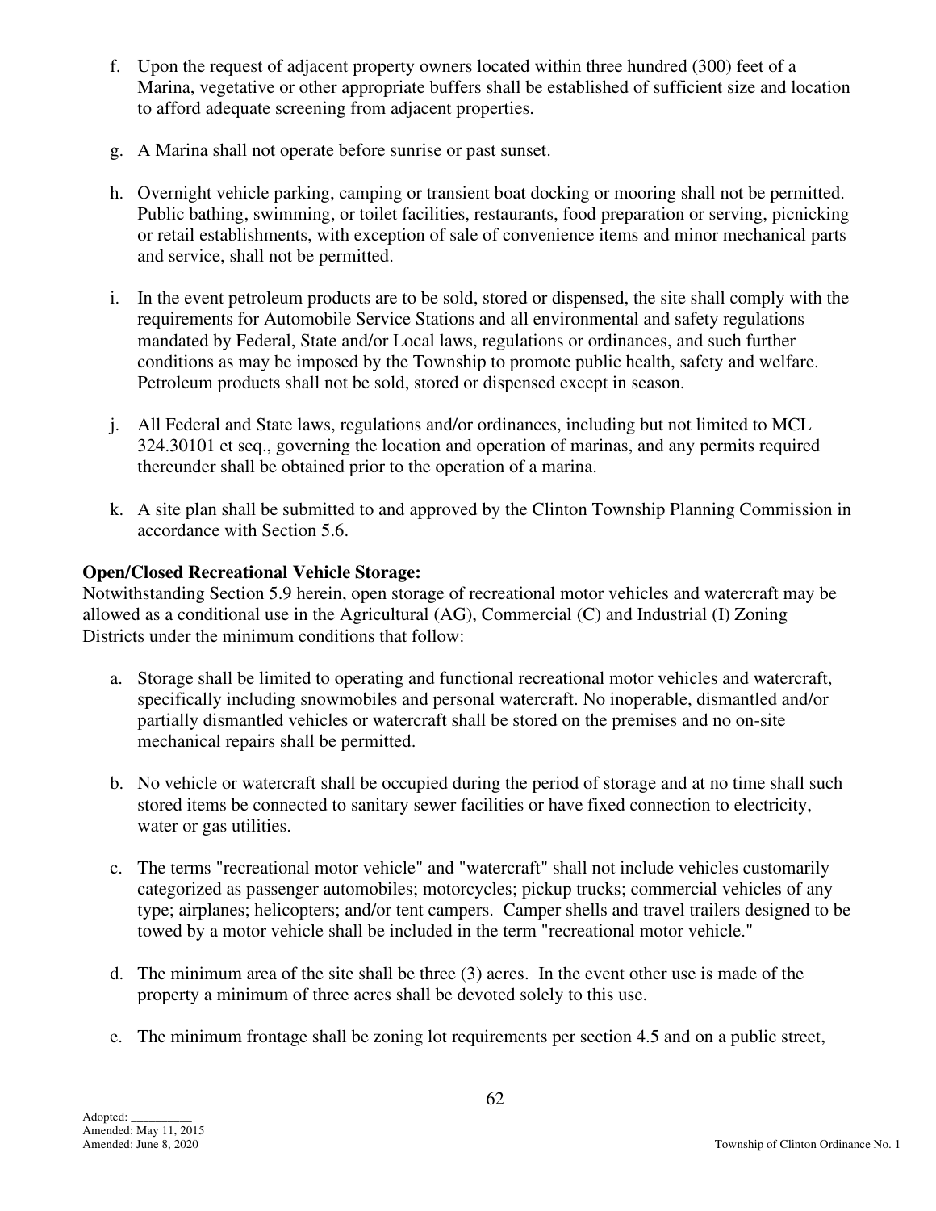f. Upon the request of adjacent property owners located within three hundred (300) feet of a Marina, vegetative or other appropriate buffers shall be established of sufficient size and location to afford adequate screening from adjacent properties.

g. A Marina shall not operate before sunrise or past sunset.

h. Overnight vehicle parking, camping or transient boat docking or mooring shall not be permitted. Public bathing, swimming, or toilet facilities, restaurants, food preparation or serving, picnicking or retail establishments, with exception of sale of convenience items and minor mechanical parts and service, shall not be permitted.

i. In the event petroleum products are to be sold, stored or dispensed, the site shall comply with the requirements for Automobile Service Stations and all environmental and safety regulations mandated by Federal, State and/or Local laws, regulations or ordinances, and such further conditions as may be imposed by the Township to promote public health, safety and welfare. Petroleum products shall not be sold, stored or dispensed except in season.

j. All Federal and State laws, regulations and/or ordinances, including but not limited to MCL 324.30101 et seq., governing the location and operation of marinas, and any permits required thereunder shall be obtained prior to the operation of a marina.

k. A site plan shall be submitted to and approved by the Clinton Township Planning Commission in accordance with Section 5.6.

**Open/Closed Recreational Vehicle Storage:**
Notwithstanding Section 5.9 herein, open storage of recreational motor vehicles and watercraft may be allowed as a conditional use in the Agricultural (AG), Commercial (C) and Industrial (I) Zoning Districts under the minimum conditions that follow:

a. Storage shall be limited to operating and functional recreational motor vehicles and watercraft, specifically including snowmobiles and personal watercraft. No inoperable, dismantled and/or partially dismantled vehicles or watercraft shall be stored on the premises and no on-site mechanical repairs shall be permitted.

b. No vehicle or watercraft shall be occupied during the period of storage and at no time shall such stored items be connected to sanitary sewer facilities or have fixed connection to electricity, water or gas utilities.

c. The terms "recreational motor vehicle" and "watercraft" shall not include vehicles customarily categorized as passenger automobiles; motorcycles; pickup trucks; commercial vehicles of any type; airplanes; helicopters; and/or tent campers. Camper shells and travel trailers designed to be towed by a motor vehicle shall be included in the term "recreational motor vehicle."

d. The minimum area of the site shall be three (3) acres. In the event other use is made of the property a minimum of three acres shall be devoted solely to this use.

e. The minimum frontage shall be zoning lot requirements per section 4.5 and on a public street,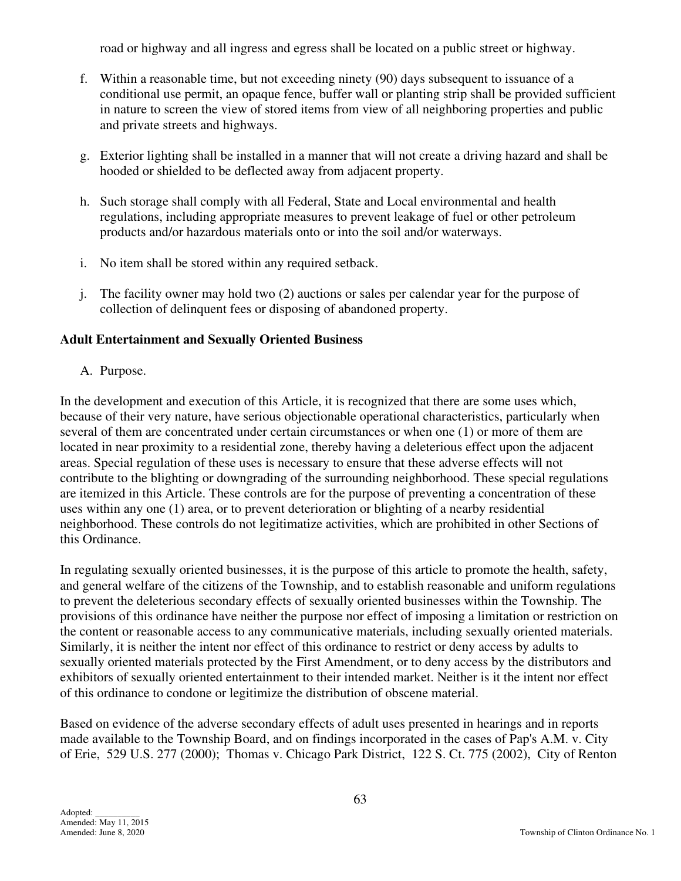road or highway and all ingress and egress shall be located on a public street or highway.

f. Within a reasonable time, but not exceeding ninety (90) days subsequent to issuance of a conditional use permit, an opaque fence, buffer wall or planting strip shall be provided sufficient in nature to screen the view of stored items from view of all neighboring properties and public and private streets and highways.

g. Exterior lighting shall be installed in a manner that will not create a driving hazard and shall be hooded or shielded to be deflected away from adjacent property.

h. Such storage shall comply with all Federal, State and Local environmental and health regulations, including appropriate measures to prevent leakage of fuel or other petroleum products and/or hazardous materials onto or into the soil and/or waterways.

i. No item shall be stored within any required setback.

j. The facility owner may hold two (2) auctions or sales per calendar year for the purpose of collection of delinquent fees or disposing of abandoned property.

**Adult Entertainment and Sexually Oriented Business**

A. Purpose.

In the development and execution of this Article, it is recognized that there are some uses which, because of their very nature, have serious objectionable operational characteristics, particularly when several of them are concentrated under certain circumstances or when one (1) or more of them are located in near proximity to a residential zone, thereby having a deleterious effect upon the adjacent areas. Special regulation of these uses is necessary to ensure that these adverse effects will not contribute to the blighting or downgrading of the surrounding neighborhood. These special regulations are itemized in this Article. These controls are for the purpose of preventing a concentration of these uses within any one (1) area, or to prevent deterioration or blighting of a nearby residential neighborhood. These controls do not legitimatize activities, which are prohibited in other Sections of this Ordinance.

In regulating sexually oriented businesses, it is the purpose of this article to promote the health, safety, and general welfare of the citizens of the Township, and to establish reasonable and uniform regulations to prevent the deleterious secondary effects of sexually oriented businesses within the Township. The provisions of this ordinance have neither the purpose nor effect of imposing a limitation or restriction on the content or reasonable access to any communicative materials, including sexually oriented materials. Similarly, it is neither the intent nor effect of this ordinance to restrict or deny access by adults to sexually oriented materials protected by the First Amendment, or to deny access by the distributors and exhibitors of sexually oriented entertainment to their intended market. Neither is it the intent nor effect of this ordinance to condone or legitimize the distribution of obscene material.

Based on evidence of the adverse secondary effects of adult uses presented in hearings and in reports made available to the Township Board, and on findings incorporated in the cases of Pap's A.M. v. City of Erie, 529 U.S. 277 (2000); Thomas v. Chicago Park District, 122 S. Ct. 775 (2002), City of Renton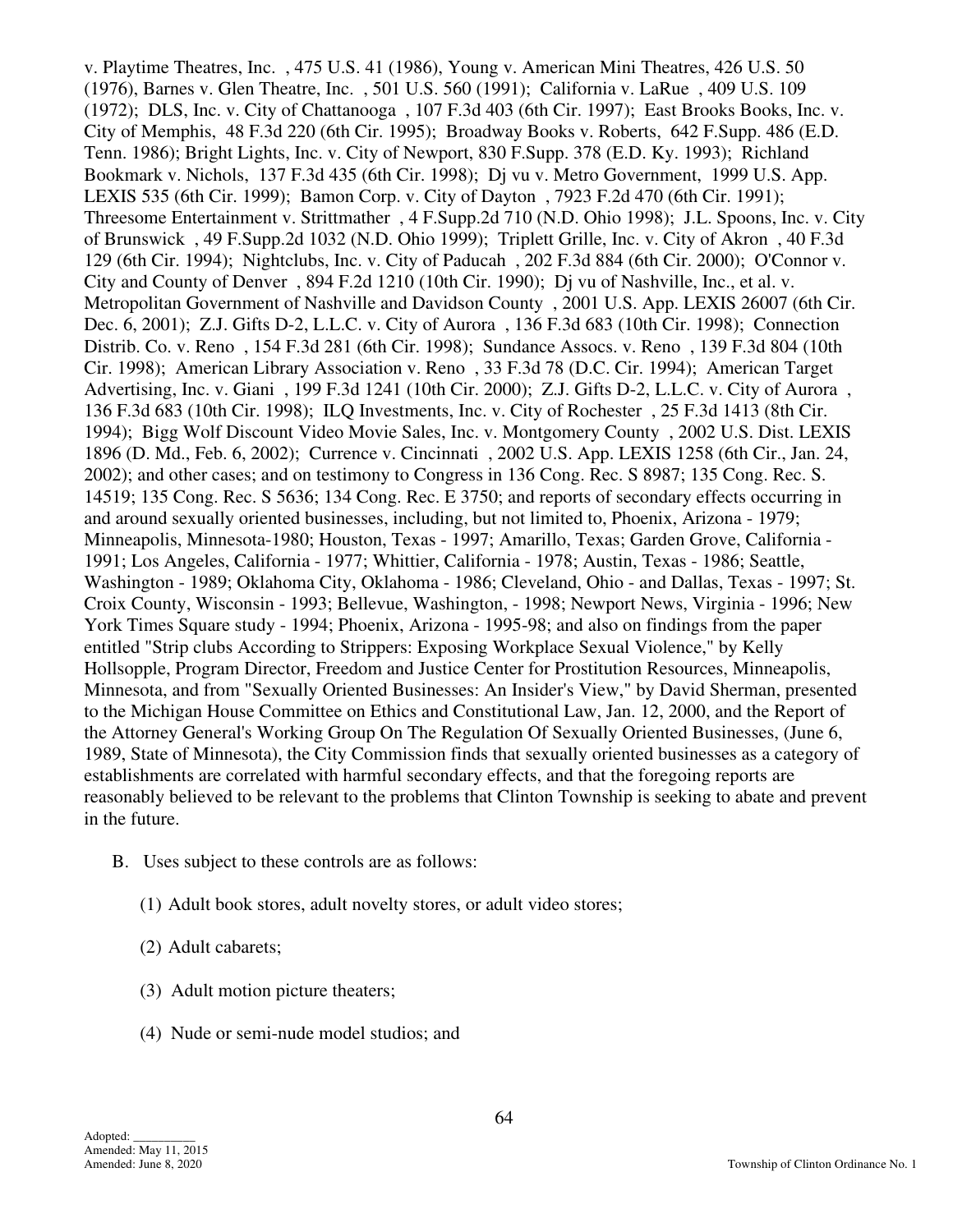v. Playtime Theatres, Inc. , 475 U.S. 41 (1986), Young v. American Mini Theatres, 426 U.S. 50 (1976), Barnes v. Glen Theatre, Inc. , 501 U.S. 560 (1991); California v. LaRue , 409 U.S. 109 (1972); DLS, Inc. v. City of Chattanooga , 107 F.3d 403 (6th Cir. 1997); East Brooks Books, Inc. v. City of Memphis, 48 F.3d 220 (6th Cir. 1995); Broadway Books v. Roberts, 642 F.Supp. 486 (E.D. Tenn. 1986); Bright Lights, Inc. v. City of Newport, 830 F.Supp. 378 (E.D. Ky. 1993); Richland Bookmark v. Nichols, 137 F.3d 435 (6th Cir. 1998); Dj vu v. Metro Government, 1999 U.S. App. LEXIS 535 (6th Cir. 1999); Bamon Corp. v. City of Dayton , 7923 F.2d 470 (6th Cir. 1991); Threesome Entertainment v. Strittmather , 4 F.Supp.2d 710 (N.D. Ohio 1998); J.L. Spoons, Inc. v. City of Brunswick , 49 F.Supp.2d 1032 (N.D. Ohio 1999); Triplett Grille, Inc. v. City of Akron , 40 F.3d 129 (6th Cir. 1994); Nightclubs, Inc. v. City of Paducah , 202 F.3d 884 (6th Cir. 2000); O'Connor v. City and County of Denver , 894 F.2d 1210 (10th Cir. 1990); Dj vu of Nashville, Inc., et al. v. Metropolitan Government of Nashville and Davidson County , 2001 U.S. App. LEXIS 26007 (6th Cir. Dec. 6, 2001); Z.J. Gifts D-2, L.L.C. v. City of Aurora , 136 F.3d 683 (10th Cir. 1998); Connection Distrib. Co. v. Reno , 154 F.3d 281 (6th Cir. 1998); Sundance Assocs. v. Reno , 139 F.3d 804 (10th Cir. 1998); American Library Association v. Reno , 33 F.3d 78 (D.C. Cir. 1994); American Target Advertising, Inc. v. Giani , 199 F.3d 1241 (10th Cir. 2000); Z.J. Gifts D-2, L.L.C. v. City of Aurora , 136 F.3d 683 (10th Cir. 1998); ILQ Investments, Inc. v. City of Rochester , 25 F.3d 1413 (8th Cir. 1994); Bigg Wolf Discount Video Movie Sales, Inc. v. Montgomery County , 2002 U.S. Dist. LEXIS 1896 (D. Md., Feb. 6, 2002); Currence v. Cincinnati , 2002 U.S. App. LEXIS 1258 (6th Cir., Jan. 24, 2002); and other cases; and on testimony to Congress in 136 Cong. Rec. S 8987; 135 Cong. Rec. S. 14519; 135 Cong. Rec. S 5636; 134 Cong. Rec. E 3750; and reports of secondary effects occurring in and around sexually oriented businesses, including, but not limited to, Phoenix, Arizona - 1979; Minneapolis, Minnesota-1980; Houston, Texas - 1997; Amarillo, Texas; Garden Grove, California - 1991; Los Angeles, California - 1977; Whittier, California - 1978; Austin, Texas - 1986; Seattle, Washington - 1989; Oklahoma City, Oklahoma - 1986; Cleveland, Ohio - and Dallas, Texas - 1997; St. Croix County, Wisconsin - 1993; Bellevue, Washington, - 1998; Newport News, Virginia - 1996; New York Times Square study - 1994; Phoenix, Arizona - 1995-98; and also on findings from the paper entitled "Strip clubs According to Strippers: Exposing Workplace Sexual Violence," by Kelly Hollsopple, Program Director, Freedom and Justice Center for Prostitution Resources, Minneapolis, Minnesota, and from "Sexually Oriented Businesses: An Insider's View," by David Sherman, presented to the Michigan House Committee on Ethics and Constitutional Law, Jan. 12, 2000, and the Report of the Attorney General's Working Group On The Regulation Of Sexually Oriented Businesses, (June 6, 1989, State of Minnesota), the City Commission finds that sexually oriented businesses as a category of establishments are correlated with harmful secondary effects, and that the foregoing reports are reasonably believed to be relevant to the problems that Clinton Township is seeking to abate and prevent in the future.

B. Uses subject to these controls are as follows:

(1) Adult book stores, adult novelty stores, or adult video stores;

(2) Adult cabarets;

(3) Adult motion picture theaters;

(4) Nude or semi-nude model studios; and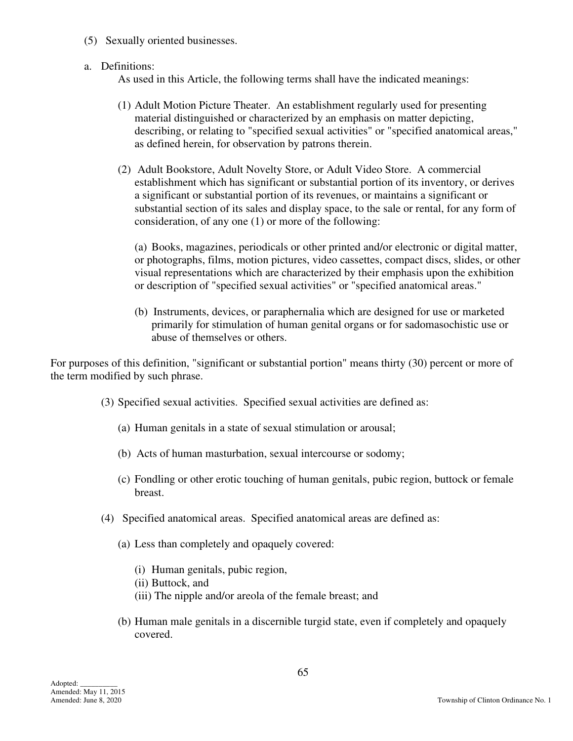(5) Sexually oriented businesses.

a. Definitions:

As used in this Article, the following terms shall have the indicated meanings:

(1) Adult Motion Picture Theater. An establishment regularly used for presenting material distinguished or characterized by an emphasis on matter depicting, describing, or relating to "specified sexual activities" or "specified anatomical areas," as defined herein, for observation by patrons therein.

(2) Adult Bookstore, Adult Novelty Store, or Adult Video Store. A commercial establishment which has significant or substantial portion of its inventory, or derives a significant or substantial portion of its revenues, or maintains a significant or substantial section of its sales and display space, to the sale or rental, for any form of consideration, of any one (1) or more of the following:

(a) Books, magazines, periodicals or other printed and/or electronic or digital matter, or photographs, films, motion pictures, video cassettes, compact discs, slides, or other visual representations which are characterized by their emphasis upon the exhibition or description of "specified sexual activities" or "specified anatomical areas."

(b) Instruments, devices, or paraphernalia which are designed for use or marketed primarily for stimulation of human genital organs or for sadomasochistic use or abuse of themselves or others.

For purposes of this definition, "significant or substantial portion" means thirty (30) percent or more of the term modified by such phrase.

(3) Specified sexual activities. Specified sexual activities are defined as:

(a) Human genitals in a state of sexual stimulation or arousal;

(b) Acts of human masturbation, sexual intercourse or sodomy;

(c) Fondling or other erotic touching of human genitals, pubic region, buttock or female breast.

(4) Specified anatomical areas. Specified anatomical areas are defined as:

(a) Less than completely and opaquely covered:

(i) Human genitals, pubic region,
(ii) Buttock, and
(iii) The nipple and/or areola of the female breast; and

(b) Human male genitals in a discernible turgid state, even if completely and opaquely covered.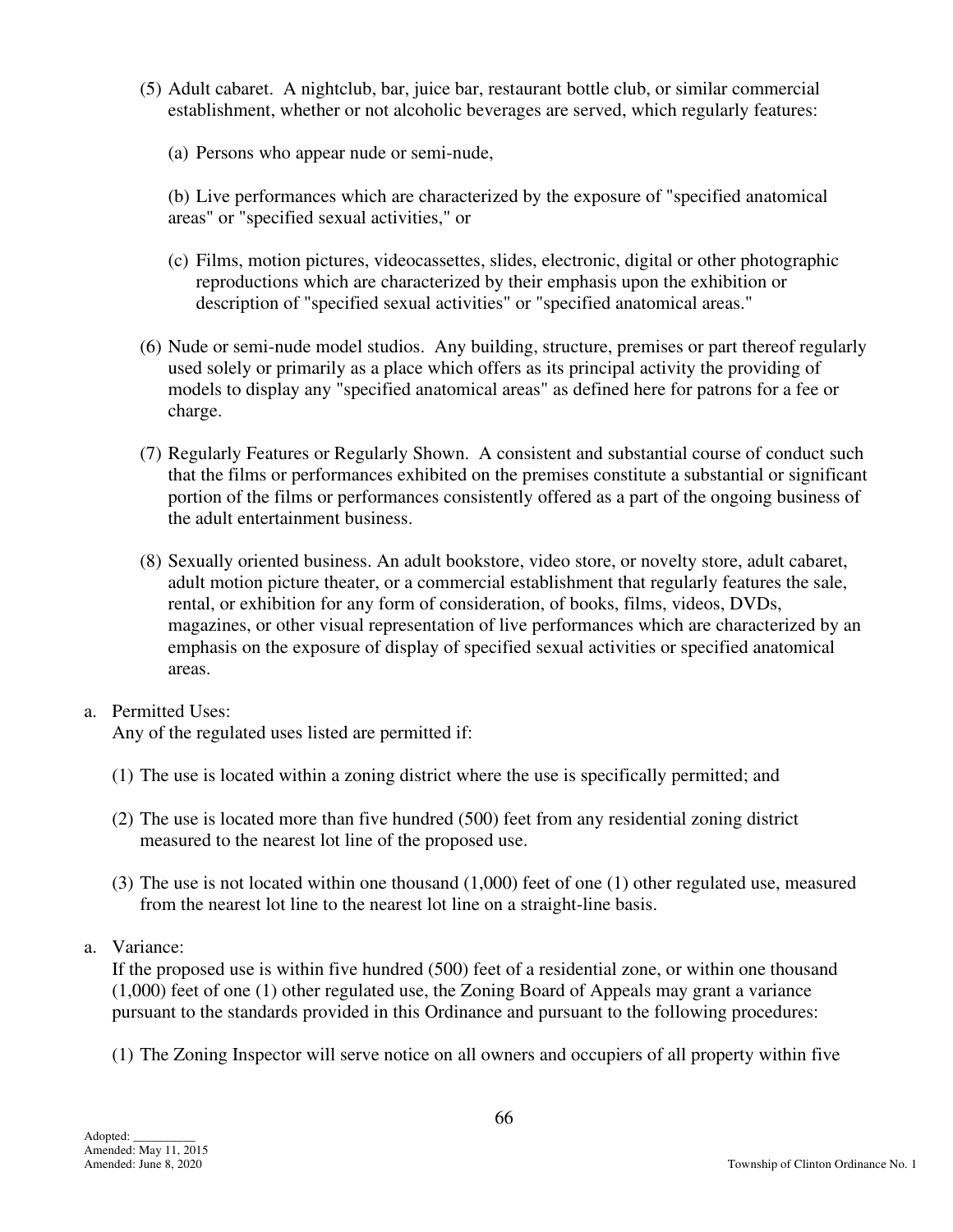(5) Adult cabaret. A nightclub, bar, juice bar, restaurant bottle club, or similar commercial establishment, whether or not alcoholic beverages are served, which regularly features:

    (a) Persons who appear nude or semi-nude,

    (b) Live performances which are characterized by the exposure of "specified anatomical areas" or "specified sexual activities," or

    (c) Films, motion pictures, videocassettes, slides, electronic, digital or other photographic reproductions which are characterized by their emphasis upon the exhibition or description of "specified sexual activities" or "specified anatomical areas."

(6) Nude or semi-nude model studios. Any building, structure, premises or part thereof regularly used solely or primarily as a place which offers as its principal activity the providing of models to display any "specified anatomical areas" as defined here for patrons for a fee or charge.

(7) Regularly Features or Regularly Shown. A consistent and substantial course of conduct such that the films or performances exhibited on the premises constitute a substantial or significant portion of the films or performances consistently offered as a part of the ongoing business of the adult entertainment business.

(8) Sexually oriented business. An adult bookstore, video store, or novelty store, adult cabaret, adult motion picture theater, or a commercial establishment that regularly features the sale, rental, or exhibition for any form of consideration, of books, films, videos, DVDs, magazines, or other visual representation of live performances which are characterized by an emphasis on the exposure of display of specified sexual activities or specified anatomical areas.

a. Permitted Uses:
Any of the regulated uses listed are permitted if:

(1) The use is located within a zoning district where the use is specifically permitted; and

(2) The use is located more than five hundred (500) feet from any residential zoning district measured to the nearest lot line of the proposed use.

(3) The use is not located within one thousand (1,000) feet of one (1) other regulated use, measured from the nearest lot line to the nearest lot line on a straight-line basis.

a. Variance:
If the proposed use is within five hundred (500) feet of a residential zone, or within one thousand (1,000) feet of one (1) other regulated use, the Zoning Board of Appeals may grant a variance pursuant to the standards provided in this Ordinance and pursuant to the following procedures:

(1) The Zoning Inspector will serve notice on all owners and occupiers of all property within five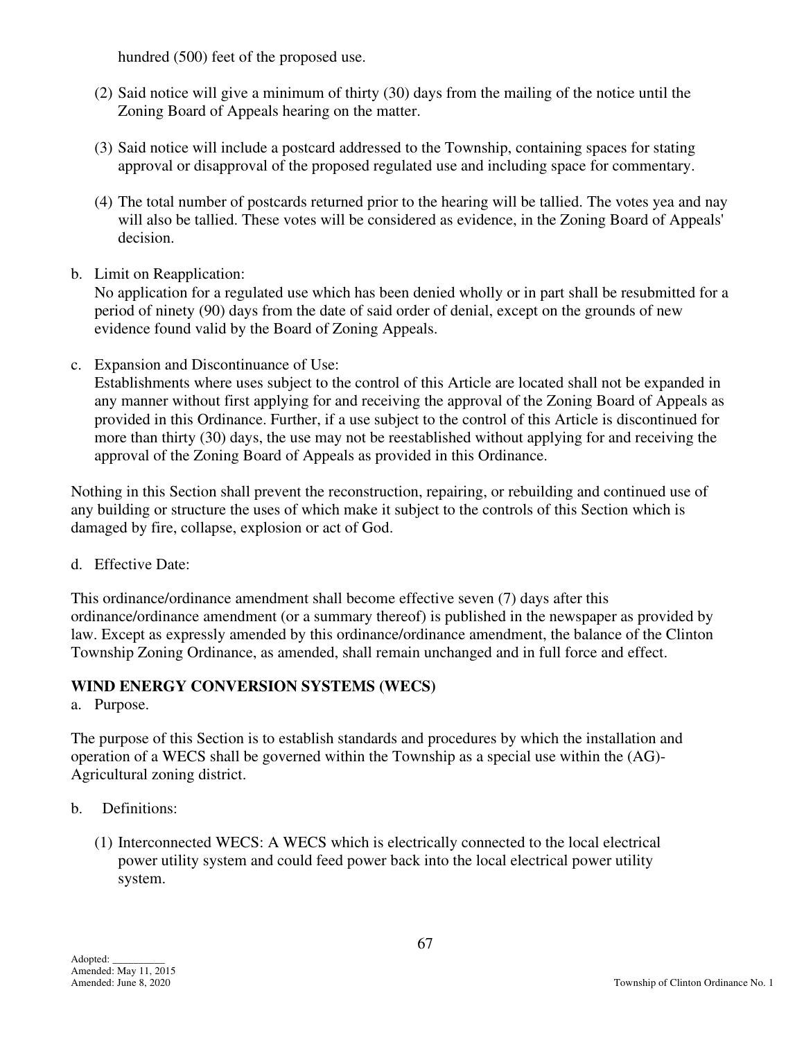hundred (500) feet of the proposed use.

(2) Said notice will give a minimum of thirty (30) days from the mailing of the notice until the Zoning Board of Appeals hearing on the matter.

(3) Said notice will include a postcard addressed to the Township, containing spaces for stating approval or disapproval of the proposed regulated use and including space for commentary.

(4) The total number of postcards returned prior to the hearing will be tallied. The votes yea and nay will also be tallied. These votes will be considered as evidence, in the Zoning Board of Appeals' decision.

b. Limit on Reapplication:
No application for a regulated use which has been denied wholly or in part shall be resubmitted for a period of ninety (90) days from the date of said order of denial, except on the grounds of new evidence found valid by the Board of Zoning Appeals.

c. Expansion and Discontinuance of Use:
Establishments where uses subject to the control of this Article are located shall not be expanded in any manner without first applying for and receiving the approval of the Zoning Board of Appeals as provided in this Ordinance. Further, if a use subject to the control of this Article is discontinued for more than thirty (30) days, the use may not be reestablished without applying for and receiving the approval of the Zoning Board of Appeals as provided in this Ordinance.

Nothing in this Section shall prevent the reconstruction, repairing, or rebuilding and continued use of any building or structure the uses of which make it subject to the controls of this Section which is damaged by fire, collapse, explosion or act of God.

d. Effective Date:

This ordinance/ordinance amendment shall become effective seven (7) days after this ordinance/ordinance amendment (or a summary thereof) is published in the newspaper as provided by law. Except as expressly amended by this ordinance/ordinance amendment, the balance of the Clinton Township Zoning Ordinance, as amended, shall remain unchanged and in full force and effect.

**WIND ENERGY CONVERSION SYSTEMS (WECS)**

a. Purpose.

The purpose of this Section is to establish standards and procedures by which the installation and operation of a WECS shall be governed within the Township as a special use within the (AG)-Agricultural zoning district.

b. Definitions:

(1) Interconnected WECS: A WECS which is electrically connected to the local electrical power utility system and could feed power back into the local electrical power utility system.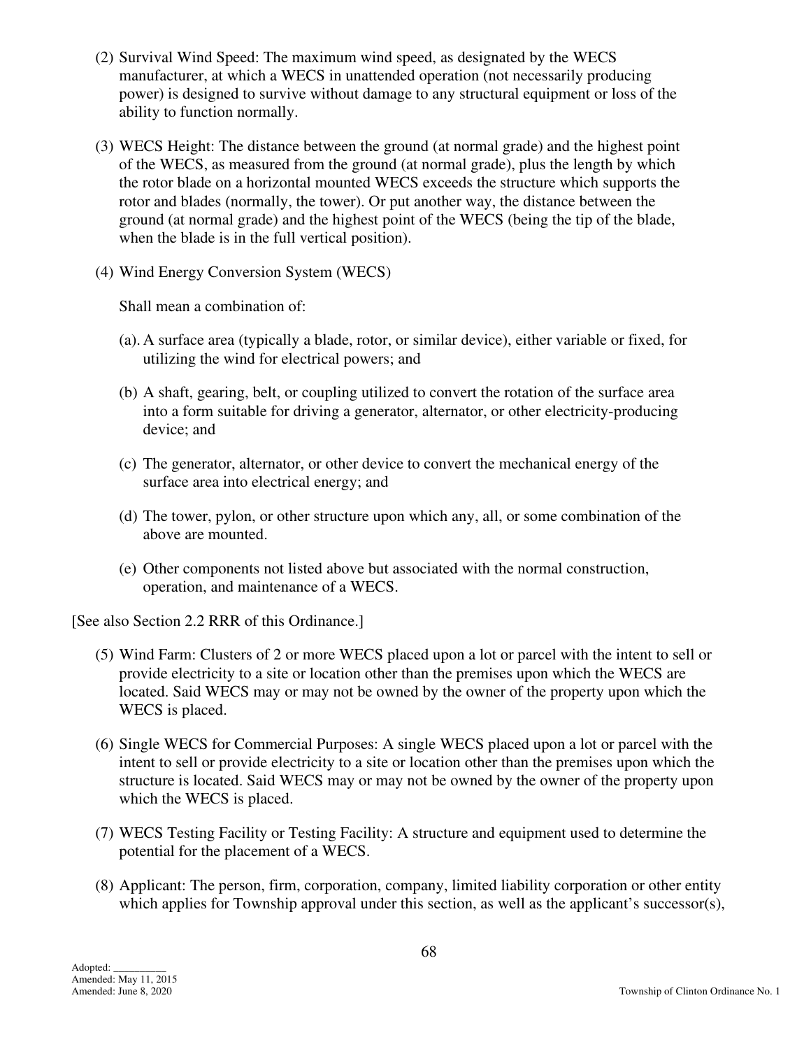(2) Survival Wind Speed: The maximum wind speed, as designated by the WECS manufacturer, at which a WECS in unattended operation (not necessarily producing power) is designed to survive without damage to any structural equipment or loss of the ability to function normally.

(3) WECS Height: The distance between the ground (at normal grade) and the highest point of the WECS, as measured from the ground (at normal grade), plus the length by which the rotor blade on a horizontal mounted WECS exceeds the structure which supports the rotor and blades (normally, the tower). Or put another way, the distance between the ground (at normal grade) and the highest point of the WECS (being the tip of the blade, when the blade is in the full vertical position).

(4) Wind Energy Conversion System (WECS)

Shall mean a combination of:

(a). A surface area (typically a blade, rotor, or similar device), either variable or fixed, for utilizing the wind for electrical powers; and

(b) A shaft, gearing, belt, or coupling utilized to convert the rotation of the surface area into a form suitable for driving a generator, alternator, or other electricity-producing device; and

(c) The generator, alternator, or other device to convert the mechanical energy of the surface area into electrical energy; and

(d) The tower, pylon, or other structure upon which any, all, or some combination of the above are mounted.

(e) Other components not listed above but associated with the normal construction, operation, and maintenance of a WECS.

[See also Section 2.2 RRR of this Ordinance.]

(5) Wind Farm: Clusters of 2 or more WECS placed upon a lot or parcel with the intent to sell or provide electricity to a site or location other than the premises upon which the WECS are located. Said WECS may or may not be owned by the owner of the property upon which the WECS is placed.

(6) Single WECS for Commercial Purposes: A single WECS placed upon a lot or parcel with the intent to sell or provide electricity to a site or location other than the premises upon which the structure is located. Said WECS may or may not be owned by the owner of the property upon which the WECS is placed.

(7) WECS Testing Facility or Testing Facility: A structure and equipment used to determine the potential for the placement of a WECS.

(8) Applicant: The person, firm, corporation, company, limited liability corporation or other entity which applies for Township approval under this section, as well as the applicant's successor(s),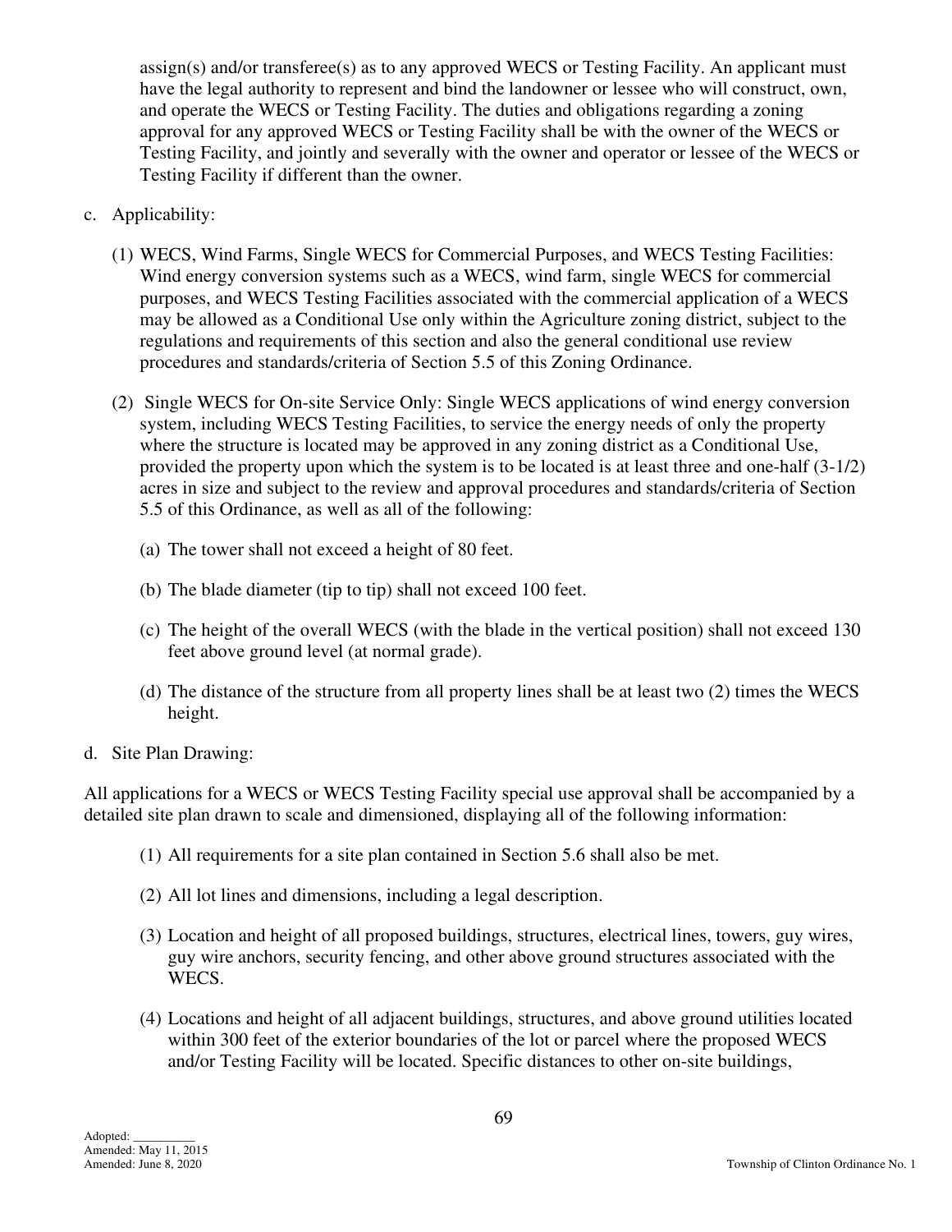assign(s) and/or transferee(s) as to any approved WECS or Testing Facility. An applicant must have the legal authority to represent and bind the landowner or lessee who will construct, own, and operate the WECS or Testing Facility. The duties and obligations regarding a zoning approval for any approved WECS or Testing Facility shall be with the owner of the WECS or Testing Facility, and jointly and severally with the owner and operator or lessee of the WECS or Testing Facility if different than the owner.

c. Applicability:

(1) WECS, Wind Farms, Single WECS for Commercial Purposes, and WECS Testing Facilities: Wind energy conversion systems such as a WECS, wind farm, single WECS for commercial purposes, and WECS Testing Facilities associated with the commercial application of a WECS may be allowed as a Conditional Use only within the Agriculture zoning district, subject to the regulations and requirements of this section and also the general conditional use review procedures and standards/criteria of Section 5.5 of this Zoning Ordinance.

(2) Single WECS for On-site Service Only: Single WECS applications of wind energy conversion system, including WECS Testing Facilities, to service the energy needs of only the property where the structure is located may be approved in any zoning district as a Conditional Use, provided the property upon which the system is to be located is at least three and one-half (3-1/2) acres in size and subject to the review and approval procedures and standards/criteria of Section 5.5 of this Ordinance, as well as all of the following:

(a) The tower shall not exceed a height of 80 feet.

(b) The blade diameter (tip to tip) shall not exceed 100 feet.

(c) The height of the overall WECS (with the blade in the vertical position) shall not exceed 130 feet above ground level (at normal grade).

(d) The distance of the structure from all property lines shall be at least two (2) times the WECS height.

d. Site Plan Drawing:

All applications for a WECS or WECS Testing Facility special use approval shall be accompanied by a detailed site plan drawn to scale and dimensioned, displaying all of the following information:

(1) All requirements for a site plan contained in Section 5.6 shall also be met.

(2) All lot lines and dimensions, including a legal description.

(3) Location and height of all proposed buildings, structures, electrical lines, towers, guy wires, guy wire anchors, security fencing, and other above ground structures associated with the WECS.

(4) Locations and height of all adjacent buildings, structures, and above ground utilities located within 300 feet of the exterior boundaries of the lot or parcel where the proposed WECS and/or Testing Facility will be located. Specific distances to other on-site buildings,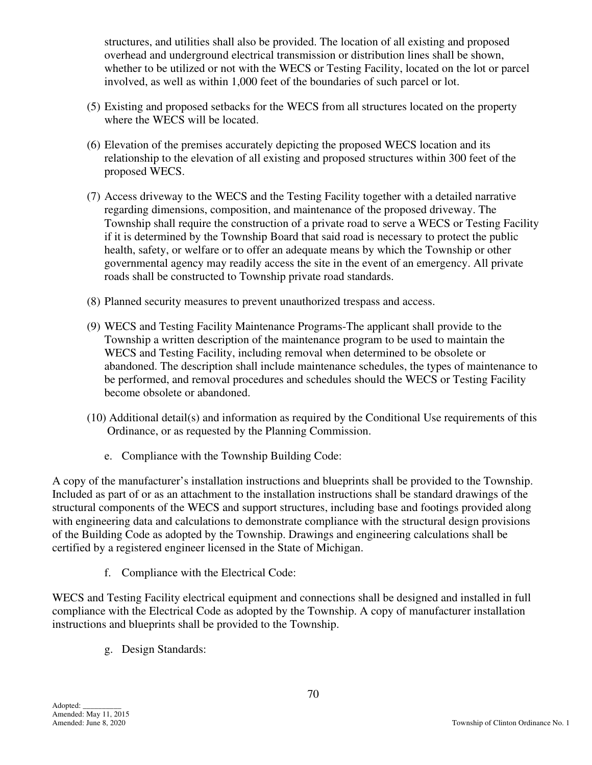structures, and utilities shall also be provided. The location of all existing and proposed overhead and underground electrical transmission or distribution lines shall be shown, whether to be utilized or not with the WECS or Testing Facility, located on the lot or parcel involved, as well as within 1,000 feet of the boundaries of such parcel or lot.

(5) Existing and proposed setbacks for the WECS from all structures located on the property where the WECS will be located.

(6) Elevation of the premises accurately depicting the proposed WECS location and its relationship to the elevation of all existing and proposed structures within 300 feet of the proposed WECS.

(7) Access driveway to the WECS and the Testing Facility together with a detailed narrative regarding dimensions, composition, and maintenance of the proposed driveway. The Township shall require the construction of a private road to serve a WECS or Testing Facility if it is determined by the Township Board that said road is necessary to protect the public health, safety, or welfare or to offer an adequate means by which the Township or other governmental agency may readily access the site in the event of an emergency. All private roads shall be constructed to Township private road standards.

(8) Planned security measures to prevent unauthorized trespass and access.

(9) WECS and Testing Facility Maintenance Programs-The applicant shall provide to the Township a written description of the maintenance program to be used to maintain the WECS and Testing Facility, including removal when determined to be obsolete or abandoned. The description shall include maintenance schedules, the types of maintenance to be performed, and removal procedures and schedules should the WECS or Testing Facility become obsolete or abandoned.

(10) Additional detail(s) and information as required by the Conditional Use requirements of this Ordinance, or as requested by the Planning Commission.

e. Compliance with the Township Building Code:

A copy of the manufacturer's installation instructions and blueprints shall be provided to the Township. Included as part of or as an attachment to the installation instructions shall be standard drawings of the structural components of the WECS and support structures, including base and footings provided along with engineering data and calculations to demonstrate compliance with the structural design provisions of the Building Code as adopted by the Township. Drawings and engineering calculations shall be certified by a registered engineer licensed in the State of Michigan.

f. Compliance with the Electrical Code:

WECS and Testing Facility electrical equipment and connections shall be designed and installed in full compliance with the Electrical Code as adopted by the Township. A copy of manufacturer installation instructions and blueprints shall be provided to the Township.

g. Design Standards: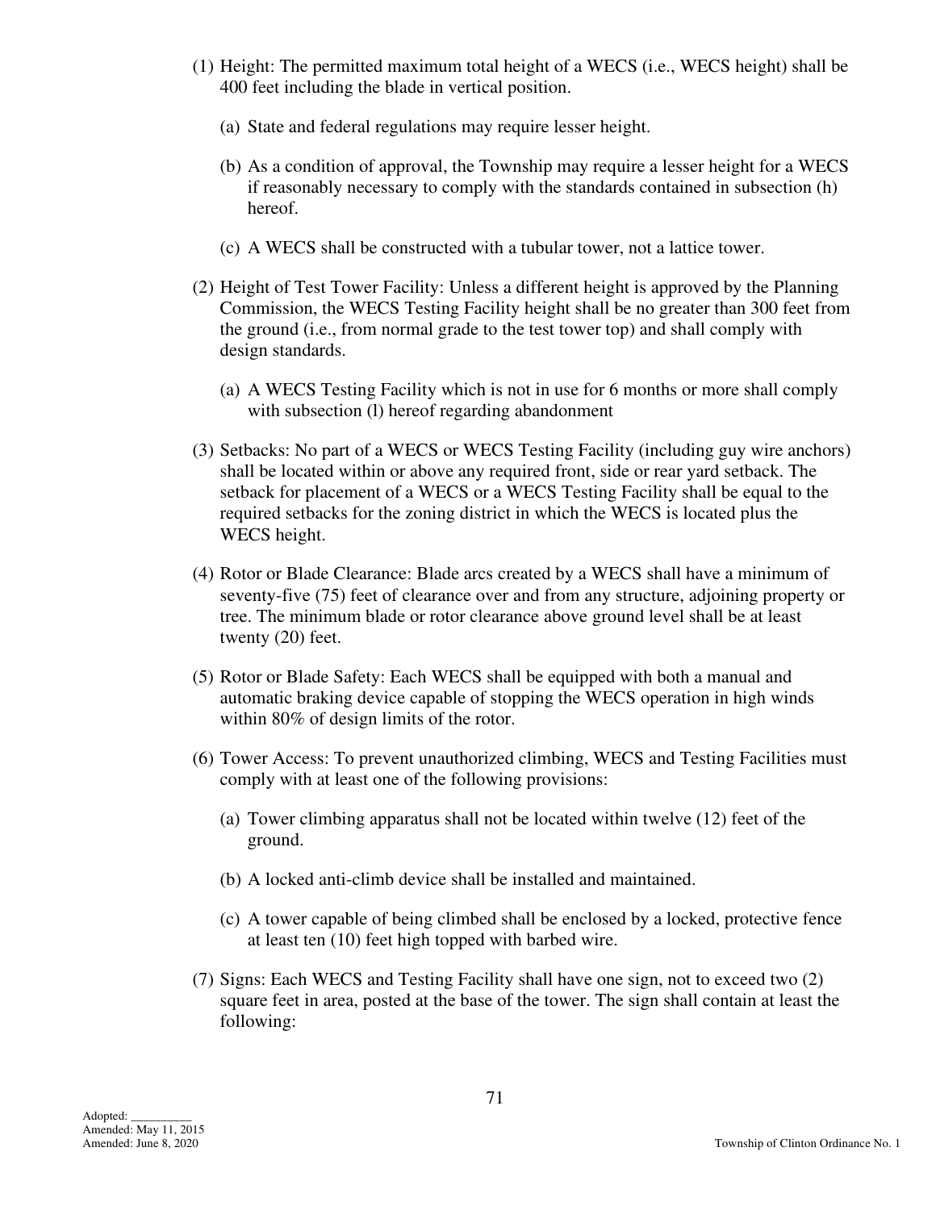(1) Height: The permitted maximum total height of a WECS (i.e., WECS height) shall be 400 feet including the blade in vertical position.

   (a) State and federal regulations may require lesser height.

   (b) As a condition of approval, the Township may require a lesser height for a WECS if reasonably necessary to comply with the standards contained in subsection (h) hereof.

   (c) A WECS shall be constructed with a tubular tower, not a lattice tower.

(2) Height of Test Tower Facility: Unless a different height is approved by the Planning Commission, the WECS Testing Facility height shall be no greater than 300 feet from the ground (i.e., from normal grade to the test tower top) and shall comply with design standards.

   (a) A WECS Testing Facility which is not in use for 6 months or more shall comply with subsection (l) hereof regarding abandonment

(3) Setbacks: No part of a WECS or WECS Testing Facility (including guy wire anchors) shall be located within or above any required front, side or rear yard setback. The setback for placement of a WECS or a WECS Testing Facility shall be equal to the required setbacks for the zoning district in which the WECS is located plus the WECS height.

(4) Rotor or Blade Clearance: Blade arcs created by a WECS shall have a minimum of seventy-five (75) feet of clearance over and from any structure, adjoining property or tree. The minimum blade or rotor clearance above ground level shall be at least twenty (20) feet.

(5) Rotor or Blade Safety: Each WECS shall be equipped with both a manual and automatic braking device capable of stopping the WECS operation in high winds within 80% of design limits of the rotor.

(6) Tower Access: To prevent unauthorized climbing, WECS and Testing Facilities must comply with at least one of the following provisions:

   (a) Tower climbing apparatus shall not be located within twelve (12) feet of the ground.

   (b) A locked anti-climb device shall be installed and maintained.

   (c) A tower capable of being climbed shall be enclosed by a locked, protective fence at least ten (10) feet high topped with barbed wire.

(7) Signs: Each WECS and Testing Facility shall have one sign, not to exceed two (2) square feet in area, posted at the base of the tower. The sign shall contain at least the following: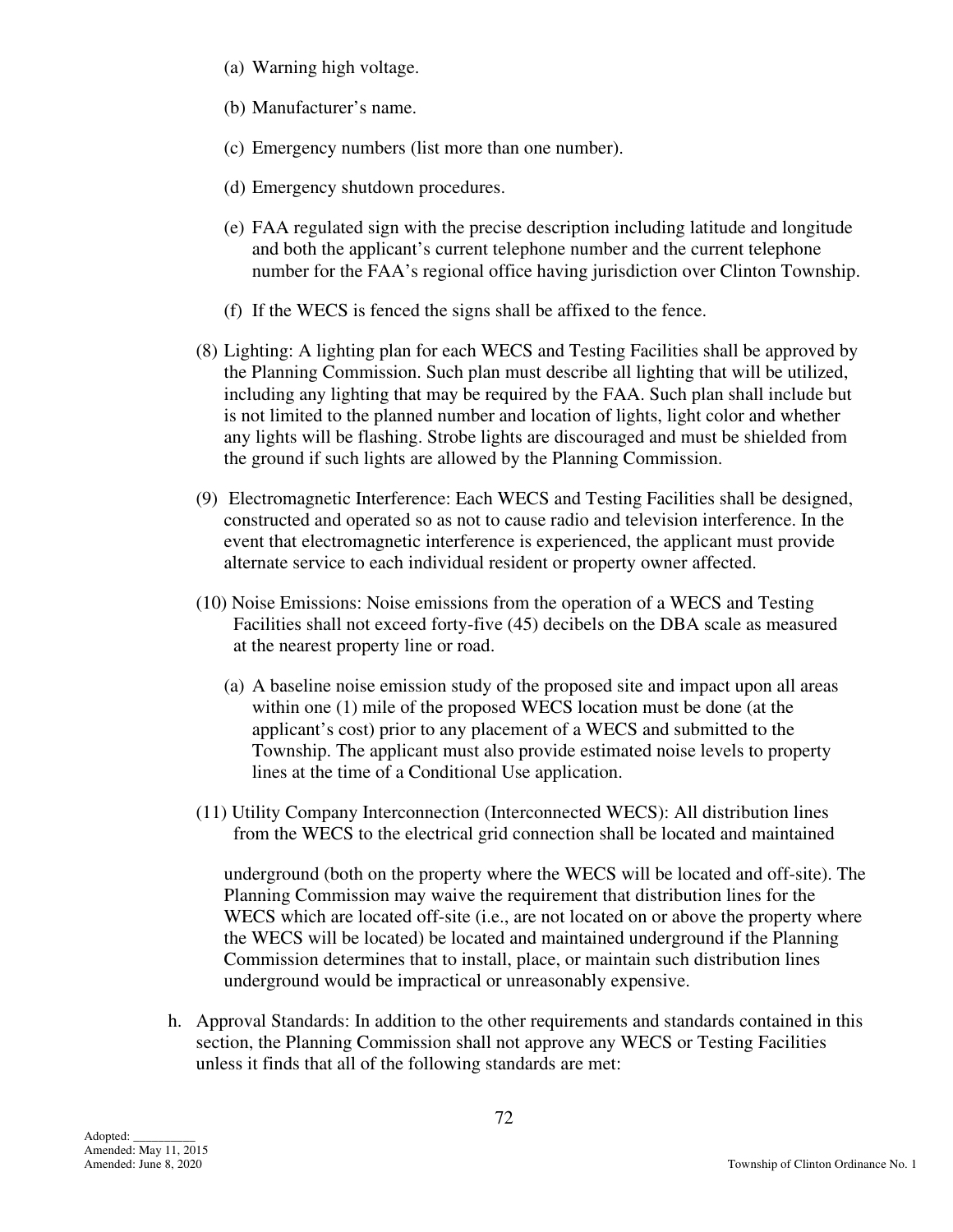(a) Warning high voltage.

(b) Manufacturer's name.

(c) Emergency numbers (list more than one number).

(d) Emergency shutdown procedures.

(e) FAA regulated sign with the precise description including latitude and longitude and both the applicant's current telephone number and the current telephone number for the FAA's regional office having jurisdiction over Clinton Township.

(f) If the WECS is fenced the signs shall be affixed to the fence.

(8) Lighting: A lighting plan for each WECS and Testing Facilities shall be approved by the Planning Commission. Such plan must describe all lighting that will be utilized, including any lighting that may be required by the FAA. Such plan shall include but is not limited to the planned number and location of lights, light color and whether any lights will be flashing. Strobe lights are discouraged and must be shielded from the ground if such lights are allowed by the Planning Commission.

(9) Electromagnetic Interference: Each WECS and Testing Facilities shall be designed, constructed and operated so as not to cause radio and television interference. In the event that electromagnetic interference is experienced, the applicant must provide alternate service to each individual resident or property owner affected.

(10) Noise Emissions: Noise emissions from the operation of a WECS and Testing Facilities shall not exceed forty-five (45) decibels on the DBA scale as measured at the nearest property line or road.

(a) A baseline noise emission study of the proposed site and impact upon all areas within one (1) mile of the proposed WECS location must be done (at the applicant's cost) prior to any placement of a WECS and submitted to the Township. The applicant must also provide estimated noise levels to property lines at the time of a Conditional Use application.

(11) Utility Company Interconnection (Interconnected WECS): All distribution lines from the WECS to the electrical grid connection shall be located and maintained underground (both on the property where the WECS will be located and off-site). The Planning Commission may waive the requirement that distribution lines for the WECS which are located off-site (i.e., are not located on or above the property where the WECS will be located) be located and maintained underground if the Planning Commission determines that to install, place, or maintain such distribution lines underground would be impractical or unreasonably expensive.

h. Approval Standards: In addition to the other requirements and standards contained in this section, the Planning Commission shall not approve any WECS or Testing Facilities unless it finds that all of the following standards are met:

Adopted: __________
Amended: May 11, 2015
Amended: June 8, 2020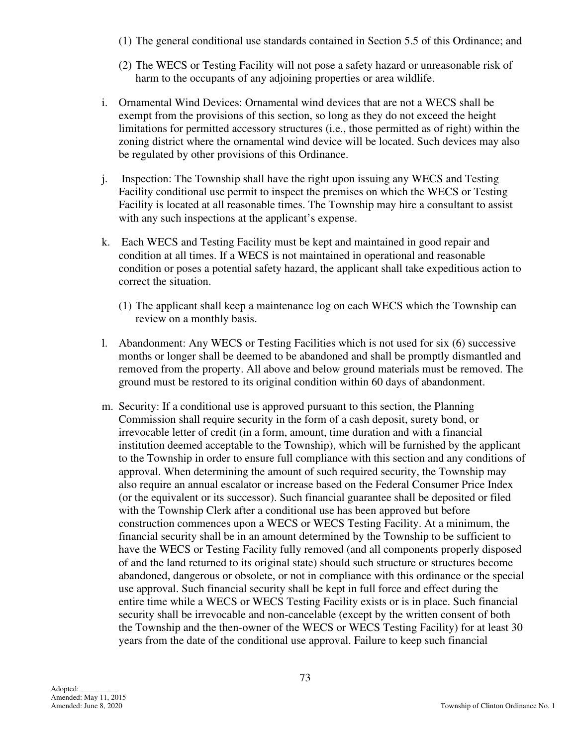(1) The general conditional use standards contained in Section 5.5 of this Ordinance; and

(2) The WECS or Testing Facility will not pose a safety hazard or unreasonable risk of harm to the occupants of any adjoining properties or area wildlife.

i. Ornamental Wind Devices: Ornamental wind devices that are not a WECS shall be exempt from the provisions of this section, so long as they do not exceed the height limitations for permitted accessory structures (i.e., those permitted as of right) within the zoning district where the ornamental wind device will be located. Such devices may also be regulated by other provisions of this Ordinance.

j. Inspection: The Township shall have the right upon issuing any WECS and Testing Facility conditional use permit to inspect the premises on which the WECS or Testing Facility is located at all reasonable times. The Township may hire a consultant to assist with any such inspections at the applicant's expense.

k. Each WECS and Testing Facility must be kept and maintained in good repair and condition at all times. If a WECS is not maintained in operational and reasonable condition or poses a potential safety hazard, the applicant shall take expeditious action to correct the situation.

(1) The applicant shall keep a maintenance log on each WECS which the Township can review on a monthly basis.

l. Abandonment: Any WECS or Testing Facilities which is not used for six (6) successive months or longer shall be deemed to be abandoned and shall be promptly dismantled and removed from the property. All above and below ground materials must be removed. The ground must be restored to its original condition within 60 days of abandonment.

m. Security: If a conditional use is approved pursuant to this section, the Planning Commission shall require security in the form of a cash deposit, surety bond, or irrevocable letter of credit (in a form, amount, time duration and with a financial institution deemed acceptable to the Township), which will be furnished by the applicant to the Township in order to ensure full compliance with this section and any conditions of approval. When determining the amount of such required security, the Township may also require an annual escalator or increase based on the Federal Consumer Price Index (or the equivalent or its successor). Such financial guarantee shall be deposited or filed with the Township Clerk after a conditional use has been approved but before construction commences upon a WECS or WECS Testing Facility. At a minimum, the financial security shall be in an amount determined by the Township to be sufficient to have the WECS or Testing Facility fully removed (and all components properly disposed of and the land returned to its original state) should such structure or structures become abandoned, dangerous or obsolete, or not in compliance with this ordinance or the special use approval. Such financial security shall be kept in full force and effect during the entire time while a WECS or WECS Testing Facility exists or is in place. Such financial security shall be irrevocable and non-cancelable (except by the written consent of both the Township and the then-owner of the WECS or WECS Testing Facility) for at least 30 years from the date of the conditional use approval. Failure to keep such financial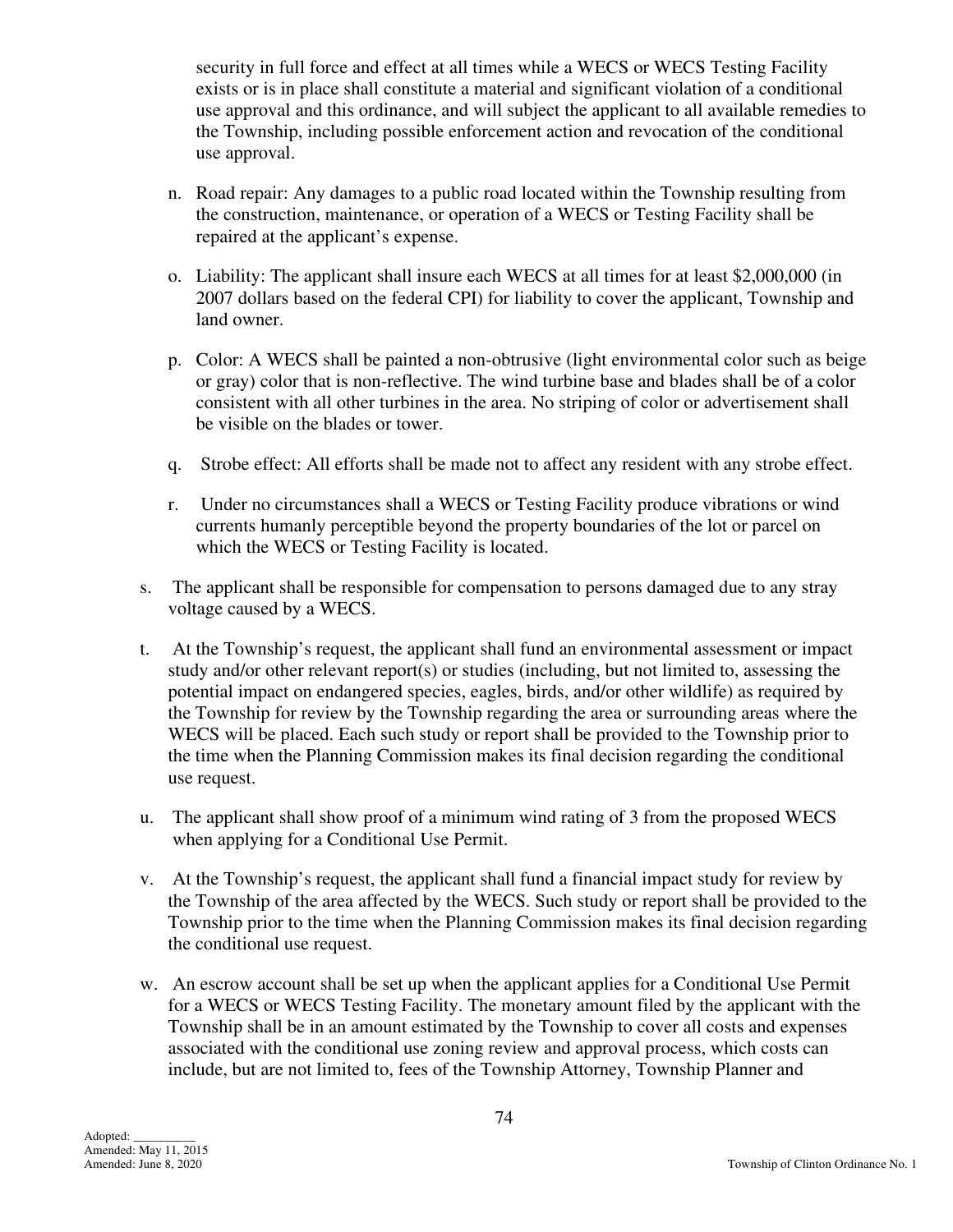security in full force and effect at all times while a WECS or WECS Testing Facility exists or is in place shall constitute a material and significant violation of a conditional use approval and this ordinance, and will subject the applicant to all available remedies to the Township, including possible enforcement action and revocation of the conditional use approval.

n. Road repair: Any damages to a public road located within the Township resulting from the construction, maintenance, or operation of a WECS or Testing Facility shall be repaired at the applicant's expense.

o. Liability: The applicant shall insure each WECS at all times for at least $2,000,000 (in 2007 dollars based on the federal CPI) for liability to cover the applicant, Township and land owner.

p. Color: A WECS shall be painted a non-obtrusive (light environmental color such as beige or gray) color that is non-reflective. The wind turbine base and blades shall be of a color consistent with all other turbines in the area. No striping of color or advertisement shall be visible on the blades or tower.

q. Strobe effect: All efforts shall be made not to affect any resident with any strobe effect.

r. Under no circumstances shall a WECS or Testing Facility produce vibrations or wind currents humanly perceptible beyond the property boundaries of the lot or parcel on which the WECS or Testing Facility is located.

s. The applicant shall be responsible for compensation to persons damaged due to any stray voltage caused by a WECS.

t. At the Township's request, the applicant shall fund an environmental assessment or impact study and/or other relevant report(s) or studies (including, but not limited to, assessing the potential impact on endangered species, eagles, birds, and/or other wildlife) as required by the Township for review by the Township regarding the area or surrounding areas where the WECS will be placed. Each such study or report shall be provided to the Township prior to the time when the Planning Commission makes its final decision regarding the conditional use request.

u. The applicant shall show proof of a minimum wind rating of 3 from the proposed WECS when applying for a Conditional Use Permit.

v. At the Township's request, the applicant shall fund a financial impact study for review by the Township of the area affected by the WECS. Such study or report shall be provided to the Township prior to the time when the Planning Commission makes its final decision regarding the conditional use request.

w. An escrow account shall be set up when the applicant applies for a Conditional Use Permit for a WECS or WECS Testing Facility. The monetary amount filed by the applicant with the Township shall be in an amount estimated by the Township to cover all costs and expenses associated with the conditional use zoning review and approval process, which costs can include, but are not limited to, fees of the Township Attorney, Township Planner and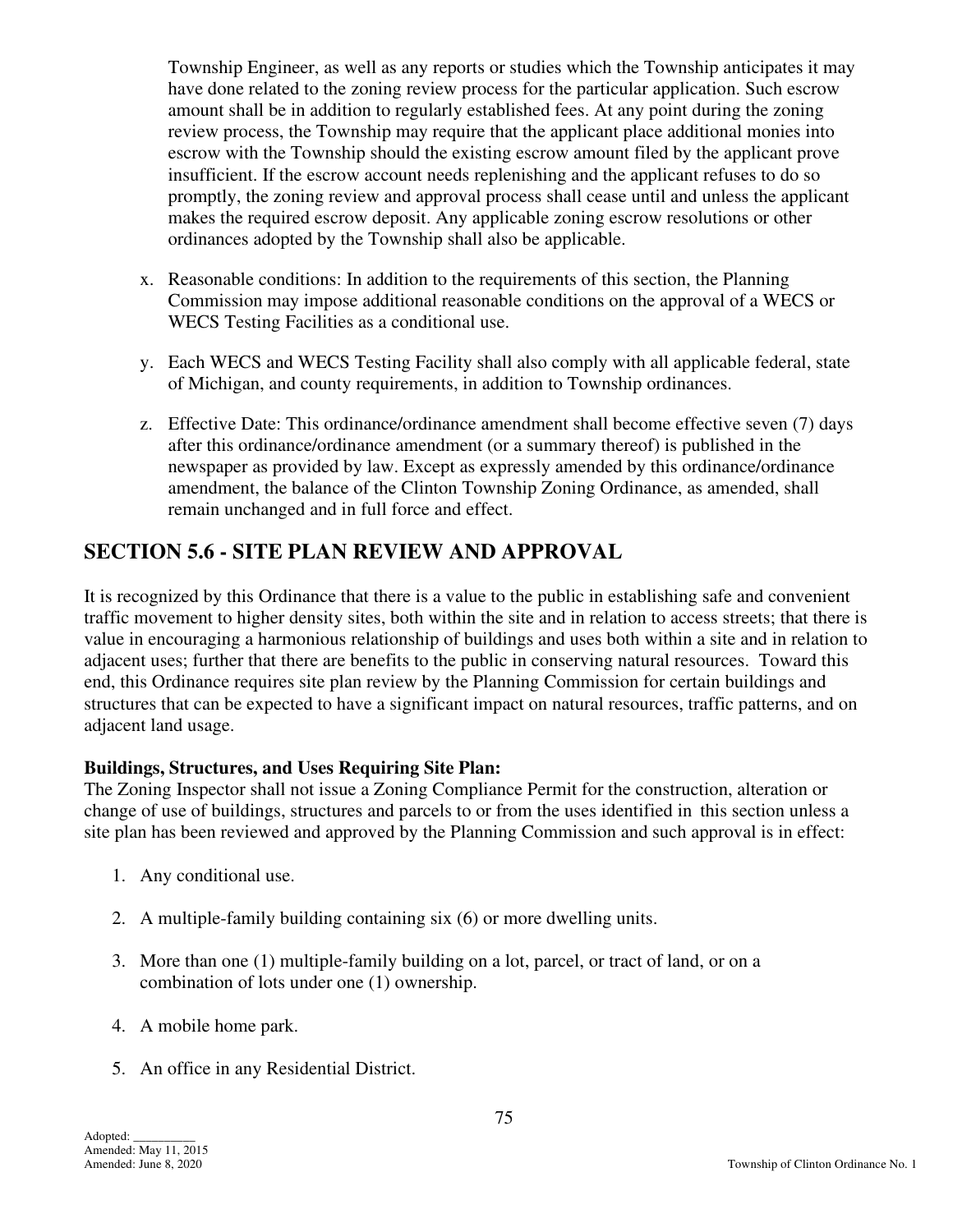Township Engineer, as well as any reports or studies which the Township anticipates it may have done related to the zoning review process for the particular application. Such escrow amount shall be in addition to regularly established fees. At any point during the zoning review process, the Township may require that the applicant place additional monies into escrow with the Township should the existing escrow amount filed by the applicant prove insufficient. If the escrow account needs replenishing and the applicant refuses to do so promptly, the zoning review and approval process shall cease until and unless the applicant makes the required escrow deposit. Any applicable zoning escrow resolutions or other ordinances adopted by the Township shall also be applicable.

x. Reasonable conditions: In addition to the requirements of this section, the Planning Commission may impose additional reasonable conditions on the approval of a WECS or WECS Testing Facilities as a conditional use.

y. Each WECS and WECS Testing Facility shall also comply with all applicable federal, state of Michigan, and county requirements, in addition to Township ordinances.

z. Effective Date: This ordinance/ordinance amendment shall become effective seven (7) days after this ordinance/ordinance amendment (or a summary thereof) is published in the newspaper as provided by law. Except as expressly amended by this ordinance/ordinance amendment, the balance of the Clinton Township Zoning Ordinance, as amended, shall remain unchanged and in full force and effect.

## SECTION 5.6 - SITE PLAN REVIEW AND APPROVAL

It is recognized by this Ordinance that there is a value to the public in establishing safe and convenient traffic movement to higher density sites, both within the site and in relation to access streets; that there is value in encouraging a harmonious relationship of buildings and uses both within a site and in relation to adjacent uses; further that there are benefits to the public in conserving natural resources. Toward this end, this Ordinance requires site plan review by the Planning Commission for certain buildings and structures that can be expected to have a significant impact on natural resources, traffic patterns, and on adjacent land usage.

**Buildings, Structures, and Uses Requiring Site Plan:**
The Zoning Inspector shall not issue a Zoning Compliance Permit for the construction, alteration or change of use of buildings, structures and parcels to or from the uses identified in this section unless a site plan has been reviewed and approved by the Planning Commission and such approval is in effect:

1. Any conditional use.

2. A multiple-family building containing six (6) or more dwelling units.

3. More than one (1) multiple-family building on a lot, parcel, or tract of land, or on a combination of lots under one (1) ownership.

4. A mobile home park.

5. An office in any Residential District.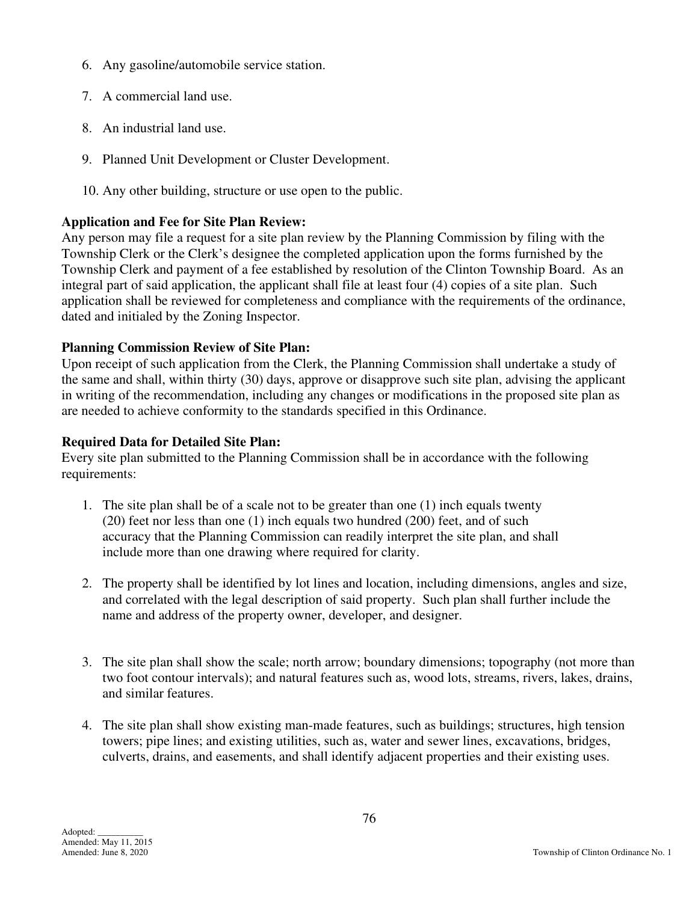6. Any gasoline/automobile service station.

7. A commercial land use.

8. An industrial land use.

9. Planned Unit Development or Cluster Development.

10. Any other building, structure or use open to the public.

**Application and Fee for Site Plan Review:**
Any person may file a request for a site plan review by the Planning Commission by filing with the Township Clerk or the Clerk's designee the completed application upon the forms furnished by the Township Clerk and payment of a fee established by resolution of the Clinton Township Board. As an integral part of said application, the applicant shall file at least four (4) copies of a site plan. Such application shall be reviewed for completeness and compliance with the requirements of the ordinance, dated and initialed by the Zoning Inspector.

**Planning Commission Review of Site Plan:**
Upon receipt of such application from the Clerk, the Planning Commission shall undertake a study of the same and shall, within thirty (30) days, approve or disapprove such site plan, advising the applicant in writing of the recommendation, including any changes or modifications in the proposed site plan as are needed to achieve conformity to the standards specified in this Ordinance.

**Required Data for Detailed Site Plan:**
Every site plan submitted to the Planning Commission shall be in accordance with the following requirements:

1. The site plan shall be of a scale not to be greater than one (1) inch equals twenty (20) feet nor less than one (1) inch equals two hundred (200) feet, and of such accuracy that the Planning Commission can readily interpret the site plan, and shall include more than one drawing where required for clarity.

2. The property shall be identified by lot lines and location, including dimensions, angles and size, and correlated with the legal description of said property. Such plan shall further include the name and address of the property owner, developer, and designer.

3. The site plan shall show the scale; north arrow; boundary dimensions; topography (not more than two foot contour intervals); and natural features such as, wood lots, streams, rivers, lakes, drains, and similar features.

4. The site plan shall show existing man-made features, such as buildings; structures, high tension towers; pipe lines; and existing utilities, such as, water and sewer lines, excavations, bridges, culverts, drains, and easements, and shall identify adjacent properties and their existing uses.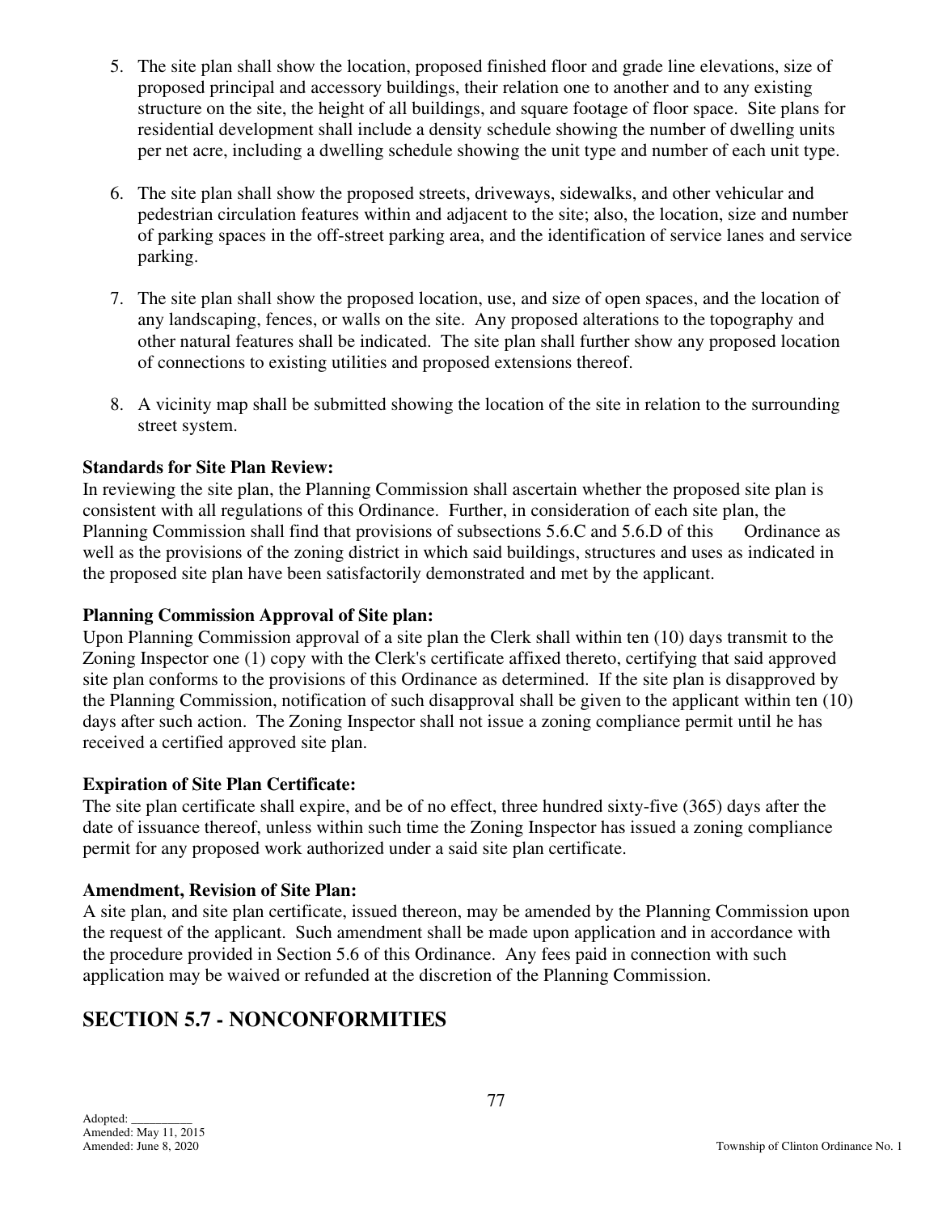5. The site plan shall show the location, proposed finished floor and grade line elevations, size of proposed principal and accessory buildings, their relation one to another and to any existing structure on the site, the height of all buildings, and square footage of floor space. Site plans for residential development shall include a density schedule showing the number of dwelling units per net acre, including a dwelling schedule showing the unit type and number of each unit type.

6. The site plan shall show the proposed streets, driveways, sidewalks, and other vehicular and pedestrian circulation features within and adjacent to the site; also, the location, size and number of parking spaces in the off-street parking area, and the identification of service lanes and service parking.

7. The site plan shall show the proposed location, use, and size of open spaces, and the location of any landscaping, fences, or walls on the site. Any proposed alterations to the topography and other natural features shall be indicated. The site plan shall further show any proposed location of connections to existing utilities and proposed extensions thereof.

8. A vicinity map shall be submitted showing the location of the site in relation to the surrounding street system.

**Standards for Site Plan Review:**
In reviewing the site plan, the Planning Commission shall ascertain whether the proposed site plan is consistent with all regulations of this Ordinance. Further, in consideration of each site plan, the Planning Commission shall find that provisions of subsections 5.6.C and 5.6.D of this Ordinance as well as the provisions of the zoning district in which said buildings, structures and uses as indicated in the proposed site plan have been satisfactorily demonstrated and met by the applicant.

**Planning Commission Approval of Site plan:**
Upon Planning Commission approval of a site plan the Clerk shall within ten (10) days transmit to the Zoning Inspector one (1) copy with the Clerk's certificate affixed thereto, certifying that said approved site plan conforms to the provisions of this Ordinance as determined. If the site plan is disapproved by the Planning Commission, notification of such disapproval shall be given to the applicant within ten (10) days after such action. The Zoning Inspector shall not issue a zoning compliance permit until he has received a certified approved site plan.

**Expiration of Site Plan Certificate:**
The site plan certificate shall expire, and be of no effect, three hundred sixty-five (365) days after the date of issuance thereof, unless within such time the Zoning Inspector has issued a zoning compliance permit for any proposed work authorized under a said site plan certificate.

**Amendment, Revision of Site Plan:**
A site plan, and site plan certificate, issued thereon, may be amended by the Planning Commission upon the request of the applicant. Such amendment shall be made upon application and in accordance with the procedure provided in Section 5.6 of this Ordinance. Any fees paid in connection with such application may be waived or refunded at the discretion of the Planning Commission.

## SECTION 5.7 - NONCONFORMITIES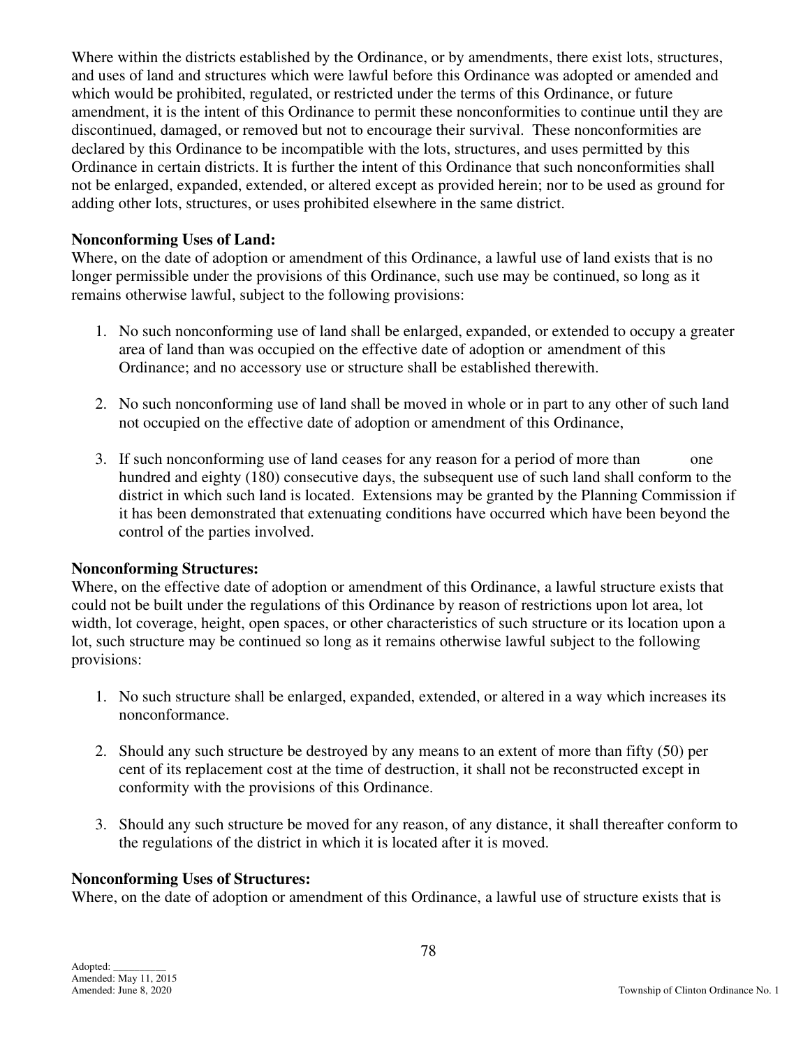Where within the districts established by the Ordinance, or by amendments, there exist lots, structures, and uses of land and structures which were lawful before this Ordinance was adopted or amended and which would be prohibited, regulated, or restricted under the terms of this Ordinance, or future amendment, it is the intent of this Ordinance to permit these nonconformities to continue until they are discontinued, damaged, or removed but not to encourage their survival. These nonconformities are declared by this Ordinance to be incompatible with the lots, structures, and uses permitted by this Ordinance in certain districts. It is further the intent of this Ordinance that such nonconformities shall not be enlarged, expanded, extended, or altered except as provided herein; nor to be used as ground for adding other lots, structures, or uses prohibited elsewhere in the same district.

**Nonconforming Uses of Land:**
Where, on the date of adoption or amendment of this Ordinance, a lawful use of land exists that is no longer permissible under the provisions of this Ordinance, such use may be continued, so long as it remains otherwise lawful, subject to the following provisions:

1. No such nonconforming use of land shall be enlarged, expanded, or extended to occupy a greater area of land than was occupied on the effective date of adoption or amendment of this Ordinance; and no accessory use or structure shall be established therewith.

2. No such nonconforming use of land shall be moved in whole or in part to any other of such land not occupied on the effective date of adoption or amendment of this Ordinance,

3. If such nonconforming use of land ceases for any reason for a period of more than one hundred and eighty (180) consecutive days, the subsequent use of such land shall conform to the district in which such land is located. Extensions may be granted by the Planning Commission if it has been demonstrated that extenuating conditions have occurred which have been beyond the control of the parties involved.

**Nonconforming Structures:**
Where, on the effective date of adoption or amendment of this Ordinance, a lawful structure exists that could not be built under the regulations of this Ordinance by reason of restrictions upon lot area, lot width, lot coverage, height, open spaces, or other characteristics of such structure or its location upon a lot, such structure may be continued so long as it remains otherwise lawful subject to the following provisions:

1. No such structure shall be enlarged, expanded, extended, or altered in a way which increases its nonconformance.

2. Should any such structure be destroyed by any means to an extent of more than fifty (50) per cent of its replacement cost at the time of destruction, it shall not be reconstructed except in conformity with the provisions of this Ordinance.

3. Should any such structure be moved for any reason, of any distance, it shall thereafter conform to the regulations of the district in which it is located after it is moved.

**Nonconforming Uses of Structures:**
Where, on the date of adoption or amendment of this Ordinance, a lawful use of structure exists that is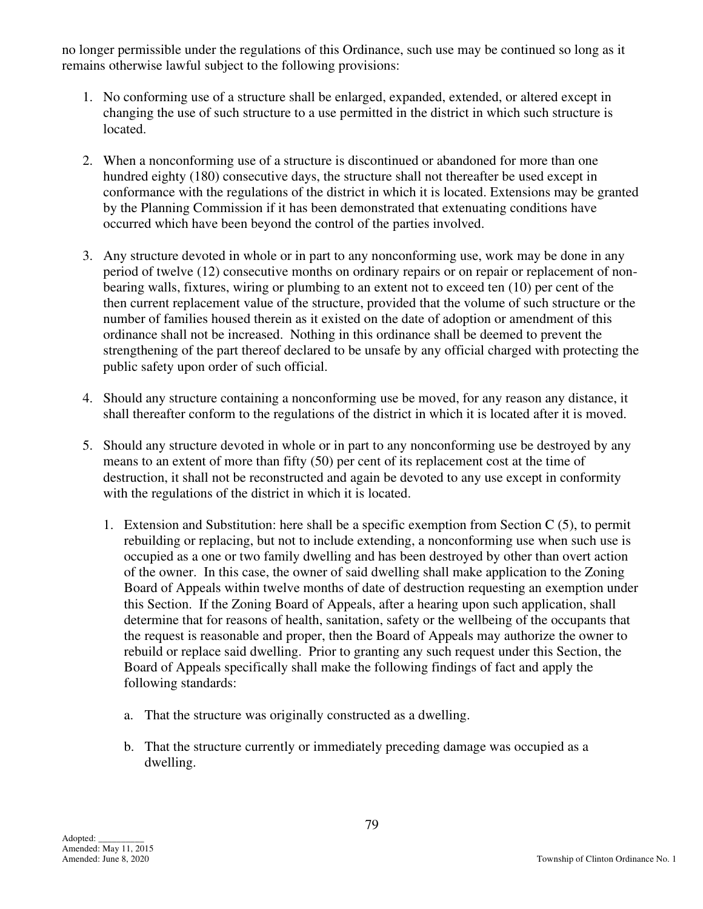no longer permissible under the regulations of this Ordinance, such use may be continued so long as it remains otherwise lawful subject to the following provisions:

1. No conforming use of a structure shall be enlarged, expanded, extended, or altered except in changing the use of such structure to a use permitted in the district in which such structure is located.

2. When a nonconforming use of a structure is discontinued or abandoned for more than one hundred eighty (180) consecutive days, the structure shall not thereafter be used except in conformance with the regulations of the district in which it is located. Extensions may be granted by the Planning Commission if it has been demonstrated that extenuating conditions have occurred which have been beyond the control of the parties involved.

3. Any structure devoted in whole or in part to any nonconforming use, work may be done in any period of twelve (12) consecutive months on ordinary repairs or on repair or replacement of non-bearing walls, fixtures, wiring or plumbing to an extent not to exceed ten (10) per cent of the then current replacement value of the structure, provided that the volume of such structure or the number of families housed therein as it existed on the date of adoption or amendment of this ordinance shall not be increased. Nothing in this ordinance shall be deemed to prevent the strengthening of the part thereof declared to be unsafe by any official charged with protecting the public safety upon order of such official.

4. Should any structure containing a nonconforming use be moved, for any reason any distance, it shall thereafter conform to the regulations of the district in which it is located after it is moved.

5. Should any structure devoted in whole or in part to any nonconforming use be destroyed by any means to an extent of more than fifty (50) per cent of its replacement cost at the time of destruction, it shall not be reconstructed and again be devoted to any use except in conformity with the regulations of the district in which it is located.

    1. Extension and Substitution: here shall be a specific exemption from Section C (5), to permit rebuilding or replacing, but not to include extending, a nonconforming use when such use is occupied as a one or two family dwelling and has been destroyed by other than overt action of the owner. In this case, the owner of said dwelling shall make application to the Zoning Board of Appeals within twelve months of date of destruction requesting an exemption under this Section. If the Zoning Board of Appeals, after a hearing upon such application, shall determine that for reasons of health, sanitation, safety or the wellbeing of the occupants that the request is reasonable and proper, then the Board of Appeals may authorize the owner to rebuild or replace said dwelling. Prior to granting any such request under this Section, the Board of Appeals specifically shall make the following findings of fact and apply the following standards:

        a. That the structure was originally constructed as a dwelling.

        b. That the structure currently or immediately preceding damage was occupied as a dwelling.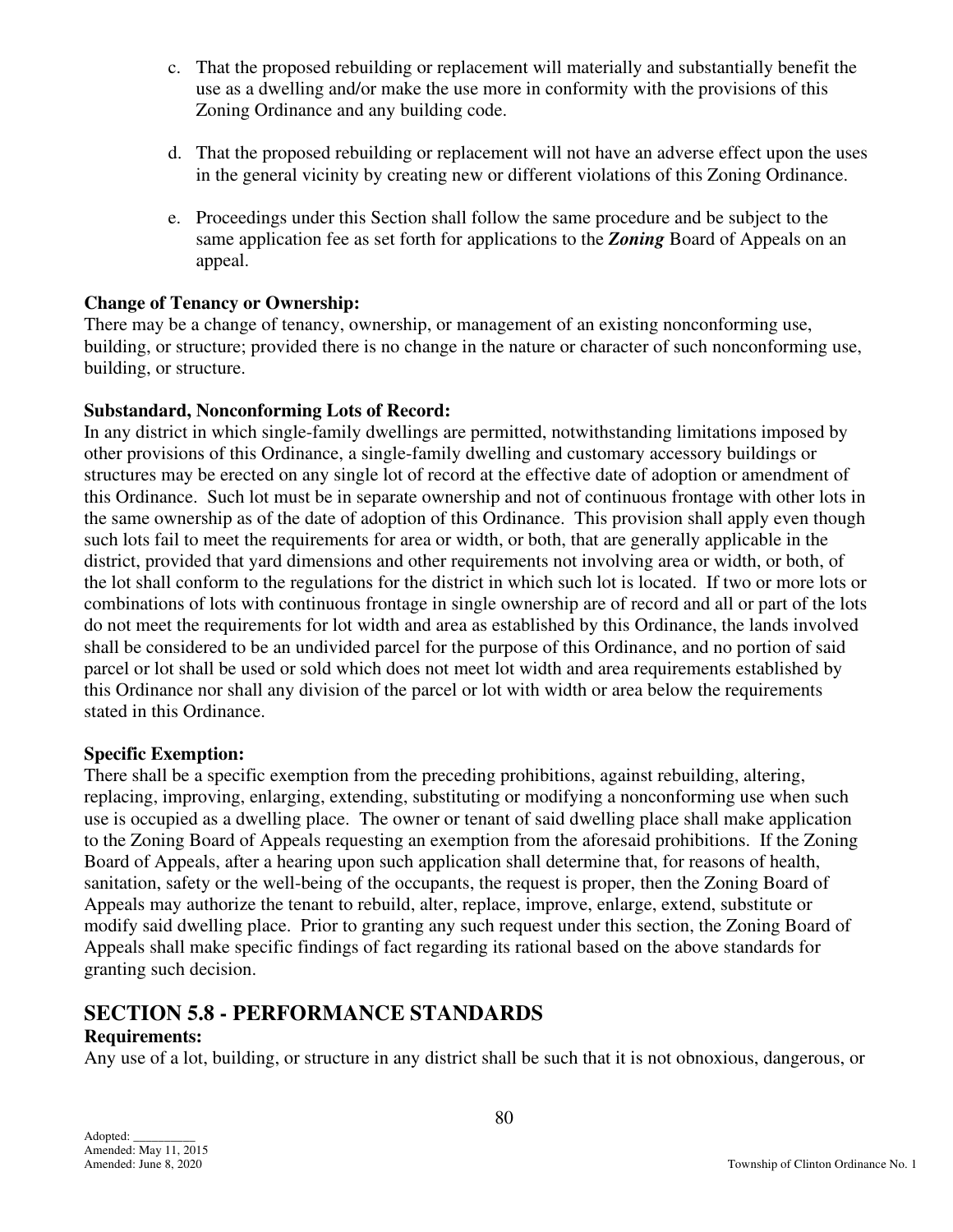c. That the proposed rebuilding or replacement will materially and substantially benefit the use as a dwelling and/or make the use more in conformity with the provisions of this Zoning Ordinance and any building code.

d. That the proposed rebuilding or replacement will not have an adverse effect upon the uses in the general vicinity by creating new or different violations of this Zoning Ordinance.

e. Proceedings under this Section shall follow the same procedure and be subject to the same application fee as set forth for applications to the ***Zoning*** Board of Appeals on an appeal.

**Change of Tenancy or Ownership:**
There may be a change of tenancy, ownership, or management of an existing nonconforming use, building, or structure; provided there is no change in the nature or character of such nonconforming use, building, or structure.

**Substandard, Nonconforming Lots of Record:**
In any district in which single-family dwellings are permitted, notwithstanding limitations imposed by other provisions of this Ordinance, a single-family dwelling and customary accessory buildings or structures may be erected on any single lot of record at the effective date of adoption or amendment of this Ordinance. Such lot must be in separate ownership and not of continuous frontage with other lots in the same ownership as of the date of adoption of this Ordinance. This provision shall apply even though such lots fail to meet the requirements for area or width, or both, that are generally applicable in the district, provided that yard dimensions and other requirements not involving area or width, or both, of the lot shall conform to the regulations for the district in which such lot is located. If two or more lots or combinations of lots with continuous frontage in single ownership are of record and all or part of the lots do not meet the requirements for lot width and area as established by this Ordinance, the lands involved shall be considered to be an undivided parcel for the purpose of this Ordinance, and no portion of said parcel or lot shall be used or sold which does not meet lot width and area requirements established by this Ordinance nor shall any division of the parcel or lot with width or area below the requirements stated in this Ordinance.

**Specific Exemption:**
There shall be a specific exemption from the preceding prohibitions, against rebuilding, altering, replacing, improving, enlarging, extending, substituting or modifying a nonconforming use when such use is occupied as a dwelling place. The owner or tenant of said dwelling place shall make application to the Zoning Board of Appeals requesting an exemption from the aforesaid prohibitions. If the Zoning Board of Appeals, after a hearing upon such application shall determine that, for reasons of health, sanitation, safety or the well-being of the occupants, the request is proper, then the Zoning Board of Appeals may authorize the tenant to rebuild, alter, replace, improve, enlarge, extend, substitute or modify said dwelling place. Prior to granting any such request under this section, the Zoning Board of Appeals shall make specific findings of fact regarding its rational based on the above standards for granting such decision.

## SECTION 5.8 - PERFORMANCE STANDARDS

**Requirements:**
Any use of a lot, building, or structure in any district shall be such that it is not obnoxious, dangerous, or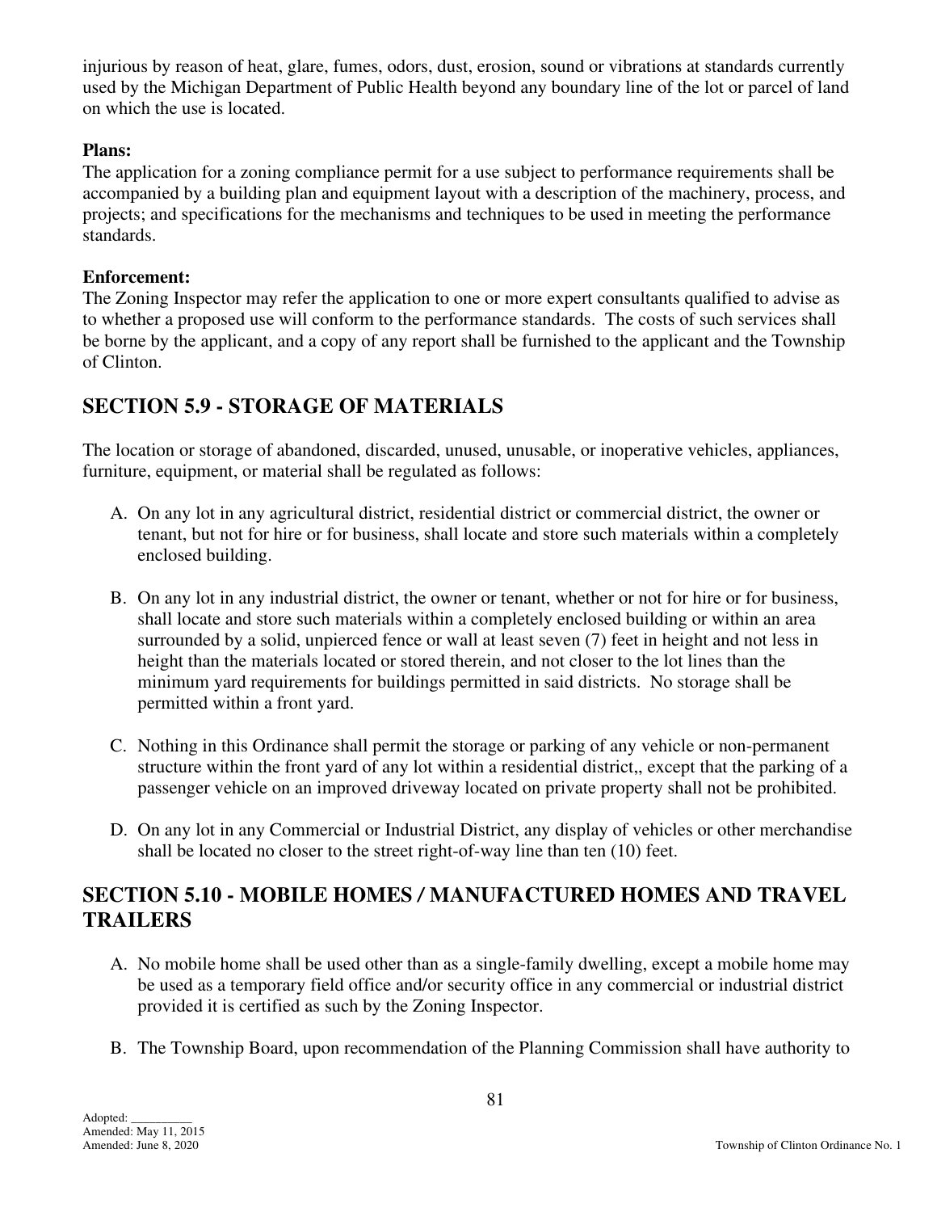injurious by reason of heat, glare, fumes, odors, dust, erosion, sound or vibrations at standards currently used by the Michigan Department of Public Health beyond any boundary line of the lot or parcel of land on which the use is located.

**Plans:**
The application for a zoning compliance permit for a use subject to performance requirements shall be accompanied by a building plan and equipment layout with a description of the machinery, process, and projects; and specifications for the mechanisms and techniques to be used in meeting the performance standards.

**Enforcement:**
The Zoning Inspector may refer the application to one or more expert consultants qualified to advise as to whether a proposed use will conform to the performance standards. The costs of such services shall be borne by the applicant, and a copy of any report shall be furnished to the applicant and the Township of Clinton.

## SECTION 5.9 - STORAGE OF MATERIALS

The location or storage of abandoned, discarded, unused, unusable, or inoperative vehicles, appliances, furniture, equipment, or material shall be regulated as follows:

A. On any lot in any agricultural district, residential district or commercial district, the owner or tenant, but not for hire or for business, shall locate and store such materials within a completely enclosed building.

B. On any lot in any industrial district, the owner or tenant, whether or not for hire or for business, shall locate and store such materials within a completely enclosed building or within an area surrounded by a solid, unpierced fence or wall at least seven (7) feet in height and not less in height than the materials located or stored therein, and not closer to the lot lines than the minimum yard requirements for buildings permitted in said districts. No storage shall be permitted within a front yard.

C. Nothing in this Ordinance shall permit the storage or parking of any vehicle or non-permanent structure within the front yard of any lot within a residential district,, except that the parking of a passenger vehicle on an improved driveway located on private property shall not be prohibited.

D. On any lot in any Commercial or Industrial District, any display of vehicles or other merchandise shall be located no closer to the street right-of-way line than ten (10) feet.

## SECTION 5.10 - MOBILE HOMES / MANUFACTURED HOMES AND TRAVEL TRAILERS

A. No mobile home shall be used other than as a single-family dwelling, except a mobile home may be used as a temporary field office and/or security office in any commercial or industrial district provided it is certified as such by the Zoning Inspector.

B. The Township Board, upon recommendation of the Planning Commission shall have authority to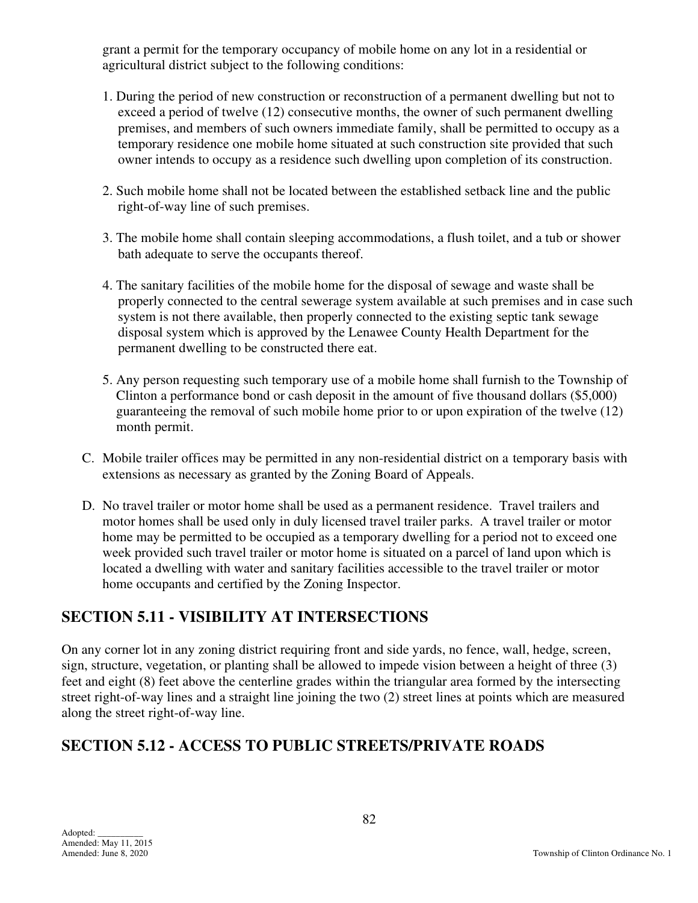grant a permit for the temporary occupancy of mobile home on any lot in a residential or agricultural district subject to the following conditions:

1. During the period of new construction or reconstruction of a permanent dwelling but not to exceed a period of twelve (12) consecutive months, the owner of such permanent dwelling premises, and members of such owners immediate family, shall be permitted to occupy as a temporary residence one mobile home situated at such construction site provided that such owner intends to occupy as a residence such dwelling upon completion of its construction.

2. Such mobile home shall not be located between the established setback line and the public right-of-way line of such premises.

3. The mobile home shall contain sleeping accommodations, a flush toilet, and a tub or shower bath adequate to serve the occupants thereof.

4. The sanitary facilities of the mobile home for the disposal of sewage and waste shall be properly connected to the central sewerage system available at such premises and in case such system is not there available, then properly connected to the existing septic tank sewage disposal system which is approved by the Lenawee County Health Department for the permanent dwelling to be constructed there eat.

5. Any person requesting such temporary use of a mobile home shall furnish to the Township of Clinton a performance bond or cash deposit in the amount of five thousand dollars ($5,000) guaranteeing the removal of such mobile home prior to or upon expiration of the twelve (12) month permit.

C. Mobile trailer offices may be permitted in any non-residential district on a temporary basis with extensions as necessary as granted by the Zoning Board of Appeals.

D. No travel trailer or motor home shall be used as a permanent residence. Travel trailers and motor homes shall be used only in duly licensed travel trailer parks. A travel trailer or motor home may be permitted to be occupied as a temporary dwelling for a period not to exceed one week provided such travel trailer or motor home is situated on a parcel of land upon which is located a dwelling with water and sanitary facilities accessible to the travel trailer or motor home occupants and certified by the Zoning Inspector.

## SECTION 5.11 - VISIBILITY AT INTERSECTIONS

On any corner lot in any zoning district requiring front and side yards, no fence, wall, hedge, screen, sign, structure, vegetation, or planting shall be allowed to impede vision between a height of three (3) feet and eight (8) feet above the centerline grades within the triangular area formed by the intersecting street right-of-way lines and a straight line joining the two (2) street lines at points which are measured along the street right-of-way line.

## SECTION 5.12 - ACCESS TO PUBLIC STREETS/PRIVATE ROADS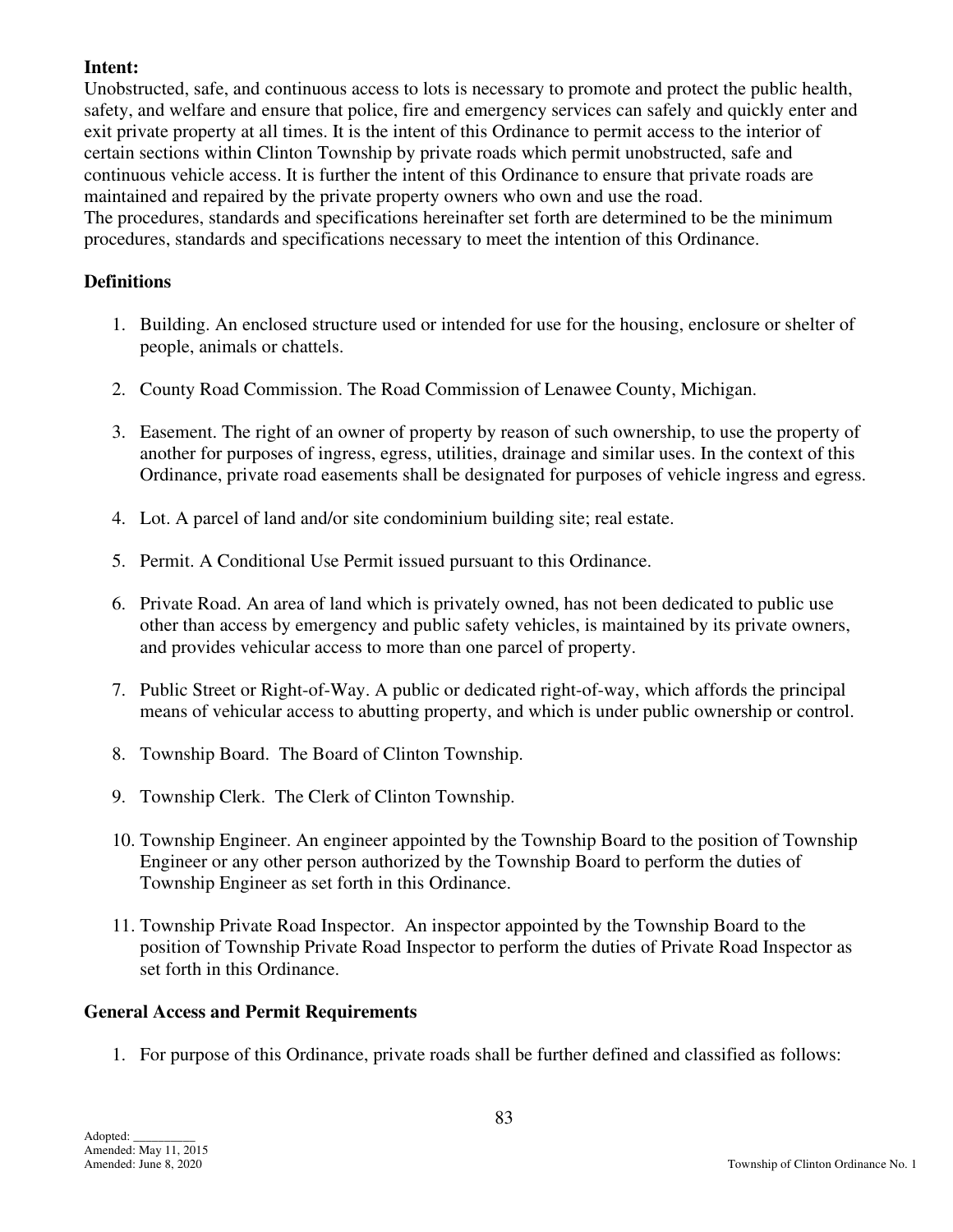**Intent:**

Unobstructed, safe, and continuous access to lots is necessary to promote and protect the public health, safety, and welfare and ensure that police, fire and emergency services can safely and quickly enter and exit private property at all times. It is the intent of this Ordinance to permit access to the interior of certain sections within Clinton Township by private roads which permit unobstructed, safe and continuous vehicle access. It is further the intent of this Ordinance to ensure that private roads are maintained and repaired by the private property owners who own and use the road.

The procedures, standards and specifications hereinafter set forth are determined to be the minimum procedures, standards and specifications necessary to meet the intention of this Ordinance.

**Definitions**

1. Building. An enclosed structure used or intended for use for the housing, enclosure or shelter of people, animals or chattels.
2. County Road Commission. The Road Commission of Lenawee County, Michigan.
3. Easement. The right of an owner of property by reason of such ownership, to use the property of another for purposes of ingress, egress, utilities, drainage and similar uses. In the context of this Ordinance, private road easements shall be designated for purposes of vehicle ingress and egress.
4. Lot. A parcel of land and/or site condominium building site; real estate.
5. Permit. A Conditional Use Permit issued pursuant to this Ordinance.
6. Private Road. An area of land which is privately owned, has not been dedicated to public use other than access by emergency and public safety vehicles, is maintained by its private owners, and provides vehicular access to more than one parcel of property.
7. Public Street or Right-of-Way. A public or dedicated right-of-way, which affords the principal means of vehicular access to abutting property, and which is under public ownership or control.
8. Township Board. The Board of Clinton Township.
9. Township Clerk. The Clerk of Clinton Township.
10. Township Engineer. An engineer appointed by the Township Board to the position of Township Engineer or any other person authorized by the Township Board to perform the duties of Township Engineer as set forth in this Ordinance.
11. Township Private Road Inspector. An inspector appointed by the Township Board to the position of Township Private Road Inspector to perform the duties of Private Road Inspector as set forth in this Ordinance.

**General Access and Permit Requirements**

1. For purpose of this Ordinance, private roads shall be further defined and classified as follows: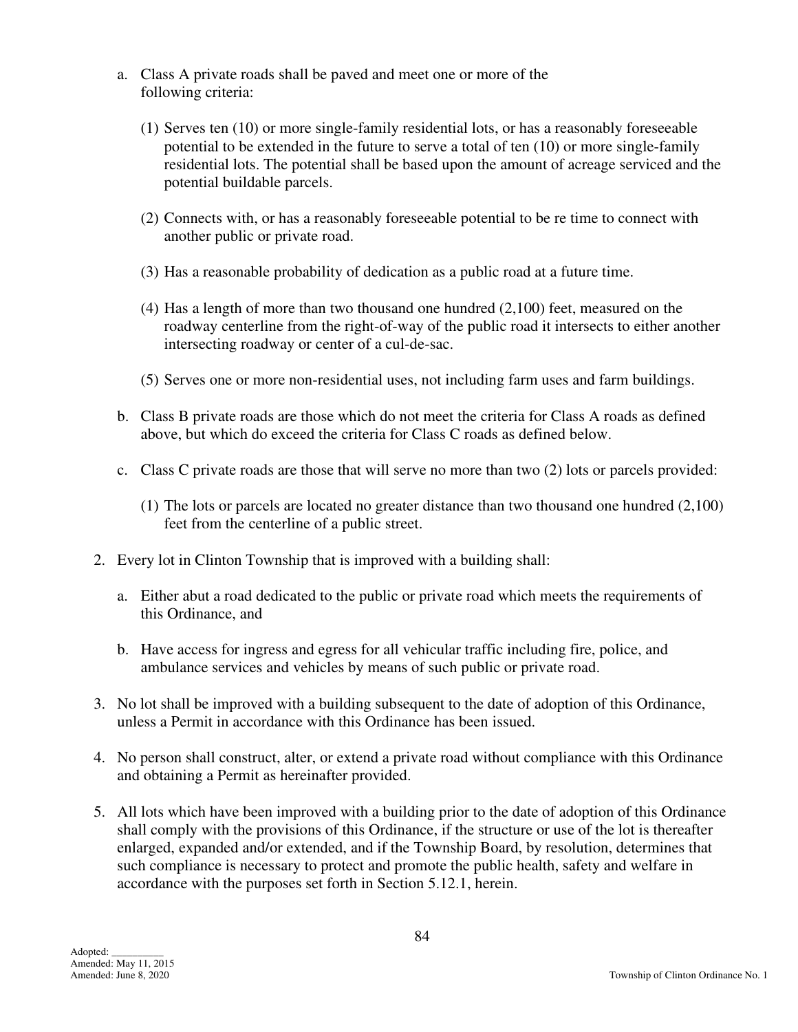a. Class A private roads shall be paved and meet one or more of the following criteria:

   (1) Serves ten (10) or more single-family residential lots, or has a reasonably foreseeable potential to be extended in the future to serve a total of ten (10) or more single-family residential lots. The potential shall be based upon the amount of acreage serviced and the potential buildable parcels.

   (2) Connects with, or has a reasonably foreseeable potential to be re time to connect with another public or private road.

   (3) Has a reasonable probability of dedication as a public road at a future time.

   (4) Has a length of more than two thousand one hundred (2,100) feet, measured on the roadway centerline from the right-of-way of the public road it intersects to either another intersecting roadway or center of a cul-de-sac.

   (5) Serves one or more non-residential uses, not including farm uses and farm buildings.

b. Class B private roads are those which do not meet the criteria for Class A roads as defined above, but which do exceed the criteria for Class C roads as defined below.

c. Class C private roads are those that will serve no more than two (2) lots or parcels provided:

   (1) The lots or parcels are located no greater distance than two thousand one hundred (2,100) feet from the centerline of a public street.

2. Every lot in Clinton Township that is improved with a building shall:

   a. Either abut a road dedicated to the public or private road which meets the requirements of this Ordinance, and

   b. Have access for ingress and egress for all vehicular traffic including fire, police, and ambulance services and vehicles by means of such public or private road.

3. No lot shall be improved with a building subsequent to the date of adoption of this Ordinance, unless a Permit in accordance with this Ordinance has been issued.

4. No person shall construct, alter, or extend a private road without compliance with this Ordinance and obtaining a Permit as hereinafter provided.

5. All lots which have been improved with a building prior to the date of adoption of this Ordinance shall comply with the provisions of this Ordinance, if the structure or use of the lot is thereafter enlarged, expanded and/or extended, and if the Township Board, by resolution, determines that such compliance is necessary to protect and promote the public health, safety and welfare in accordance with the purposes set forth in Section 5.12.1, herein.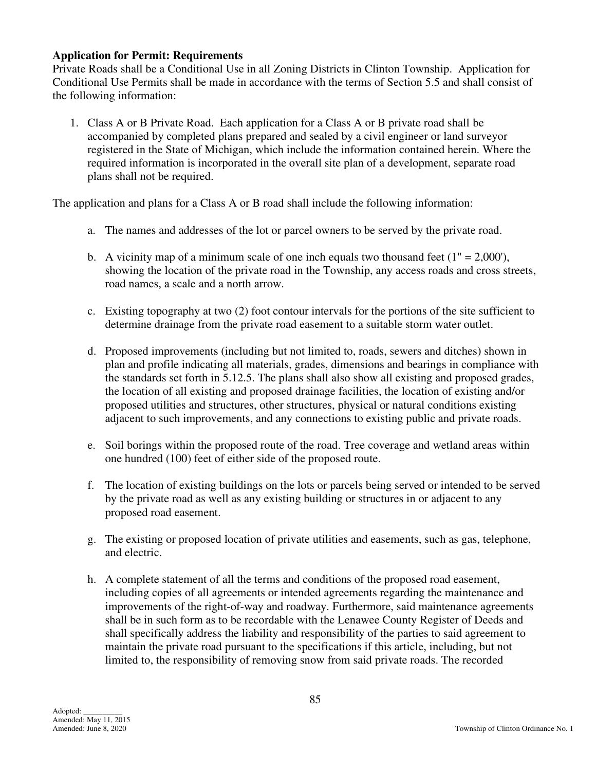**Application for Permit: Requirements**

Private Roads shall be a Conditional Use in all Zoning Districts in Clinton Township. Application for Conditional Use Permits shall be made in accordance with the terms of Section 5.5 and shall consist of the following information:

1. Class A or B Private Road. Each application for a Class A or B private road shall be accompanied by completed plans prepared and sealed by a civil engineer or land surveyor registered in the State of Michigan, which include the information contained herein. Where the required information is incorporated in the overall site plan of a development, separate road plans shall not be required.

The application and plans for a Class A or B road shall include the following information:

a. The names and addresses of the lot or parcel owners to be served by the private road.

b. A vicinity map of a minimum scale of one inch equals two thousand feet (1" = 2,000'), showing the location of the private road in the Township, any access roads and cross streets, road names, a scale and a north arrow.

c. Existing topography at two (2) foot contour intervals for the portions of the site sufficient to determine drainage from the private road easement to a suitable storm water outlet.

d. Proposed improvements (including but not limited to, roads, sewers and ditches) shown in plan and profile indicating all materials, grades, dimensions and bearings in compliance with the standards set forth in 5.12.5. The plans shall also show all existing and proposed grades, the location of all existing and proposed drainage facilities, the location of existing and/or proposed utilities and structures, other structures, physical or natural conditions existing adjacent to such improvements, and any connections to existing public and private roads.

e. Soil borings within the proposed route of the road. Tree coverage and wetland areas within one hundred (100) feet of either side of the proposed route.

f. The location of existing buildings on the lots or parcels being served or intended to be served by the private road as well as any existing building or structures in or adjacent to any proposed road easement.

g. The existing or proposed location of private utilities and easements, such as gas, telephone, and electric.

h. A complete statement of all the terms and conditions of the proposed road easement, including copies of all agreements or intended agreements regarding the maintenance and improvements of the right-of-way and roadway. Furthermore, said maintenance agreements shall be in such form as to be recordable with the Lenawee County Register of Deeds and shall specifically address the liability and responsibility of the parties to said agreement to maintain the private road pursuant to the specifications if this article, including, but not limited to, the responsibility of removing snow from said private roads. The recorded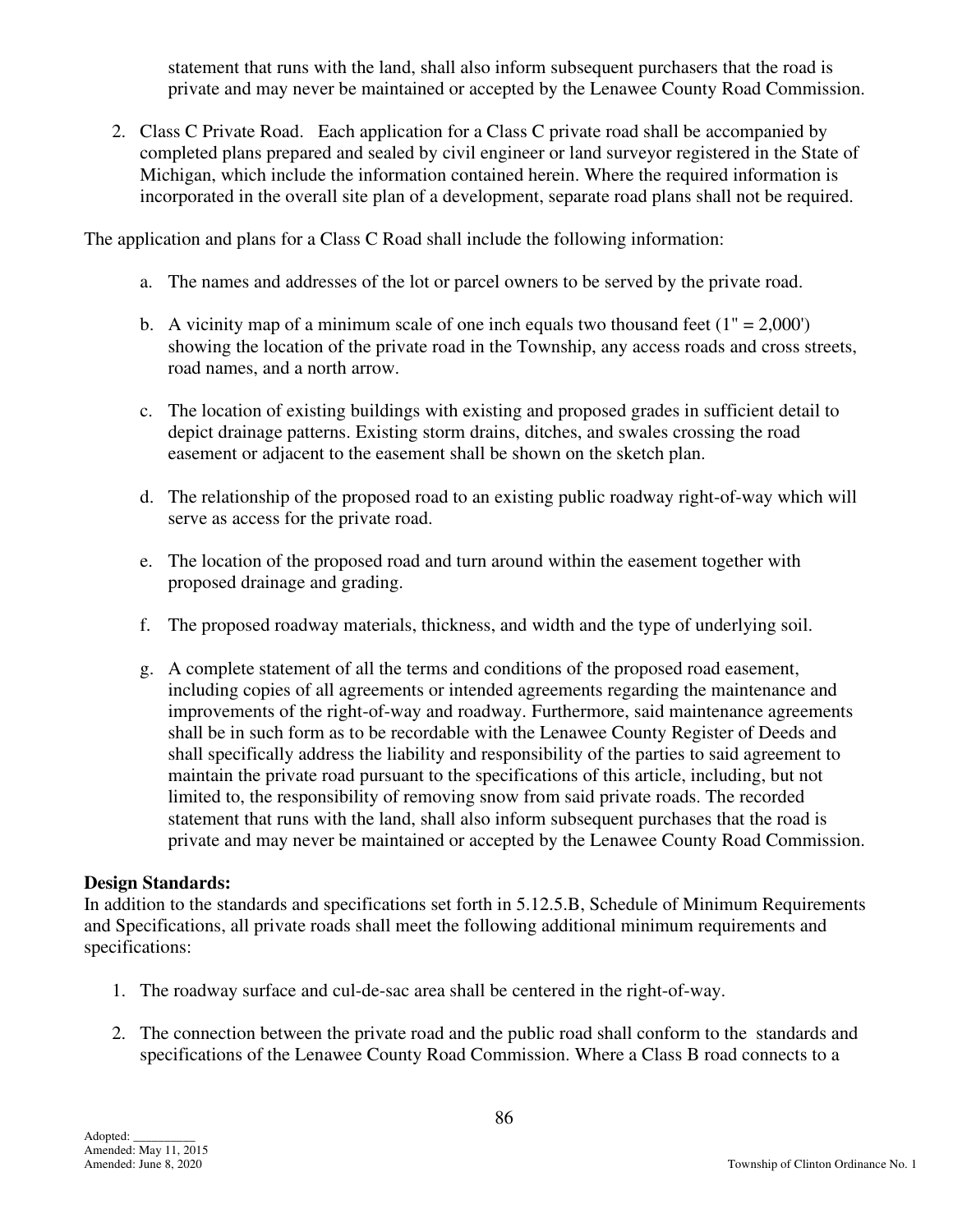statement that runs with the land, shall also inform subsequent purchasers that the road is private and may never be maintained or accepted by the Lenawee County Road Commission.

2. Class C Private Road. Each application for a Class C private road shall be accompanied by completed plans prepared and sealed by civil engineer or land surveyor registered in the State of Michigan, which include the information contained herein. Where the required information is incorporated in the overall site plan of a development, separate road plans shall not be required.

The application and plans for a Class C Road shall include the following information:

a. The names and addresses of the lot or parcel owners to be served by the private road.

b. A vicinity map of a minimum scale of one inch equals two thousand feet (1" = 2,000') showing the location of the private road in the Township, any access roads and cross streets, road names, and a north arrow.

c. The location of existing buildings with existing and proposed grades in sufficient detail to depict drainage patterns. Existing storm drains, ditches, and swales crossing the road easement or adjacent to the easement shall be shown on the sketch plan.

d. The relationship of the proposed road to an existing public roadway right-of-way which will serve as access for the private road.

e. The location of the proposed road and turn around within the easement together with proposed drainage and grading.

f. The proposed roadway materials, thickness, and width and the type of underlying soil.

g. A complete statement of all the terms and conditions of the proposed road easement, including copies of all agreements or intended agreements regarding the maintenance and improvements of the right-of-way and roadway. Furthermore, said maintenance agreements shall be in such form as to be recordable with the Lenawee County Register of Deeds and shall specifically address the liability and responsibility of the parties to said agreement to maintain the private road pursuant to the specifications of this article, including, but not limited to, the responsibility of removing snow from said private roads. The recorded statement that runs with the land, shall also inform subsequent purchases that the road is private and may never be maintained or accepted by the Lenawee County Road Commission.

**Design Standards:**
In addition to the standards and specifications set forth in 5.12.5.B, Schedule of Minimum Requirements and Specifications, all private roads shall meet the following additional minimum requirements and specifications:

1. The roadway surface and cul-de-sac area shall be centered in the right-of-way.

2. The connection between the private road and the public road shall conform to the standards and specifications of the Lenawee County Road Commission. Where a Class B road connects to a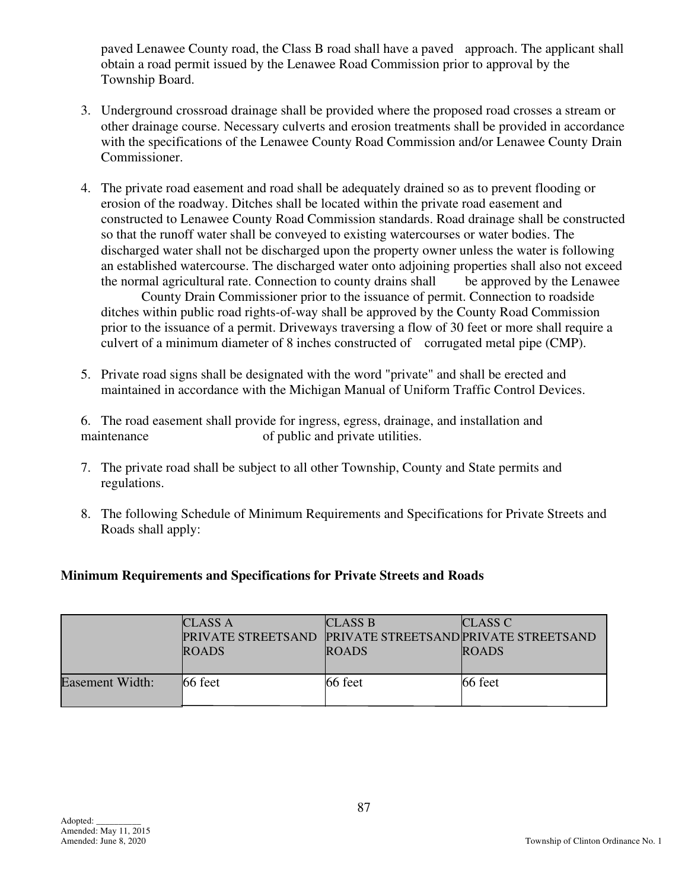paved Lenawee County road, the Class B road shall have a paved approach. The applicant shall obtain a road permit issued by the Lenawee Road Commission prior to approval by the Township Board.

3. Underground crossroad drainage shall be provided where the proposed road crosses a stream or other drainage course. Necessary culverts and erosion treatments shall be provided in accordance with the specifications of the Lenawee County Road Commission and/or Lenawee County Drain Commissioner.

4. The private road easement and road shall be adequately drained so as to prevent flooding or erosion of the roadway. Ditches shall be located within the private road easement and constructed to Lenawee County Road Commission standards. Road drainage shall be constructed so that the runoff water shall be conveyed to existing watercourses or water bodies. The discharged water shall not be discharged upon the property owner unless the water is following an established watercourse. The discharged water onto adjoining properties shall also not exceed the normal agricultural rate. Connection to county drains shall be approved by the Lenawee County Drain Commissioner prior to the issuance of permit. Connection to roadside ditches within public road rights-of-way shall be approved by the County Road Commission prior to the issuance of a permit. Driveways traversing a flow of 30 feet or more shall require a culvert of a minimum diameter of 8 inches constructed of corrugated metal pipe (CMP).

5. Private road signs shall be designated with the word "private" and shall be erected and maintained in accordance with the Michigan Manual of Uniform Traffic Control Devices.

6. The road easement shall provide for ingress, egress, drainage, and installation and maintenance of public and private utilities.

7. The private road shall be subject to all other Township, County and State permits and regulations.

8. The following Schedule of Minimum Requirements and Specifications for Private Streets and Roads shall apply:

**Minimum Requirements and Specifications for Private Streets and Roads**

| | CLASS A PRIVATE STREETSAND ROADS | CLASS B PRIVATE STREETSAND ROADS | CLASS C PRIVATE STREETSAND ROADS |
|---|---|---|---|
| Easement Width: | 66 feet | 66 feet | 66 feet |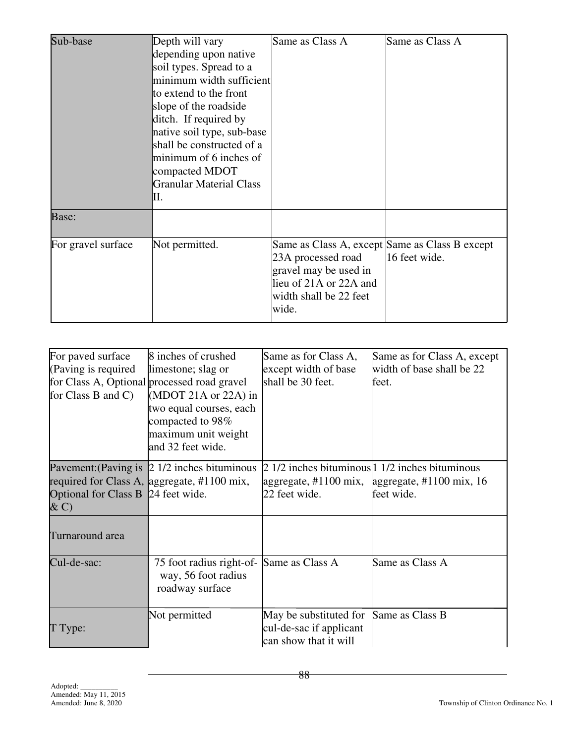| | | | |
|---|---|---|---|
| Sub-base | Depth will vary depending upon native soil types. Spread to a minimum width sufficient to extend to the front slope of the roadside ditch. If required by native soil type, sub-base shall be constructed of a minimum of 6 inches of compacted MDOT Granular Material Class II. | Same as Class A | Same as Class A |
| Base: | | | |
| For gravel surface | Not permitted. | Same as Class A, except 23A processed road gravel may be used in lieu of 21A or 22A and width shall be 22 feet wide. | Same as Class B except 16 feet wide. |
| For paved surface (Paving is required for Class A, Optional for Class B and C) | 8 inches of crushed limestone; slag or processed road gravel (MDOT 21A or 22A) in two equal courses, each compacted to 98% maximum unit weight and 32 feet wide. | Same as for Class A, except width of base shall be 30 feet. | Same as for Class A, except width of base shall be 22 feet. |
| Pavement:(Paving is required for Class A, Optional for Class B & C) | 2 1/2 inches bituminous aggregate, #1100 mix, 24 feet wide. | 2 1/2 inches bituminous aggregate, #1100 mix, 22 feet wide. | 1 1/2 inches bituminous aggregate, #1100 mix, 16 feet wide. |
| Turnaround area | | | |
| Cul-de-sac: | 75 foot radius right-of-way, 56 foot radius roadway surface | Same as Class A | Same as Class A |
| T Type: | Not permitted | May be substituted for cul-de-sac if applicant can show that it will | Same as Class B |

Adopted: __________
Amended: May 11, 2015
Amended: June 8, 2020

Township of Clinton Ordinance No. 1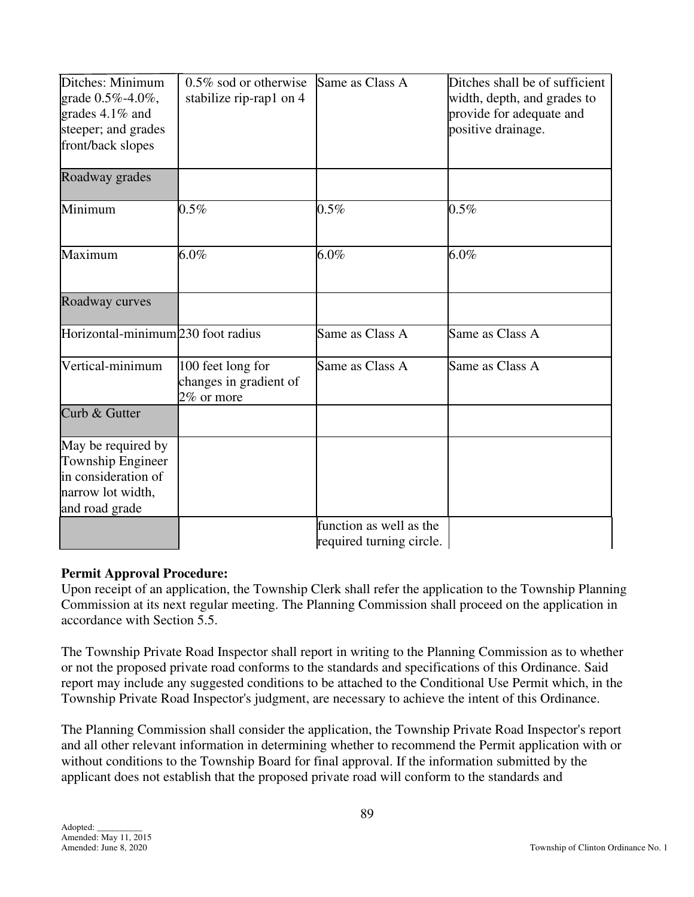| Ditches: Minimum grade 0.5%-4.0%, grades 4.1% and steeper; and grades front/back slopes | 0.5% sod or otherwise stabilize rip-rap1 on 4 | Same as Class A | Ditches shall be of sufficient width, depth, and grades to provide for adequate and positive drainage. |
|---|---|---|---|
| Roadway grades | | | |
| Minimum | 0.5% | 0.5% | 0.5% |
| Maximum | 6.0% | 6.0% | 6.0% |
| Roadway curves | | | |
| Horizontal-minimum | 230 foot radius | Same as Class A | Same as Class A |
| Vertical-minimum | 100 feet long for changes in gradient of 2% or more | Same as Class A | Same as Class A |
| Curb & Gutter | | | |
| May be required by Township Engineer in consideration of narrow lot width, and road grade | | | |
| | | function as well as the required turning circle. | |

**Permit Approval Procedure:**
Upon receipt of an application, the Township Clerk shall refer the application to the Township Planning Commission at its next regular meeting. The Planning Commission shall proceed on the application in accordance with Section 5.5.

The Township Private Road Inspector shall report in writing to the Planning Commission as to whether or not the proposed private road conforms to the standards and specifications of this Ordinance. Said report may include any suggested conditions to be attached to the Conditional Use Permit which, in the Township Private Road Inspector's judgment, are necessary to achieve the intent of this Ordinance.

The Planning Commission shall consider the application, the Township Private Road Inspector's report and all other relevant information in determining whether to recommend the Permit application with or without conditions to the Township Board for final approval. If the information submitted by the applicant does not establish that the proposed private road will conform to the standards and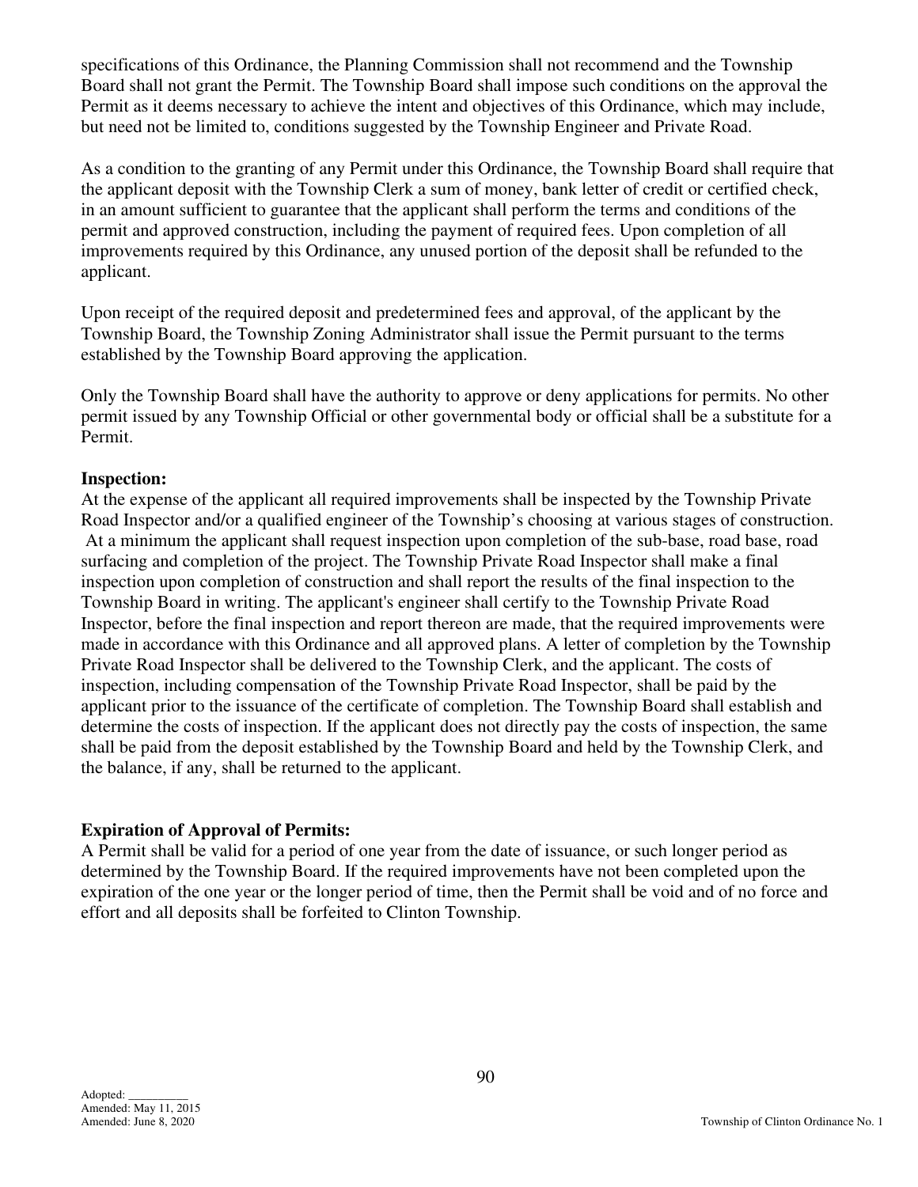specifications of this Ordinance, the Planning Commission shall not recommend and the Township Board shall not grant the Permit. The Township Board shall impose such conditions on the approval the Permit as it deems necessary to achieve the intent and objectives of this Ordinance, which may include, but need not be limited to, conditions suggested by the Township Engineer and Private Road.

As a condition to the granting of any Permit under this Ordinance, the Township Board shall require that the applicant deposit with the Township Clerk a sum of money, bank letter of credit or certified check, in an amount sufficient to guarantee that the applicant shall perform the terms and conditions of the permit and approved construction, including the payment of required fees. Upon completion of all improvements required by this Ordinance, any unused portion of the deposit shall be refunded to the applicant.

Upon receipt of the required deposit and predetermined fees and approval, of the applicant by the Township Board, the Township Zoning Administrator shall issue the Permit pursuant to the terms established by the Township Board approving the application.

Only the Township Board shall have the authority to approve or deny applications for permits. No other permit issued by any Township Official or other governmental body or official shall be a substitute for a Permit.

**Inspection:**
At the expense of the applicant all required improvements shall be inspected by the Township Private Road Inspector and/or a qualified engineer of the Township's choosing at various stages of construction. At a minimum the applicant shall request inspection upon completion of the sub-base, road base, road surfacing and completion of the project. The Township Private Road Inspector shall make a final inspection upon completion of construction and shall report the results of the final inspection to the Township Board in writing. The applicant's engineer shall certify to the Township Private Road Inspector, before the final inspection and report thereon are made, that the required improvements were made in accordance with this Ordinance and all approved plans. A letter of completion by the Township Private Road Inspector shall be delivered to the Township Clerk, and the applicant. The costs of inspection, including compensation of the Township Private Road Inspector, shall be paid by the applicant prior to the issuance of the certificate of completion. The Township Board shall establish and determine the costs of inspection. If the applicant does not directly pay the costs of inspection, the same shall be paid from the deposit established by the Township Board and held by the Township Clerk, and the balance, if any, shall be returned to the applicant.

**Expiration of Approval of Permits:**
A Permit shall be valid for a period of one year from the date of issuance, or such longer period as determined by the Township Board. If the required improvements have not been completed upon the expiration of the one year or the longer period of time, then the Permit shall be void and of no force and effort and all deposits shall be forfeited to Clinton Township.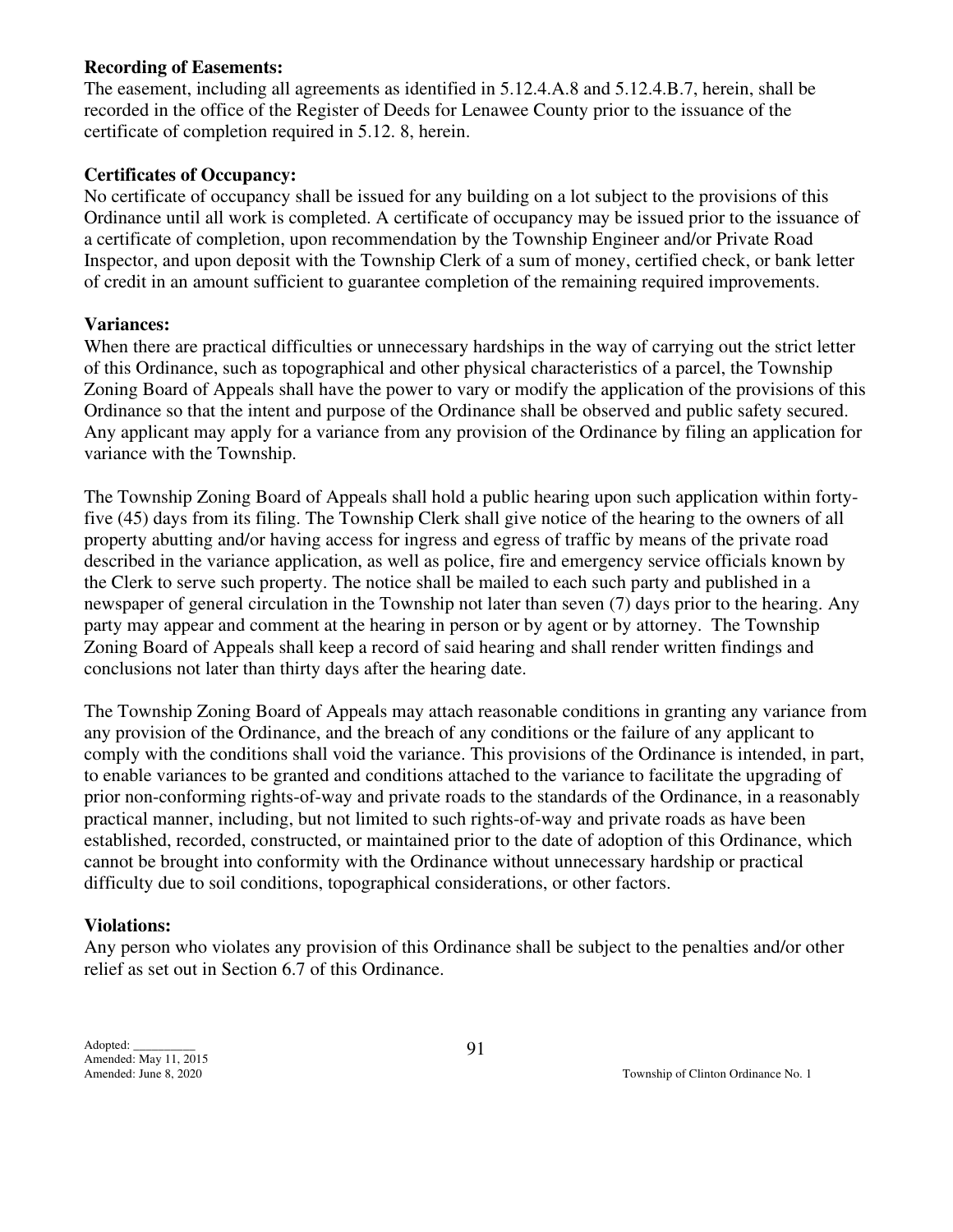**Recording of Easements:**
The easement, including all agreements as identified in 5.12.4.A.8 and 5.12.4.B.7, herein, shall be recorded in the office of the Register of Deeds for Lenawee County prior to the issuance of the certificate of completion required in 5.12. 8, herein.

**Certificates of Occupancy:**
No certificate of occupancy shall be issued for any building on a lot subject to the provisions of this Ordinance until all work is completed. A certificate of occupancy may be issued prior to the issuance of a certificate of completion, upon recommendation by the Township Engineer and/or Private Road Inspector, and upon deposit with the Township Clerk of a sum of money, certified check, or bank letter of credit in an amount sufficient to guarantee completion of the remaining required improvements.

**Variances:**
When there are practical difficulties or unnecessary hardships in the way of carrying out the strict letter of this Ordinance, such as topographical and other physical characteristics of a parcel, the Township Zoning Board of Appeals shall have the power to vary or modify the application of the provisions of this Ordinance so that the intent and purpose of the Ordinance shall be observed and public safety secured. Any applicant may apply for a variance from any provision of the Ordinance by filing an application for variance with the Township.

The Township Zoning Board of Appeals shall hold a public hearing upon such application within forty-five (45) days from its filing. The Township Clerk shall give notice of the hearing to the owners of all property abutting and/or having access for ingress and egress of traffic by means of the private road described in the variance application, as well as police, fire and emergency service officials known by the Clerk to serve such property. The notice shall be mailed to each such party and published in a newspaper of general circulation in the Township not later than seven (7) days prior to the hearing. Any party may appear and comment at the hearing in person or by agent or by attorney. The Township Zoning Board of Appeals shall keep a record of said hearing and shall render written findings and conclusions not later than thirty days after the hearing date.

The Township Zoning Board of Appeals may attach reasonable conditions in granting any variance from any provision of the Ordinance, and the breach of any conditions or the failure of any applicant to comply with the conditions shall void the variance. This provisions of the Ordinance is intended, in part, to enable variances to be granted and conditions attached to the variance to facilitate the upgrading of prior non-conforming rights-of-way and private roads to the standards of the Ordinance, in a reasonably practical manner, including, but not limited to such rights-of-way and private roads as have been established, recorded, constructed, or maintained prior to the date of adoption of this Ordinance, which cannot be brought into conformity with the Ordinance without unnecessary hardship or practical difficulty due to soil conditions, topographical considerations, or other factors.

**Violations:**
Any person who violates any provision of this Ordinance shall be subject to the penalties and/or other relief as set out in Section 6.7 of this Ordinance.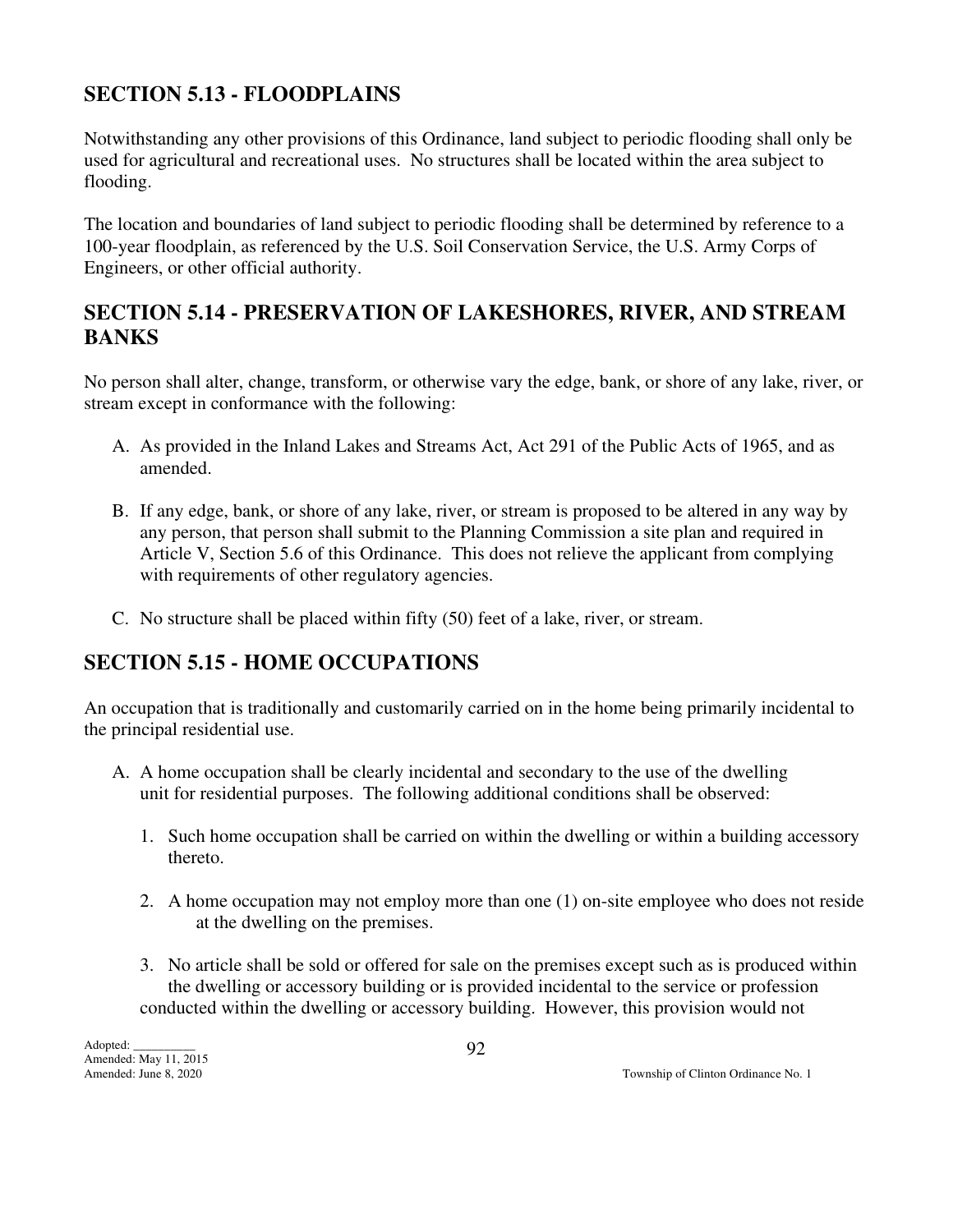## SECTION 5.13 - FLOODPLAINS

Notwithstanding any other provisions of this Ordinance, land subject to periodic flooding shall only be used for agricultural and recreational uses. No structures shall be located within the area subject to flooding.

The location and boundaries of land subject to periodic flooding shall be determined by reference to a 100-year floodplain, as referenced by the U.S. Soil Conservation Service, the U.S. Army Corps of Engineers, or other official authority.

## SECTION 5.14 - PRESERVATION OF LAKESHORES, RIVER, AND STREAM BANKS

No person shall alter, change, transform, or otherwise vary the edge, bank, or shore of any lake, river, or stream except in conformance with the following:

A. As provided in the Inland Lakes and Streams Act, Act 291 of the Public Acts of 1965, and as amended.

B. If any edge, bank, or shore of any lake, river, or stream is proposed to be altered in any way by any person, that person shall submit to the Planning Commission a site plan and required in Article V, Section 5.6 of this Ordinance. This does not relieve the applicant from complying with requirements of other regulatory agencies.

C. No structure shall be placed within fifty (50) feet of a lake, river, or stream.

## SECTION 5.15 - HOME OCCUPATIONS

An occupation that is traditionally and customarily carried on in the home being primarily incidental to the principal residential use.

A. A home occupation shall be clearly incidental and secondary to the use of the dwelling unit for residential purposes. The following additional conditions shall be observed:

   1. Such home occupation shall be carried on within the dwelling or within a building accessory thereto.

   2. A home occupation may not employ more than one (1) on-site employee who does not reside at the dwelling on the premises.

   3. No article shall be sold or offered for sale on the premises except such as is produced within the dwelling or accessory building or is provided incidental to the service or profession conducted within the dwelling or accessory building. However, this provision would not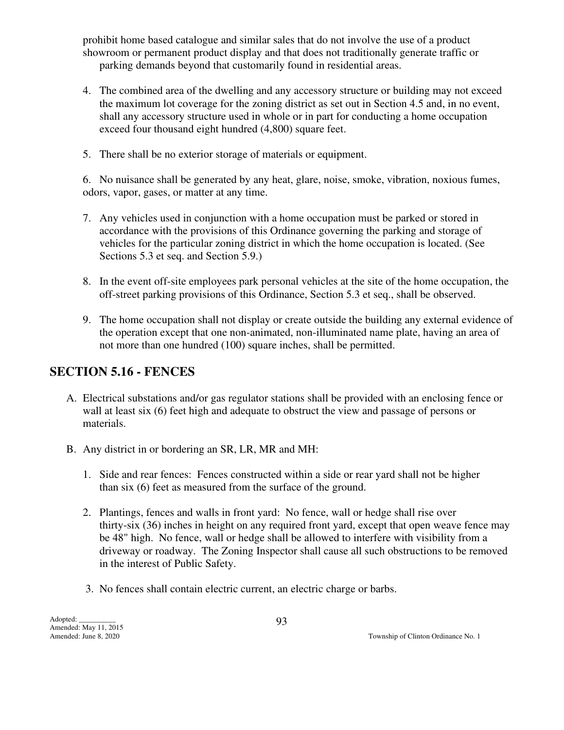prohibit home based catalogue and similar sales that do not involve the use of a product showroom or permanent product display and that does not traditionally generate traffic or parking demands beyond that customarily found in residential areas.

4. The combined area of the dwelling and any accessory structure or building may not exceed the maximum lot coverage for the zoning district as set out in Section 4.5 and, in no event, shall any accessory structure used in whole or in part for conducting a home occupation exceed four thousand eight hundred (4,800) square feet.

5. There shall be no exterior storage of materials or equipment.

6. No nuisance shall be generated by any heat, glare, noise, smoke, vibration, noxious fumes, odors, vapor, gases, or matter at any time.

7. Any vehicles used in conjunction with a home occupation must be parked or stored in accordance with the provisions of this Ordinance governing the parking and storage of vehicles for the particular zoning district in which the home occupation is located. (See Sections 5.3 et seq. and Section 5.9.)

8. In the event off-site employees park personal vehicles at the site of the home occupation, the off-street parking provisions of this Ordinance, Section 5.3 et seq., shall be observed.

9. The home occupation shall not display or create outside the building any external evidence of the operation except that one non-animated, non-illuminated name plate, having an area of not more than one hundred (100) square inches, shall be permitted.

## SECTION 5.16 - FENCES

A. Electrical substations and/or gas regulator stations shall be provided with an enclosing fence or wall at least six (6) feet high and adequate to obstruct the view and passage of persons or materials.

B. Any district in or bordering an SR, LR, MR and MH:

   1. Side and rear fences: Fences constructed within a side or rear yard shall not be higher than six (6) feet as measured from the surface of the ground.

   2. Plantings, fences and walls in front yard: No fence, wall or hedge shall rise over thirty-six (36) inches in height on any required front yard, except that open weave fence may be 48" high. No fence, wall or hedge shall be allowed to interfere with visibility from a driveway or roadway. The Zoning Inspector shall cause all such obstructions to be removed in the interest of Public Safety.

   3. No fences shall contain electric current, an electric charge or barbs.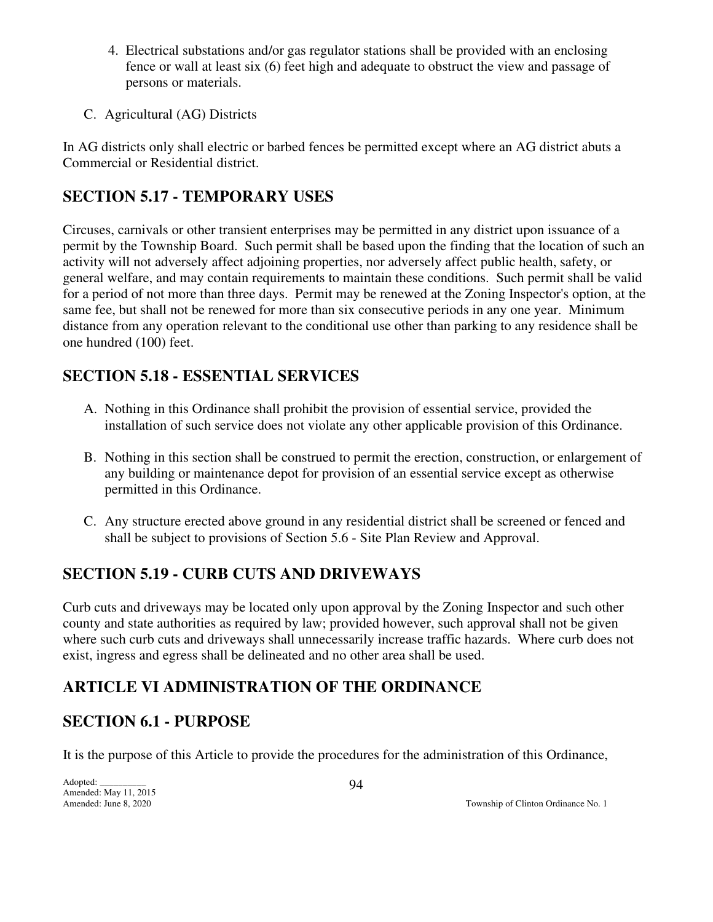4. Electrical substations and/or gas regulator stations shall be provided with an enclosing fence or wall at least six (6) feet high and adequate to obstruct the view and passage of persons or materials.

C. Agricultural (AG) Districts

In AG districts only shall electric or barbed fences be permitted except where an AG district abuts a Commercial or Residential district.

## SECTION 5.17 - TEMPORARY USES

Circuses, carnivals or other transient enterprises may be permitted in any district upon issuance of a permit by the Township Board. Such permit shall be based upon the finding that the location of such an activity will not adversely affect adjoining properties, nor adversely affect public health, safety, or general welfare, and may contain requirements to maintain these conditions. Such permit shall be valid for a period of not more than three days. Permit may be renewed at the Zoning Inspector's option, at the same fee, but shall not be renewed for more than six consecutive periods in any one year. Minimum distance from any operation relevant to the conditional use other than parking to any residence shall be one hundred (100) feet.

## SECTION 5.18 - ESSENTIAL SERVICES

A. Nothing in this Ordinance shall prohibit the provision of essential service, provided the installation of such service does not violate any other applicable provision of this Ordinance.

B. Nothing in this section shall be construed to permit the erection, construction, or enlargement of any building or maintenance depot for provision of an essential service except as otherwise permitted in this Ordinance.

C. Any structure erected above ground in any residential district shall be screened or fenced and shall be subject to provisions of Section 5.6 - Site Plan Review and Approval.

## SECTION 5.19 - CURB CUTS AND DRIVEWAYS

Curb cuts and driveways may be located only upon approval by the Zoning Inspector and such other county and state authorities as required by law; provided however, such approval shall not be given where such curb cuts and driveways shall unnecessarily increase traffic hazards. Where curb does not exist, ingress and egress shall be delineated and no other area shall be used.

# ARTICLE VI ADMINISTRATION OF THE ORDINANCE

## SECTION 6.1 - PURPOSE

It is the purpose of this Article to provide the procedures for the administration of this Ordinance,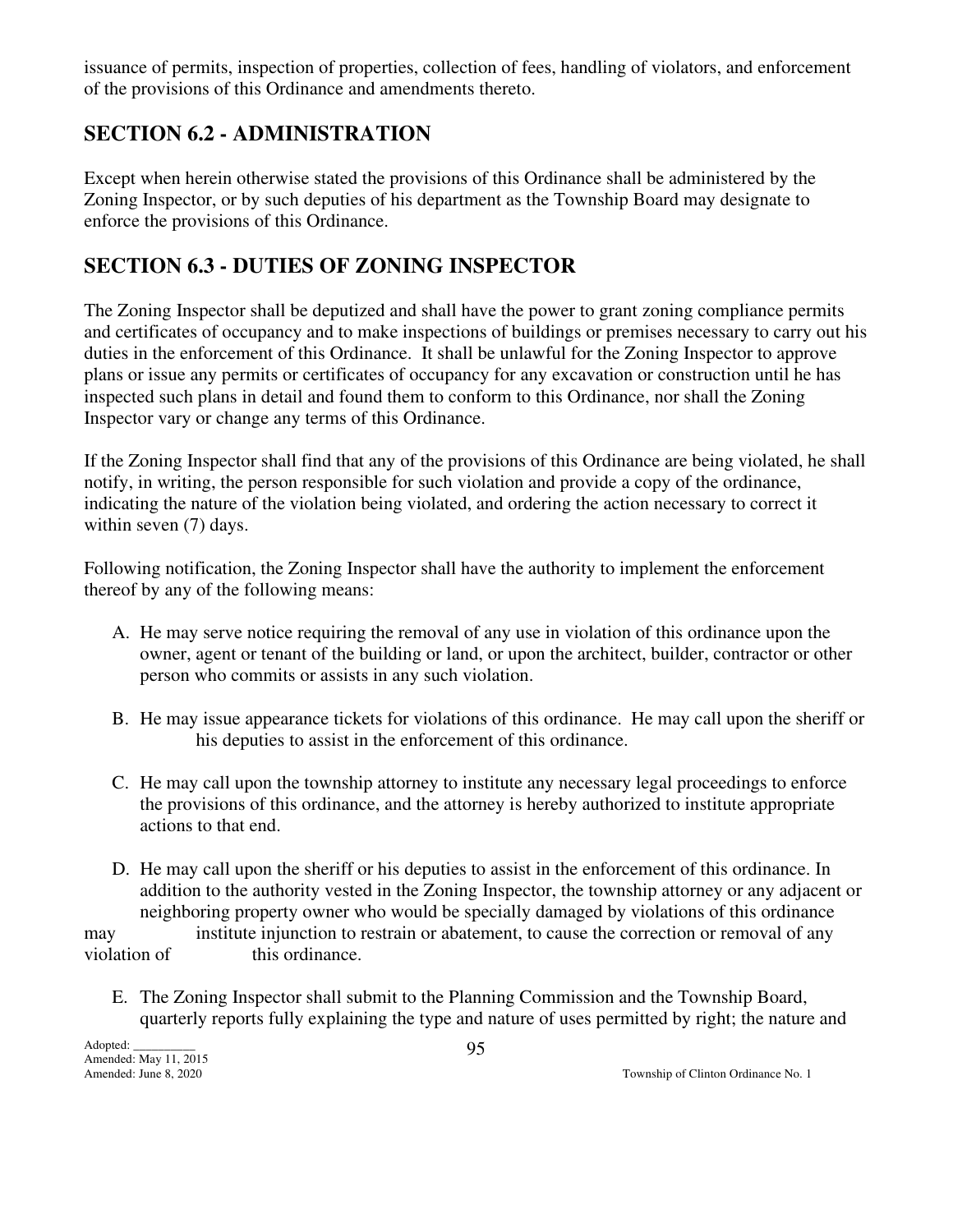issuance of permits, inspection of properties, collection of fees, handling of violators, and enforcement of the provisions of this Ordinance and amendments thereto.

## SECTION 6.2 - ADMINISTRATION

Except when herein otherwise stated the provisions of this Ordinance shall be administered by the Zoning Inspector, or by such deputies of his department as the Township Board may designate to enforce the provisions of this Ordinance.

## SECTION 6.3 - DUTIES OF ZONING INSPECTOR

The Zoning Inspector shall be deputized and shall have the power to grant zoning compliance permits and certificates of occupancy and to make inspections of buildings or premises necessary to carry out his duties in the enforcement of this Ordinance. It shall be unlawful for the Zoning Inspector to approve plans or issue any permits or certificates of occupancy for any excavation or construction until he has inspected such plans in detail and found them to conform to this Ordinance, nor shall the Zoning Inspector vary or change any terms of this Ordinance.

If the Zoning Inspector shall find that any of the provisions of this Ordinance are being violated, he shall notify, in writing, the person responsible for such violation and provide a copy of the ordinance, indicating the nature of the violation being violated, and ordering the action necessary to correct it within seven (7) days.

Following notification, the Zoning Inspector shall have the authority to implement the enforcement thereof by any of the following means:

A. He may serve notice requiring the removal of any use in violation of this ordinance upon the owner, agent or tenant of the building or land, or upon the architect, builder, contractor or other person who commits or assists in any such violation.

B. He may issue appearance tickets for violations of this ordinance. He may call upon the sheriff or his deputies to assist in the enforcement of this ordinance.

C. He may call upon the township attorney to institute any necessary legal proceedings to enforce the provisions of this ordinance, and the attorney is hereby authorized to institute appropriate actions to that end.

D. He may call upon the sheriff or his deputies to assist in the enforcement of this ordinance. In addition to the authority vested in the Zoning Inspector, the township attorney or any adjacent or neighboring property owner who would be specially damaged by violations of this ordinance may institute injunction to restrain or abatement, to cause the correction or removal of any violation of this ordinance.

E. The Zoning Inspector shall submit to the Planning Commission and the Township Board, quarterly reports fully explaining the type and nature of uses permitted by right; the nature and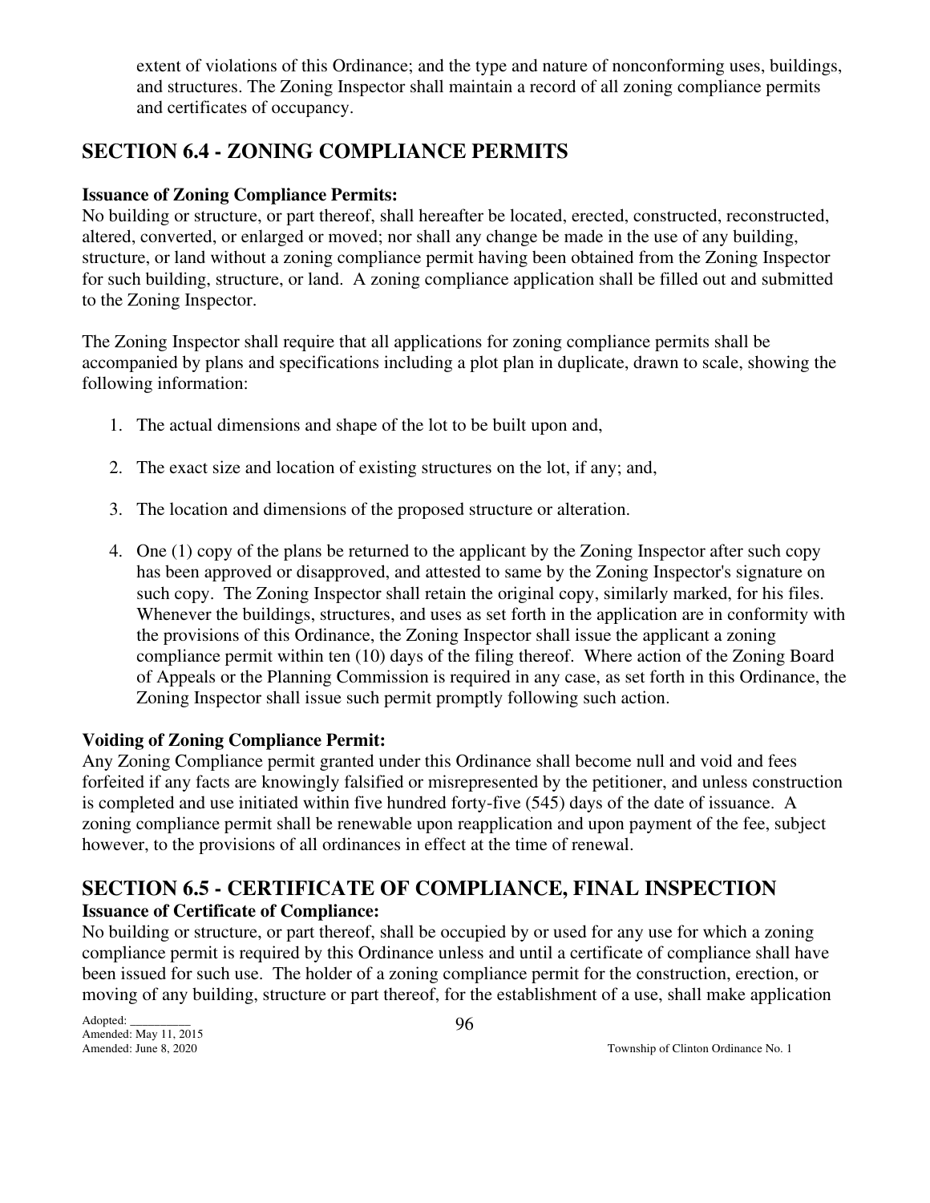extent of violations of this Ordinance; and the type and nature of nonconforming uses, buildings, and structures. The Zoning Inspector shall maintain a record of all zoning compliance permits and certificates of occupancy.

## SECTION 6.4 - ZONING COMPLIANCE PERMITS

**Issuance of Zoning Compliance Permits:**
No building or structure, or part thereof, shall hereafter be located, erected, constructed, reconstructed, altered, converted, or enlarged or moved; nor shall any change be made in the use of any building, structure, or land without a zoning compliance permit having been obtained from the Zoning Inspector for such building, structure, or land. A zoning compliance application shall be filled out and submitted to the Zoning Inspector.

The Zoning Inspector shall require that all applications for zoning compliance permits shall be accompanied by plans and specifications including a plot plan in duplicate, drawn to scale, showing the following information:

1. The actual dimensions and shape of the lot to be built upon and,
2. The exact size and location of existing structures on the lot, if any; and,
3. The location and dimensions of the proposed structure or alteration.
4. One (1) copy of the plans be returned to the applicant by the Zoning Inspector after such copy has been approved or disapproved, and attested to same by the Zoning Inspector's signature on such copy. The Zoning Inspector shall retain the original copy, similarly marked, for his files. Whenever the buildings, structures, and uses as set forth in the application are in conformity with the provisions of this Ordinance, the Zoning Inspector shall issue the applicant a zoning compliance permit within ten (10) days of the filing thereof. Where action of the Zoning Board of Appeals or the Planning Commission is required in any case, as set forth in this Ordinance, the Zoning Inspector shall issue such permit promptly following such action.

**Voiding of Zoning Compliance Permit:**
Any Zoning Compliance permit granted under this Ordinance shall become null and void and fees forfeited if any facts are knowingly falsified or misrepresented by the petitioner, and unless construction is completed and use initiated within five hundred forty-five (545) days of the date of issuance. A zoning compliance permit shall be renewable upon reapplication and upon payment of the fee, subject however, to the provisions of all ordinances in effect at the time of renewal.

## SECTION 6.5 - CERTIFICATE OF COMPLIANCE, FINAL INSPECTION

**Issuance of Certificate of Compliance:**
No building or structure, or part thereof, shall be occupied by or used for any use for which a zoning compliance permit is required by this Ordinance unless and until a certificate of compliance shall have been issued for such use. The holder of a zoning compliance permit for the construction, erection, or moving of any building, structure or part thereof, for the establishment of a use, shall make application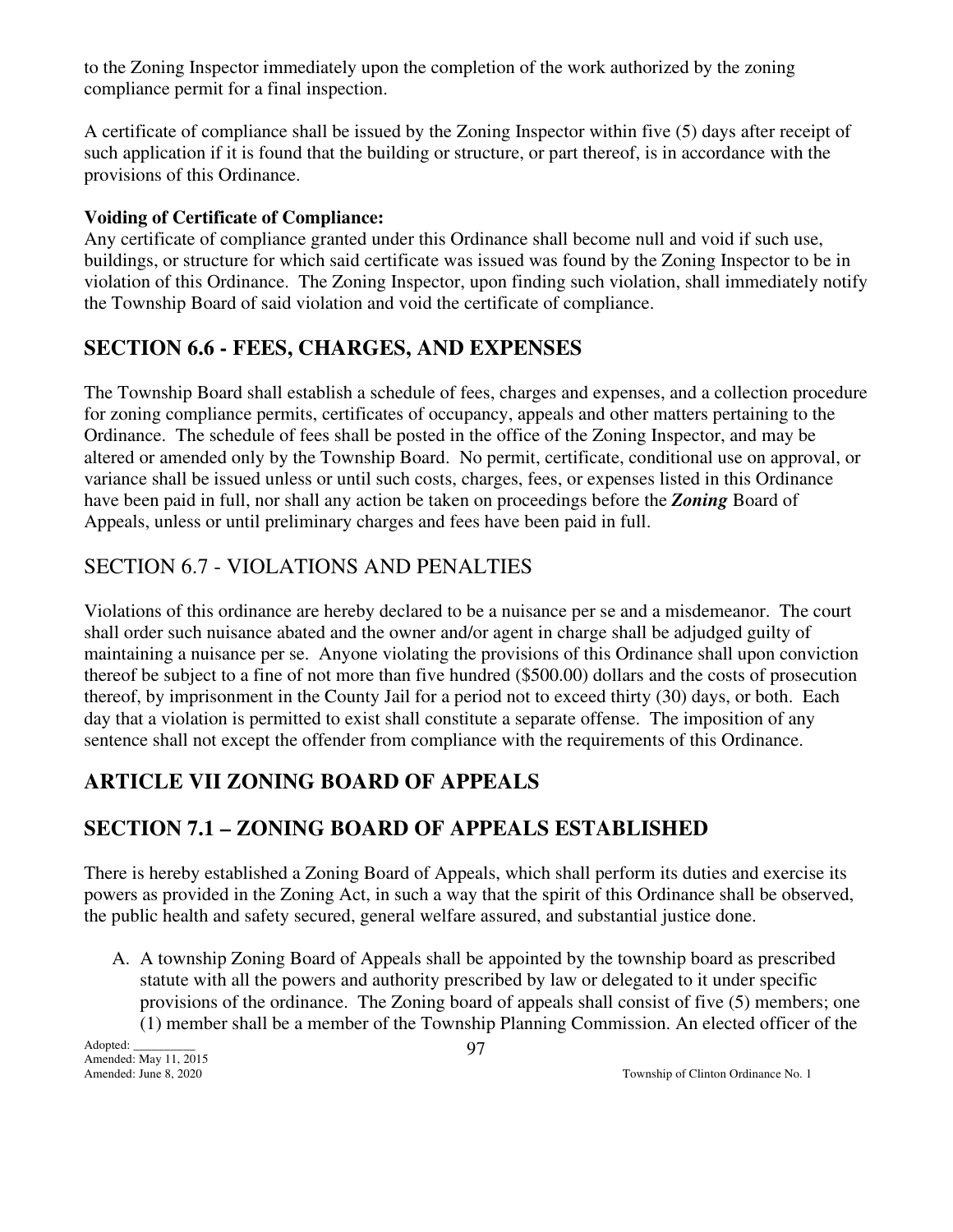to the Zoning Inspector immediately upon the completion of the work authorized by the zoning compliance permit for a final inspection.

A certificate of compliance shall be issued by the Zoning Inspector within five (5) days after receipt of such application if it is found that the building or structure, or part thereof, is in accordance with the provisions of this Ordinance.

**Voiding of Certificate of Compliance:**
Any certificate of compliance granted under this Ordinance shall become null and void if such use, buildings, or structure for which said certificate was issued was found by the Zoning Inspector to be in violation of this Ordinance. The Zoning Inspector, upon finding such violation, shall immediately notify the Township Board of said violation and void the certificate of compliance.

## SECTION 6.6 - FEES, CHARGES, AND EXPENSES

The Township Board shall establish a schedule of fees, charges and expenses, and a collection procedure for zoning compliance permits, certificates of occupancy, appeals and other matters pertaining to the Ordinance. The schedule of fees shall be posted in the office of the Zoning Inspector, and may be altered or amended only by the Township Board. No permit, certificate, conditional use on approval, or variance shall be issued unless or until such costs, charges, fees, or expenses listed in this Ordinance have been paid in full, nor shall any action be taken on proceedings before the ***Zoning*** Board of Appeals, unless or until preliminary charges and fees have been paid in full.

## SECTION 6.7 - VIOLATIONS AND PENALTIES

Violations of this ordinance are hereby declared to be a nuisance per se and a misdemeanor. The court shall order such nuisance abated and the owner and/or agent in charge shall be adjudged guilty of maintaining a nuisance per se. Anyone violating the provisions of this Ordinance shall upon conviction thereof be subject to a fine of not more than five hundred ($500.00) dollars and the costs of prosecution thereof, by imprisonment in the County Jail for a period not to exceed thirty (30) days, or both. Each day that a violation is permitted to exist shall constitute a separate offense. The imposition of any sentence shall not except the offender from compliance with the requirements of this Ordinance.

# ARTICLE VII ZONING BOARD OF APPEALS

## SECTION 7.1 – ZONING BOARD OF APPEALS ESTABLISHED

There is hereby established a Zoning Board of Appeals, which shall perform its duties and exercise its powers as provided in the Zoning Act, in such a way that the spirit of this Ordinance shall be observed, the public health and safety secured, general welfare assured, and substantial justice done.

A. A township Zoning Board of Appeals shall be appointed by the township board as prescribed statute with all the powers and authority prescribed by law or delegated to it under specific provisions of the ordinance. The Zoning board of appeals shall consist of five (5) members; one (1) member shall be a member of the Township Planning Commission. An elected officer of the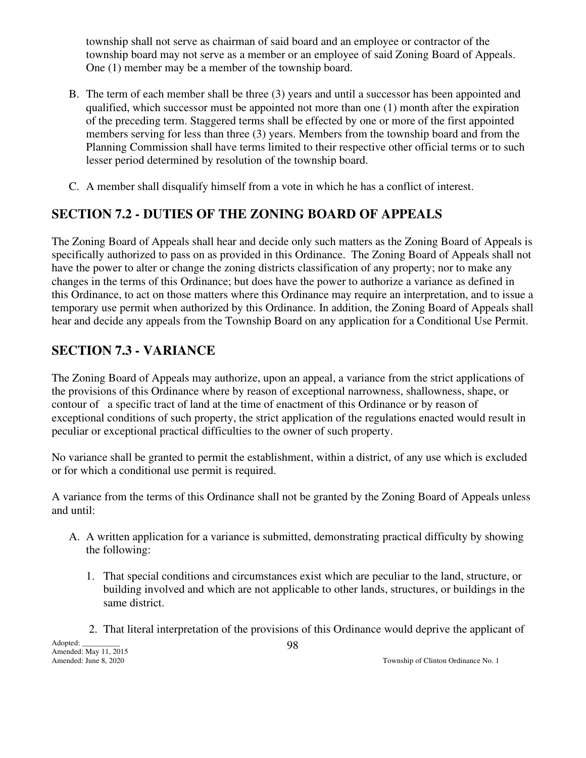township shall not serve as chairman of said board and an employee or contractor of the township board may not serve as a member or an employee of said Zoning Board of Appeals. One (1) member may be a member of the township board.

B. The term of each member shall be three (3) years and until a successor has been appointed and qualified, which successor must be appointed not more than one (1) month after the expiration of the preceding term. Staggered terms shall be effected by one or more of the first appointed members serving for less than three (3) years. Members from the township board and from the Planning Commission shall have terms limited to their respective other official terms or to such lesser period determined by resolution of the township board.

C. A member shall disqualify himself from a vote in which he has a conflict of interest.

## SECTION 7.2 - DUTIES OF THE ZONING BOARD OF APPEALS

The Zoning Board of Appeals shall hear and decide only such matters as the Zoning Board of Appeals is specifically authorized to pass on as provided in this Ordinance. The Zoning Board of Appeals shall not have the power to alter or change the zoning districts classification of any property; nor to make any changes in the terms of this Ordinance; but does have the power to authorize a variance as defined in this Ordinance, to act on those matters where this Ordinance may require an interpretation, and to issue a temporary use permit when authorized by this Ordinance. In addition, the Zoning Board of Appeals shall hear and decide any appeals from the Township Board on any application for a Conditional Use Permit.

## SECTION 7.3 - VARIANCE

The Zoning Board of Appeals may authorize, upon an appeal, a variance from the strict applications of the provisions of this Ordinance where by reason of exceptional narrowness, shallowness, shape, or contour of a specific tract of land at the time of enactment of this Ordinance or by reason of exceptional conditions of such property, the strict application of the regulations enacted would result in peculiar or exceptional practical difficulties to the owner of such property.

No variance shall be granted to permit the establishment, within a district, of any use which is excluded or for which a conditional use permit is required.

A variance from the terms of this Ordinance shall not be granted by the Zoning Board of Appeals unless and until:

A. A written application for a variance is submitted, demonstrating practical difficulty by showing the following:

   1. That special conditions and circumstances exist which are peculiar to the land, structure, or building involved and which are not applicable to other lands, structures, or buildings in the same district.

   2. That literal interpretation of the provisions of this Ordinance would deprive the applicant of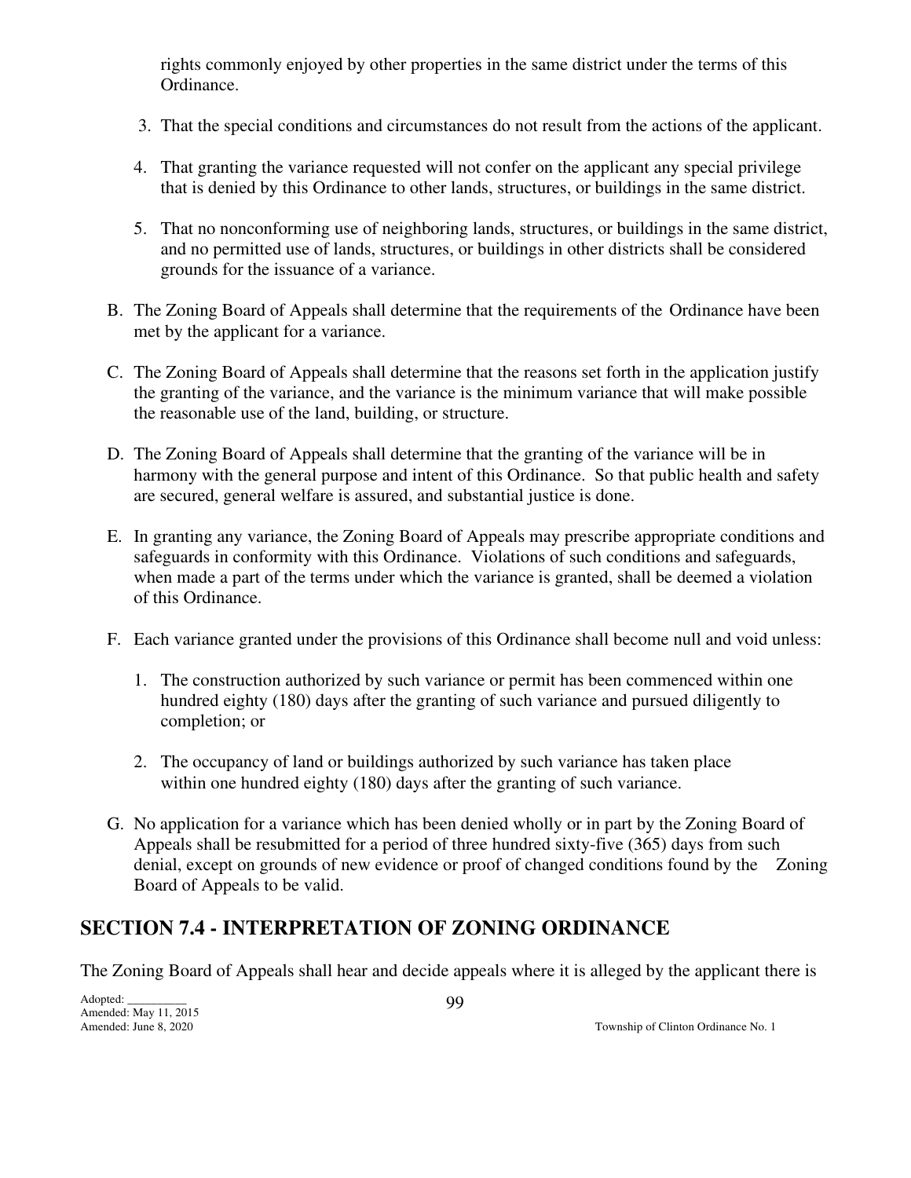rights commonly enjoyed by other properties in the same district under the terms of this Ordinance.

3. That the special conditions and circumstances do not result from the actions of the applicant.

4. That granting the variance requested will not confer on the applicant any special privilege that is denied by this Ordinance to other lands, structures, or buildings in the same district.

5. That no nonconforming use of neighboring lands, structures, or buildings in the same district, and no permitted use of lands, structures, or buildings in other districts shall be considered grounds for the issuance of a variance.

B. The Zoning Board of Appeals shall determine that the requirements of the Ordinance have been met by the applicant for a variance.

C. The Zoning Board of Appeals shall determine that the reasons set forth in the application justify the granting of the variance, and the variance is the minimum variance that will make possible the reasonable use of the land, building, or structure.

D. The Zoning Board of Appeals shall determine that the granting of the variance will be in harmony with the general purpose and intent of this Ordinance. So that public health and safety are secured, general welfare is assured, and substantial justice is done.

E. In granting any variance, the Zoning Board of Appeals may prescribe appropriate conditions and safeguards in conformity with this Ordinance. Violations of such conditions and safeguards, when made a part of the terms under which the variance is granted, shall be deemed a violation of this Ordinance.

F. Each variance granted under the provisions of this Ordinance shall become null and void unless:

   1. The construction authorized by such variance or permit has been commenced within one hundred eighty (180) days after the granting of such variance and pursued diligently to completion; or

   2. The occupancy of land or buildings authorized by such variance has taken place within one hundred eighty (180) days after the granting of such variance.

G. No application for a variance which has been denied wholly or in part by the Zoning Board of Appeals shall be resubmitted for a period of three hundred sixty-five (365) days from such denial, except on grounds of new evidence or proof of changed conditions found by the Zoning Board of Appeals to be valid.

## SECTION 7.4 - INTERPRETATION OF ZONING ORDINANCE

The Zoning Board of Appeals shall hear and decide appeals where it is alleged by the applicant there is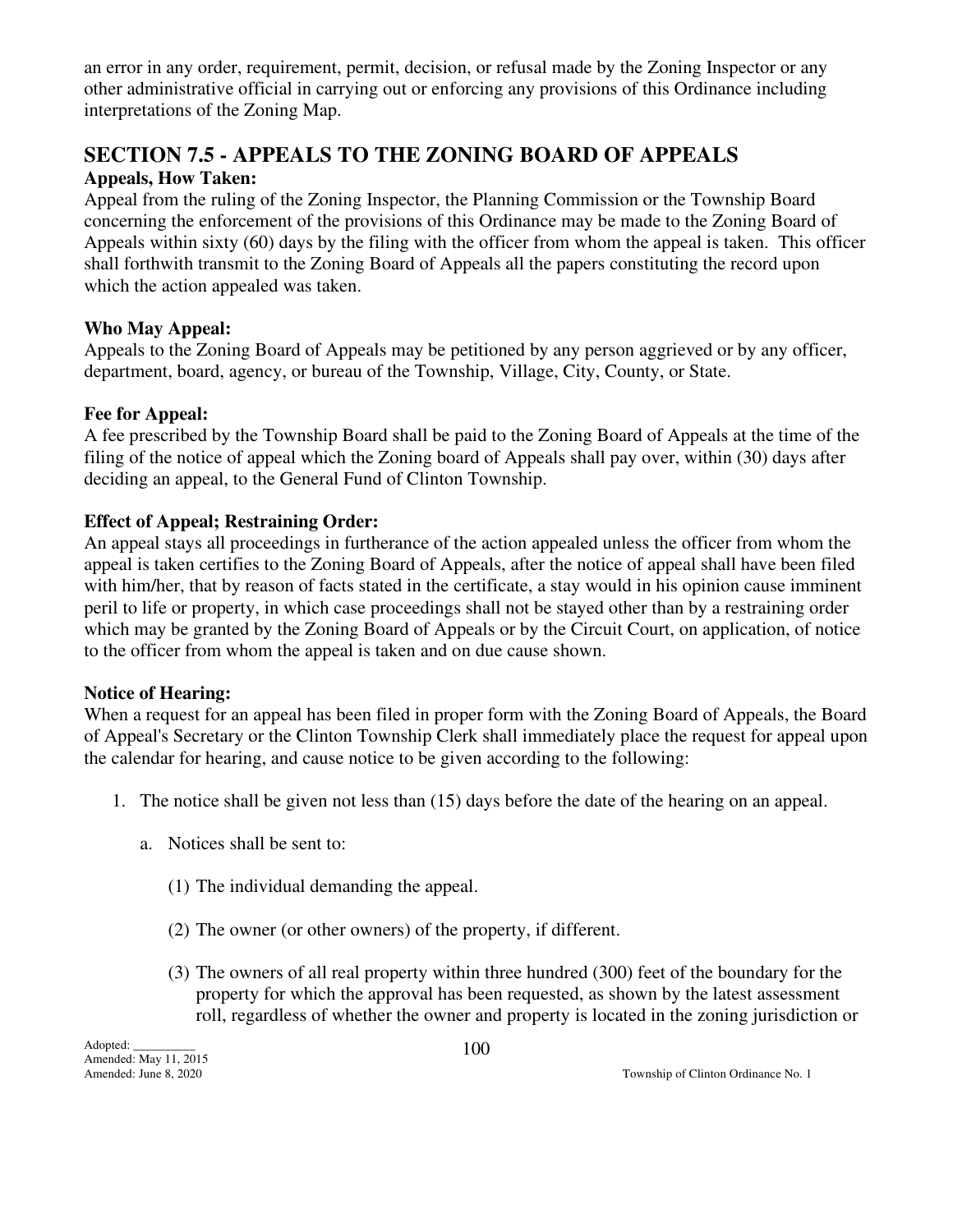an error in any order, requirement, permit, decision, or refusal made by the Zoning Inspector or any other administrative official in carrying out or enforcing any provisions of this Ordinance including interpretations of the Zoning Map.

## SECTION 7.5 - APPEALS TO THE ZONING BOARD OF APPEALS

**Appeals, How Taken:**

Appeal from the ruling of the Zoning Inspector, the Planning Commission or the Township Board concerning the enforcement of the provisions of this Ordinance may be made to the Zoning Board of Appeals within sixty (60) days by the filing with the officer from whom the appeal is taken. This officer shall forthwith transmit to the Zoning Board of Appeals all the papers constituting the record upon which the action appealed was taken.

**Who May Appeal:**

Appeals to the Zoning Board of Appeals may be petitioned by any person aggrieved or by any officer, department, board, agency, or bureau of the Township, Village, City, County, or State.

**Fee for Appeal:**

A fee prescribed by the Township Board shall be paid to the Zoning Board of Appeals at the time of the filing of the notice of appeal which the Zoning board of Appeals shall pay over, within (30) days after deciding an appeal, to the General Fund of Clinton Township.

**Effect of Appeal; Restraining Order:**

An appeal stays all proceedings in furtherance of the action appealed unless the officer from whom the appeal is taken certifies to the Zoning Board of Appeals, after the notice of appeal shall have been filed with him/her, that by reason of facts stated in the certificate, a stay would in his opinion cause imminent peril to life or property, in which case proceedings shall not be stayed other than by a restraining order which may be granted by the Zoning Board of Appeals or by the Circuit Court, on application, of notice to the officer from whom the appeal is taken and on due cause shown.

**Notice of Hearing:**

When a request for an appeal has been filed in proper form with the Zoning Board of Appeals, the Board of Appeal's Secretary or the Clinton Township Clerk shall immediately place the request for appeal upon the calendar for hearing, and cause notice to be given according to the following:

1. The notice shall be given not less than (15) days before the date of the hearing on an appeal.

    a. Notices shall be sent to:

        (1) The individual demanding the appeal.

        (2) The owner (or other owners) of the property, if different.

        (3) The owners of all real property within three hundred (300) feet of the boundary for the property for which the approval has been requested, as shown by the latest assessment roll, regardless of whether the owner and property is located in the zoning jurisdiction or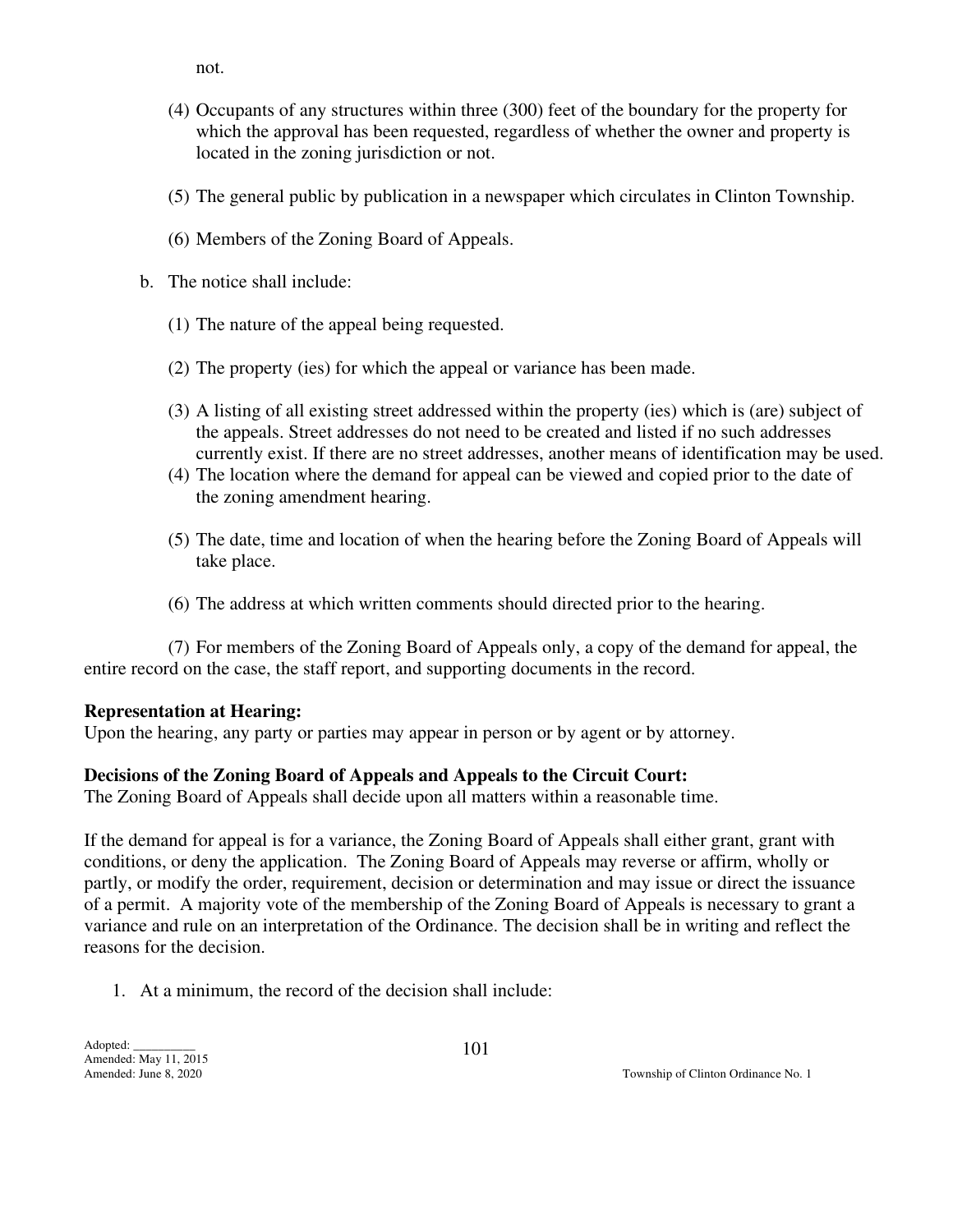not.

(4) Occupants of any structures within three (300) feet of the boundary for the property for which the approval has been requested, regardless of whether the owner and property is located in the zoning jurisdiction or not.

(5) The general public by publication in a newspaper which circulates in Clinton Township.

(6) Members of the Zoning Board of Appeals.

b. The notice shall include:

(1) The nature of the appeal being requested.

(2) The property (ies) for which the appeal or variance has been made.

(3) A listing of all existing street addressed within the property (ies) which is (are) subject of the appeals. Street addresses do not need to be created and listed if no such addresses currently exist. If there are no street addresses, another means of identification may be used.

(4) The location where the demand for appeal can be viewed and copied prior to the date of the zoning amendment hearing.

(5) The date, time and location of when the hearing before the Zoning Board of Appeals will take place.

(6) The address at which written comments should directed prior to the hearing.

(7) For members of the Zoning Board of Appeals only, a copy of the demand for appeal, the entire record on the case, the staff report, and supporting documents in the record.

**Representation at Hearing:**
Upon the hearing, any party or parties may appear in person or by agent or by attorney.

**Decisions of the Zoning Board of Appeals and Appeals to the Circuit Court:**
The Zoning Board of Appeals shall decide upon all matters within a reasonable time.

If the demand for appeal is for a variance, the Zoning Board of Appeals shall either grant, grant with conditions, or deny the application. The Zoning Board of Appeals may reverse or affirm, wholly or partly, or modify the order, requirement, decision or determination and may issue or direct the issuance of a permit. A majority vote of the membership of the Zoning Board of Appeals is necessary to grant a variance and rule on an interpretation of the Ordinance. The decision shall be in writing and reflect the reasons for the decision.

1. At a minimum, the record of the decision shall include: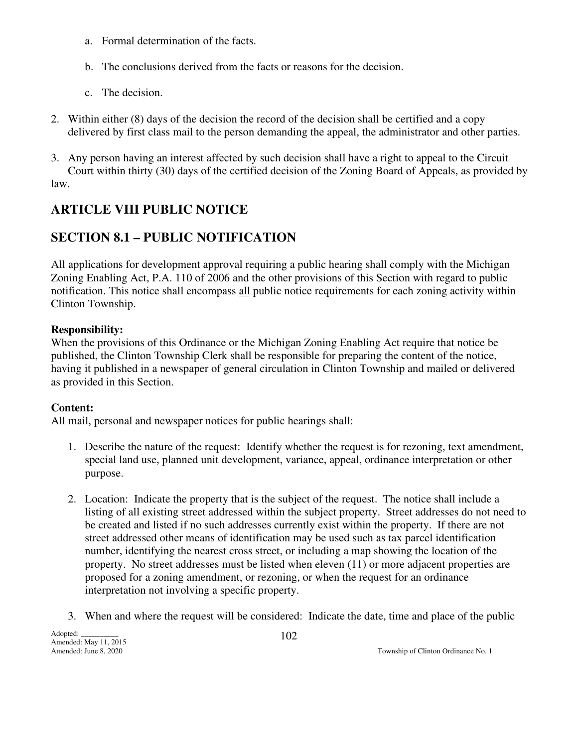a. Formal determination of the facts.

   b. The conclusions derived from the facts or reasons for the decision.

   c. The decision.

2. Within either (8) days of the decision the record of the decision shall be certified and a copy delivered by first class mail to the person demanding the appeal, the administrator and other parties.

3. Any person having an interest affected by such decision shall have a right to appeal to the Circuit Court within thirty (30) days of the certified decision of the Zoning Board of Appeals, as provided by law.

## ARTICLE VIII PUBLIC NOTICE

## SECTION 8.1 – PUBLIC NOTIFICATION

All applications for development approval requiring a public hearing shall comply with the Michigan Zoning Enabling Act, P.A. 110 of 2006 and the other provisions of this Section with regard to public notification. This notice shall encompass all public notice requirements for each zoning activity within Clinton Township.

**Responsibility:**
When the provisions of this Ordinance or the Michigan Zoning Enabling Act require that notice be published, the Clinton Township Clerk shall be responsible for preparing the content of the notice, having it published in a newspaper of general circulation in Clinton Township and mailed or delivered as provided in this Section.

**Content:**
All mail, personal and newspaper notices for public hearings shall:

1. Describe the nature of the request: Identify whether the request is for rezoning, text amendment, special land use, planned unit development, variance, appeal, ordinance interpretation or other purpose.

2. Location: Indicate the property that is the subject of the request. The notice shall include a listing of all existing street addressed within the subject property. Street addresses do not need to be created and listed if no such addresses currently exist within the property. If there are not street addressed other means of identification may be used such as tax parcel identification number, identifying the nearest cross street, or including a map showing the location of the property. No street addresses must be listed when eleven (11) or more adjacent properties are proposed for a zoning amendment, or rezoning, or when the request for an ordinance interpretation not involving a specific property.

3. When and where the request will be considered: Indicate the date, time and place of the public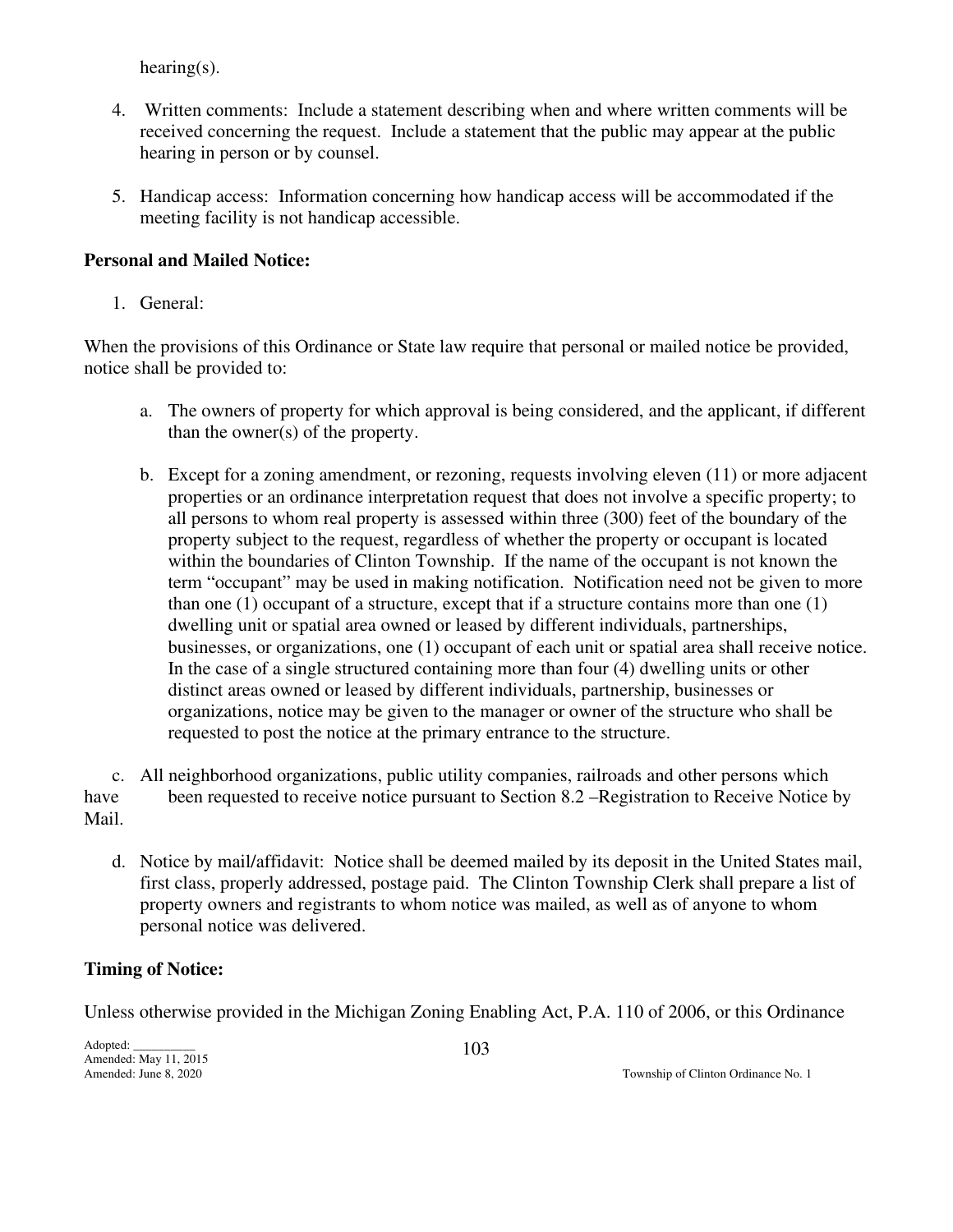hearing(s).

4. Written comments: Include a statement describing when and where written comments will be received concerning the request. Include a statement that the public may appear at the public hearing in person or by counsel.

5. Handicap access: Information concerning how handicap access will be accommodated if the meeting facility is not handicap accessible.

**Personal and Mailed Notice:**

1. General:

When the provisions of this Ordinance or State law require that personal or mailed notice be provided, notice shall be provided to:

a. The owners of property for which approval is being considered, and the applicant, if different than the owner(s) of the property.

b. Except for a zoning amendment, or rezoning, requests involving eleven (11) or more adjacent properties or an ordinance interpretation request that does not involve a specific property; to all persons to whom real property is assessed within three (300) feet of the boundary of the property subject to the request, regardless of whether the property or occupant is located within the boundaries of Clinton Township. If the name of the occupant is not known the term "occupant" may be used in making notification. Notification need not be given to more than one (1) occupant of a structure, except that if a structure contains more than one (1) dwelling unit or spatial area owned or leased by different individuals, partnerships, businesses, or organizations, one (1) occupant of each unit or spatial area shall receive notice. In the case of a single structured containing more than four (4) dwelling units or other distinct areas owned or leased by different individuals, partnership, businesses or organizations, notice may be given to the manager or owner of the structure who shall be requested to post the notice at the primary entrance to the structure.

c. All neighborhood organizations, public utility companies, railroads and other persons which have been requested to receive notice pursuant to Section 8.2 –Registration to Receive Notice by Mail.

d. Notice by mail/affidavit: Notice shall be deemed mailed by its deposit in the United States mail, first class, properly addressed, postage paid. The Clinton Township Clerk shall prepare a list of property owners and registrants to whom notice was mailed, as well as of anyone to whom personal notice was delivered.

**Timing of Notice:**

Unless otherwise provided in the Michigan Zoning Enabling Act, P.A. 110 of 2006, or this Ordinance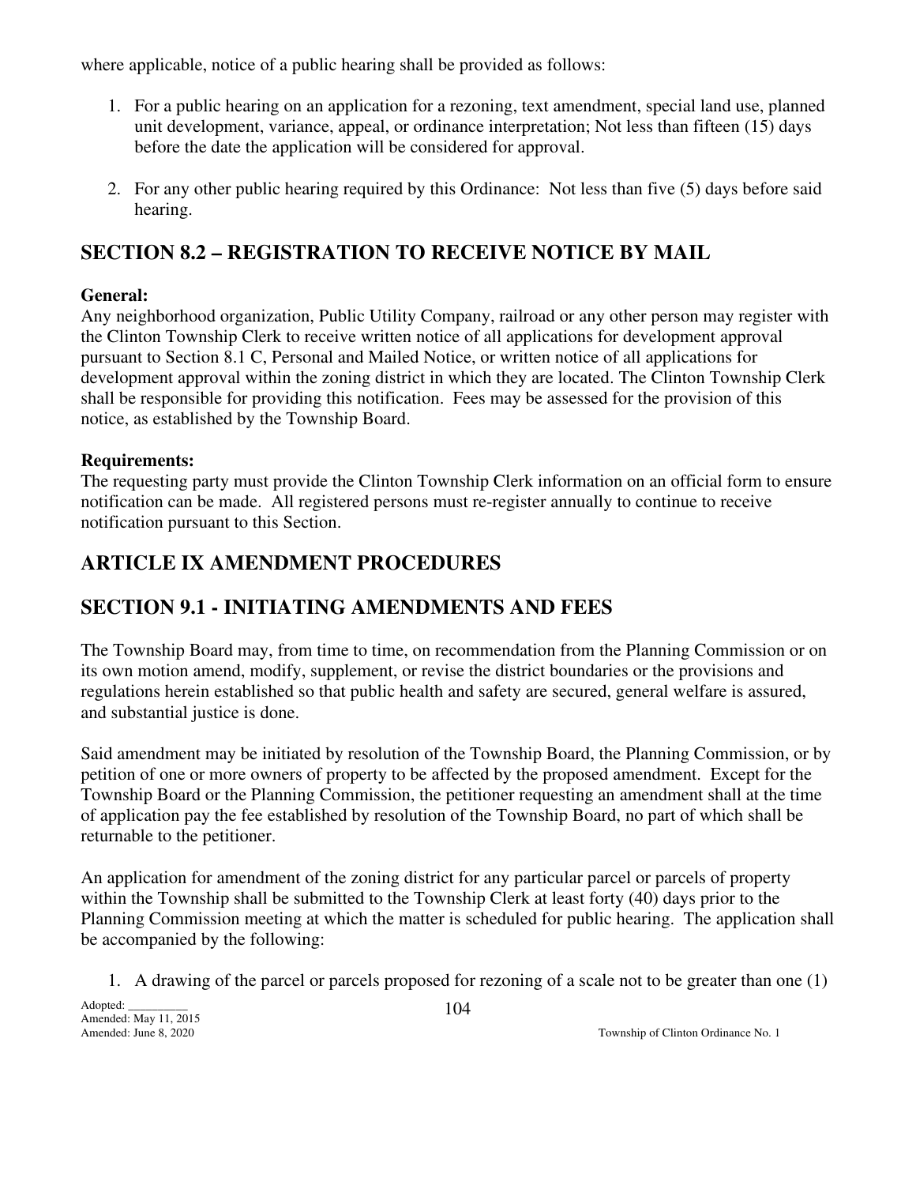where applicable, notice of a public hearing shall be provided as follows:

1. For a public hearing on an application for a rezoning, text amendment, special land use, planned unit development, variance, appeal, or ordinance interpretation; Not less than fifteen (15) days before the date the application will be considered for approval.

2. For any other public hearing required by this Ordinance: Not less than five (5) days before said hearing.

## SECTION 8.2 – REGISTRATION TO RECEIVE NOTICE BY MAIL

**General:**
Any neighborhood organization, Public Utility Company, railroad or any other person may register with the Clinton Township Clerk to receive written notice of all applications for development approval pursuant to Section 8.1 C, Personal and Mailed Notice, or written notice of all applications for development approval within the zoning district in which they are located. The Clinton Township Clerk shall be responsible for providing this notification. Fees may be assessed for the provision of this notice, as established by the Township Board.

**Requirements:**
The requesting party must provide the Clinton Township Clerk information on an official form to ensure notification can be made. All registered persons must re-register annually to continue to receive notification pursuant to this Section.

# ARTICLE IX AMENDMENT PROCEDURES

## SECTION 9.1 - INITIATING AMENDMENTS AND FEES

The Township Board may, from time to time, on recommendation from the Planning Commission or on its own motion amend, modify, supplement, or revise the district boundaries or the provisions and regulations herein established so that public health and safety are secured, general welfare is assured, and substantial justice is done.

Said amendment may be initiated by resolution of the Township Board, the Planning Commission, or by petition of one or more owners of property to be affected by the proposed amendment. Except for the Township Board or the Planning Commission, the petitioner requesting an amendment shall at the time of application pay the fee established by resolution of the Township Board, no part of which shall be returnable to the petitioner.

An application for amendment of the zoning district for any particular parcel or parcels of property within the Township shall be submitted to the Township Clerk at least forty (40) days prior to the Planning Commission meeting at which the matter is scheduled for public hearing. The application shall be accompanied by the following:

1. A drawing of the parcel or parcels proposed for rezoning of a scale not to be greater than one (1)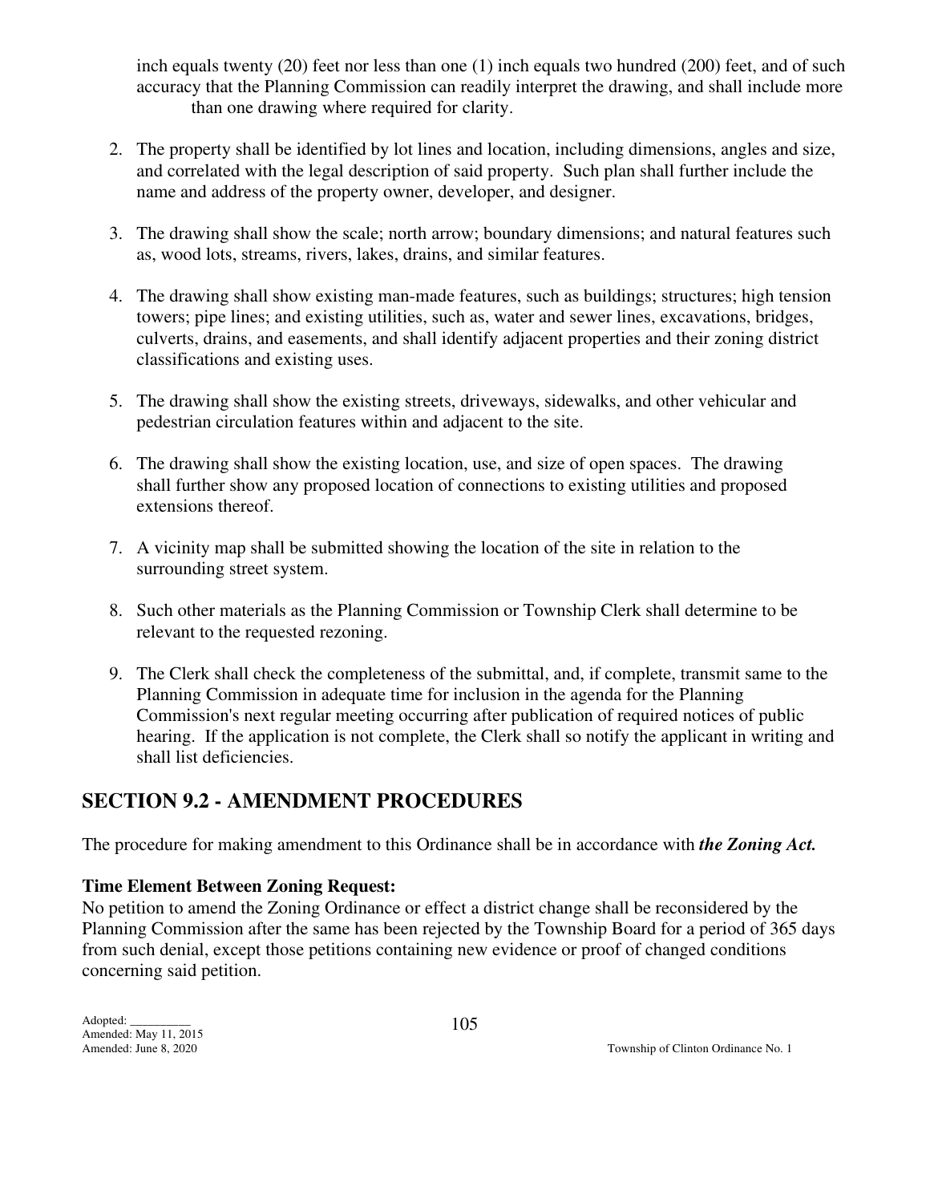inch equals twenty (20) feet nor less than one (1) inch equals two hundred (200) feet, and of such accuracy that the Planning Commission can readily interpret the drawing, and shall include more than one drawing where required for clarity.

2. The property shall be identified by lot lines and location, including dimensions, angles and size, and correlated with the legal description of said property. Such plan shall further include the name and address of the property owner, developer, and designer.

3. The drawing shall show the scale; north arrow; boundary dimensions; and natural features such as, wood lots, streams, rivers, lakes, drains, and similar features.

4. The drawing shall show existing man-made features, such as buildings; structures; high tension towers; pipe lines; and existing utilities, such as, water and sewer lines, excavations, bridges, culverts, drains, and easements, and shall identify adjacent properties and their zoning district classifications and existing uses.

5. The drawing shall show the existing streets, driveways, sidewalks, and other vehicular and pedestrian circulation features within and adjacent to the site.

6. The drawing shall show the existing location, use, and size of open spaces. The drawing shall further show any proposed location of connections to existing utilities and proposed extensions thereof.

7. A vicinity map shall be submitted showing the location of the site in relation to the surrounding street system.

8. Such other materials as the Planning Commission or Township Clerk shall determine to be relevant to the requested rezoning.

9. The Clerk shall check the completeness of the submittal, and, if complete, transmit same to the Planning Commission in adequate time for inclusion in the agenda for the Planning Commission's next regular meeting occurring after publication of required notices of public hearing. If the application is not complete, the Clerk shall so notify the applicant in writing and shall list deficiencies.

## SECTION 9.2 - AMENDMENT PROCEDURES

The procedure for making amendment to this Ordinance shall be in accordance with ***the Zoning Act.***

**Time Element Between Zoning Request:**

No petition to amend the Zoning Ordinance or effect a district change shall be reconsidered by the Planning Commission after the same has been rejected by the Township Board for a period of 365 days from such denial, except those petitions containing new evidence or proof of changed conditions concerning said petition.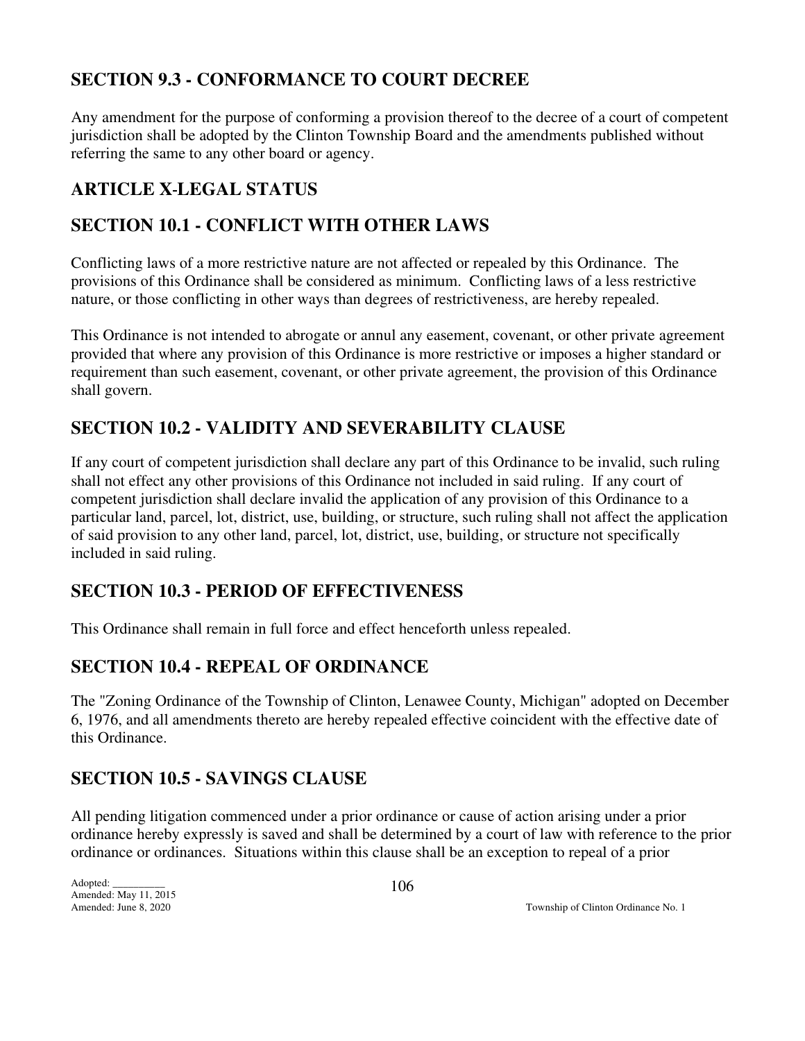## SECTION 9.3 - CONFORMANCE TO COURT DECREE

Any amendment for the purpose of conforming a provision thereof to the decree of a court of competent jurisdiction shall be adopted by the Clinton Township Board and the amendments published without referring the same to any other board or agency.

# ARTICLE X-LEGAL STATUS

## SECTION 10.1 - CONFLICT WITH OTHER LAWS

Conflicting laws of a more restrictive nature are not affected or repealed by this Ordinance. The provisions of this Ordinance shall be considered as minimum. Conflicting laws of a less restrictive nature, or those conflicting in other ways than degrees of restrictiveness, are hereby repealed.

This Ordinance is not intended to abrogate or annul any easement, covenant, or other private agreement provided that where any provision of this Ordinance is more restrictive or imposes a higher standard or requirement than such easement, covenant, or other private agreement, the provision of this Ordinance shall govern.

## SECTION 10.2 - VALIDITY AND SEVERABILITY CLAUSE

If any court of competent jurisdiction shall declare any part of this Ordinance to be invalid, such ruling shall not effect any other provisions of this Ordinance not included in said ruling. If any court of competent jurisdiction shall declare invalid the application of any provision of this Ordinance to a particular land, parcel, lot, district, use, building, or structure, such ruling shall not affect the application of said provision to any other land, parcel, lot, district, use, building, or structure not specifically included in said ruling.

## SECTION 10.3 - PERIOD OF EFFECTIVENESS

This Ordinance shall remain in full force and effect henceforth unless repealed.

## SECTION 10.4 - REPEAL OF ORDINANCE

The "Zoning Ordinance of the Township of Clinton, Lenawee County, Michigan" adopted on December 6, 1976, and all amendments thereto are hereby repealed effective coincident with the effective date of this Ordinance.

## SECTION 10.5 - SAVINGS CLAUSE

All pending litigation commenced under a prior ordinance or cause of action arising under a prior ordinance hereby expressly is saved and shall be determined by a court of law with reference to the prior ordinance or ordinances. Situations within this clause shall be an exception to repeal of a prior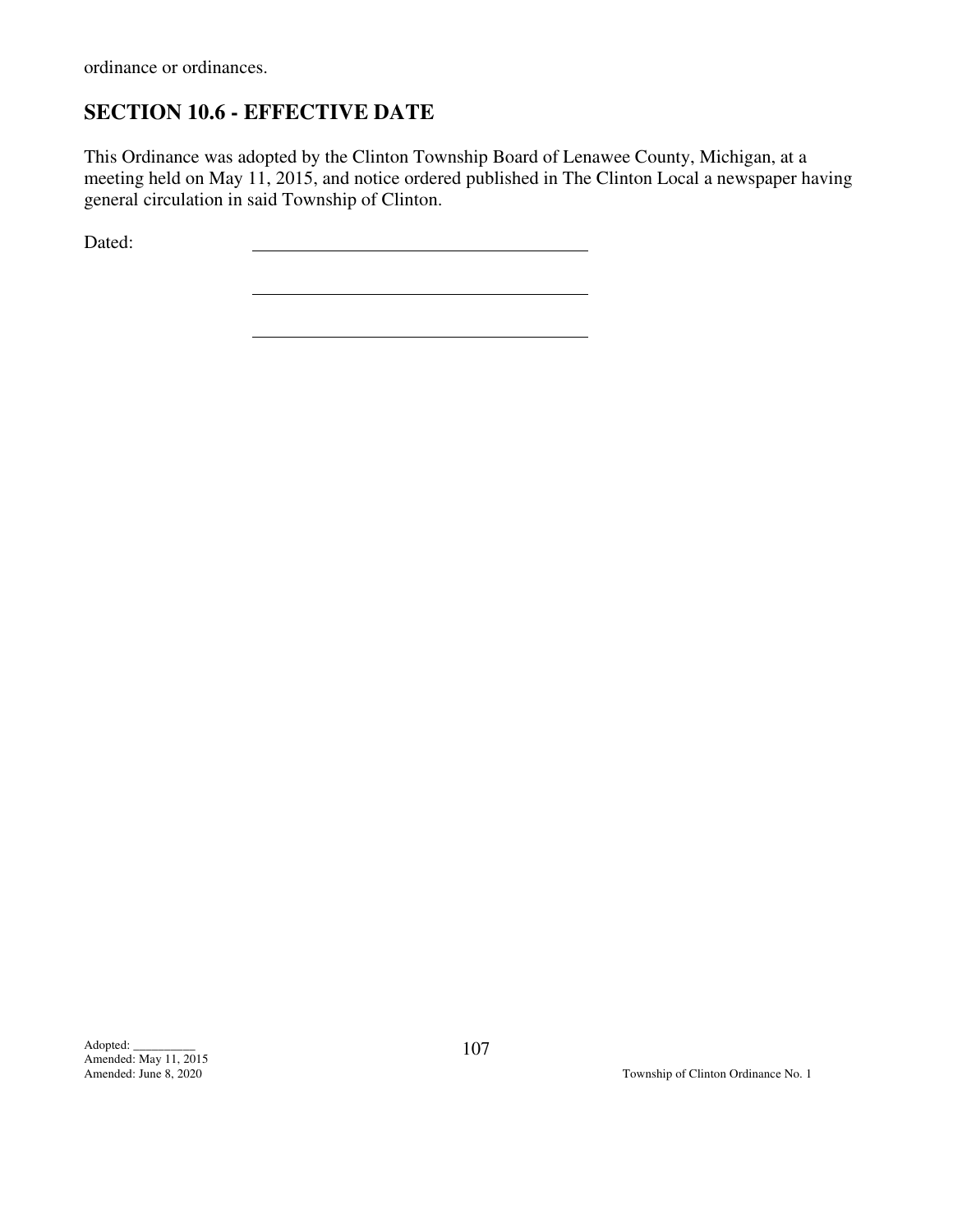ordinance or ordinances.

## SECTION 10.6 - EFFECTIVE DATE

This Ordinance was adopted by the Clinton Township Board of Lenawee County, Michigan, at a meeting held on May 11, 2015, and notice ordered published in The Clinton Local a newspaper having general circulation in said Township of Clinton.

Dated: ____________________________________

____________________________________

____________________________________